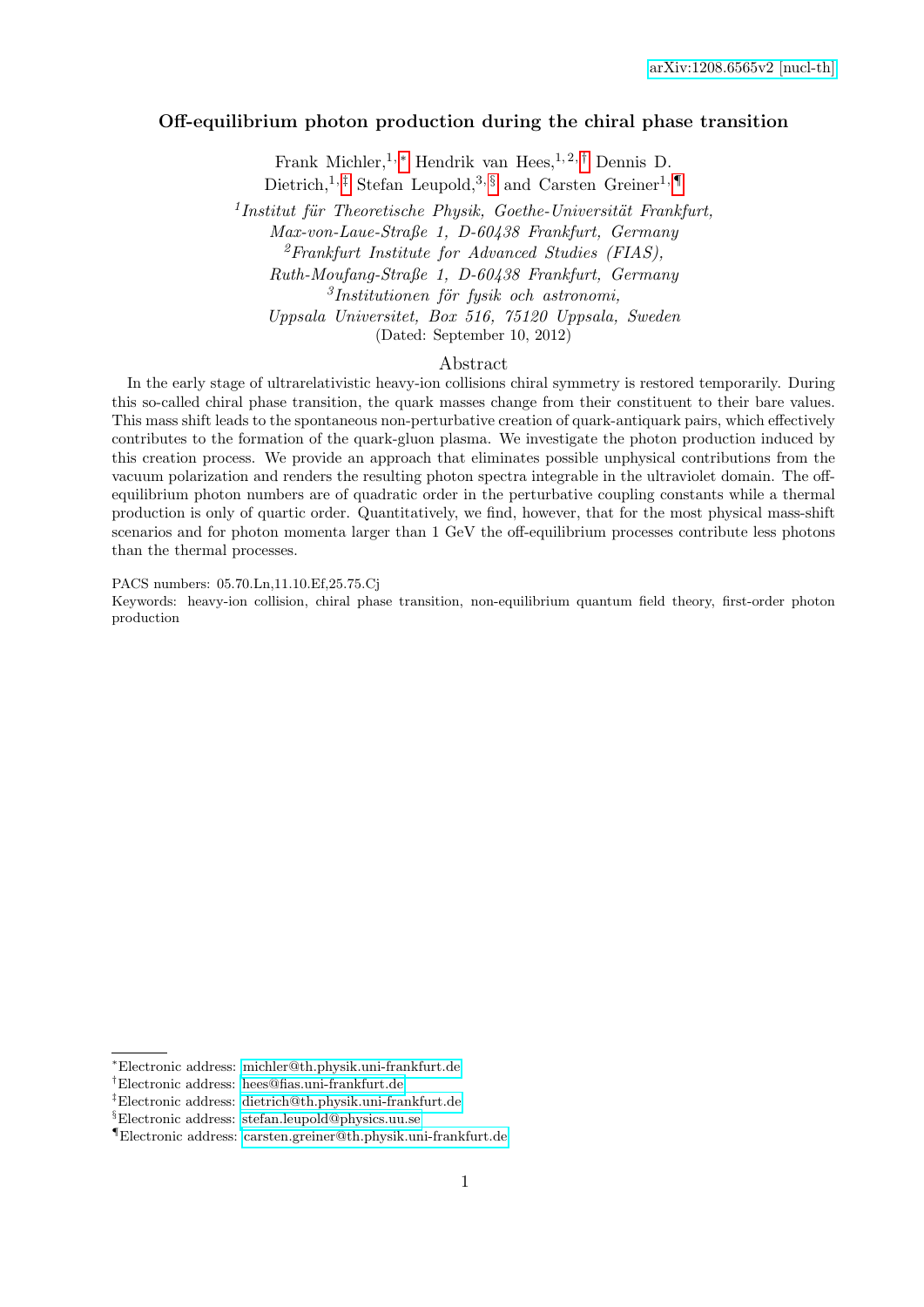arXiv:1208.6565v2 [nucl-th]

# Off-equilibrium photon production during the chiral phase transition

Frank Michler,[1,*] Hendrik van Hees,[1,2,†] Dennis D. Dietrich,[1,‡] Stefan Leupold,[3,§] and Carsten Greiner[1,¶]

[1] *Institut für Theoretische Physik, Goethe-Universität Frankfurt, Max-von-Laue-Straße 1, D-60438 Frankfurt, Germany*

[2] *Frankfurt Institute for Advanced Studies (FIAS), Ruth-Moufang-Straße 1, D-60438 Frankfurt, Germany*

[3] *Institutionen för fysik och astronomi, Uppsala Universitet, Box 516, 75120 Uppsala, Sweden*

(Dated: September 10, 2012)

## Abstract

In the early stage of ultrarelativistic heavy-ion collisions chiral symmetry is restored temporarily. During this so-called chiral phase transition, the quark masses change from their constituent to their bare values. This mass shift leads to the spontaneous non-perturbative creation of quark-antiquark pairs, which effectively contributes to the formation of the quark-gluon plasma. We investigate the photon production induced by this creation process. We provide an approach that eliminates possible unphysical contributions from the vacuum polarization and renders the resulting photon spectra integrable in the ultraviolet domain. The off-equilibrium photon numbers are of quadratic order in the perturbative coupling constants while a thermal production is only of quartic order. Quantitatively, we find, however, that for the most physical mass-shift scenarios and for photon momenta larger than 1 GeV the off-equilibrium processes contribute less photons than the thermal processes.

PACS numbers: 05.70.Ln,11.10.Ef,25.75.Cj

Keywords: heavy-ion collision, chiral phase transition, non-equilibrium quantum field theory, first-order photon production

---

*Electronic address: michler@th.physik.uni-frankfurt.de

†Electronic address: hees@fias.uni-frankfurt.de

‡Electronic address: dietrich@th.physik.uni-frankfurt.de

§Electronic address: stefan.leupold@physics.uu.se

¶Electronic address: carsten.greiner@th.physik.uni-frankfurt.de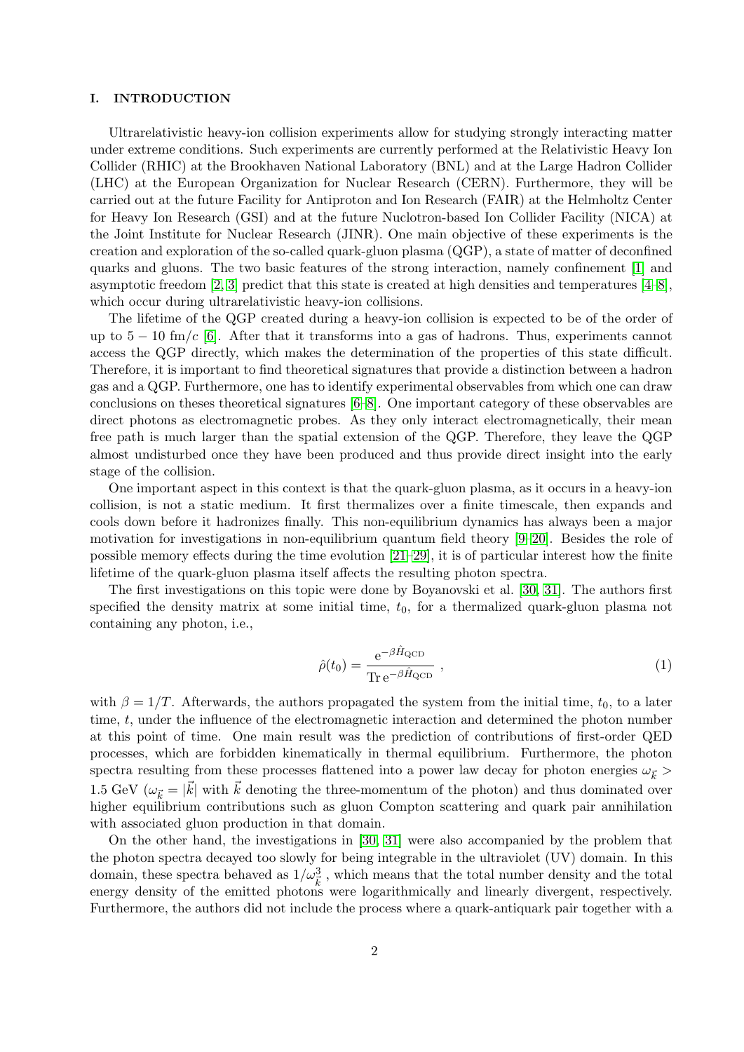## I. INTRODUCTION

Ultrarelativistic heavy-ion collision experiments allow for studying strongly interacting matter under extreme conditions. Such experiments are currently performed at the Relativistic Heavy Ion Collider (RHIC) at the Brookhaven National Laboratory (BNL) and at the Large Hadron Collider (LHC) at the European Organization for Nuclear Research (CERN). Furthermore, they will be carried out at the future Facility for Antiproton and Ion Research (FAIR) at the Helmholtz Center for Heavy Ion Research (GSI) and at the future Nuclotron-based Ion Collider Facility (NICA) at the Joint Institute for Nuclear Research (JINR). One main objective of these experiments is the creation and exploration of the so-called quark-gluon plasma (QGP), a state of matter of deconfined quarks and gluons. The two basic features of the strong interaction, namely confinement [1] and asymptotic freedom [2, 3] predict that this state is created at high densities and temperatures [4–8], which occur during ultrarelativistic heavy-ion collisions.

The lifetime of the QGP created during a heavy-ion collision is expected to be of the order of up to $5 - 10$ fm/$c$ [6]. After that it transforms into a gas of hadrons. Thus, experiments cannot access the QGP directly, which makes the determination of the properties of this state difficult. Therefore, it is important to find theoretical signatures that provide a distinction between a hadron gas and a QGP. Furthermore, one has to identify experimental observables from which one can draw conclusions on theses theoretical signatures [6–8]. One important category of these observables are direct photons as electromagnetic probes. As they only interact electromagnetically, their mean free path is much larger than the spatial extension of the QGP. Therefore, they leave the QGP almost undisturbed once they have been produced and thus provide direct insight into the early stage of the collision.

One important aspect in this context is that the quark-gluon plasma, as it occurs in a heavy-ion collision, is not a static medium. It first thermalizes over a finite timescale, then expands and cools down before it hadronizes finally. This non-equilibrium dynamics has always been a major motivation for investigations in non-equilibrium quantum field theory [9–20]. Besides the role of possible memory effects during the time evolution [21–29], it is of particular interest how the finite lifetime of the quark-gluon plasma itself affects the resulting photon spectra.

The first investigations on this topic were done by Boyanovski et al. [30, 31]. The authors first specified the density matrix at some initial time, $t_0$, for a thermalized quark-gluon plasma not containing any photon, i.e.,

$$\hat{\rho}(t_0) = \frac{\mathrm{e}^{-\beta \hat{H}_{\mathrm{QCD}}}}{\mathrm{Tr}\,\mathrm{e}^{-\beta \hat{H}_{\mathrm{QCD}}}} \ , \tag{1}$$

with $\beta = 1/T$. Afterwards, the authors propagated the system from the initial time, $t_0$, to a later time, $t$, under the influence of the electromagnetic interaction and determined the photon number at this point of time. One main result was the prediction of contributions of first-order QED processes, which are forbidden kinematically in thermal equilibrium. Furthermore, the photon spectra resulting from these processes flattened into a power law decay for photon energies $\omega_{\vec{k}} > 1.5$ GeV ($\omega_{\vec{k}} = |\vec{k}|$ with $\vec{k}$ denoting the three-momentum of the photon) and thus dominated over higher equilibrium contributions such as gluon Compton scattering and quark pair annihilation with associated gluon production in that domain.

On the other hand, the investigations in [30, 31] were also accompanied by the problem that the photon spectra decayed too slowly for being integrable in the ultraviolet (UV) domain. In this domain, these spectra behaved as $1/\omega_{\vec{k}}^3$, which means that the total number density and the total energy density of the emitted photons were logarithmically and linearly divergent, respectively. Furthermore, the authors did not include the process where a quark-antiquark pair together with a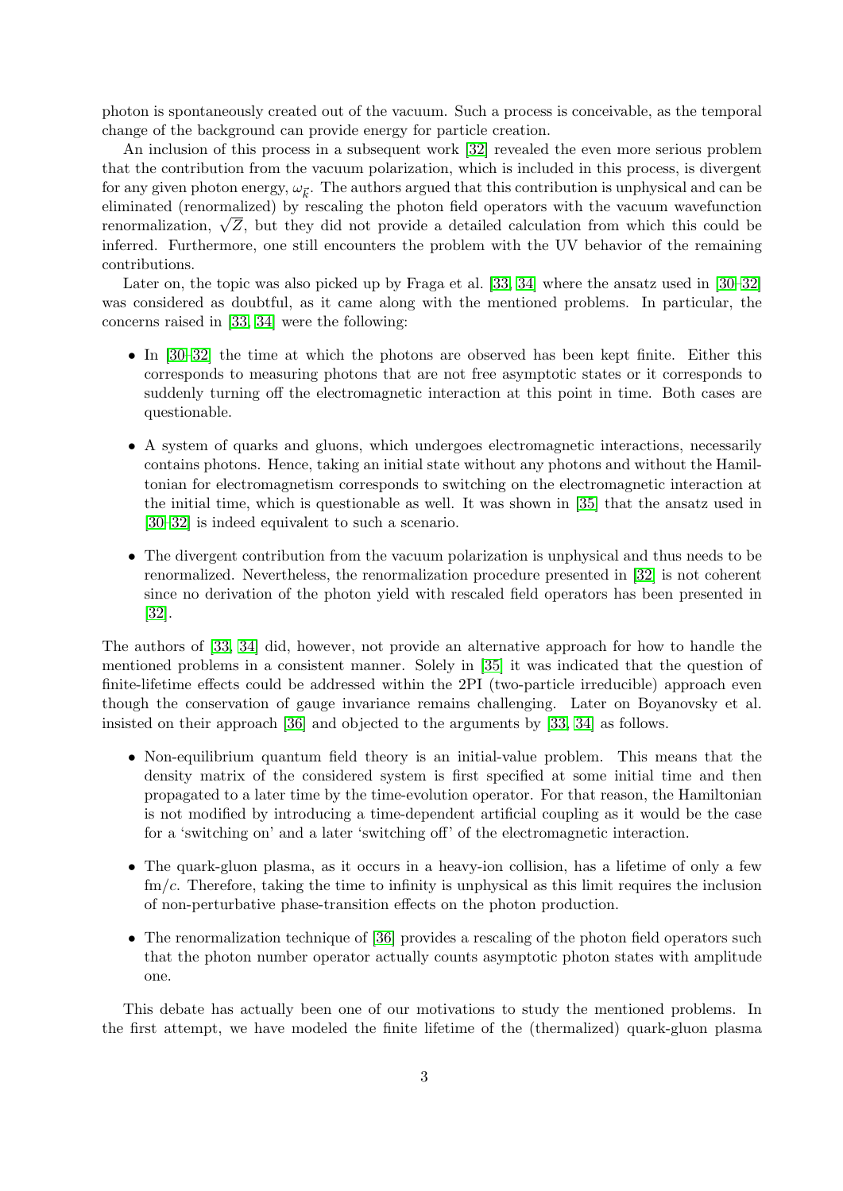photon is spontaneously created out of the vacuum. Such a process is conceivable, as the temporal change of the background can provide energy for particle creation.

An inclusion of this process in a subsequent work [32] revealed the even more serious problem that the contribution from the vacuum polarization, which is included in this process, is divergent for any given photon energy, $\omega_{\vec{k}}$. The authors argued that this contribution is unphysical and can be eliminated (renormalized) by rescaling the photon field operators with the vacuum wavefunction renormalization, $\sqrt{Z}$, but they did not provide a detailed calculation from which this could be inferred. Furthermore, one still encounters the problem with the UV behavior of the remaining contributions.

Later on, the topic was also picked up by Fraga et al. [33, 34] where the ansatz used in [30–32] was considered as doubtful, as it came along with the mentioned problems. In particular, the concerns raised in [33, 34] were the following:

- In [30–32] the time at which the photons are observed has been kept finite. Either this corresponds to measuring photons that are not free asymptotic states or it corresponds to suddenly turning off the electromagnetic interaction at this point in time. Both cases are questionable.
- A system of quarks and gluons, which undergoes electromagnetic interactions, necessarily contains photons. Hence, taking an initial state without any photons and without the Hamiltonian for electromagnetism corresponds to switching on the electromagnetic interaction at the initial time, which is questionable as well. It was shown in [35] that the ansatz used in [30–32] is indeed equivalent to such a scenario.
- The divergent contribution from the vacuum polarization is unphysical and thus needs to be renormalized. Nevertheless, the renormalization procedure presented in [32] is not coherent since no derivation of the photon yield with rescaled field operators has been presented in [32].

The authors of [33, 34] did, however, not provide an alternative approach for how to handle the mentioned problems in a consistent manner. Solely in [35] it was indicated that the question of finite-lifetime effects could be addressed within the 2PI (two-particle irreducible) approach even though the conservation of gauge invariance remains challenging. Later on Boyanovsky et al. insisted on their approach [36] and objected to the arguments by [33, 34] as follows.

- Non-equilibrium quantum field theory is an initial-value problem. This means that the density matrix of the considered system is first specified at some initial time and then propagated to a later time by the time-evolution operator. For that reason, the Hamiltonian is not modified by introducing a time-dependent artificial coupling as it would be the case for a 'switching on' and a later 'switching off' of the electromagnetic interaction.
- The quark-gluon plasma, as it occurs in a heavy-ion collision, has a lifetime of only a few fm/$c$. Therefore, taking the time to infinity is unphysical as this limit requires the inclusion of non-perturbative phase-transition effects on the photon production.
- The renormalization technique of [36] provides a rescaling of the photon field operators such that the photon number operator actually counts asymptotic photon states with amplitude one.

This debate has actually been one of our motivations to study the mentioned problems. In the first attempt, we have modeled the finite lifetime of the (thermalized) quark-gluon plasma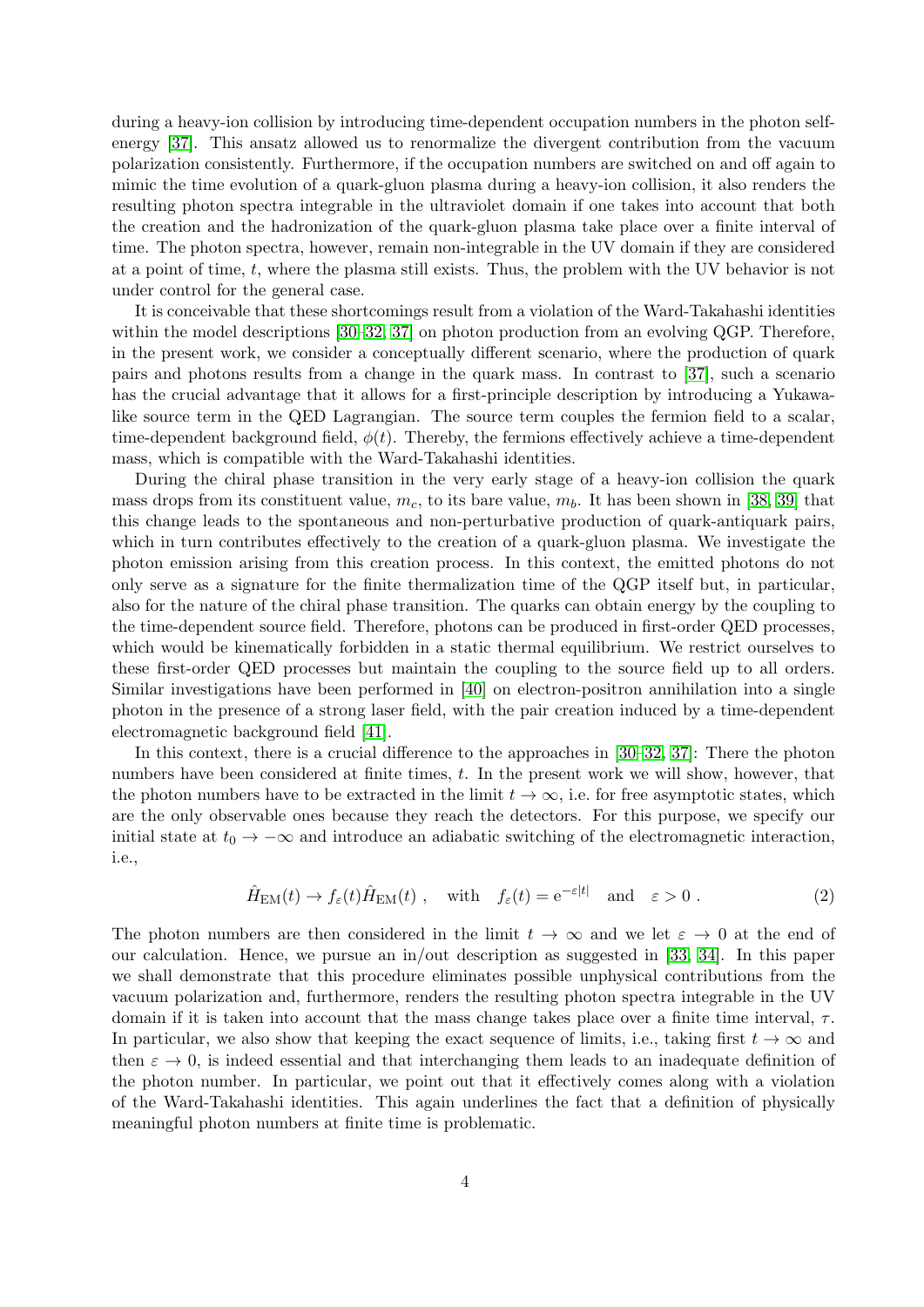during a heavy-ion collision by introducing time-dependent occupation numbers in the photon self-energy [37]. This ansatz allowed us to renormalize the divergent contribution from the vacuum polarization consistently. Furthermore, if the occupation numbers are switched on and off again to mimic the time evolution of a quark-gluon plasma during a heavy-ion collision, it also renders the resulting photon spectra integrable in the ultraviolet domain if one takes into account that both the creation and the hadronization of the quark-gluon plasma take place over a finite interval of time. The photon spectra, however, remain non-integrable in the UV domain if they are considered at a point of time, $t$, where the plasma still exists. Thus, the problem with the UV behavior is not under control for the general case.

It is conceivable that these shortcomings result from a violation of the Ward-Takahashi identities within the model descriptions [30–32, 37] on photon production from an evolving QGP. Therefore, in the present work, we consider a conceptually different scenario, where the production of quark pairs and photons results from a change in the quark mass. In contrast to [37], such a scenario has the crucial advantage that it allows for a first-principle description by introducing a Yukawa-like source term in the QED Lagrangian. The source term couples the fermion field to a scalar, time-dependent background field, $\phi(t)$. Thereby, the fermions effectively achieve a time-dependent mass, which is compatible with the Ward-Takahashi identities.

During the chiral phase transition in the very early stage of a heavy-ion collision the quark mass drops from its constituent value, $m_c$, to its bare value, $m_b$. It has been shown in [38, 39] that this change leads to the spontaneous and non-perturbative production of quark-antiquark pairs, which in turn contributes effectively to the creation of a quark-gluon plasma. We investigate the photon emission arising from this creation process. In this context, the emitted photons do not only serve as a signature for the finite thermalization time of the QGP itself but, in particular, also for the nature of the chiral phase transition. The quarks can obtain energy by the coupling to the time-dependent source field. Therefore, photons can be produced in first-order QED processes, which would be kinematically forbidden in a static thermal equilibrium. We restrict ourselves to these first-order QED processes but maintain the coupling to the source field up to all orders. Similar investigations have been performed in [40] on electron-positron annihilation into a single photon in the presence of a strong laser field, with the pair creation induced by a time-dependent electromagnetic background field [41].

In this context, there is a crucial difference to the approaches in [30–32, 37]: There the photon numbers have been considered at finite times, $t$. In the present work we will show, however, that the photon numbers have to be extracted in the limit $t \to \infty$, i.e. for free asymptotic states, which are the only observable ones because they reach the detectors. For this purpose, we specify our initial state at $t_0 \to -\infty$ and introduce an adiabatic switching of the electromagnetic interaction, i.e.,

$$\hat{H}_{\mathrm{EM}}(t) \to f_{\varepsilon}(t)\hat{H}_{\mathrm{EM}}(t) \ , \quad \text{with} \quad f_{\varepsilon}(t) = \mathrm{e}^{-\varepsilon|t|} \quad \text{and} \quad \varepsilon > 0 \ . \tag{2}$$

The photon numbers are then considered in the limit $t \to \infty$ and we let $\varepsilon \to 0$ at the end of our calculation. Hence, we pursue an in/out description as suggested in [33, 34]. In this paper we shall demonstrate that this procedure eliminates possible unphysical contributions from the vacuum polarization and, furthermore, renders the resulting photon spectra integrable in the UV domain if it is taken into account that the mass change takes place over a finite time interval, $\tau$. In particular, we also show that keeping the exact sequence of limits, i.e., taking first $t \to \infty$ and then $\varepsilon \to 0$, is indeed essential and that interchanging them leads to an inadequate definition of the photon number. In particular, we point out that it effectively comes along with a violation of the Ward-Takahashi identities. This again underlines the fact that a definition of physically meaningful photon numbers at finite time is problematic.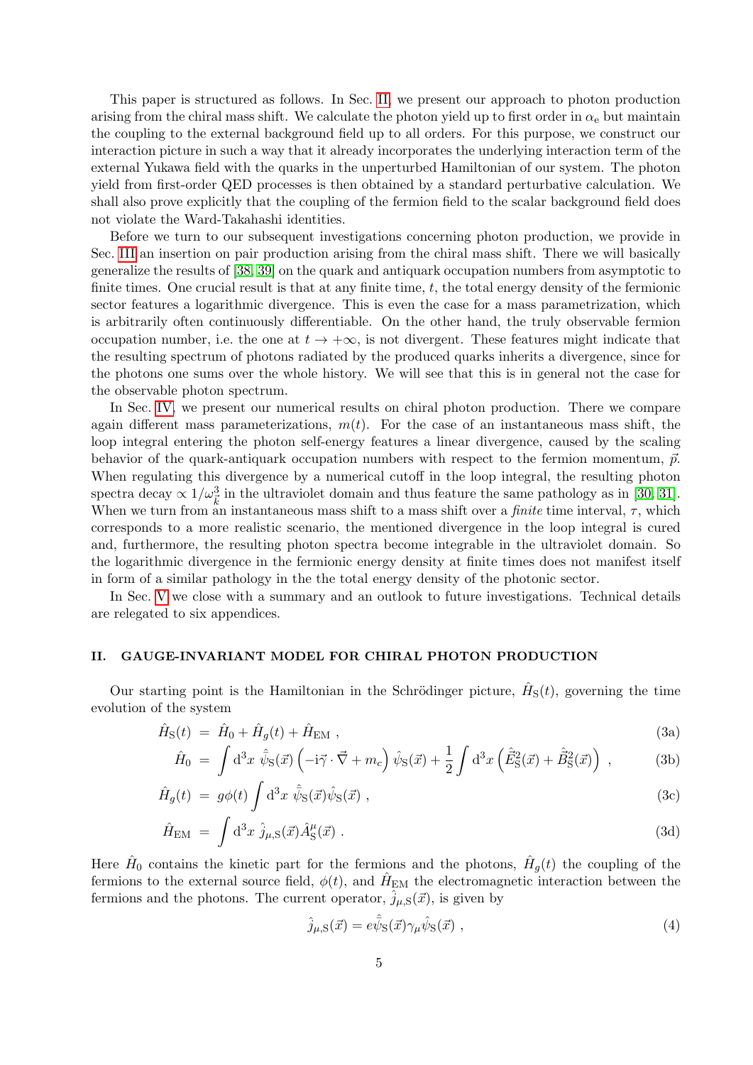This paper is structured as follows. In Sec. II, we present our approach to photon production arising from the chiral mass shift. We calculate the photon yield up to first order in $\alpha_e$ but maintain the coupling to the external background field up to all orders. For this purpose, we construct our interaction picture in such a way that it already incorporates the underlying interaction term of the external Yukawa field with the quarks in the unperturbed Hamiltonian of our system. The photon yield from first-order QED processes is then obtained by a standard perturbative calculation. We shall also prove explicitly that the coupling of the fermion field to the scalar background field does not violate the Ward-Takahashi identities.

Before we turn to our subsequent investigations concerning photon production, we provide in Sec. III an insertion on pair production arising from the chiral mass shift. There we will basically generalize the results of [38, 39] on the quark and antiquark occupation numbers from asymptotic to finite times. One crucial result is that at any finite time, $t$, the total energy density of the fermionic sector features a logarithmic divergence. This is even the case for a mass parametrization, which is arbitrarily often continuously differentiable. On the other hand, the truly observable fermion occupation number, i.e. the one at $t \to +\infty$, is not divergent. These features might indicate that the resulting spectrum of photons radiated by the produced quarks inherits a divergence, since for the photons one sums over the whole history. We will see that this is in general not the case for the observable photon spectrum.

In Sec. IV, we present our numerical results on chiral photon production. There we compare again different mass parameterizations, $m(t)$. For the case of an instantaneous mass shift, the loop integral entering the photon self-energy features a linear divergence, caused by the scaling behavior of the quark-antiquark occupation numbers with respect to the fermion momentum, $\vec{p}$. When regulating this divergence by a numerical cutoff in the loop integral, the resulting photon spectra decay $\propto 1/\omega_{\vec{k}}^3$ in the ultraviolet domain and thus feature the same pathology as in [30, 31]. When we turn from an instantaneous mass shift to a mass shift over a *finite* time interval, $\tau$, which corresponds to a more realistic scenario, the mentioned divergence in the loop integral is cured and, furthermore, the resulting photon spectra become integrable in the ultraviolet domain. So the logarithmic divergence in the fermionic energy density at finite times does not manifest itself in form of a similar pathology in the the total energy density of the photonic sector.

In Sec. V we close with a summary and an outlook to future investigations. Technical details are relegated to six appendices.

## II. GAUGE-INVARIANT MODEL FOR CHIRAL PHOTON PRODUCTION

Our starting point is the Hamiltonian in the Schrödinger picture, $\hat{H}_{\rm S}(t)$, governing the time evolution of the system

$$\hat{H}_{\rm S}(t) = \hat{H}_0 + \hat{H}_g(t) + \hat{H}_{\rm EM} , \tag{3a}$$

$$\hat{H}_0 = \int {\rm d}^3x \; \hat{\bar{\psi}}_{\rm S}(\vec{x}) \left(-{\rm i}\vec{\gamma}\cdot\vec{\nabla} + m_c\right) \hat{\psi}_{\rm S}(\vec{x}) + \frac{1}{2}\int {\rm d}^3x \left(\hat{\vec{E}}^2_{\rm S}(\vec{x}) + \hat{\vec{B}}^2_{\rm S}(\vec{x})\right) , \tag{3b}$$

$$\hat{H}_g(t) = g\phi(t) \int {\rm d}^3x \; \hat{\bar{\psi}}_{\rm S}(\vec{x})\hat{\psi}_{\rm S}(\vec{x}) , \tag{3c}$$

$$\hat{H}_{\rm EM} = \int {\rm d}^3x \; \hat{j}_{\mu,{\rm S}}(\vec{x})\hat{A}^{\mu}_{\rm S}(\vec{x}) . \tag{3d}$$

Here $\hat{H}_0$ contains the kinetic part for the fermions and the photons, $\hat{H}_g(t)$ the coupling of the fermions to the external source field, $\phi(t)$, and $\hat{H}_{\rm EM}$ the electromagnetic interaction between the fermions and the photons. The current operator, $\hat{j}_{\mu,{\rm S}}(\vec{x})$, is given by

$$\hat{j}_{\mu,{\rm S}}(\vec{x}) = e\hat{\bar{\psi}}_{\rm S}(\vec{x})\gamma_\mu\hat{\psi}_{\rm S}(\vec{x}) , \tag{4}$$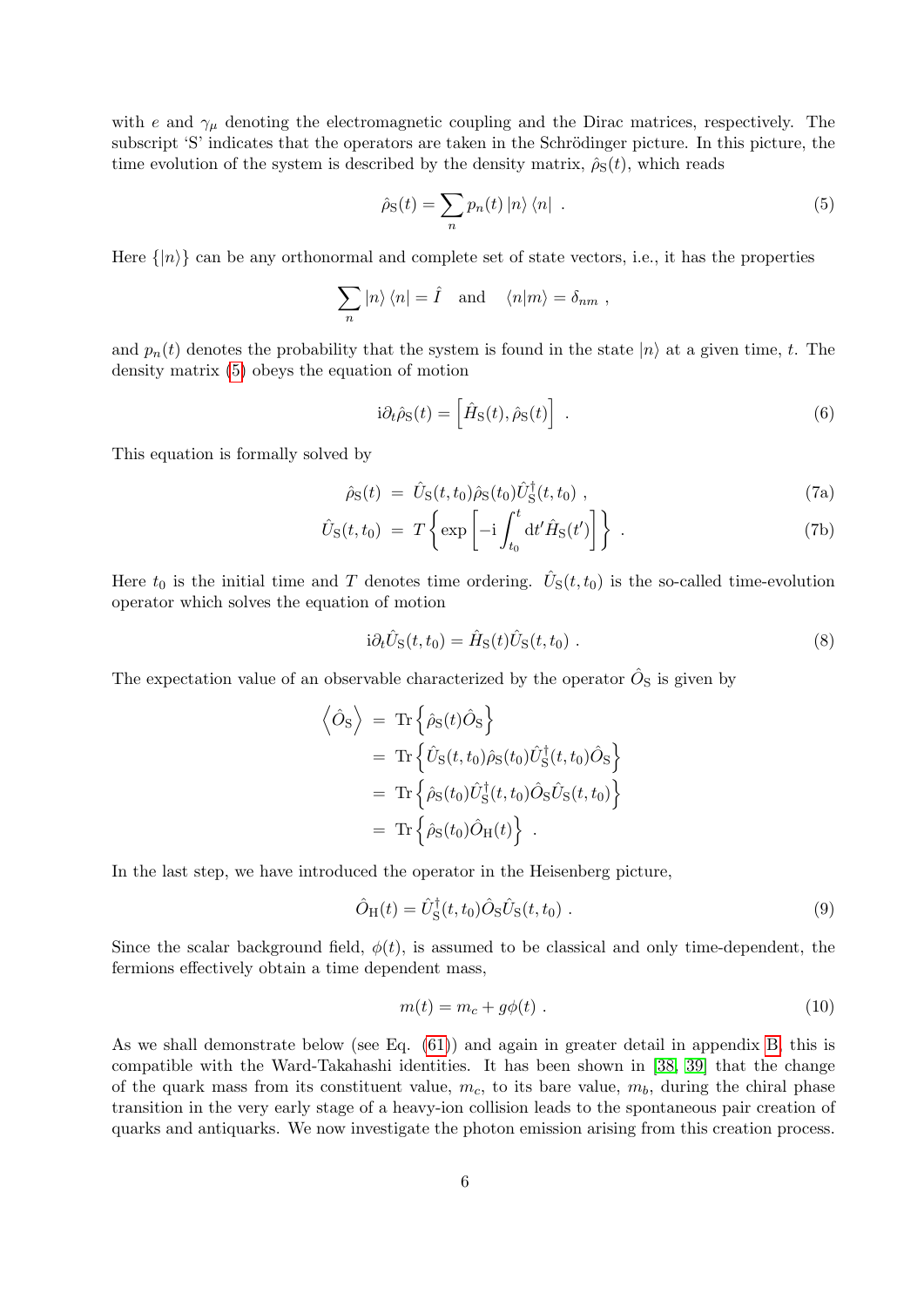with $e$ and $\gamma_\mu$ denoting the electromagnetic coupling and the Dirac matrices, respectively. The subscript 'S' indicates that the operators are taken in the Schrödinger picture. In this picture, the time evolution of the system is described by the density matrix, $\hat{\rho}_{\rm S}(t)$, which reads

$$\hat{\rho}_{\rm S}(t) = \sum_n p_n(t) \left| n \right\rangle \left\langle n \right| \ . \tag{5}$$

Here $\{|n\rangle\}$ can be any orthonormal and complete set of state vectors, i.e., it has the properties

$$\sum_n \left| n \right\rangle \left\langle n \right| = \hat{I} \quad \text{and} \quad \langle n | m \rangle = \delta_{nm} \ ,$$

and $p_n(t)$ denotes the probability that the system is found in the state $|n\rangle$ at a given time, $t$. The density matrix (5) obeys the equation of motion

$$\mathrm{i}\partial_t \hat{\rho}_{\rm S}(t) = \left[ \hat{H}_{\rm S}(t), \hat{\rho}_{\rm S}(t) \right] \ . \tag{6}$$

This equation is formally solved by

$$\hat{\rho}_{\rm S}(t) \ = \ \hat{U}_{\rm S}(t,t_0)\hat{\rho}_{\rm S}(t_0)\hat{U}^\dagger_{\rm S}(t,t_0) \ , \tag{7a}$$

$$\hat{U}_{\rm S}(t,t_0) \ = \ T\left\{ \exp\left[ -\mathrm{i}\int_{t_0}^{t} \mathrm{d}t' \hat{H}_{\rm S}(t') \right] \right\} \ . \tag{7b}$$

Here $t_0$ is the initial time and $T$ denotes time ordering. $\hat{U}_{\rm S}(t,t_0)$ is the so-called time-evolution operator which solves the equation of motion

$$\mathrm{i}\partial_t \hat{U}_{\rm S}(t,t_0) = \hat{H}_{\rm S}(t)\hat{U}_{\rm S}(t,t_0) \ . \tag{8}$$

The expectation value of an observable characterized by the operator $\hat{O}_{\rm S}$ is given by

$$\begin{aligned}
\left\langle \hat{O}_{\rm S} \right\rangle \ &= \ \mathrm{Tr}\left\{ \hat{\rho}_{\rm S}(t)\hat{O}_{\rm S} \right\} \\
&= \ \mathrm{Tr}\left\{ \hat{U}_{\rm S}(t,t_0)\hat{\rho}_{\rm S}(t_0)\hat{U}^\dagger_{\rm S}(t,t_0)\hat{O}_{\rm S} \right\} \\
&= \ \mathrm{Tr}\left\{ \hat{\rho}_{\rm S}(t_0)\hat{U}^\dagger_{\rm S}(t,t_0)\hat{O}_{\rm S}\hat{U}_{\rm S}(t,t_0) \right\} \\
&= \ \mathrm{Tr}\left\{ \hat{\rho}_{\rm S}(t_0)\hat{O}_{\rm H}(t) \right\} \ .
\end{aligned}$$

In the last step, we have introduced the operator in the Heisenberg picture,

$$\hat{O}_{\rm H}(t) = \hat{U}^\dagger_{\rm S}(t,t_0)\hat{O}_{\rm S}\hat{U}_{\rm S}(t,t_0) \ . \tag{9}$$

Since the scalar background field, $\phi(t)$, is assumed to be classical and only time-dependent, the fermions effectively obtain a time dependent mass,

$$m(t) = m_c + g\phi(t) \ . \tag{10}$$

As we shall demonstrate below (see Eq. (61)) and again in greater detail in appendix B, this is compatible with the Ward-Takahashi identities. It has been shown in [38, 39] that the change of the quark mass from its constituent value, $m_c$, to its bare value, $m_b$, during the chiral phase transition in the very early stage of a heavy-ion collision leads to the spontaneous pair creation of quarks and antiquarks. We now investigate the photon emission arising from this creation process.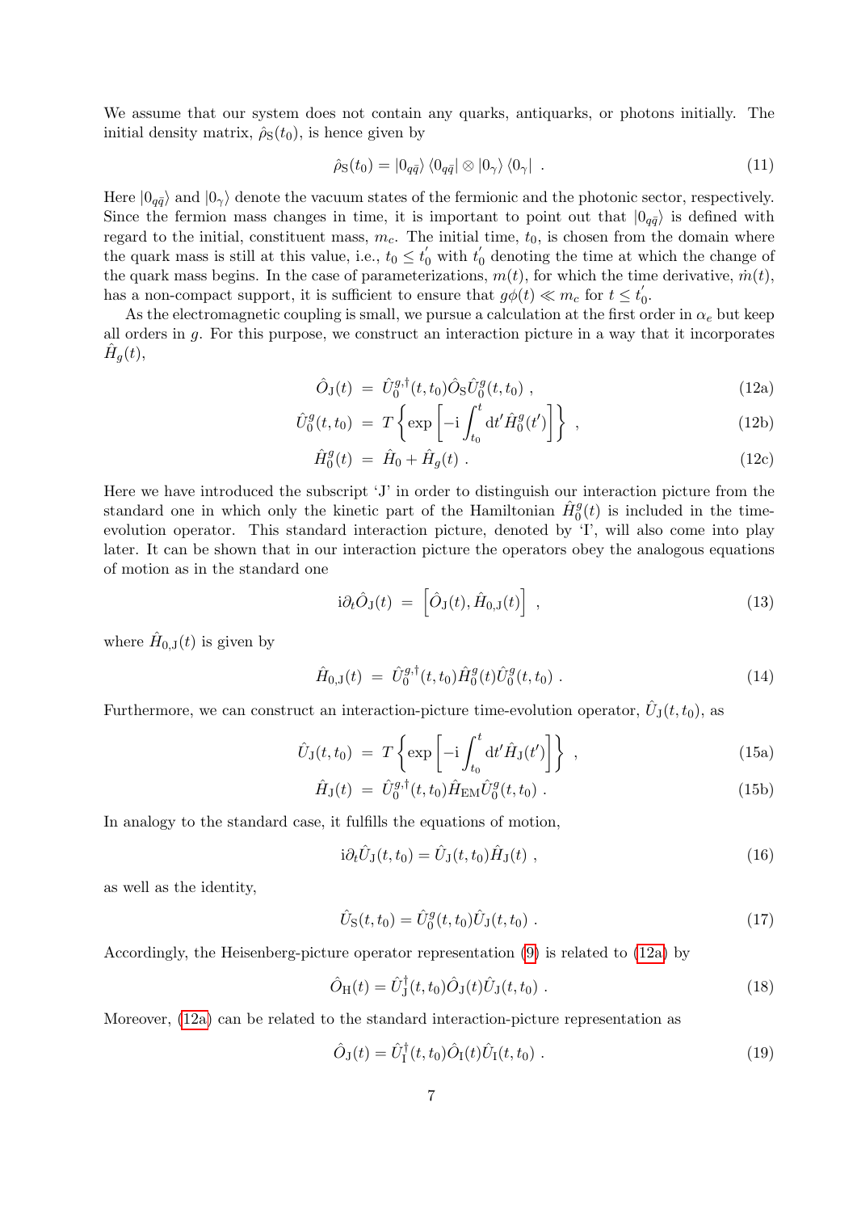We assume that our system does not contain any quarks, antiquarks, or photons initially. The initial density matrix, $\hat{\rho}_{\mathrm{S}}(t_0)$, is hence given by

$$\hat{\rho}_{\mathrm{S}}(t_0) = |0_{q\bar{q}}\rangle \langle 0_{q\bar{q}}| \otimes |0_\gamma\rangle \langle 0_\gamma| \ . \tag{11}$$

Here $|0_{q\bar{q}}\rangle$ and $|0_\gamma\rangle$ denote the vacuum states of the fermionic and the photonic sector, respectively. Since the fermion mass changes in time, it is important to point out that $|0_{q\bar{q}}\rangle$ is defined with regard to the initial, constituent mass, $m_c$. The initial time, $t_0$, is chosen from the domain where the quark mass is still at this value, i.e., $t_0 \leq t_0^{'}$ with $t_0^{'}$ denoting the time at which the change of the quark mass begins. In the case of parameterizations, $m(t)$, for which the time derivative, $\dot{m}(t)$, has a non-compact support, it is sufficient to ensure that $g\phi(t) \ll m_c$ for $t \leq t_0^{'}$.

As the electromagnetic coupling is small, we pursue a calculation at the first order in $\alpha_e$ but keep all orders in $g$. For this purpose, we construct an interaction picture in a way that it incorporates $\hat{H}_g(t)$,

$$\hat{O}_{\mathrm{J}}(t) = \hat{U}_0^{g,\dagger}(t,t_0)\hat{O}_{\mathrm{S}}\hat{U}_0^{g}(t,t_0) \ , \tag{12a}$$

$$\hat{U}_0^{g}(t,t_0) = T\left\{\exp\left[-\mathrm{i}\int_{t_0}^{t}\mathrm{d}t'\hat{H}_0^{g}(t')\right]\right\} \ , \tag{12b}$$

$$\hat{H}_0^{g}(t) = \hat{H}_0 + \hat{H}_g(t) \ . \tag{12c}$$

Here we have introduced the subscript 'J' in order to distinguish our interaction picture from the standard one in which only the kinetic part of the Hamiltonian $\hat{H}_0^g(t)$ is included in the time-evolution operator. This standard interaction picture, denoted by 'I', will also come into play later. It can be shown that in our interaction picture the operators obey the analogous equations of motion as in the standard one

$$\mathrm{i}\partial_t\hat{O}_{\mathrm{J}}(t) = \left[\hat{O}_{\mathrm{J}}(t), \hat{H}_{0,\mathrm{J}}(t)\right] \ , \tag{13}$$

where $\hat{H}_{0,\mathrm{J}}(t)$ is given by

$$\hat{H}_{0,\mathrm{J}}(t) = \hat{U}_0^{g,\dagger}(t,t_0)\hat{H}_0^{g}(t)\hat{U}_0^{g}(t,t_0) \ . \tag{14}$$

Furthermore, we can construct an interaction-picture time-evolution operator, $\hat{U}_{\mathrm{J}}(t,t_0)$, as

$$\hat{U}_{\mathrm{J}}(t,t_0) = T\left\{\exp\left[-\mathrm{i}\int_{t_0}^{t}\mathrm{d}t'\hat{H}_{\mathrm{J}}(t')\right]\right\} \ , \tag{15a}$$

$$\hat{H}_{\mathrm{J}}(t) = \hat{U}_0^{g,\dagger}(t,t_0)\hat{H}_{\mathrm{EM}}\hat{U}_0^{g}(t,t_0) \ . \tag{15b}$$

In analogy to the standard case, it fulfills the equations of motion,

$$\mathrm{i}\partial_t\hat{U}_{\mathrm{J}}(t,t_0) = \hat{U}_{\mathrm{J}}(t,t_0)\hat{H}_{\mathrm{J}}(t) \ , \tag{16}$$

as well as the identity,

$$\hat{U}_{\mathrm{S}}(t,t_0) = \hat{U}_0^{g}(t,t_0)\hat{U}_{\mathrm{J}}(t,t_0) \ . \tag{17}$$

Accordingly, the Heisenberg-picture operator representation (9) is related to (12a) by

$$\hat{O}_{\mathrm{H}}(t) = \hat{U}_{\mathrm{J}}^{\dagger}(t,t_0)\hat{O}_{\mathrm{J}}(t)\hat{U}_{\mathrm{J}}(t,t_0) \ . \tag{18}$$

Moreover, (12a) can be related to the standard interaction-picture representation as

$$\hat{O}_{\mathrm{J}}(t) = \hat{U}_{\mathrm{I}}^{\dagger}(t,t_0)\hat{O}_{\mathrm{I}}(t)\hat{U}_{\mathrm{I}}(t,t_0) \ . \tag{19}$$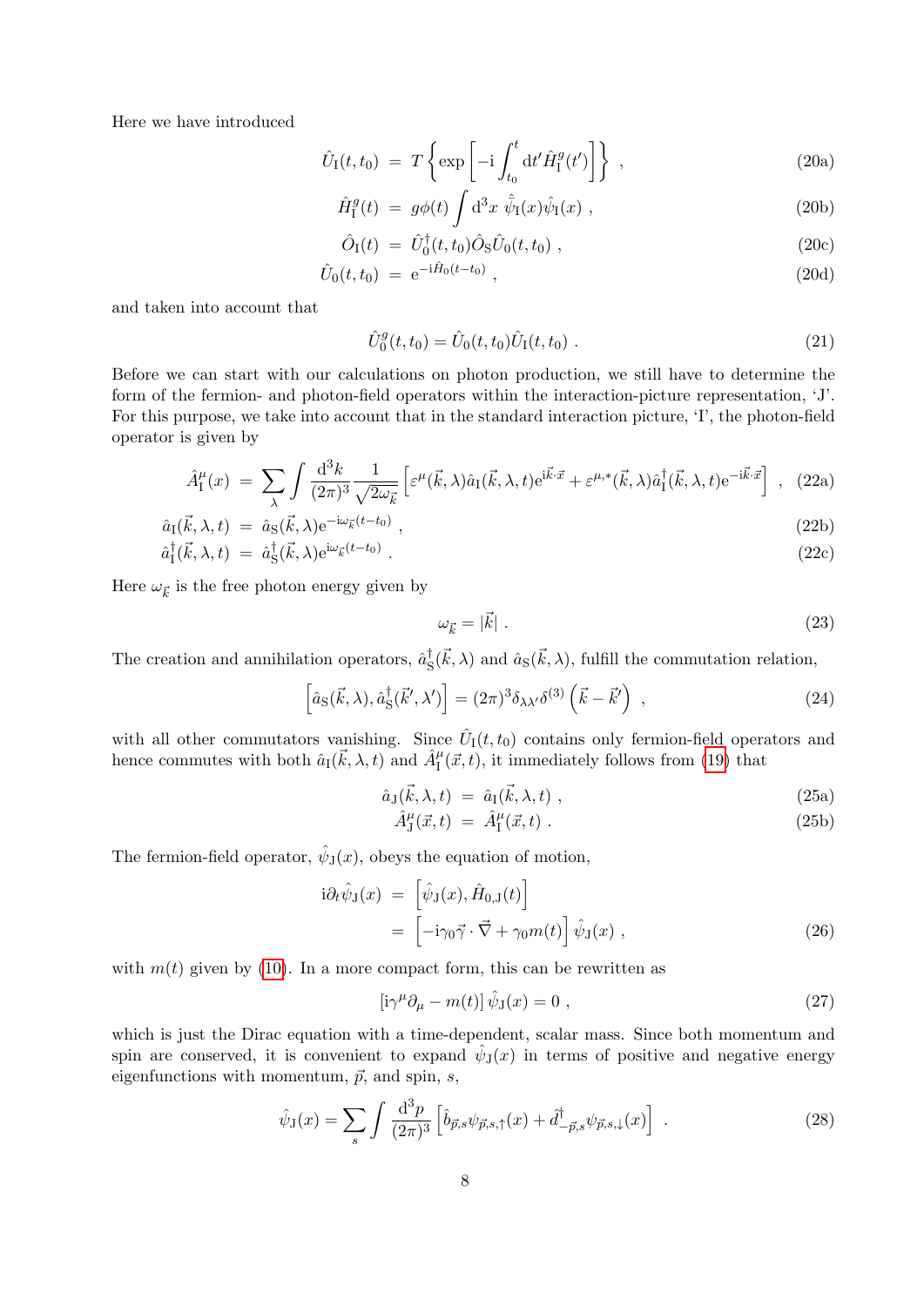Here we have introduced

$$\hat{U}_{\rm I}(t,t_0) \;=\; T\left\{\exp\left[-{\rm i}\int_{t_0}^{t}{\rm d}t'\hat{H}_{\rm I}^{g}(t')\right]\right\} \;, \tag{20a}$$

$$\hat{H}_{\rm I}^{g}(t) \;=\; g\phi(t)\int {\rm d}^3x\; \hat{\bar{\psi}}_{\rm I}(x)\hat{\psi}_{\rm I}(x) \;, \tag{20b}$$

$$\hat{O}_{\rm I}(t) \;=\; \hat{U}_0^{\dagger}(t,t_0)\hat{O}_{\rm S}\hat{U}_0(t,t_0) \;, \tag{20c}$$

$$\hat{U}_0(t,t_0) \;=\; {\rm e}^{-{\rm i}\hat{H}_0(t-t_0)} \;, \tag{20d}$$

and taken into account that

$$\hat{U}_0^{g}(t,t_0) = \hat{U}_0(t,t_0)\hat{U}_{\rm I}(t,t_0) \;. \tag{21}$$

Before we can start with our calculations on photon production, we still have to determine the form of the fermion- and photon-field operators within the interaction-picture representation, 'J'. For this purpose, we take into account that in the standard interaction picture, 'I', the photon-field operator is given by

$$\hat{A}_{\rm I}^{\mu}(x) \;=\; \sum_{\lambda}\int\frac{{\rm d}^3k}{(2\pi)^3}\frac{1}{\sqrt{2\omega_{\vec{k}}}}\left[\varepsilon^{\mu}(\vec{k},\lambda)\hat{a}_{\rm I}(\vec{k},\lambda,t){\rm e}^{{\rm i}\vec{k}\cdot\vec{x}} + \varepsilon^{\mu,*}(\vec{k},\lambda)\hat{a}_{\rm I}^{\dagger}(\vec{k},\lambda,t){\rm e}^{-{\rm i}\vec{k}\cdot\vec{x}}\right] \;, \tag{22a}$$

$$\hat{a}_{\rm I}(\vec{k},\lambda,t) \;=\; \hat{a}_{\rm S}(\vec{k},\lambda){\rm e}^{-{\rm i}\omega_{\vec{k}}(t-t_0)} \;, \tag{22b}$$

$$\hat{a}_{\rm I}^{\dagger}(\vec{k},\lambda,t) \;=\; \hat{a}_{\rm S}^{\dagger}(\vec{k},\lambda){\rm e}^{{\rm i}\omega_{\vec{k}}(t-t_0)} \;. \tag{22c}$$

Here $\omega_{\vec{k}}$ is the free photon energy given by

$$\omega_{\vec{k}} = |\vec{k}| \;. \tag{23}$$

The creation and annihilation operators, $\hat{a}_{\rm S}^{\dagger}(\vec{k},\lambda)$ and $\hat{a}_{\rm S}(\vec{k},\lambda)$, fulfill the commutation relation,

$$\left[\hat{a}_{\rm S}(\vec{k},\lambda),\hat{a}_{\rm S}^{\dagger}(\vec{k}',\lambda')\right] = (2\pi)^3\delta_{\lambda\lambda'}\delta^{(3)}\left(\vec{k}-\vec{k}'\right) \;, \tag{24}$$

with all other commutators vanishing. Since $\hat{U}_{\rm I}(t,t_0)$ contains only fermion-field operators and hence commutes with both $\hat{a}_{\rm I}(\vec{k},\lambda,t)$ and $\hat{A}_{\rm I}^{\mu}(\vec{x},t)$, it immediately follows from (19) that

$$\hat{a}_{\rm J}(\vec{k},\lambda,t) \;=\; \hat{a}_{\rm I}(\vec{k},\lambda,t) \;, \tag{25a}$$

$$\hat{A}_{\rm J}^{\mu}(\vec{x},t) \;=\; \hat{A}_{\rm I}^{\mu}(\vec{x},t) \;. \tag{25b}$$

The fermion-field operator, $\hat{\psi}_{\rm J}(x)$, obeys the equation of motion,

$$\begin{aligned} {\rm i}\partial_t\hat{\psi}_{\rm J}(x) \;&=\; \left[\hat{\psi}_{\rm J}(x),\hat{H}_{0,{\rm J}}(t)\right] \\ &=\; \left[-{\rm i}\gamma_0\vec{\gamma}\cdot\vec{\nabla} + \gamma_0 m(t)\right]\hat{\psi}_{\rm J}(x) \;, \end{aligned} \tag{26}$$

with $m(t)$ given by (10). In a more compact form, this can be rewritten as

$$\left[{\rm i}\gamma^{\mu}\partial_{\mu} - m(t)\right]\hat{\psi}_{\rm J}(x) = 0 \;, \tag{27}$$

which is just the Dirac equation with a time-dependent, scalar mass. Since both momentum and spin are conserved, it is convenient to expand $\hat{\psi}_{\rm J}(x)$ in terms of positive and negative energy eigenfunctions with momentum, $\vec{p}$, and spin, $s$,

$$\hat{\psi}_{\rm J}(x) = \sum_{s}\int\frac{{\rm d}^3p}{(2\pi)^3}\left[\hat{b}_{\vec{p},s}\psi_{\vec{p},s,\uparrow}(x) + \hat{d}_{-\vec{p},s}^{\dagger}\psi_{\vec{p},s,\downarrow}(x)\right] \;. \tag{28}$$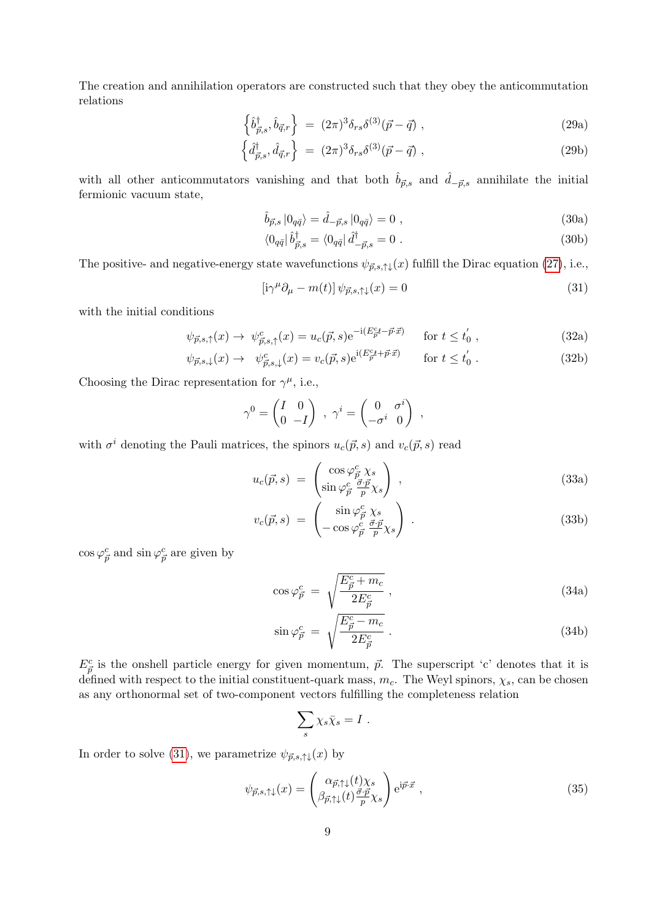The creation and annihilation operators are constructed such that they obey the anticommutation relations

$$\left\{\hat{b}^{\dagger}_{\vec{p},s}, \hat{b}_{\vec{q},r}\right\} = (2\pi)^3 \delta_{rs} \delta^{(3)}(\vec{p}-\vec{q}) \ , \tag{29a}$$

$$\left\{\hat{d}^{\dagger}_{\vec{p},s}, \hat{d}_{\vec{q},r}\right\} = (2\pi)^3 \delta_{rs} \delta^{(3)}(\vec{p}-\vec{q}) \ , \tag{29b}$$

with all other anticommutators vanishing and that both $\hat{b}_{\vec{p},s}$ and $\hat{d}_{-\vec{p},s}$ annihilate the initial fermionic vacuum state,

$$\hat{b}_{\vec{p},s} \left|0_{q\bar{q}}\right\rangle = \hat{d}_{-\vec{p},s} \left|0_{q\bar{q}}\right\rangle = 0 \ , \tag{30a}$$

$$\left\langle 0_{q\bar{q}}\right| \hat{b}^{\dagger}_{\vec{p},s} = \left\langle 0_{q\bar{q}}\right| \hat{d}^{\dagger}_{-\vec{p},s} = 0 \ . \tag{30b}$$

The positive- and negative-energy state wavefunctions $\psi_{\vec{p},s,\uparrow\downarrow}(x)$ fulfill the Dirac equation (27), i.e.,

$$\left[\mathrm{i}\gamma^\mu \partial_\mu - m(t)\right] \psi_{\vec{p},s,\uparrow\downarrow}(x) = 0 \tag{31}$$

with the initial conditions

$$\psi_{\vec{p},s,\uparrow}(x) \to \ \psi^{c}_{\vec{p},s,\uparrow}(x) = u_c(\vec{p},s)\mathrm{e}^{-\mathrm{i}(E^c_{\vec{p}}t - \vec{p}\cdot\vec{x})} \qquad \text{for } t \le t^{'}_0 \ , \tag{32a}$$

$$\psi_{\vec{p},s,\downarrow}(x) \to \ \psi^{c}_{\vec{p},s,\downarrow}(x) = v_c(\vec{p},s)\mathrm{e}^{\mathrm{i}(E^c_{\vec{p}}t + \vec{p}\cdot\vec{x})} \qquad \text{for } t \le t^{'}_0 \ . \tag{32b}$$

Choosing the Dirac representation for $\gamma^\mu$, i.e.,

$$\gamma^0 = \begin{pmatrix} I & 0 \\ 0 & -I \end{pmatrix} \ , \ \gamma^i = \begin{pmatrix} 0 & \sigma^i \\ -\sigma^i & 0 \end{pmatrix} \ ,$$

with $\sigma^i$ denoting the Pauli matrices, the spinors $u_c(\vec{p},s)$ and $v_c(\vec{p},s)$ read

$$u_c(\vec{p},s) = \begin{pmatrix} \cos\varphi^c_{\vec{p}} \ \chi_s \\ \sin\varphi^c_{\vec{p}} \ \frac{\vec{\sigma}\cdot\vec{p}}{p}\chi_s \end{pmatrix} \ , \tag{33a}$$

$$v_c(\vec{p},s) = \begin{pmatrix} \sin\varphi^c_{\vec{p}} \ \chi_s \\ -\cos\varphi^c_{\vec{p}} \ \frac{\vec{\sigma}\cdot\vec{p}}{p}\chi_s \end{pmatrix} \ . \tag{33b}$$

$\cos\varphi^c_{\vec{p}}$ and $\sin\varphi^c_{\vec{p}}$ are given by

$$\cos\varphi^c_{\vec{p}} = \sqrt{\frac{E^c_{\vec{p}} + m_c}{2E^c_{\vec{p}}}} \ , \tag{34a}$$

$$\sin\varphi^c_{\vec{p}} = \sqrt{\frac{E^c_{\vec{p}} - m_c}{2E^c_{\vec{p}}}} \ . \tag{34b}$$

$E^c_{\vec{p}}$ is the onshell particle energy for given momentum, $\vec{p}$. The superscript 'c' denotes that it is defined with respect to the initial constituent-quark mass, $m_c$. The Weyl spinors, $\chi_s$, can be chosen as any orthonormal set of two-component vectors fulfilling the completeness relation

$$\sum_s \chi_s \bar{\chi}_s = I \ .$$

In order to solve (31), we parametrize $\psi_{\vec{p},s,\uparrow\downarrow}(x)$ by

$$\psi_{\vec{p},s,\uparrow\downarrow}(x) = \begin{pmatrix} \alpha_{\vec{p},\uparrow\downarrow}(t)\chi_s \\ \beta_{\vec{p},\uparrow\downarrow}(t)\frac{\vec{\sigma}\cdot\vec{p}}{p}\chi_s \end{pmatrix} \mathrm{e}^{\mathrm{i}\vec{p}\cdot\vec{x}} \ , \tag{35}$$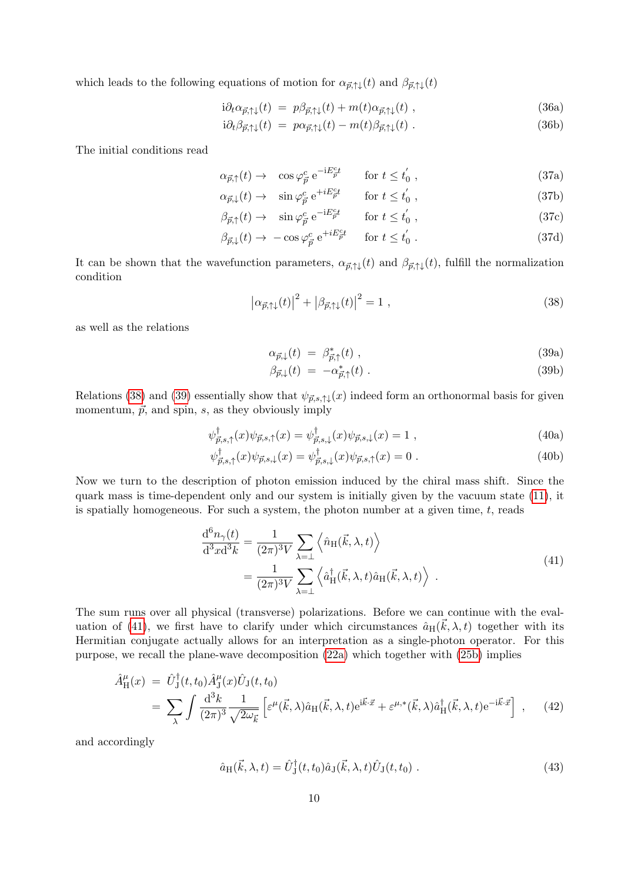which leads to the following equations of motion for $\alpha_{\vec{p},\uparrow\downarrow}(t)$ and $\beta_{\vec{p},\uparrow\downarrow}(t)$

$$
\begin{aligned}
\mathrm{i}\partial_t \alpha_{\vec{p},\uparrow\downarrow}(t) &= p\beta_{\vec{p},\uparrow\downarrow}(t) + m(t)\alpha_{\vec{p},\uparrow\downarrow}(t) \ , &\quad (36a)\\
\mathrm{i}\partial_t \beta_{\vec{p},\uparrow\downarrow}(t) &= p\alpha_{\vec{p},\uparrow\downarrow}(t) - m(t)\beta_{\vec{p},\uparrow\downarrow}(t) \ . &\quad (36b)
\end{aligned}
$$

The initial conditions read

$$
\begin{aligned}
\alpha_{\vec{p},\uparrow}(t) &\to \ \cos\varphi^c_{\vec{p}}\, \mathrm{e}^{-\mathrm{i}E^c_{\vec{p}}t} \qquad \text{for } t \le t_0^{'} \ , &\quad (37a)\\
\alpha_{\vec{p},\downarrow}(t) &\to \ \sin\varphi^c_{\vec{p}}\, \mathrm{e}^{+iE^c_{\vec{p}}t} \qquad \text{for } t \le t_0^{'} \ , &\quad (37b)\\
\beta_{\vec{p},\uparrow}(t) &\to \ \sin\varphi^c_{\vec{p}}\, \mathrm{e}^{-\mathrm{i}E^c_{\vec{p}}t} \qquad \text{for } t \le t_0^{'} \ , &\quad (37c)\\
\beta_{\vec{p},\downarrow}(t) &\to \ -\cos\varphi^c_{\vec{p}}\, \mathrm{e}^{+iE^c_{\vec{p}}t} \qquad \text{for } t \le t_0^{'} \ . &\quad (37d)
\end{aligned}
$$

It can be shown that the wavefunction parameters, $\alpha_{\vec{p},\uparrow\downarrow}(t)$ and $\beta_{\vec{p},\uparrow\downarrow}(t)$, fulfill the normalization condition

$$
\left|\alpha_{\vec{p},\uparrow\downarrow}(t)\right|^2 + \left|\beta_{\vec{p},\uparrow\downarrow}(t)\right|^2 = 1 \ , \qquad (38)
$$

as well as the relations

$$
\begin{aligned}
\alpha_{\vec{p},\downarrow}(t) &= \beta^*_{\vec{p},\uparrow}(t) \ , &\quad (39a)\\
\beta_{\vec{p},\downarrow}(t) &= -\alpha^*_{\vec{p},\uparrow}(t) \ . &\quad (39b)
\end{aligned}
$$

Relations (38) and (39) essentially show that $\psi_{\vec{p},s,\uparrow\downarrow}(x)$ indeed form an orthonormal basis for given momentum, $\vec{p}$, and spin, $s$, as they obviously imply

$$
\begin{aligned}
\psi^\dagger_{\vec{p},s,\uparrow}(x)\psi_{\vec{p},s,\uparrow}(x) = \psi^\dagger_{\vec{p},s,\downarrow}(x)\psi_{\vec{p},s,\downarrow}(x) = 1 \ , &\quad (40a)\\
\psi^\dagger_{\vec{p},s,\uparrow}(x)\psi_{\vec{p},s,\downarrow}(x) = \psi^\dagger_{\vec{p},s,\downarrow}(x)\psi_{\vec{p},s,\uparrow}(x) = 0 \ . &\quad (40b)
\end{aligned}
$$

Now we turn to the description of photon emission induced by the chiral mass shift. Since the quark mass is time-dependent only and our system is initially given by the vacuum state (11), it is spatially homogeneous. For such a system, the photon number at a given time, $t$, reads

$$
\begin{aligned}
\frac{\mathrm{d}^6 n_\gamma(t)}{\mathrm{d}^3x\mathrm{d}^3k} &= \frac{1}{(2\pi)^3 V}\sum_{\lambda=\perp}\left\langle \hat{n}_{\mathrm{H}}(\vec{k},\lambda,t)\right\rangle \\
&= \frac{1}{(2\pi)^3 V}\sum_{\lambda=\perp}\left\langle \hat{a}^\dagger_{\mathrm{H}}(\vec{k},\lambda,t)\hat{a}_{\mathrm{H}}(\vec{k},\lambda,t)\right\rangle \ .
\end{aligned} \qquad (41)
$$

The sum runs over all physical (transverse) polarizations. Before we can continue with the evaluation of (41), we first have to clarify under which circumstances $\hat{a}_{\mathrm{H}}(\vec{k},\lambda,t)$ together with its Hermitian conjugate actually allows for an interpretation as a single-photon operator. For this purpose, we recall the plane-wave decomposition (22a) which together with (25b) implies

$$
\begin{aligned}
\hat{A}^\mu_{\mathrm{H}}(x) &= \hat{U}^\dagger_{\mathrm{J}}(t,t_0)\hat{A}^\mu_{\mathrm{J}}(x)\hat{U}_{\mathrm{J}}(t,t_0) \\
&= \sum_\lambda \int \frac{\mathrm{d}^3k}{(2\pi)^3}\frac{1}{\sqrt{2\omega_{\vec{k}}}}\left[\varepsilon^\mu(\vec{k},\lambda)\hat{a}_{\mathrm{H}}(\vec{k},\lambda,t)\mathrm{e}^{\mathrm{i}\vec{k}\cdot\vec{x}} + \varepsilon^{\mu,*}(\vec{k},\lambda)\hat{a}^\dagger_{\mathrm{H}}(\vec{k},\lambda,t)\mathrm{e}^{-\mathrm{i}\vec{k}\cdot\vec{x}}\right] \ ,
\end{aligned} \qquad (42)
$$

and accordingly

$$
\hat{a}_{\mathrm{H}}(\vec{k},\lambda,t) = \hat{U}^\dagger_{\mathrm{J}}(t,t_0)\hat{a}_{\mathrm{J}}(\vec{k},\lambda,t)\hat{U}_{\mathrm{J}}(t,t_0) \ . \qquad (43)
$$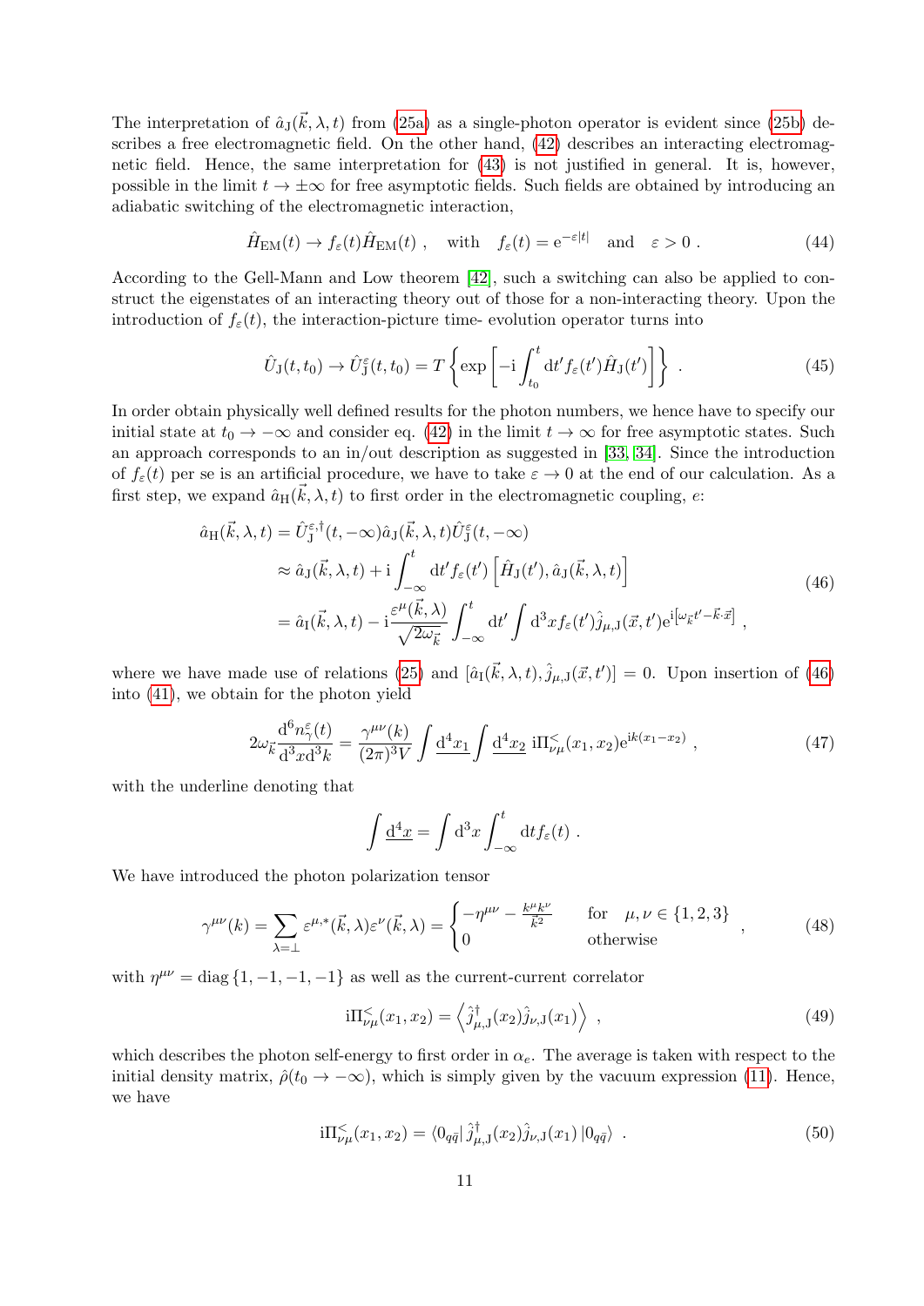The interpretation of $\hat{a}_{\mathrm{J}}(\vec{k}, \lambda, t)$ from (25a) as a single-photon operator is evident since (25b) describes a free electromagnetic field. On the other hand, (42) describes an interacting electromagnetic field. Hence, the same interpretation for (43) is not justified in general. It is, however, possible in the limit $t \to \pm\infty$ for free asymptotic fields. Such fields are obtained by introducing an adiabatic switching of the electromagnetic interaction,

$$
\hat{H}_{\mathrm{EM}}(t) \to f_\varepsilon(t) \hat{H}_{\mathrm{EM}}(t) \;, \quad \text{with} \quad f_\varepsilon(t) = \mathrm{e}^{-\varepsilon|t|} \quad \text{and} \quad \varepsilon > 0 \;. \tag{44}
$$

According to the Gell-Mann and Low theorem [42], such a switching can also be applied to construct the eigenstates of an interacting theory out of those for a non-interacting theory. Upon the introduction of $f_\varepsilon(t)$, the interaction-picture time- evolution operator turns into

$$
\hat{U}_{\mathrm{J}}(t, t_0) \to \hat{U}^\varepsilon_{\mathrm{J}}(t, t_0) = T\left\{ \exp\left[ -\mathrm{i} \int_{t_0}^{t} \mathrm{d}t' f_\varepsilon(t') \hat{H}_{\mathrm{J}}(t') \right] \right\} \;. \tag{45}
$$

In order obtain physically well defined results for the photon numbers, we hence have to specify our initial state at $t_0 \to -\infty$ and consider eq. (42) in the limit $t \to \infty$ for free asymptotic states. Such an approach corresponds to an in/out description as suggested in [33, 34]. Since the introduction of $f_\varepsilon(t)$ per se is an artificial procedure, we have to take $\varepsilon \to 0$ at the end of our calculation. As a first step, we expand $\hat{a}_{\mathrm{H}}(\vec{k}, \lambda, t)$ to first order in the electromagnetic coupling, $e$:

$$
\begin{aligned}
\hat{a}_{\mathrm{H}}(\vec{k}, \lambda, t) &= \hat{U}^{\varepsilon,\dagger}_{\mathrm{J}}(t, -\infty) \hat{a}_{\mathrm{J}}(\vec{k}, \lambda, t) \hat{U}^\varepsilon_{\mathrm{J}}(t, -\infty) \\
&\approx \hat{a}_{\mathrm{J}}(\vec{k}, \lambda, t) + \mathrm{i} \int_{-\infty}^{t} \mathrm{d}t' f_\varepsilon(t') \left[ \hat{H}_{\mathrm{J}}(t'), \hat{a}_{\mathrm{J}}(\vec{k}, \lambda, t) \right] \\
&= \hat{a}_{\mathrm{I}}(\vec{k}, \lambda, t) - \mathrm{i} \frac{\varepsilon^\mu(\vec{k}, \lambda)}{\sqrt{2\omega_{\vec{k}}}} \int_{-\infty}^{t} \mathrm{d}t' \int \mathrm{d}^3x f_\varepsilon(t') \hat{j}_{\mu,\mathrm{J}}(\vec{x}, t') \mathrm{e}^{\mathrm{i}\left[\omega_{\vec{k}} t' - \vec{k}\cdot\vec{x}\right]} \;,
\end{aligned} \tag{46}
$$

where we have made use of relations (25) and $[\hat{a}_{\mathrm{I}}(\vec{k}, \lambda, t), \hat{j}_{\mu,\mathrm{J}}(\vec{x}, t')] = 0$. Upon insertion of (46) into (41), we obtain for the photon yield

$$
2\omega_{\vec{k}} \frac{\mathrm{d}^6 n^\varepsilon_\gamma(t)}{\mathrm{d}^3x \mathrm{d}^3k} = \frac{\gamma^{\mu\nu}(k)}{(2\pi)^3 V} \int \underline{\mathrm{d}^4x_1} \int \underline{\mathrm{d}^4x_2} \; \mathrm{i}\Pi^<_{\nu\mu}(x_1, x_2) \mathrm{e}^{\mathrm{i}k(x_1 - x_2)} \;, \tag{47}
$$

with the underline denoting that

$$
\int \underline{\mathrm{d}^4x} = \int \mathrm{d}^3x \int_{-\infty}^{t} \mathrm{d}t f_\varepsilon(t) \;.
$$

We have introduced the photon polarization tensor

$$
\gamma^{\mu\nu}(k) = \sum_{\lambda=\perp} \varepsilon^{\mu,*}(\vec{k}, \lambda) \varepsilon^\nu(\vec{k}, \lambda) = \begin{cases} -\eta^{\mu\nu} - \frac{k^\mu k^\nu}{\vec{k}^2} & \text{for} \quad \mu, \nu \in \{1, 2, 3\} \\ 0 & \text{otherwise} \end{cases} \;, \tag{48}
$$

with $\eta^{\mu\nu} = \mathrm{diag}\{1, -1, -1, -1\}$ as well as the current-current correlator

$$
\mathrm{i}\Pi^<_{\nu\mu}(x_1, x_2) = \left\langle \hat{j}^\dagger_{\mu,\mathrm{J}}(x_2) \hat{j}_{\nu,\mathrm{J}}(x_1) \right\rangle \;, \tag{49}
$$

which describes the photon self-energy to first order in $\alpha_e$. The average is taken with respect to the initial density matrix, $\hat{\rho}(t_0 \to -\infty)$, which is simply given by the vacuum expression (11). Hence, we have

$$
\mathrm{i}\Pi^<_{\nu\mu}(x_1, x_2) = \langle 0_{q\bar{q}} | \, \hat{j}^\dagger_{\mu,\mathrm{J}}(x_2) \hat{j}_{\nu,\mathrm{J}}(x_1) \, | 0_{q\bar{q}} \rangle \;. \tag{50}
$$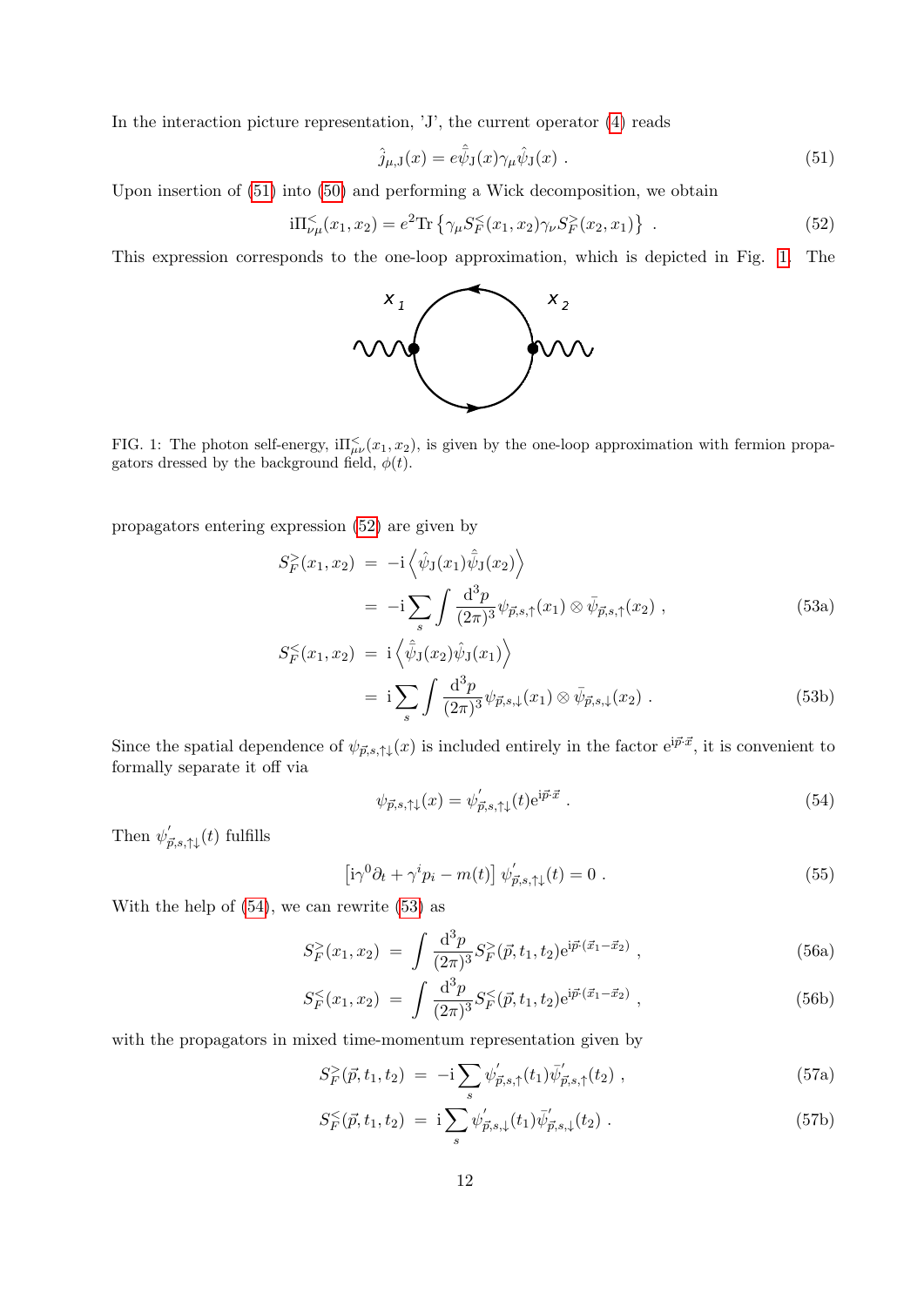In the interaction picture representation, 'J', the current operator (4) reads

$$\hat{j}_{\mu,\mathrm{J}}(x) = e\hat{\bar{\psi}}_{\mathrm{J}}(x)\gamma_\mu\hat{\psi}_{\mathrm{J}}(x) \ . \tag{51}$$

Upon insertion of (51) into (50) and performing a Wick decomposition, we obtain

$$\mathrm{i}\Pi^{<}_{\nu\mu}(x_1,x_2) = e^2\mathrm{Tr}\left\{\gamma_\mu S^{<}_{F}(x_1,x_2)\gamma_\nu S^{>}_{F}(x_2,x_1)\right\} \ . \tag{52}$$

This expression corresponds to the one-loop approximation, which is depicted in Fig. 1. The

FIG. 1: The photon self-energy, $\mathrm{i}\Pi^{<}_{\mu\nu}(x_1,x_2)$, is given by the one-loop approximation with fermion propagators dressed by the background field, $\phi(t)$.

propagators entering expression (52) are given by

$$\begin{aligned}
S^{>}_{F}(x_1,x_2) &= -\mathrm{i}\left\langle \hat{\psi}_{\mathrm{J}}(x_1)\hat{\bar{\psi}}_{\mathrm{J}}(x_2)\right\rangle \\
&= -\mathrm{i}\sum_s\int\frac{\mathrm{d}^3p}{(2\pi)^3}\psi_{\vec{p},s,\uparrow}(x_1)\otimes\bar{\psi}_{\vec{p},s,\uparrow}(x_2) \ , 
\end{aligned}\tag{53a}$$

$$\begin{aligned}
S^{<}_{F}(x_1,x_2) &= \mathrm{i}\left\langle \hat{\bar{\psi}}_{\mathrm{J}}(x_2)\hat{\psi}_{\mathrm{J}}(x_1)\right\rangle \\
&= \mathrm{i}\sum_s\int\frac{\mathrm{d}^3p}{(2\pi)^3}\psi_{\vec{p},s,\downarrow}(x_1)\otimes\bar{\psi}_{\vec{p},s,\downarrow}(x_2) \ . 
\end{aligned}\tag{53b}$$

Since the spatial dependence of $\psi_{\vec{p},s,\uparrow\downarrow}(x)$ is included entirely in the factor $\mathrm{e}^{\mathrm{i}\vec{p}\cdot\vec{x}}$, it is convenient to formally separate it off via

$$\psi_{\vec{p},s,\uparrow\downarrow}(x) = \psi^{'}_{\vec{p},s,\uparrow\downarrow}(t)\mathrm{e}^{\mathrm{i}\vec{p}\cdot\vec{x}} \ . \tag{54}$$

Then $\psi^{'}_{\vec{p},s,\uparrow\downarrow}(t)$ fulfills

$$\left[\mathrm{i}\gamma^0\partial_t + \gamma^i p_i - m(t)\right]\psi^{'}_{\vec{p},s,\uparrow\downarrow}(t) = 0 \ . \tag{55}$$

With the help of (54), we can rewrite (53) as

$$S^{>}_{F}(x_1,x_2) = \int\frac{\mathrm{d}^3p}{(2\pi)^3}S^{>}_{F}(\vec{p},t_1,t_2)\mathrm{e}^{\mathrm{i}\vec{p}\cdot(\vec{x}_1-\vec{x}_2)} \ , \tag{56a}$$

$$S^{<}_{F}(x_1,x_2) = \int\frac{\mathrm{d}^3p}{(2\pi)^3}S^{<}_{F}(\vec{p},t_1,t_2)\mathrm{e}^{\mathrm{i}\vec{p}\cdot(\vec{x}_1-\vec{x}_2)} \ , \tag{56b}$$

with the propagators in mixed time-momentum representation given by

$$S^{>}_{F}(\vec{p},t_1,t_2) = -\mathrm{i}\sum_s\psi^{'}_{\vec{p},s,\uparrow}(t_1)\bar{\psi}^{'}_{\vec{p},s,\uparrow}(t_2) \ , \tag{57a}$$

$$S^{<}_{F}(\vec{p},t_1,t_2) = \mathrm{i}\sum_s\psi^{'}_{\vec{p},s,\downarrow}(t_1)\bar{\psi}^{'}_{\vec{p},s,\downarrow}(t_2) \ . \tag{57b}$$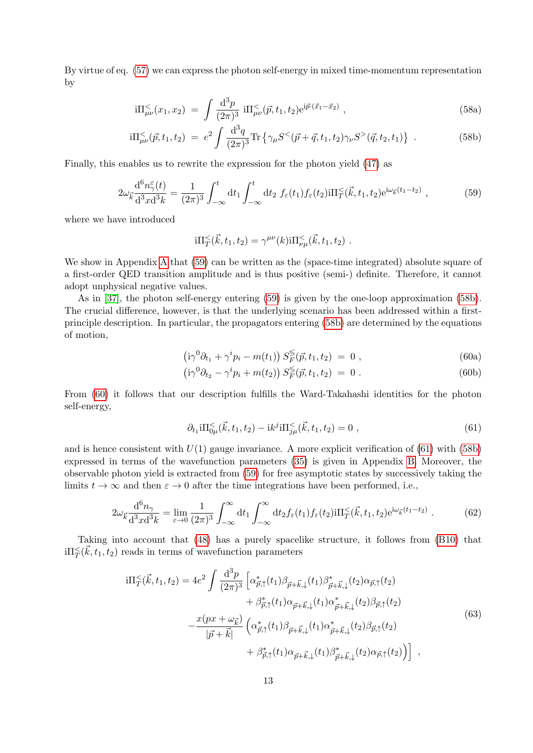By virtue of eq. (57) we can express the photon self-energy in mixed time-momentum representation by

$$
\mathrm{i}\Pi^{<}_{\mu\nu}(x_1,x_2) \;=\; \int \frac{\mathrm{d}^3p}{(2\pi)^3}\; \mathrm{i}\Pi^{<}_{\mu\nu}(\vec{p},t_1,t_2)\mathrm{e}^{\mathrm{i}\vec{p}\cdot(\vec{x}_1-\vec{x}_2)} \;, \tag{58a}
$$

$$
\mathrm{i}\Pi^{<}_{\mu\nu}(\vec{p},t_1,t_2) \;=\; e^2\int \frac{\mathrm{d}^3q}{(2\pi)^3}\mathrm{Tr}\left\{\gamma_\mu S^{<}(\vec{p}+\vec{q},t_1,t_2)\gamma_\nu S^{>}(\vec{q},t_2,t_1)\right\} \;. \tag{58b}
$$

Finally, this enables us to rewrite the expression for the photon yield (47) as

$$
2\omega_{\vec{k}}\frac{\mathrm{d}^6 n^{\varepsilon}_{\gamma}(t)}{\mathrm{d}^3x\mathrm{d}^3k} = \frac{1}{(2\pi)^3}\int_{-\infty}^{t}\mathrm{d}t_1\int_{-\infty}^{t}\mathrm{d}t_2\; f_\varepsilon(t_1)f_\varepsilon(t_2)\mathrm{i}\Pi^{<}_{T}(\vec{k},t_1,t_2)\mathrm{e}^{\mathrm{i}\omega_{\vec{k}}(t_1-t_2)} \;, \tag{59}
$$

where we have introduced

$$
\mathrm{i}\Pi^{<}_{T}(\vec{k},t_1,t_2) = \gamma^{\mu\nu}(k)\mathrm{i}\Pi^{<}_{\nu\mu}(\vec{k},t_1,t_2) \;.
$$

We show in Appendix A that (59) can be written as the (space-time integrated) absolute square of a first-order QED transition amplitude and is thus positive (semi-) definite. Therefore, it cannot adopt unphysical negative values.

As in [37], the photon self-energy entering (59) is given by the one-loop approximation (58b). The crucial difference, however, is that the underlying scenario has been addressed within a first-principle description. In particular, the propagators entering (58b) are determined by the equations of motion,

$$
\left(\mathrm{i}\gamma^0\partial_{t_1} + \gamma^i p_i - m(t_1)\right) S^{\lessgtr}_{F}(\vec{p},t_1,t_2) \;=\; 0 \;, \tag{60a}
$$

$$
\left(\mathrm{i}\gamma^0\partial_{t_2} - \gamma^i p_i + m(t_2)\right) S^{\lessgtr}_{F}(\vec{p},t_1,t_2) \;=\; 0 \;. \tag{60b}
$$

From (60) it follows that our description fulfills the Ward-Takahashi identities for the photon self-energy,

$$
\partial_{t_1}\mathrm{i}\Pi^{<}_{0\mu}(\vec{k},t_1,t_2) - \mathrm{i}k^j\mathrm{i}\Pi^{<}_{j\mu}(\vec{k},t_1,t_2) = 0 \;, \tag{61}
$$

and is hence consistent with $U(1)$ gauge invariance. A more explicit verification of (61) with (58b) expressed in terms of the wavefunction parameters (35) is given in Appendix B. Moreover, the observable photon yield is extracted from (59) for free asymptotic states by successively taking the limits $t\to\infty$ and then $\varepsilon\to 0$ after the time integrations have been performed, i.e.,

$$
2\omega_{\vec{k}}\frac{\mathrm{d}^6 n_{\gamma}}{\mathrm{d}^3x\mathrm{d}^3k} = \lim_{\varepsilon\to 0}\frac{1}{(2\pi)^3}\int_{-\infty}^{\infty}\mathrm{d}t_1\int_{-\infty}^{\infty}\mathrm{d}t_2 f_\varepsilon(t_1)f_\varepsilon(t_2)\mathrm{i}\Pi^{<}_{T}(\vec{k},t_1,t_2)\mathrm{e}^{\mathrm{i}\omega_{\vec{k}}(t_1-t_2)} \;. \tag{62}
$$

Taking into account that (48) has a purely spacelike structure, it follows from (B10) that $\mathrm{i}\Pi^{<}_{T}(\vec{k},t_1,t_2)$ reads in terms of wavefunction parameters

$$
\begin{aligned}
\mathrm{i}\Pi^{<}_{T}(\vec{k},t_1,t_2) = 4e^2\int\frac{\mathrm{d}^3p}{(2\pi)^3}\Big[&\alpha^*_{\vec{p},\uparrow}(t_1)\beta_{\vec{p}+\vec{k},\downarrow}(t_1)\beta^*_{\vec{p}+\vec{k},\downarrow}(t_2)\alpha_{\vec{p},\uparrow}(t_2) \\
&+\beta^*_{\vec{p},\uparrow}(t_1)\alpha_{\vec{p}+\vec{k},\downarrow}(t_1)\alpha^*_{\vec{p}+\vec{k},\downarrow}(t_2)\beta_{\vec{p},\uparrow}(t_2) \\
-\frac{x(px+\omega_{\vec{k}})}{|\vec{p}+\vec{k}|}&\Big(\alpha^*_{\vec{p},\uparrow}(t_1)\beta_{\vec{p}+\vec{k},\downarrow}(t_1)\alpha^*_{\vec{p}+\vec{k},\downarrow}(t_2)\beta_{\vec{p},\uparrow}(t_2) \\
&+\beta^*_{\vec{p},\uparrow}(t_1)\alpha_{\vec{p}+\vec{k},\downarrow}(t_1)\beta^*_{\vec{p}+\vec{k},\downarrow}(t_2)\alpha_{\vec{p},\uparrow}(t_2)\Big)\Big] \;,
\end{aligned} \tag{63}
$$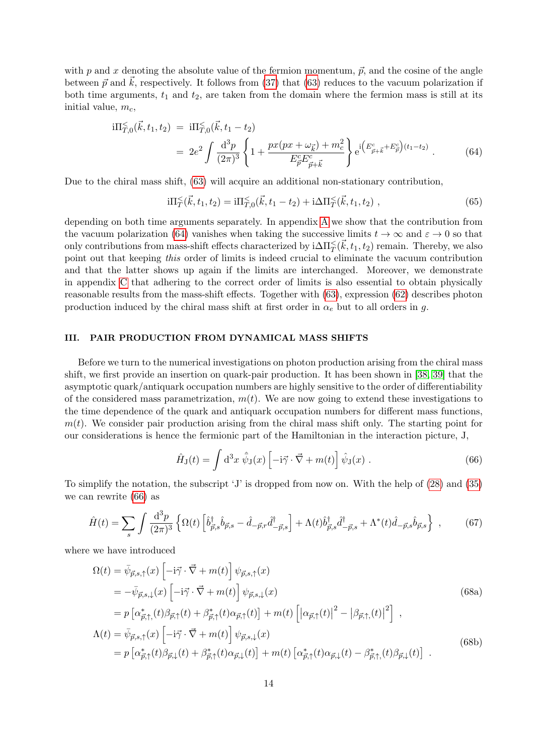with $p$ and $x$ denoting the absolute value of the fermion momentum, $\vec{p}$, and the cosine of the angle between $\vec{p}$ and $\vec{k}$, respectively. It follows from (37) that (63) reduces to the vacuum polarization if both time arguments, $t_1$ and $t_2$, are taken from the domain where the fermion mass is still at its initial value, $m_c$,

$$
\begin{aligned}
\mathrm{i}\Pi^{<}_{T,0}(\vec{k},t_1,t_2) &= \mathrm{i}\Pi^{<}_{T,0}(\vec{k},t_1-t_2) \\
&= 2e^2 \int \frac{\mathrm{d}^3p}{(2\pi)^3} \left\{ 1 + \frac{px(px+\omega_{\vec{k}}) + m_c^2}{E^c_{\vec{p}} E^c_{\vec{p}+\vec{k}}} \right\} \mathrm{e}^{\mathrm{i}\left(E^c_{\vec{p}+\vec{k}}+E^c_{\vec{p}}\right)(t_1-t_2)} \, .
\end{aligned} \tag{64}
$$

Due to the chiral mass shift, (63) will acquire an additional non-stationary contribution,

$$
\mathrm{i}\Pi^{<}_{T}(\vec{k},t_1,t_2) = \mathrm{i}\Pi^{<}_{T,0}(\vec{k},t_1-t_2) + \mathrm{i}\Delta\Pi^{<}_{T}(\vec{k},t_1,t_2) \, , \tag{65}
$$

depending on both time arguments separately. In appendix A we show that the contribution from the vacuum polarization (64) vanishes when taking the successive limits $t \to \infty$ and $\varepsilon \to 0$ so that only contributions from mass-shift effects characterized by $\mathrm{i}\Delta\Pi^{<}_{T}(\vec{k},t_1,t_2)$ remain. Thereby, we also point out that keeping *this* order of limits is indeed crucial to eliminate the vacuum contribution and that the latter shows up again if the limits are interchanged. Moreover, we demonstrate in appendix C that adhering to the correct order of limits is also essential to obtain physically reasonable results from the mass-shift effects. Together with (63), expression (62) describes photon production induced by the chiral mass shift at first order in $\alpha_e$ but to all orders in $g$.

## III. PAIR PRODUCTION FROM DYNAMICAL MASS SHIFTS

Before we turn to the numerical investigations on photon production arising from the chiral mass shift, we first provide an insertion on quark-pair production. It has been shown in [38, 39] that the asymptotic quark/antiquark occupation numbers are highly sensitive to the order of differentiability of the considered mass parametrization, $m(t)$. We are now going to extend these investigations to the time dependence of the quark and antiquark occupation numbers for different mass functions, $m(t)$. We consider pair production arising from the chiral mass shift only. The starting point for our considerations is hence the fermionic part of the Hamiltonian in the interaction picture, J,

$$
\hat{H}_{\mathrm{J}}(t) = \int \mathrm{d}^3x \, \hat{\bar{\psi}}_{\mathrm{J}}(x) \left[ -\mathrm{i}\vec{\gamma}\cdot\vec{\nabla} + m(t) \right] \hat{\psi}_{\mathrm{J}}(x) \, . \tag{66}
$$

To simplify the notation, the subscript 'J' is dropped from now on. With the help of (28) and (35) we can rewrite (66) as

$$
\hat{H}(t) = \sum_s \int \frac{\mathrm{d}^3p}{(2\pi)^3} \left\{ \Omega(t) \left[ \hat{b}^\dagger_{\vec{p},s}\hat{b}_{\vec{p},s} - \hat{d}_{-\vec{p},r}\hat{d}^\dagger_{-\vec{p},s} \right] + \Lambda(t)\hat{b}^\dagger_{\vec{p},s}\hat{d}^\dagger_{-\vec{p},s} + \Lambda^*(t)\hat{d}_{-\vec{p},s}\hat{b}_{\vec{p},s} \right\} \, , \tag{67}
$$

where we have introduced

$$
\begin{aligned}
\Omega(t) &= \bar{\psi}_{\vec{p},s,\uparrow}(x) \left[ -\mathrm{i}\vec{\gamma}\cdot\vec{\nabla} + m(t) \right] \psi_{\vec{p},s,\uparrow}(x) \\
&= -\bar{\psi}_{\vec{p},s,\downarrow}(x) \left[ -\mathrm{i}\vec{\gamma}\cdot\vec{\nabla} + m(t) \right] \psi_{\vec{p},s,\downarrow}(x) \\
&= p \left[ \alpha^*_{\vec{p},\uparrow,}(t)\beta_{\vec{p},\uparrow}(t) + \beta^*_{\vec{p},\uparrow}(t)\alpha_{\vec{p},\uparrow}(t) \right] + m(t) \left[ \left|\alpha_{\vec{p},\uparrow}(t)\right|^2 - \left|\beta_{\vec{p},\uparrow,}(t)\right|^2 \right] \, ,
\end{aligned} \tag{68a}
$$

$$
\begin{aligned}
\Lambda(t) &= \bar{\psi}_{\vec{p},s,\uparrow}(x) \left[ -\mathrm{i}\vec{\gamma}\cdot\vec{\nabla} + m(t) \right] \psi_{\vec{p},s,\downarrow}(x) \\
&= p \left[ \alpha^*_{\vec{p},\uparrow}(t)\beta_{\vec{p},\downarrow}(t) + \beta^*_{\vec{p},\uparrow}(t)\alpha_{\vec{p},\downarrow}(t) \right] + m(t) \left[ \alpha^*_{\vec{p},\uparrow}(t)\alpha_{\vec{p},\downarrow}(t) - \beta^*_{\vec{p},\uparrow,}(t)\beta_{\vec{p},\downarrow}(t) \right] \, .
\end{aligned} \tag{68b}
$$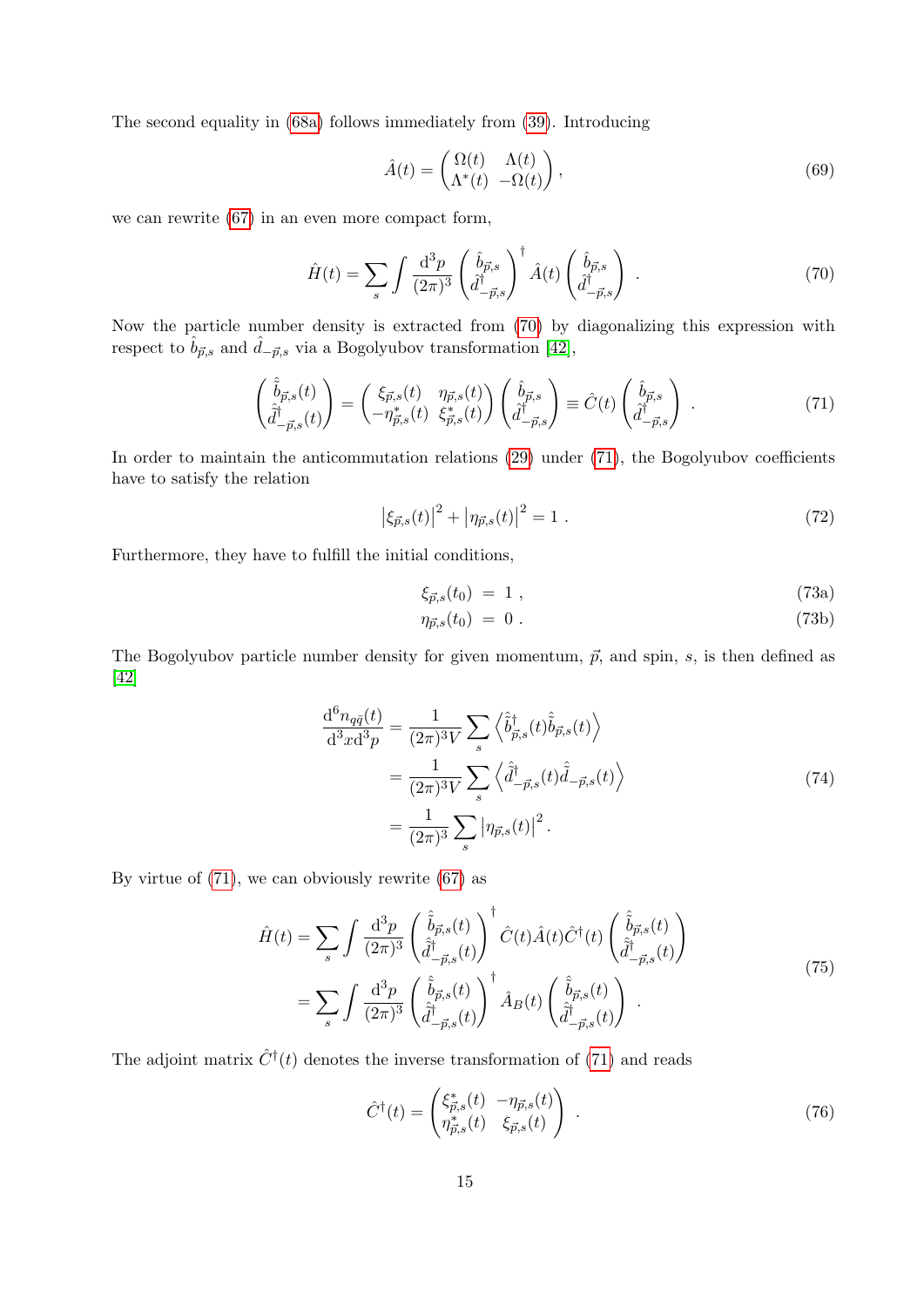The second equality in (68a) follows immediately from (39). Introducing

$$\hat{A}(t) = \begin{pmatrix} \Omega(t) & \Lambda(t) \\ \Lambda^*(t) & -\Omega(t) \end{pmatrix} , \tag{69}$$

we can rewrite (67) in an even more compact form,

$$\hat{H}(t) = \sum_s \int \frac{\mathrm{d}^3 p}{(2\pi)^3} \begin{pmatrix} \hat{b}_{\vec{p},s} \\ \hat{d}^\dagger_{-\vec{p},s} \end{pmatrix}^\dagger \hat{A}(t) \begin{pmatrix} \hat{b}_{\vec{p},s} \\ \hat{d}^\dagger_{-\vec{p},s} \end{pmatrix} . \tag{70}$$

Now the particle number density is extracted from (70) by diagonalizing this expression with respect to $\hat{b}_{\vec{p},s}$ and $\hat{d}_{-\vec{p},s}$ via a Bogolyubov transformation [42],

$$\begin{pmatrix} \hat{\tilde{b}}_{\vec{p},s}(t) \\ \hat{\tilde{d}}^\dagger_{-\vec{p},s}(t) \end{pmatrix} = \begin{pmatrix} \xi_{\vec{p},s}(t) & \eta_{\vec{p},s}(t) \\ -\eta^*_{\vec{p},s}(t) & \xi^*_{\vec{p},s}(t) \end{pmatrix} \begin{pmatrix} \hat{b}_{\vec{p},s} \\ \hat{d}^\dagger_{-\vec{p},s} \end{pmatrix} \equiv \hat{C}(t) \begin{pmatrix} \hat{b}_{\vec{p},s} \\ \hat{d}^\dagger_{-\vec{p},s} \end{pmatrix} . \tag{71}$$

In order to maintain the anticommutation relations (29) under (71), the Bogolyubov coefficients have to satisfy the relation

$$\left|\xi_{\vec{p},s}(t)\right|^2 + \left|\eta_{\vec{p},s}(t)\right|^2 = 1 . \tag{72}$$

Furthermore, they have to fulfill the initial conditions,

$$\xi_{\vec{p},s}(t_0) \; = \; 1 , \tag{73a}$$

$$\eta_{\vec{p},s}(t_0) \; = \; 0 . \tag{73b}$$

The Bogolyubov particle number density for given momentum, $\vec{p}$, and spin, $s$, is then defined as [42]

$$\begin{aligned}
\frac{\mathrm{d}^6 n_{q\bar{q}}(t)}{\mathrm{d}^3 x \mathrm{d}^3 p} &= \frac{1}{(2\pi)^3 V} \sum_s \left\langle \hat{\tilde{b}}^\dagger_{\vec{p},s}(t) \hat{\tilde{b}}_{\vec{p},s}(t) \right\rangle \\
&= \frac{1}{(2\pi)^3 V} \sum_s \left\langle \hat{\tilde{d}}^\dagger_{-\vec{p},s}(t) \hat{\tilde{d}}_{-\vec{p},s}(t) \right\rangle \\
&= \frac{1}{(2\pi)^3} \sum_s \left|\eta_{\vec{p},s}(t)\right|^2 .
\end{aligned} \tag{74}$$

By virtue of (71), we can obviously rewrite (67) as

$$\begin{aligned}
\hat{H}(t) &= \sum_s \int \frac{\mathrm{d}^3 p}{(2\pi)^3} \begin{pmatrix} \hat{\tilde{b}}_{\vec{p},s}(t) \\ \hat{\tilde{d}}^\dagger_{-\vec{p},s}(t) \end{pmatrix}^\dagger \hat{C}(t) \hat{A}(t) \hat{C}^\dagger(t) \begin{pmatrix} \hat{\tilde{b}}_{\vec{p},s}(t) \\ \hat{\tilde{d}}^\dagger_{-\vec{p},s}(t) \end{pmatrix} \\
&= \sum_s \int \frac{\mathrm{d}^3 p}{(2\pi)^3} \begin{pmatrix} \hat{\tilde{b}}_{\vec{p},s}(t) \\ \hat{\tilde{d}}^\dagger_{-\vec{p},s}(t) \end{pmatrix}^\dagger \hat{A}_B(t) \begin{pmatrix} \hat{\tilde{b}}_{\vec{p},s}(t) \\ \hat{\tilde{d}}^\dagger_{-\vec{p},s}(t) \end{pmatrix} .
\end{aligned} \tag{75}$$

The adjoint matrix $\hat{C}^\dagger(t)$ denotes the inverse transformation of (71) and reads

$$\hat{C}^\dagger(t) = \begin{pmatrix} \xi^*_{\vec{p},s}(t) & -\eta_{\vec{p},s}(t) \\ \eta^*_{\vec{p},s}(t) & \xi_{\vec{p},s}(t) \end{pmatrix} . \tag{76}$$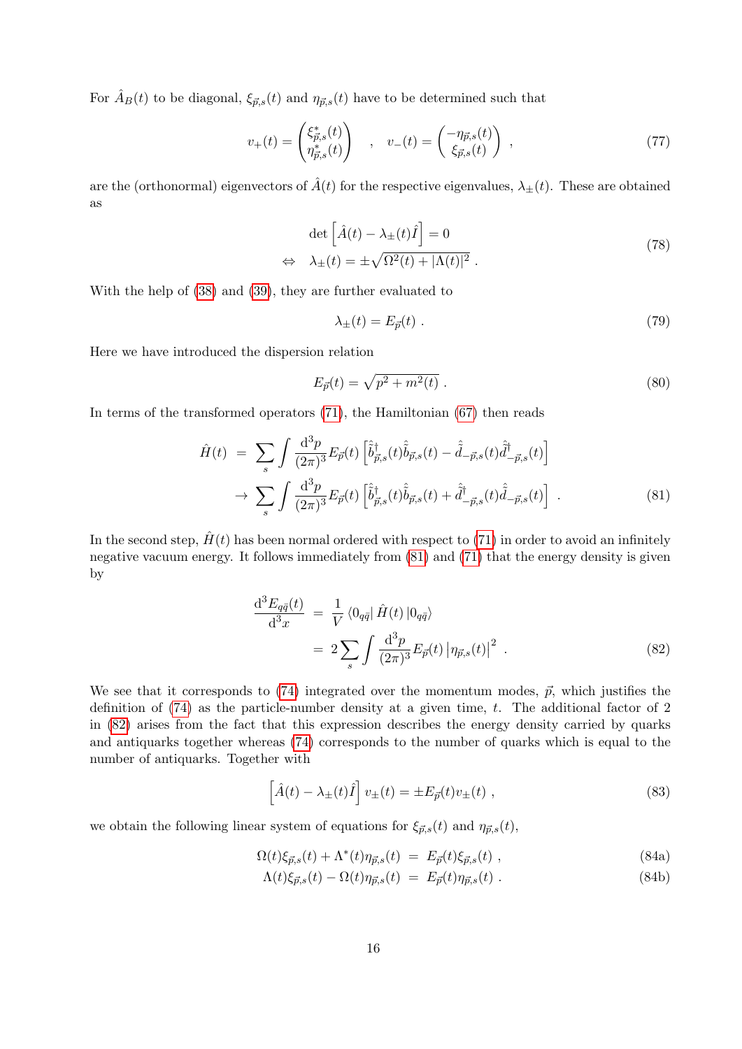For $\hat{A}_B(t)$ to be diagonal, $\xi_{\vec{p},s}(t)$ and $\eta_{\vec{p},s}(t)$ have to be determined such that

$$v_+(t) = \begin{pmatrix} \xi^*_{\vec{p},s}(t) \\ \eta^*_{\vec{p},s}(t) \end{pmatrix} \quad , \quad v_-(t) = \begin{pmatrix} -\eta_{\vec{p},s}(t) \\ \xi_{\vec{p},s}(t) \end{pmatrix} \ , \tag{77}$$

are the (orthonormal) eigenvectors of $\hat{A}(t)$ for the respective eigenvalues, $\lambda_\pm(t)$. These are obtained as

$$\begin{aligned} &\det\left[\hat{A}(t) - \lambda_\pm(t)\hat{I}\right] = 0 \\ \Leftrightarrow \quad &\lambda_\pm(t) = \pm\sqrt{\Omega^2(t) + |\Lambda(t)|^2} \ . \end{aligned} \tag{78}$$

With the help of (38) and (39), they are further evaluated to

$$\lambda_\pm(t) = E_{\vec{p}}(t) \ . \tag{79}$$

Here we have introduced the dispersion relation

$$E_{\vec{p}}(t) = \sqrt{p^2 + m^2(t)} \ . \tag{80}$$

In terms of the transformed operators (71), the Hamiltonian (67) then reads

$$\begin{aligned} \hat{H}(t) &= \sum_s \int \frac{\mathrm{d}^3p}{(2\pi)^3} E_{\vec{p}}(t) \left[\hat{\tilde{b}}^\dagger_{\vec{p},s}(t)\hat{\tilde{b}}_{\vec{p},s}(t) - \hat{\tilde{d}}_{-\vec{p},s}(t)\hat{\tilde{d}}^\dagger_{-\vec{p},s}(t)\right] \\ &\to \sum_s \int \frac{\mathrm{d}^3p}{(2\pi)^3} E_{\vec{p}}(t) \left[\hat{\tilde{b}}^\dagger_{\vec{p},s}(t)\hat{\tilde{b}}_{\vec{p},s}(t) + \hat{\tilde{d}}^\dagger_{-\vec{p},s}(t)\hat{\tilde{d}}_{-\vec{p},s}(t)\right] \ . \end{aligned} \tag{81}$$

In the second step, $\hat{H}(t)$ has been normal ordered with respect to (71) in order to avoid an infinitely negative vacuum energy. It follows immediately from (81) and (71) that the energy density is given by

$$\begin{aligned} \frac{\mathrm{d}^3E_{q\bar{q}}(t)}{\mathrm{d}^3x} &= \frac{1}{V}\langle 0_{q\bar{q}}|\,\hat{H}(t)\,|0_{q\bar{q}}\rangle \\ &= 2\sum_s \int \frac{\mathrm{d}^3p}{(2\pi)^3} E_{\vec{p}}(t)\left|\eta_{\vec{p},s}(t)\right|^2 \ . \end{aligned} \tag{82}$$

We see that it corresponds to (74) integrated over the momentum modes, $\vec{p}$, which justifies the definition of (74) as the particle-number density at a given time, $t$. The additional factor of 2 in (82) arises from the fact that this expression describes the energy density carried by quarks and antiquarks together whereas (74) corresponds to the number of quarks which is equal to the number of antiquarks. Together with

$$\left[\hat{A}(t) - \lambda_\pm(t)\hat{I}\right] v_\pm(t) = \pm E_{\vec{p}}(t) v_\pm(t) \ , \tag{83}$$

we obtain the following linear system of equations for $\xi_{\vec{p},s}(t)$ and $\eta_{\vec{p},s}(t)$,

$$\Omega(t)\xi_{\vec{p},s}(t) + \Lambda^*(t)\eta_{\vec{p},s}(t) = E_{\vec{p}}(t)\xi_{\vec{p},s}(t) \ , \tag{84a}$$

$$\Lambda(t)\xi_{\vec{p},s}(t) - \Omega(t)\eta_{\vec{p},s}(t) = E_{\vec{p}}(t)\eta_{\vec{p},s}(t) \ . \tag{84b}$$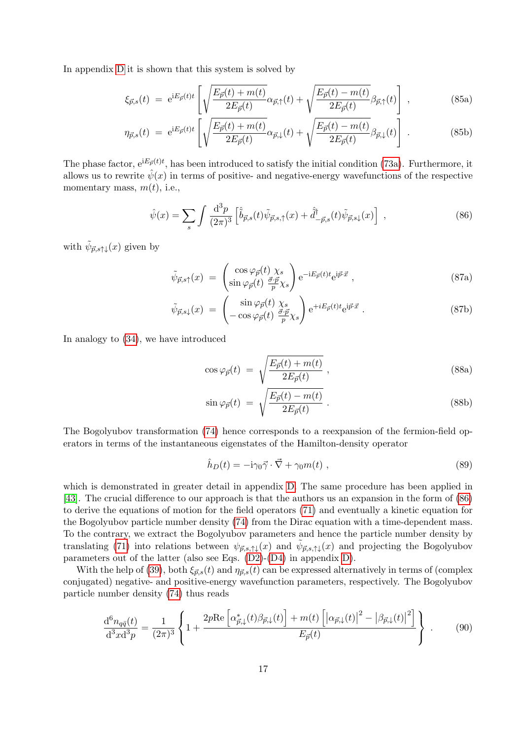In appendix D it is shown that this system is solved by

$$\xi_{\vec{p},s}(t) \;=\; \mathrm{e}^{\mathrm{i}E_{\vec{p}}(t)t}\left[\sqrt{\frac{E_{\vec{p}}(t)+m(t)}{2E_{\vec{p}}(t)}}\alpha_{\vec{p},\uparrow}(t)+\sqrt{\frac{E_{\vec{p}}(t)-m(t)}{2E_{\vec{p}}(t)}}\beta_{\vec{p},\uparrow}(t)\right] , \tag{85a}$$

$$\eta_{\vec{p},s}(t) \;=\; \mathrm{e}^{\mathrm{i}E_{\vec{p}}(t)t}\left[\sqrt{\frac{E_{\vec{p}}(t)+m(t)}{2E_{\vec{p}}(t)}}\alpha_{\vec{p},\downarrow}(t)+\sqrt{\frac{E_{\vec{p}}(t)-m(t)}{2E_{\vec{p}}(t)}}\beta_{\vec{p},\downarrow}(t)\right] . \tag{85b}$$

The phase factor, $\mathrm{e}^{\mathrm{i}E_{\vec{p}}(t)t}$, has been introduced to satisfy the initial condition (73a). Furthermore, it allows us to rewrite $\hat{\psi}(x)$ in terms of positive- and negative-energy wavefunctions of the respective momentary mass, $m(t)$, i.e.,

$$\hat{\psi}(x) = \sum_s \int \frac{\mathrm{d}^3p}{(2\pi)^3}\left[\hat{\tilde{b}}_{\vec{p},s}(t)\tilde{\psi}_{\vec{p},s,\uparrow}(x)+\hat{\tilde{d}}^{\dagger}_{-\vec{p},s}(t)\tilde{\psi}_{\vec{p},s\downarrow}(x)\right] , \tag{86}$$

with $\tilde{\psi}_{\vec{p},s\uparrow\downarrow}(x)$ given by

$$\tilde{\psi}_{\vec{p},s\uparrow}(x) \;=\; \begin{pmatrix} \cos\varphi_{\vec{p}}(t)\ \chi_s \\ \sin\varphi_{\vec{p}}(t)\ \frac{\vec{\sigma}\cdot\vec{p}}{p}\chi_s \end{pmatrix}\mathrm{e}^{-\mathrm{i}E_{\vec{p}}(t)t}\mathrm{e}^{\mathrm{i}\vec{p}\cdot\vec{x}} , \tag{87a}$$

$$\tilde{\psi}_{\vec{p},s\downarrow}(x) \;=\; \begin{pmatrix} \sin\varphi_{\vec{p}}(t)\ \chi_s \\ -\cos\varphi_{\vec{p}}(t)\ \frac{\vec{\sigma}\cdot\vec{p}}{p}\chi_s \end{pmatrix}\mathrm{e}^{+iE_{\vec{p}}(t)t}\mathrm{e}^{\mathrm{i}\vec{p}\cdot\vec{x}} . \tag{87b}$$

In analogy to (34), we have introduced

$$\cos\varphi_{\vec{p}}(t) \;=\; \sqrt{\frac{E_{\vec{p}}(t)+m(t)}{2E_{\vec{p}}(t)}} , \tag{88a}$$

$$\sin\varphi_{\vec{p}}(t) \;=\; \sqrt{\frac{E_{\vec{p}}(t)-m(t)}{2E_{\vec{p}}(t)}} . \tag{88b}$$

The Bogolyubov transformation (74) hence corresponds to a reexpansion of the fermion-field operators in terms of the instantaneous eigenstates of the Hamilton-density operator

$$\hat{h}_D(t) = -\mathrm{i}\gamma_0\vec{\gamma}\cdot\vec{\nabla}+\gamma_0 m(t) , \tag{89}$$

which is demonstrated in greater detail in appendix D. The same procedure has been applied in [43]. The crucial difference to our approach is that the authors us an expansion in the form of (86) to derive the equations of motion for the field operators (71) and eventually a kinetic equation for the Bogolyubov particle number density (74) from the Dirac equation with a time-dependent mass. To the contrary, we extract the Bogolyubov parameters and hence the particle number density by translating (71) into relations between $\psi_{\vec{p},s,\uparrow\downarrow}(x)$ and $\tilde{\psi}_{\vec{p},s,\uparrow\downarrow}(x)$ and projecting the Bogolyubov parameters out of the latter (also see Eqs. (D2)-(D4) in appendix D).

With the help of (39), both $\xi_{\vec{p},s}(t)$ and $\eta_{\vec{p},s}(t)$ can be expressed alternatively in terms of (complex conjugated) negative- and positive-energy wavefunction parameters, respectively. The Bogolyubov particle number density (74) thus reads

$$\frac{\mathrm{d}^6 n_{q\bar{q}}(t)}{\mathrm{d}^3x\mathrm{d}^3p} = \frac{1}{(2\pi)^3}\left\{1+\frac{2p\mathrm{Re}\left[\alpha^*_{\vec{p},\downarrow}(t)\beta_{\vec{p},\downarrow}(t)\right]+m(t)\left[\left|\alpha_{\vec{p},\downarrow}(t)\right|^2-\left|\beta_{\vec{p},\downarrow}(t)\right|^2\right]}{E_{\vec{p}}(t)}\right\} . \tag{90}$$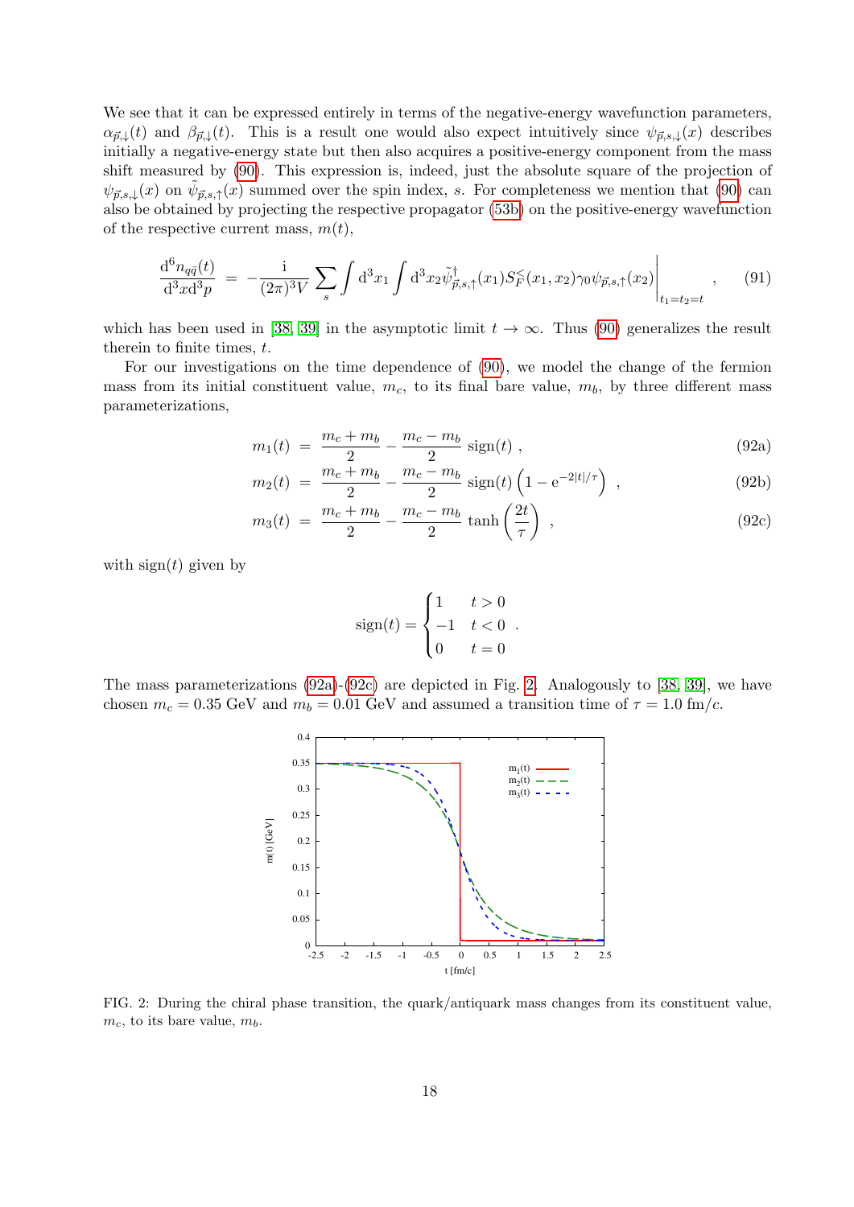We see that it can be expressed entirely in terms of the negative-energy wavefunction parameters, $\alpha_{\vec{p},\downarrow}(t)$ and $\beta_{\vec{p},\downarrow}(t)$. This is a result one would also expect intuitively since $\psi_{\vec{p},s,\downarrow}(x)$ describes initially a negative-energy state but then also acquires a positive-energy component from the mass shift measured by (90). This expression is, indeed, just the absolute square of the projection of $\psi_{\vec{p},s,\downarrow}(x)$ on $\tilde{\psi}_{\vec{p},s,\uparrow}(x)$ summed over the spin index, $s$. For completeness we mention that (90) can also be obtained by projecting the respective propagator (53b) on the positive-energy wavefunction of the respective current mass, $m(t)$,

$$\frac{\mathrm{d}^6 n_{q\bar{q}}(t)}{\mathrm{d}^3x\mathrm{d}^3p} = -\frac{\mathrm{i}}{(2\pi)^3 V}\sum_s \int \mathrm{d}^3x_1 \int \mathrm{d}^3x_2 \tilde{\psi}^\dagger_{\vec{p},s,\uparrow}(x_1) S_F^<(x_1,x_2)\gamma_0 \psi_{\vec{p},s,\uparrow}(x_2)\Big|_{t_1=t_2=t} , \tag{91}$$

which has been used in [38, 39] in the asymptotic limit $t \to \infty$. Thus (90) generalizes the result therein to finite times, $t$.

For our investigations on the time dependence of (90), we model the change of the fermion mass from its initial constituent value, $m_c$, to its final bare value, $m_b$, by three different mass parameterizations,

$$m_1(t) = \frac{m_c + m_b}{2} - \frac{m_c - m_b}{2}\,\mathrm{sign}(t) , \tag{92a}$$

$$m_2(t) = \frac{m_c + m_b}{2} - \frac{m_c - m_b}{2}\,\mathrm{sign}(t)\left(1 - \mathrm{e}^{-2|t|/\tau}\right) , \tag{92b}$$

$$m_3(t) = \frac{m_c + m_b}{2} - \frac{m_c - m_b}{2}\tanh\left(\frac{2t}{\tau}\right) , \tag{92c}$$

with $\mathrm{sign}(t)$ given by

$$\mathrm{sign}(t) = \begin{cases} 1 & t > 0 \\ -1 & t < 0 \\ 0 & t = 0 \end{cases} .$$

The mass parameterizations (92a)-(92c) are depicted in Fig. 2. Analogously to [38, 39], we have chosen $m_c = 0.35$ GeV and $m_b = 0.01$ GeV and assumed a transition time of $\tau = 1.0$ fm/$c$.

FIG. 2: During the chiral phase transition, the quark/antiquark mass changes from its constituent value, $m_c$, to its bare value, $m_b$.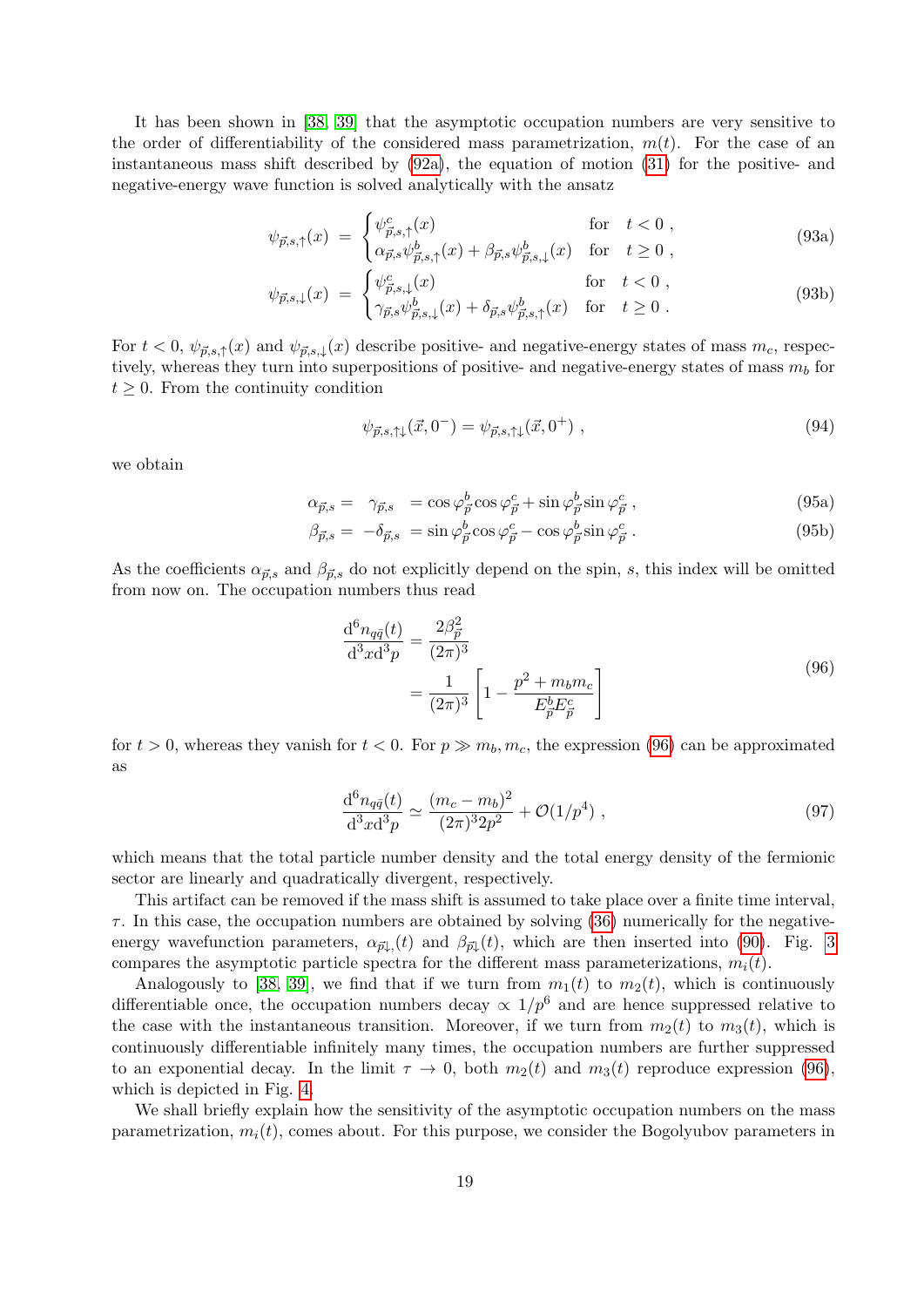It has been shown in [38, 39] that the asymptotic occupation numbers are very sensitive to the order of differentiability of the considered mass parametrization, $m(t)$. For the case of an instantaneous mass shift described by (92a), the equation of motion (31) for the positive- and negative-energy wave function is solved analytically with the ansatz

$$
\psi_{\vec{p},s,\uparrow}(x) \;=\; \begin{cases} \psi^{c}_{\vec{p},s,\uparrow}(x) & \text{for} \quad t < 0 \;, \\ \alpha_{\vec{p},s}\psi^{b}_{\vec{p},s,\uparrow}(x) + \beta_{\vec{p},s}\psi^{b}_{\vec{p},s,\downarrow}(x) & \text{for} \quad t \geq 0 \;, \end{cases} \tag{93a}
$$

$$
\psi_{\vec{p},s,\downarrow}(x) \;=\; \begin{cases} \psi^{c}_{\vec{p},s,\downarrow}(x) & \text{for} \quad t < 0 \;, \\ \gamma_{\vec{p},s}\psi^{b}_{\vec{p},s,\downarrow}(x) + \delta_{\vec{p},s}\psi^{b}_{\vec{p},s,\uparrow}(x) & \text{for} \quad t \geq 0 \;. \end{cases} \tag{93b}
$$

For $t < 0$, $\psi_{\vec{p},s,\uparrow}(x)$ and $\psi_{\vec{p},s,\downarrow}(x)$ describe positive- and negative-energy states of mass $m_c$, respectively, whereas they turn into superpositions of positive- and negative-energy states of mass $m_b$ for $t \geq 0$. From the continuity condition

$$
\psi_{\vec{p},s,\uparrow\downarrow}(\vec{x},0^-) = \psi_{\vec{p},s,\uparrow\downarrow}(\vec{x},0^+) \;, \tag{94}
$$

we obtain

$$
\alpha_{\vec{p},s} = \;\;\; \gamma_{\vec{p},s} \;\; = \cos\varphi^b_{\vec{p}}\cos\varphi^c_{\vec{p}} + \sin\varphi^b_{\vec{p}}\sin\varphi^c_{\vec{p}} \;, \tag{95a}
$$

$$
\beta_{\vec{p},s} = \; -\delta_{\vec{p},s} \;\; = \sin\varphi^b_{\vec{p}}\cos\varphi^c_{\vec{p}} - \cos\varphi^b_{\vec{p}}\sin\varphi^c_{\vec{p}} \;. \tag{95b}
$$

As the coefficients $\alpha_{\vec{p},s}$ and $\beta_{\vec{p},s}$ do not explicitly depend on the spin, $s$, this index will be omitted from now on. The occupation numbers thus read

$$
\begin{aligned}
\frac{\mathrm{d}^6 n_{q\bar{q}}(t)}{\mathrm{d}^3x\mathrm{d}^3p} &= \frac{2\beta^2_{\vec{p}}}{(2\pi)^3} \\
&= \frac{1}{(2\pi)^3}\left[1 - \frac{p^2 + m_b m_c}{E^b_{\vec{p}}E^c_{\vec{p}}}\right]
\end{aligned} \tag{96}
$$

for $t > 0$, whereas they vanish for $t < 0$. For $p \gg m_b, m_c$, the expression (96) can be approximated as

$$
\frac{\mathrm{d}^6 n_{q\bar{q}}(t)}{\mathrm{d}^3x\mathrm{d}^3p} \simeq \frac{(m_c - m_b)^2}{(2\pi)^3 2p^2} + \mathcal{O}(1/p^4) \;, \tag{97}
$$

which means that the total particle number density and the total energy density of the fermionic sector are linearly and quadratically divergent, respectively.

This artifact can be removed if the mass shift is assumed to take place over a finite time interval, $\tau$. In this case, the occupation numbers are obtained by solving (36) numerically for the negative-energy wavefunction parameters, $\alpha_{\vec{p}\downarrow}(t)$ and $\beta_{\vec{p}\downarrow}(t)$, which are then inserted into (90). Fig. 3 compares the asymptotic particle spectra for the different mass parameterizations, $m_i(t)$.

Analogously to [38, 39], we find that if we turn from $m_1(t)$ to $m_2(t)$, which is continuously differentiable once, the occupation numbers decay $\propto 1/p^6$ and are hence suppressed relative to the case with the instantaneous transition. Moreover, if we turn from $m_2(t)$ to $m_3(t)$, which is continuously differentiable infinitely many times, the occupation numbers are further suppressed to an exponential decay. In the limit $\tau \to 0$, both $m_2(t)$ and $m_3(t)$ reproduce expression (96), which is depicted in Fig. 4.

We shall briefly explain how the sensitivity of the asymptotic occupation numbers on the mass parametrization, $m_i(t)$, comes about. For this purpose, we consider the Bogolyubov parameters in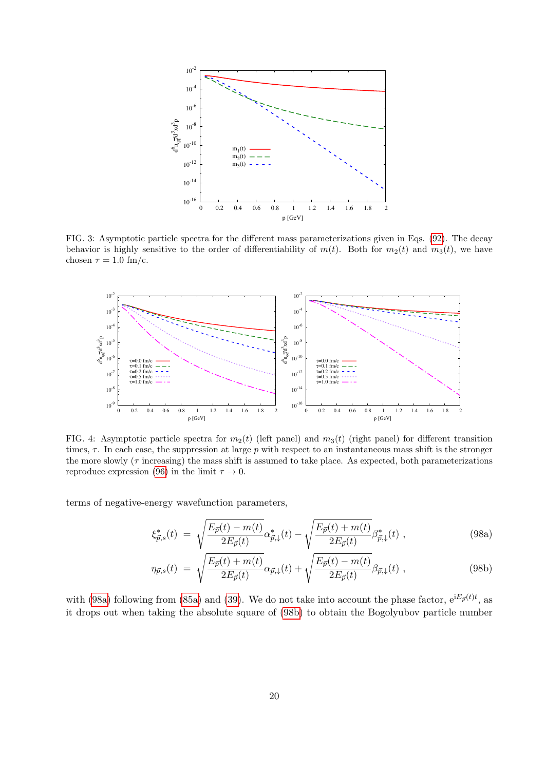FIG. 3: Asymptotic particle spectra for the different mass parameterizations given in Eqs. (92). The decay behavior is highly sensitive to the order of differentiability of $m(t)$. Both for $m_2(t)$ and $m_3(t)$, we have chosen $\tau = 1.0$ fm/c.

FIG. 4: Asymptotic particle spectra for $m_2(t)$ (left panel) and $m_3(t)$ (right panel) for different transition times, $\tau$. In each case, the suppression at large $p$ with respect to an instantaneous mass shift is the stronger the more slowly ($\tau$ increasing) the mass shift is assumed to take place. As expected, both parameterizations reproduce expression (96) in the limit $\tau \to 0$.

terms of negative-energy wavefunction parameters,

$$\xi^*_{\vec{p},s}(t) \;=\; \sqrt{\frac{E_{\vec{p}}(t) - m(t)}{2E_{\vec{p}}(t)}}\,\alpha^*_{\vec{p},\downarrow}(t) - \sqrt{\frac{E_{\vec{p}}(t) + m(t)}{2E_{\vec{p}}(t)}}\,\beta^*_{\vec{p},\downarrow}(t) \;, \tag{98a}$$

$$\eta_{\vec{p},s}(t) \;=\; \sqrt{\frac{E_{\vec{p}}(t) + m(t)}{2E_{\vec{p}}(t)}}\,\alpha_{\vec{p},\downarrow}(t) + \sqrt{\frac{E_{\vec{p}}(t) - m(t)}{2E_{\vec{p}}(t)}}\,\beta_{\vec{p},\downarrow}(t) \;, \tag{98b}$$

with (98a) following from (85a) and (39). We do not take into account the phase factor, $e^{iE_{\vec{p}}(t)t}$, as it drops out when taking the absolute square of (98b) to obtain the Bogolyubov particle number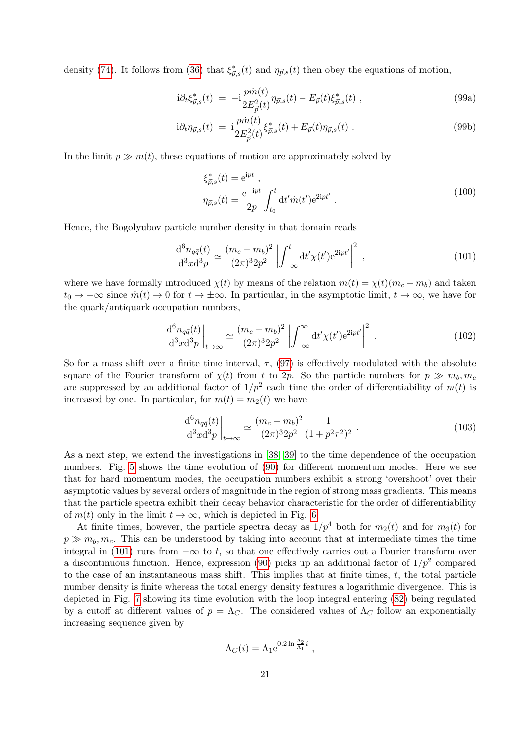density (74). It follows from (36) that $\xi^*_{\vec{p},s}(t)$ and $\eta_{\vec{p},s}(t)$ then obey the equations of motion,

$$
\mathrm{i}\partial_t \xi^*_{\vec{p},s}(t) = -\mathrm{i}\frac{p\dot{m}(t)}{2E^2_{\vec{p}}(t)}\eta_{\vec{p},s}(t) - E_{\vec{p}}(t)\xi^*_{\vec{p},s}(t) \, , \tag{99a}
$$

$$
\mathrm{i}\partial_t \eta_{\vec{p},s}(t) = \mathrm{i}\frac{p\dot{m}(t)}{2E^2_{\vec{p}}(t)}\xi^*_{\vec{p},s}(t) + E_{\vec{p}}(t)\eta_{\vec{p},s}(t) \, . \tag{99b}
$$

In the limit $p \gg m(t)$, these equations of motion are approximately solved by

$$
\begin{aligned}
&\xi^*_{\vec{p},s}(t) = \mathrm{e}^{\mathrm{i}pt} \, , \\
&\eta_{\vec{p},s}(t) = \frac{\mathrm{e}^{-\mathrm{i}pt}}{2p}\int_{t_0}^{t} \mathrm{d}t' \dot{m}(t')\mathrm{e}^{2\mathrm{i}pt'} \, .
\end{aligned} \tag{100}
$$

Hence, the Bogolyubov particle number density in that domain reads

$$
\frac{\mathrm{d}^6 n_{q\bar{q}}(t)}{\mathrm{d}^3x\mathrm{d}^3p} \simeq \frac{(m_c - m_b)^2}{(2\pi)^3 2p^2}\left|\int_{-\infty}^{t} \mathrm{d}t' \chi(t')\mathrm{e}^{2\mathrm{i}pt'}\right|^2 \, , \tag{101}
$$

where we have formally introduced $\chi(t)$ by means of the relation $\dot{m}(t) = \chi(t)(m_c - m_b)$ and taken $t_0 \to -\infty$ since $\dot{m}(t) \to 0$ for $t \to \pm\infty$. In particular, in the asymptotic limit, $t \to \infty$, we have for the quark/antiquark occupation numbers,

$$
\left.\frac{\mathrm{d}^6 n_{q\bar{q}}(t)}{\mathrm{d}^3x\mathrm{d}^3p}\right|_{t\to\infty} \simeq \frac{(m_c - m_b)^2}{(2\pi)^3 2p^2}\left|\int_{-\infty}^{\infty} \mathrm{d}t' \chi(t')\mathrm{e}^{2\mathrm{i}pt'}\right|^2 \, . \tag{102}
$$

So for a mass shift over a finite time interval, $\tau$, (97) is effectively modulated with the absolute square of the Fourier transform of $\chi(t)$ from $t$ to $2p$. So the particle numbers for $p \gg m_b, m_c$ are suppressed by an additional factor of $1/p^2$ each time the order of differentiability of $m(t)$ is increased by one. In particular, for $m(t) = m_2(t)$ we have

$$
\left.\frac{\mathrm{d}^6 n_{q\bar{q}}(t)}{\mathrm{d}^3x\mathrm{d}^3p}\right|_{t\to\infty} \simeq \frac{(m_c - m_b)^2}{(2\pi)^3 2p^2}\frac{1}{(1 + p^2\tau^2)^2} \, . \tag{103}
$$

As a next step, we extend the investigations in [38, 39] to the time dependence of the occupation numbers. Fig. 5 shows the time evolution of (90) for different momentum modes. Here we see that for hard momentum modes, the occupation numbers exhibit a strong 'overshoot' over their asymptotic values by several orders of magnitude in the region of strong mass gradients. This means that the particle spectra exhibit their decay behavior characteristic for the order of differentiability of $m(t)$ only in the limit $t \to \infty$, which is depicted in Fig. 6.

At finite times, however, the particle spectra decay as $1/p^4$ both for $m_2(t)$ and for $m_3(t)$ for $p \gg m_b, m_c$. This can be understood by taking into account that at intermediate times the time integral in (101) runs from $-\infty$ to $t$, so that one effectively carries out a Fourier transform over a discontinuous function. Hence, expression (90) picks up an additional factor of $1/p^2$ compared to the case of an instantaneous mass shift. This implies that at finite times, $t$, the total particle number density is finite whereas the total energy density features a logarithmic divergence. This is depicted in Fig. 7 showing its time evolution with the loop integral entering (82) being regulated by a cutoff at different values of $p = \Lambda_C$. The considered values of $\Lambda_C$ follow an exponentially increasing sequence given by

$$
\Lambda_C(i) = \Lambda_1 \mathrm{e}^{0.2 \ln \frac{\Lambda_2}{\Lambda_1} i} \, ,
$$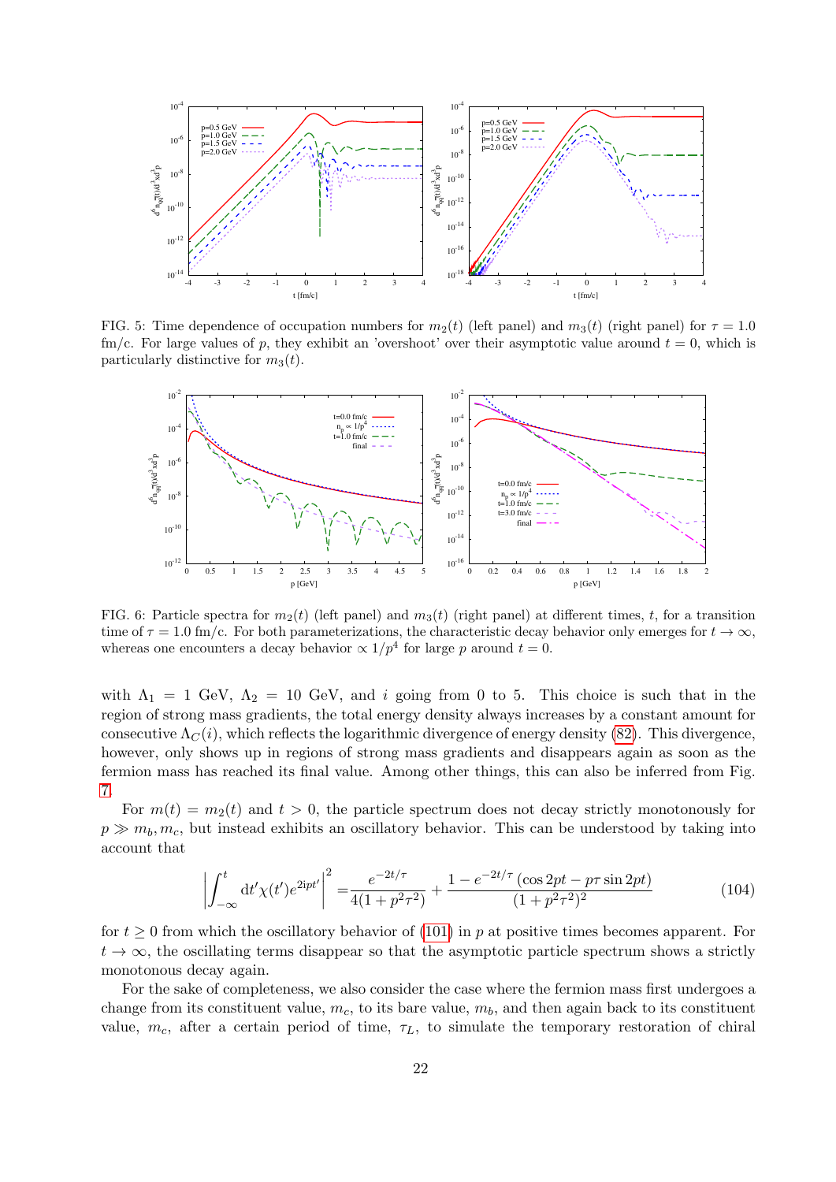FIG. 5: Time dependence of occupation numbers for $m_2(t)$ (left panel) and $m_3(t)$ (right panel) for $\tau = 1.0$ fm/c. For large values of $p$, they exhibit an 'overshoot' over their asymptotic value around $t = 0$, which is particularly distinctive for $m_3(t)$.

FIG. 6: Particle spectra for $m_2(t)$ (left panel) and $m_3(t)$ (right panel) at different times, $t$, for a transition time of $\tau = 1.0$ fm/c. For both parameterizations, the characteristic decay behavior only emerges for $t \to \infty$, whereas one encounters a decay behavior $\propto 1/p^4$ for large $p$ around $t = 0$.

with $\Lambda_1 = 1$ GeV, $\Lambda_2 = 10$ GeV, and $i$ going from 0 to 5. This choice is such that in the region of strong mass gradients, the total energy density always increases by a constant amount for consecutive $\Lambda_C(i)$, which reflects the logarithmic divergence of energy density (82). This divergence, however, only shows up in regions of strong mass gradients and disappears again as soon as the fermion mass has reached its final value. Among other things, this can also be inferred from Fig. 7.

For $m(t) = m_2(t)$ and $t > 0$, the particle spectrum does not decay strictly monotonously for $p \gg m_b, m_c$, but instead exhibits an oscillatory behavior. This can be understood by taking into account that

$$\left|\int_{-\infty}^{t} \mathrm{d}t' \chi(t') e^{2ipt'}\right|^2 = \frac{e^{-2t/\tau}}{4(1+p^2\tau^2)} + \frac{1 - e^{-2t/\tau}\left(\cos 2pt - p\tau \sin 2pt\right)}{(1+p^2\tau^2)^2} \tag{104}$$

for $t \geq 0$ from which the oscillatory behavior of (101) in $p$ at positive times becomes apparent. For $t \to \infty$, the oscillating terms disappear so that the asymptotic particle spectrum shows a strictly monotonous decay again.

For the sake of completeness, we also consider the case where the fermion mass first undergoes a change from its constituent value, $m_c$, to its bare value, $m_b$, and then again back to its constituent value, $m_c$, after a certain period of time, $\tau_L$, to simulate the temporary restoration of chiral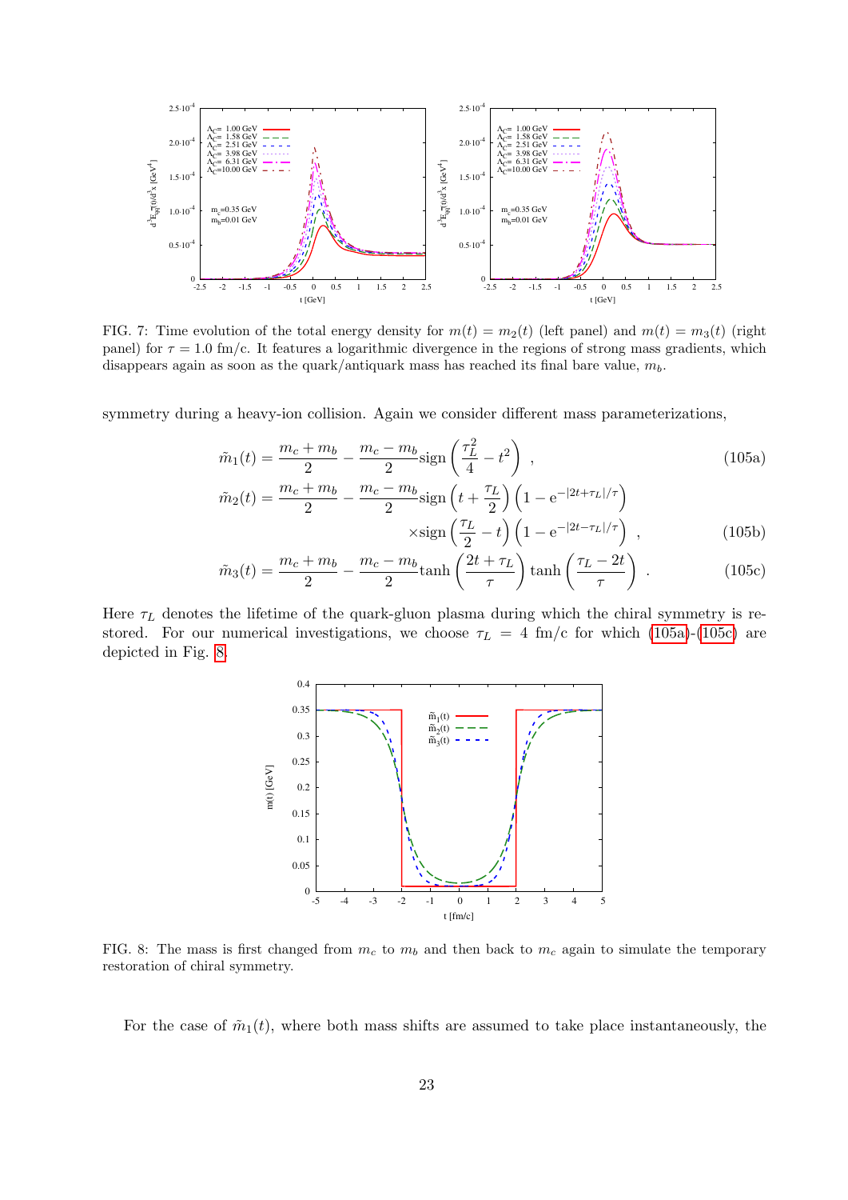FIG. 7: Time evolution of the total energy density for $m(t) = m_2(t)$ (left panel) and $m(t) = m_3(t)$ (right panel) for $\tau = 1.0$ fm/c. It features a logarithmic divergence in the regions of strong mass gradients, which disappears again as soon as the quark/antiquark mass has reached its final bare value, $m_b$.

symmetry during a heavy-ion collision. Again we consider different mass parameterizations,

$$\tilde{m}_1(t) = \frac{m_c + m_b}{2} - \frac{m_c - m_b}{2}\mathrm{sign}\left(\frac{\tau_L^2}{4} - t^2\right) \ , \tag{105a}$$

$$\tilde{m}_2(t) = \frac{m_c + m_b}{2} - \frac{m_c - m_b}{2}\mathrm{sign}\left(t + \frac{\tau_L}{2}\right)\left(1 - \mathrm{e}^{-|2t+\tau_L|/\tau}\right) \times\mathrm{sign}\left(\frac{\tau_L}{2} - t\right)\left(1 - \mathrm{e}^{-|2t-\tau_L|/\tau}\right) \ , \tag{105b}$$

$$\tilde{m}_3(t) = \frac{m_c + m_b}{2} - \frac{m_c - m_b}{2}\tanh\left(\frac{2t + \tau_L}{\tau}\right)\tanh\left(\frac{\tau_L - 2t}{\tau}\right) \ . \tag{105c}$$

Here $\tau_L$ denotes the lifetime of the quark-gluon plasma during which the chiral symmetry is restored. For our numerical investigations, we choose $\tau_L = 4$ fm/c for which (105a)-(105c) are depicted in Fig. 8.

FIG. 8: The mass is first changed from $m_c$ to $m_b$ and then back to $m_c$ again to simulate the temporary restoration of chiral symmetry.

For the case of $\tilde{m}_1(t)$, where both mass shifts are assumed to take place instantaneously, the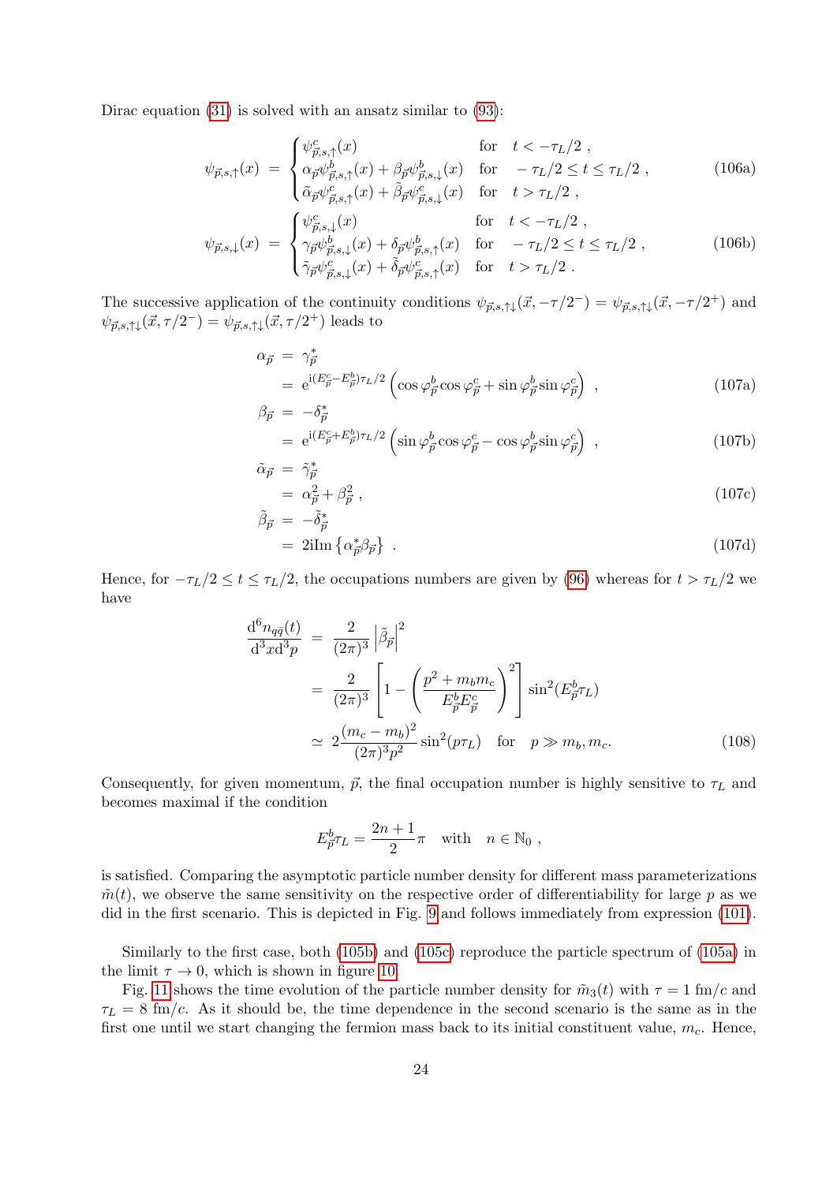Dirac equation (31) is solved with an ansatz similar to (93):

$$
\psi_{\vec{p},s,\uparrow}(x) \;=\; \begin{cases} \psi^c_{\vec{p},s,\uparrow}(x) & \text{for} \quad t < -\tau_L/2 \;, \\ \alpha_{\vec{p}}\psi^b_{\vec{p},s,\uparrow}(x) + \beta_{\vec{p}}\psi^b_{\vec{p},s,\downarrow}(x) & \text{for} \quad -\tau_L/2 \le t \le \tau_L/2 \;, \\ \tilde{\alpha}_{\vec{p}}\psi^c_{\vec{p},s,\uparrow}(x) + \tilde{\beta}_{\vec{p}}\psi^c_{\vec{p},s,\downarrow}(x) & \text{for} \quad t > \tau_L/2 \;, \end{cases} \tag{106a}
$$

$$
\psi_{\vec{p},s,\downarrow}(x) \;=\; \begin{cases} \psi^c_{\vec{p},s,\downarrow}(x) & \text{for} \quad t < -\tau_L/2 \;, \\ \gamma_{\vec{p}}\psi^b_{\vec{p},s,\downarrow}(x) + \delta_{\vec{p}}\psi^b_{\vec{p},s,\uparrow}(x) & \text{for} \quad -\tau_L/2 \le t \le \tau_L/2 \;, \\ \tilde{\gamma}_{\vec{p}}\psi^c_{\vec{p},s,\downarrow}(x) + \tilde{\delta}_{\vec{p}}\psi^c_{\vec{p},s,\uparrow}(x) & \text{for} \quad t > \tau_L/2 \;. \end{cases} \tag{106b}
$$

The successive application of the continuity conditions $\psi_{\vec{p},s,\uparrow\downarrow}(\vec{x},-\tau/2^-) = \psi_{\vec{p},s,\uparrow\downarrow}(\vec{x},-\tau/2^+)$ and $\psi_{\vec{p},s,\uparrow\downarrow}(\vec{x},\tau/2^-) = \psi_{\vec{p},s,\uparrow\downarrow}(\vec{x},\tau/2^+)$ leads to

$$
\begin{aligned}
\alpha_{\vec{p}} &= \gamma^*_{\vec{p}} \\
&= \mathrm{e}^{\mathrm{i}(E^c_{\vec{p}}-E^b_{\vec{p}})\tau_L/2}\left(\cos\varphi^b_{\vec{p}}\cos\varphi^c_{\vec{p}} + \sin\varphi^b_{\vec{p}}\sin\varphi^c_{\vec{p}}\right) \;, &\text{(107a)}\\
\beta_{\vec{p}} &= -\delta^*_{\vec{p}} \\
&= \mathrm{e}^{\mathrm{i}(E^c_{\vec{p}}+E^b_{\vec{p}})\tau_L/2}\left(\sin\varphi^b_{\vec{p}}\cos\varphi^c_{\vec{p}} - \cos\varphi^b_{\vec{p}}\sin\varphi^c_{\vec{p}}\right) \;, &\text{(107b)}\\
\tilde{\alpha}_{\vec{p}} &= \tilde{\gamma}^*_{\vec{p}} \\
&= \alpha^2_{\vec{p}} + \beta^2_{\vec{p}} \;, &\text{(107c)}\\
\tilde{\beta}_{\vec{p}} &= -\tilde{\delta}^*_{\vec{p}} \\
&= 2\mathrm{i}\mathrm{Im}\left\{\alpha^*_{\vec{p}}\beta_{\vec{p}}\right\} \;. &\text{(107d)}
\end{aligned}
$$

Hence, for $-\tau_L/2 \le t \le \tau_L/2$, the occupations numbers are given by (96) whereas for $t > \tau_L/2$ we have

$$
\begin{aligned}
\frac{\mathrm{d}^6 n_{q\bar{q}}(t)}{\mathrm{d}^3x\mathrm{d}^3p} &= \frac{2}{(2\pi)^3}\left|\tilde{\beta}_{\vec{p}}\right|^2 \\
&= \frac{2}{(2\pi)^3}\left[1 - \left(\frac{p^2 + m_b m_c}{E^b_{\vec{p}}E^c_{\vec{p}}}\right)^2\right]\sin^2(E^b_{\vec{p}}\tau_L) \\
&\simeq 2\frac{(m_c - m_b)^2}{(2\pi)^3 p^2}\sin^2(p\tau_L) \quad \text{for} \quad p \gg m_b, m_c. 
\end{aligned} \tag{108}
$$

Consequently, for given momentum, $\vec{p}$, the final occupation number is highly sensitive to $\tau_L$ and becomes maximal if the condition

$$
E^b_{\vec{p}}\tau_L = \frac{2n+1}{2}\pi \quad \text{with} \quad n \in \mathbb{N}_0 \;,
$$

is satisfied. Comparing the asymptotic particle number density for different mass parameterizations $\tilde{m}(t)$, we observe the same sensitivity on the respective order of differentiability for large $p$ as we did in the first scenario. This is depicted in Fig. 9 and follows immediately from expression (101).

Similarly to the first case, both (105b) and (105c) reproduce the particle spectrum of (105a) in the limit $\tau \to 0$, which is shown in figure 10.

Fig. 11 shows the time evolution of the particle number density for $\tilde{m}_3(t)$ with $\tau = 1$ fm/$c$ and $\tau_L = 8$ fm/$c$. As it should be, the time dependence in the second scenario is the same as in the first one until we start changing the fermion mass back to its initial constituent value, $m_c$. Hence,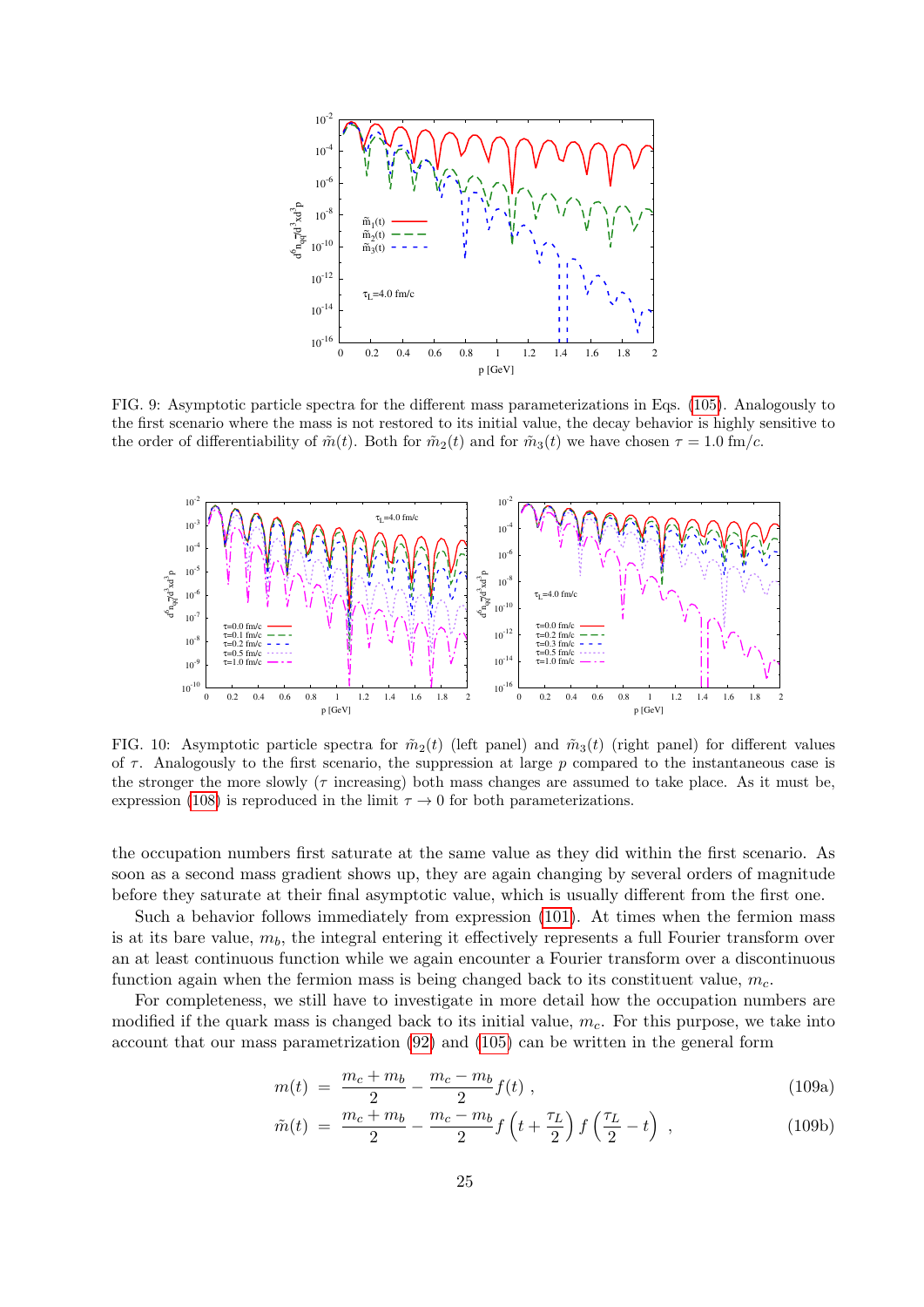FIG. 9: Asymptotic particle spectra for the different mass parameterizations in Eqs. (105). Analogously to the first scenario where the mass is not restored to its initial value, the decay behavior is highly sensitive to the order of differentiability of $\tilde{m}(t)$. Both for $\tilde{m}_2(t)$ and for $\tilde{m}_3(t)$ we have chosen $\tau = 1.0$ fm/$c$.

FIG. 10: Asymptotic particle spectra for $\tilde{m}_2(t)$ (left panel) and $\tilde{m}_3(t)$ (right panel) for different values of $\tau$. Analogously to the first scenario, the suppression at large $p$ compared to the instantaneous case is the stronger the more slowly ($\tau$ increasing) both mass changes are assumed to take place. As it must be, expression (108) is reproduced in the limit $\tau \to 0$ for both parameterizations.

the occupation numbers first saturate at the same value as they did within the first scenario. As soon as a second mass gradient shows up, they are again changing by several orders of magnitude before they saturate at their final asymptotic value, which is usually different from the first one.

Such a behavior follows immediately from expression (101). At times when the fermion mass is at its bare value, $m_b$, the integral entering it effectively represents a full Fourier transform over an at least continuous function while we again encounter a Fourier transform over a discontinuous function again when the fermion mass is being changed back to its constituent value, $m_c$.

For completeness, we still have to investigate in more detail how the occupation numbers are modified if the quark mass is changed back to its initial value, $m_c$. For this purpose, we take into account that our mass parametrization (92) and (105) can be written in the general form

$$m(t) = \frac{m_c + m_b}{2} - \frac{m_c - m_b}{2} f(t) , \tag{109a}$$

$$\tilde{m}(t) = \frac{m_c + m_b}{2} - \frac{m_c - m_b}{2} f\left(t + \frac{\tau_L}{2}\right) f\left(\frac{\tau_L}{2} - t\right) , \tag{109b}$$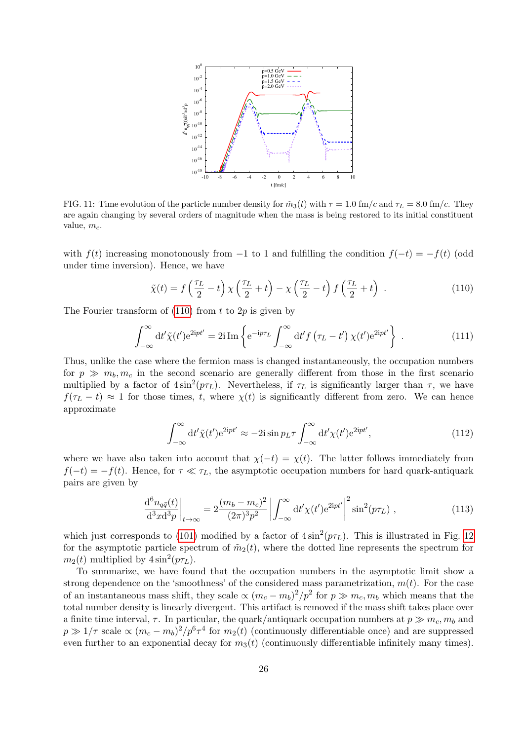FIG. 11: Time evolution of the particle number density for $\tilde{m}_3(t)$ with $\tau = 1.0$ fm/$c$ and $\tau_L = 8.0$ fm/$c$. They are again changing by several orders of magnitude when the mass is being restored to its initial constituent value, $m_c$.

with $f(t)$ increasing monotonously from $-1$ to 1 and fulfilling the condition $f(-t) = -f(t)$ (odd under time inversion). Hence, we have

$$\tilde{\chi}(t) = f\left(\frac{\tau_L}{2} - t\right) \chi\left(\frac{\tau_L}{2} + t\right) - \chi\left(\frac{\tau_L}{2} - t\right) f\left(\frac{\tau_L}{2} + t\right) \ . \tag{110}$$

The Fourier transform of (110) from $t$ to $2p$ is given by

$$\int_{-\infty}^{\infty} \mathrm{d}t' \tilde{\chi}(t') \mathrm{e}^{2\mathrm{i}pt'} = 2\mathrm{i} \, \mathrm{Im} \left\{ \mathrm{e}^{-\mathrm{i}p\tau_L} \int_{-\infty}^{\infty} \mathrm{d}t' f\left(\tau_L - t'\right) \chi(t') \mathrm{e}^{2\mathrm{i}pt'} \right\} \ . \tag{111}$$

Thus, unlike the case where the fermion mass is changed instantaneously, the occupation numbers for $p \gg m_b, m_c$ in the second scenario are generally different from those in the first scenario multiplied by a factor of $4\sin^2(p\tau_L)$. Nevertheless, if $\tau_L$ is significantly larger than $\tau$, we have $f(\tau_L - t) \approx 1$ for those times, $t$, where $\chi(t)$ is significantly different from zero. We can hence approximate

$$\int_{-\infty}^{\infty} \mathrm{d}t' \tilde{\chi}(t') \mathrm{e}^{2\mathrm{i}pt'} \approx -2\mathrm{i} \sin p_L \tau \int_{-\infty}^{\infty} \mathrm{d}t' \chi(t') \mathrm{e}^{2\mathrm{i}pt'}, \tag{112}$$

where we have also taken into account that $\chi(-t) = \chi(t)$. The latter follows immediately from $f(-t) = -f(t)$. Hence, for $\tau \ll \tau_L$, the asymptotic occupation numbers for hard quark-antiquark pairs are given by

$$\left.\frac{\mathrm{d}^6 n_{q\bar{q}}(t)}{\mathrm{d}^3x \mathrm{d}^3p}\right|_{t\to\infty} = 2\frac{(m_b - m_c)^2}{(2\pi)^3 p^2} \left| \int_{-\infty}^{\infty} \mathrm{d}t' \chi(t') \mathrm{e}^{2\mathrm{i}pt'} \right|^2 \sin^2(p\tau_L) \ , \tag{113}$$

which just corresponds to (101) modified by a factor of $4\sin^2(p\tau_L)$. This is illustrated in Fig. 12 for the asymptotic particle spectrum of $\tilde{m}_2(t)$, where the dotted line represents the spectrum for $m_2(t)$ multiplied by $4\sin^2(p\tau_L)$.

To summarize, we have found that the occupation numbers in the asymptotic limit show a strong dependence on the 'smoothness' of the considered mass parametrization, $m(t)$. For the case of an instantaneous mass shift, they scale $\propto (m_c - m_b)^2/p^2$ for $p \gg m_c, m_b$ which means that the total number density is linearly divergent. This artifact is removed if the mass shift takes place over a finite time interval, $\tau$. In particular, the quark/antiquark occupation numbers at $p \gg m_c, m_b$ and $p \gg 1/\tau$ scale $\propto (m_c - m_b)^2/p^6\tau^4$ for $m_2(t)$ (continuously differentiable once) and are suppressed even further to an exponential decay for $m_3(t)$ (continuously differentiable infinitely many times).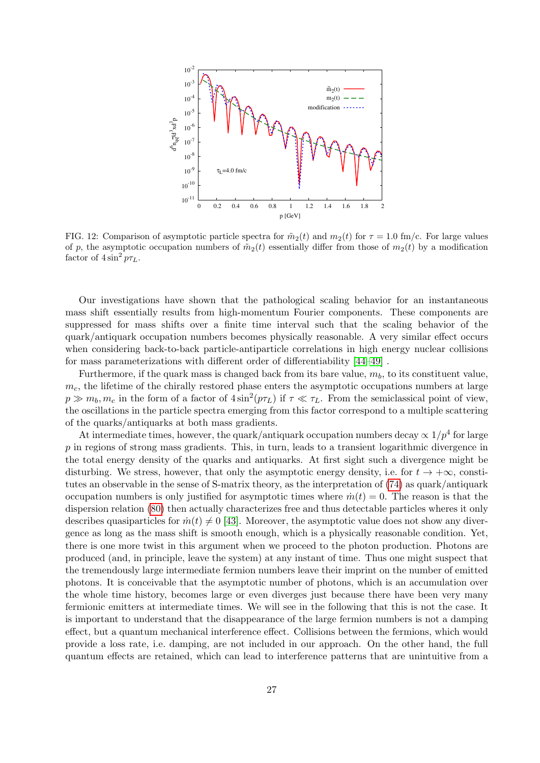FIG. 12: Comparison of asymptotic particle spectra for $\tilde{m}_2(t)$ and $m_2(t)$ for $\tau = 1.0$ fm/c. For large values of $p$, the asymptotic occupation numbers of $\tilde{m}_2(t)$ essentially differ from those of $m_2(t)$ by a modification factor of $4\sin^2 p\tau_L$.

Our investigations have shown that the pathological scaling behavior for an instantaneous mass shift essentially results from high-momentum Fourier components. These components are suppressed for mass shifts over a finite time interval such that the scaling behavior of the quark/antiquark occupation numbers becomes physically reasonable. A very similar effect occurs when considering back-to-back particle-antiparticle correlations in high energy nuclear collisions for mass parameterizations with different order of differentiability [44–49] .

Furthermore, if the quark mass is changed back from its bare value, $m_b$, to its constituent value, $m_c$, the lifetime of the chirally restored phase enters the asymptotic occupations numbers at large $p \gg m_b, m_c$ in the form of a factor of $4\sin^2(p\tau_L)$ if $\tau \ll \tau_L$. From the semiclassical point of view, the oscillations in the particle spectra emerging from this factor correspond to a multiple scattering of the quarks/antiquarks at both mass gradients.

At intermediate times, however, the quark/antiquark occupation numbers decay $\propto 1/p^4$ for large $p$ in regions of strong mass gradients. This, in turn, leads to a transient logarithmic divergence in the total energy density of the quarks and antiquarks. At first sight such a divergence might be disturbing. We stress, however, that only the asymptotic energy density, i.e. for $t \to +\infty$, constitutes an observable in the sense of S-matrix theory, as the interpretation of (74) as quark/antiquark occupation numbers is only justified for asymptotic times where $\dot{m}(t) = 0$. The reason is that the dispersion relation (80) then actually characterizes free and thus detectable particles wheres it only describes quasiparticles for $\dot{m}(t) \neq 0$ [43]. Moreover, the asymptotic value does not show any divergence as long as the mass shift is smooth enough, which is a physically reasonable condition. Yet, there is one more twist in this argument when we proceed to the photon production. Photons are produced (and, in principle, leave the system) at any instant of time. Thus one might suspect that the tremendously large intermediate fermion numbers leave their imprint on the number of emitted photons. It is conceivable that the asymptotic number of photons, which is an accumulation over the whole time history, becomes large or even diverges just because there have been very many fermionic emitters at intermediate times. We will see in the following that this is not the case. It is important to understand that the disappearance of the large fermion numbers is not a damping effect, but a quantum mechanical interference effect. Collisions between the fermions, which would provide a loss rate, i.e. damping, are not included in our approach. On the other hand, the full quantum effects are retained, which can lead to interference patterns that are unintuitive from a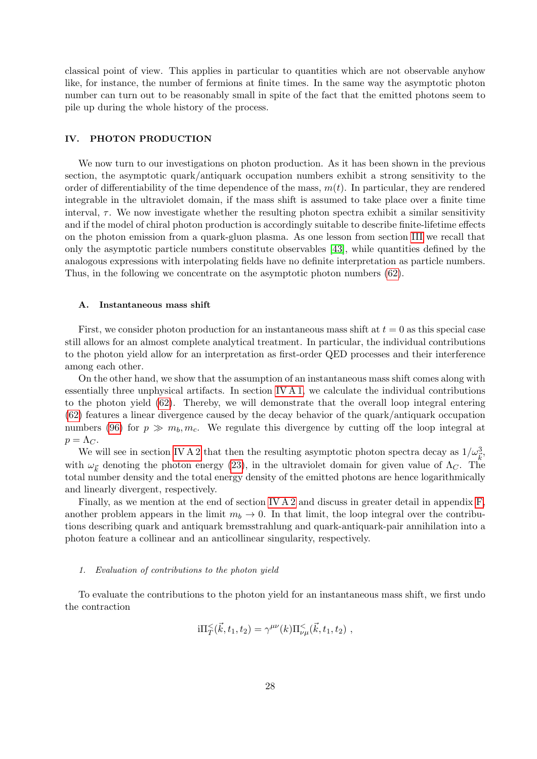classical point of view. This applies in particular to quantities which are not observable anyhow like, for instance, the number of fermions at finite times. In the same way the asymptotic photon number can turn out to be reasonably small in spite of the fact that the emitted photons seem to pile up during the whole history of the process.

## IV. PHOTON PRODUCTION

We now turn to our investigations on photon production. As it has been shown in the previous section, the asymptotic quark/antiquark occupation numbers exhibit a strong sensitivity to the order of differentiability of the time dependence of the mass, $m(t)$. In particular, they are rendered integrable in the ultraviolet domain, if the mass shift is assumed to take place over a finite time interval, $\tau$. We now investigate whether the resulting photon spectra exhibit a similar sensitivity and if the model of chiral photon production is accordingly suitable to describe finite-lifetime effects on the photon emission from a quark-gluon plasma. As one lesson from section III we recall that only the asymptotic particle numbers constitute observables [43], while quantities defined by the analogous expressions with interpolating fields have no definite interpretation as particle numbers. Thus, in the following we concentrate on the asymptotic photon numbers (62).

### A. Instantaneous mass shift

First, we consider photon production for an instantaneous mass shift at $t = 0$ as this special case still allows for an almost complete analytical treatment. In particular, the individual contributions to the photon yield allow for an interpretation as first-order QED processes and their interference among each other.

On the other hand, we show that the assumption of an instantaneous mass shift comes along with essentially three unphysical artifacts. In section IV A 1, we calculate the individual contributions to the photon yield (62). Thereby, we will demonstrate that the overall loop integral entering (62) features a linear divergence caused by the decay behavior of the quark/antiquark occupation numbers (96) for $p \gg m_b, m_c$. We regulate this divergence by cutting off the loop integral at $p = \Lambda_C$.

We will see in section IV A 2 that then the resulting asymptotic photon spectra decay as $1/\omega_{\vec{k}}^3$, with $\omega_{\vec{k}}$ denoting the photon energy (23), in the ultraviolet domain for given value of $\Lambda_C$. The total number density and the total energy density of the emitted photons are hence logarithmically and linearly divergent, respectively.

Finally, as we mention at the end of section IV A 2 and discuss in greater detail in appendix F, another problem appears in the limit $m_b \to 0$. In that limit, the loop integral over the contributions describing quark and antiquark bremsstrahlung and quark-antiquark-pair annihilation into a photon feature a collinear and an anticollinear singularity, respectively.

#### *1. Evaluation of contributions to the photon yield*

To evaluate the contributions to the photon yield for an instantaneous mass shift, we first undo the contraction

$$\mathrm{i}\Pi_T^<(\vec{k}, t_1, t_2) = \gamma^{\mu\nu}(k)\Pi_{\nu\mu}^<(\vec{k}, t_1, t_2) \ ,$$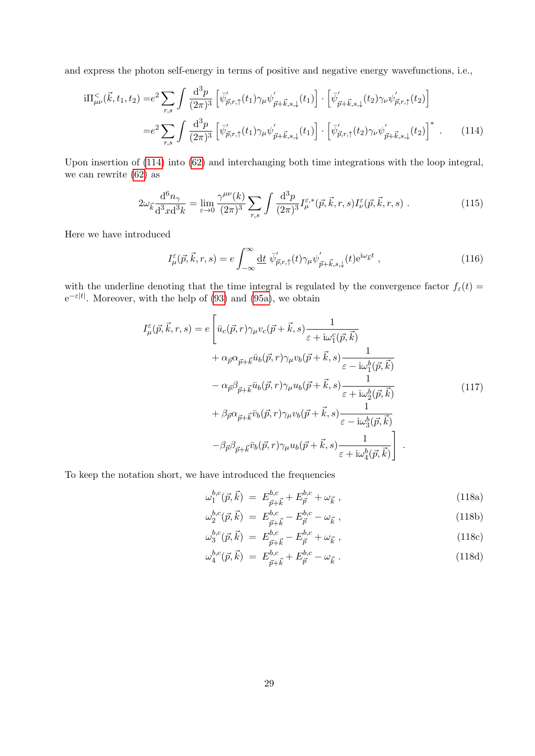and express the photon self-energy in terms of positive and negative energy wavefunctions, i.e.,

$$
\begin{aligned}
\mathrm{i}\Pi^{<}_{\mu\nu}(\vec{k},t_1,t_2) =& e^2 \sum_{r,s} \int \frac{\mathrm{d}^3 p}{(2\pi)^3} \left[\bar{\psi}^{'}_{\vec{p},r,\uparrow}(t_1)\gamma_\mu \psi^{'}_{\vec{p}+\vec{k},s,\downarrow}(t_1)\right] \cdot \left[\bar{\psi}^{'}_{\vec{p}+\vec{k},s,\downarrow}(t_2)\gamma_\nu \psi^{'}_{\vec{p},r,\uparrow}(t_2)\right] \\
=& e^2 \sum_{r,s} \int \frac{\mathrm{d}^3 p}{(2\pi)^3} \left[\bar{\psi}^{'}_{\vec{p},r,\uparrow}(t_1)\gamma_\mu \psi^{'}_{\vec{p}+\vec{k},s,\downarrow}(t_1)\right] \cdot \left[\bar{\psi}^{'}_{\vec{p},r,\uparrow}(t_2)\gamma_\nu \psi^{'}_{\vec{p}+\vec{k},s,\downarrow}(t_2)\right]^* \ . \qquad (114)
\end{aligned}
$$

Upon insertion of (114) into (62) and interchanging both time integrations with the loop integral, we can rewrite (62) as

$$
2\omega_{\vec{k}} \frac{\mathrm{d}^6 n_\gamma}{\mathrm{d}^3 x \mathrm{d}^3 k} = \lim_{\varepsilon \to 0} \frac{\gamma^{\mu\nu}(k)}{(2\pi)^3} \sum_{r,s} \int \frac{\mathrm{d}^3 p}{(2\pi)^3} I^{\varepsilon,*}_{\mu}(\vec{p},\vec{k},r,s) I^{\varepsilon}_{\nu}(\vec{p},\vec{k},r,s) \ . \qquad (115)
$$

Here we have introduced

$$
I^{\varepsilon}_{\mu}(\vec{p},\vec{k},r,s) = e \int_{-\infty}^{\infty} \underline{\mathrm{d}t} \ \bar{\psi}^{'}_{\vec{p},r,\uparrow}(t)\gamma_\mu \psi^{'}_{\vec{p}+\vec{k},s,\downarrow}(t) \mathrm{e}^{\mathrm{i}\omega_{\vec{k}} t} \ , \qquad (116)
$$

with the underline denoting that the time integral is regulated by the convergence factor $f_\varepsilon(t) = \mathrm{e}^{-\varepsilon|t|}$. Moreover, with the help of (93) and (95a), we obtain

$$
\begin{aligned}
I^{\varepsilon}_{\mu}(\vec{p},\vec{k},r,s) = e \Bigg[ & \bar{u}_c(\vec{p},r)\gamma_\mu v_c(\vec{p}+\vec{k},s) \frac{1}{\varepsilon + \mathrm{i}\omega^c_1(\vec{p},\vec{k})} \\
& + \alpha_{\vec{p}}\alpha_{\vec{p}+\vec{k}} \bar{u}_b(\vec{p},r)\gamma_\mu v_b(\vec{p}+\vec{k},s) \frac{1}{\varepsilon - \mathrm{i}\omega^b_1(\vec{p},\vec{k})} \\
& - \alpha_{\vec{p}}\beta_{\vec{p}+\vec{k}} \bar{u}_b(\vec{p},r)\gamma_\mu u_b(\vec{p}+\vec{k},s) \frac{1}{\varepsilon + \mathrm{i}\omega^b_2(\vec{p},\vec{k})} \qquad (117) \\
& + \beta_{\vec{p}}\alpha_{\vec{p}+\vec{k}} \bar{v}_b(\vec{p},r)\gamma_\mu v_b(\vec{p}+\vec{k},s) \frac{1}{\varepsilon - \mathrm{i}\omega^b_3(\vec{p},\vec{k})} \\
& - \beta_{\vec{p}}\beta_{\vec{p}+\vec{k}} \bar{v}_b(\vec{p},r)\gamma_\mu u_b(\vec{p}+\vec{k},s) \frac{1}{\varepsilon + \mathrm{i}\omega^b_4(\vec{p},\vec{k})} \Bigg] \ .
\end{aligned}
$$

To keep the notation short, we have introduced the frequencies

$$
\begin{aligned}
\omega^{b,c}_1(\vec{p},\vec{k}) &= E^{b,c}_{\vec{p}+\vec{k}} + E^{b,c}_{\vec{p}} + \omega_{\vec{k}} \ , & (118a) \\
\omega^{b,c}_2(\vec{p},\vec{k}) &= E^{b,c}_{\vec{p}+\vec{k}} - E^{b,c}_{\vec{p}} - \omega_{\vec{k}} \ , & (118b) \\
\omega^{b,c}_3(\vec{p},\vec{k}) &= E^{b,c}_{\vec{p}+\vec{k}} - E^{b,c}_{\vec{p}} + \omega_{\vec{k}} \ , & (118c) \\
\omega^{b,c}_4(\vec{p},\vec{k}) &= E^{b,c}_{\vec{p}+\vec{k}} + E^{b,c}_{\vec{p}} - \omega_{\vec{k}} \ . & (118d)
\end{aligned}
$$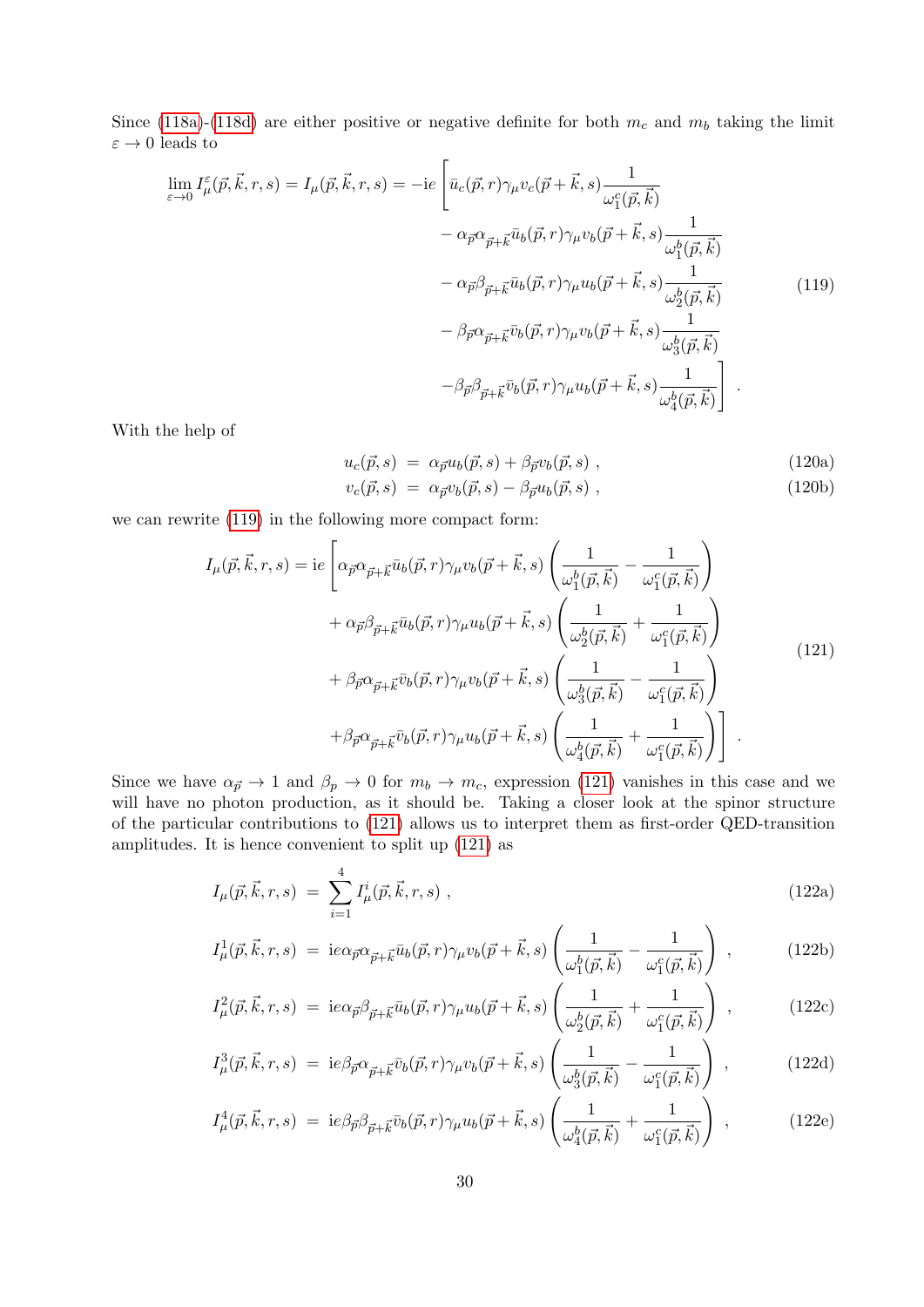Since (118a)-(118d) are either positive or negative definite for both $m_c$ and $m_b$ taking the limit $\varepsilon \to 0$ leads to

$$
\begin{aligned}
\lim_{\varepsilon\to 0} I^{\varepsilon}_{\mu}(\vec{p},\vec{k},r,s) = I_{\mu}(\vec{p},\vec{k},r,s) = -\mathrm{i}e \Bigg[ & \bar{u}_c(\vec{p},r)\gamma_\mu v_c(\vec{p}+\vec{k},s)\frac{1}{\omega^c_1(\vec{p},\vec{k})} \\
& - \alpha_{\vec{p}}\alpha_{\vec{p}+\vec{k}}\bar{u}_b(\vec{p},r)\gamma_\mu v_b(\vec{p}+\vec{k},s)\frac{1}{\omega^b_1(\vec{p},\vec{k})} \\
& - \alpha_{\vec{p}}\beta_{\vec{p}+\vec{k}}\bar{u}_b(\vec{p},r)\gamma_\mu u_b(\vec{p}+\vec{k},s)\frac{1}{\omega^b_2(\vec{p},\vec{k})} \\
& - \beta_{\vec{p}}\alpha_{\vec{p}+\vec{k}}\bar{v}_b(\vec{p},r)\gamma_\mu v_b(\vec{p}+\vec{k},s)\frac{1}{\omega^b_3(\vec{p},\vec{k})} \\
& - \beta_{\vec{p}}\beta_{\vec{p}+\vec{k}}\bar{v}_b(\vec{p},r)\gamma_\mu u_b(\vec{p}+\vec{k},s)\frac{1}{\omega^b_4(\vec{p},\vec{k})}\Bigg] .
\end{aligned}
\tag{119}
$$

With the help of

$$
u_c(\vec{p},s) \;=\; \alpha_{\vec{p}}u_b(\vec{p},s) + \beta_{\vec{p}}v_b(\vec{p},s) , \tag{120a}
$$

$$
v_c(\vec{p},s) \;=\; \alpha_{\vec{p}}v_b(\vec{p},s) - \beta_{\vec{p}}u_b(\vec{p},s) , \tag{120b}
$$

we can rewrite (119) in the following more compact form:

$$
\begin{aligned}
I_{\mu}(\vec{p},\vec{k},r,s) = \mathrm{i}e \Bigg[ & \alpha_{\vec{p}}\alpha_{\vec{p}+\vec{k}}\bar{u}_b(\vec{p},r)\gamma_\mu v_b(\vec{p}+\vec{k},s)\left(\frac{1}{\omega^b_1(\vec{p},\vec{k})} - \frac{1}{\omega^c_1(\vec{p},\vec{k})}\right) \\
& + \alpha_{\vec{p}}\beta_{\vec{p}+\vec{k}}\bar{u}_b(\vec{p},r)\gamma_\mu u_b(\vec{p}+\vec{k},s)\left(\frac{1}{\omega^b_2(\vec{p},\vec{k})} + \frac{1}{\omega^c_1(\vec{p},\vec{k})}\right) \\
& + \beta_{\vec{p}}\alpha_{\vec{p}+\vec{k}}\bar{v}_b(\vec{p},r)\gamma_\mu v_b(\vec{p}+\vec{k},s)\left(\frac{1}{\omega^b_3(\vec{p},\vec{k})} - \frac{1}{\omega^c_1(\vec{p},\vec{k})}\right) \\
& + \beta_{\vec{p}}\alpha_{\vec{p}+\vec{k}}\bar{v}_b(\vec{p},r)\gamma_\mu u_b(\vec{p}+\vec{k},s)\left(\frac{1}{\omega^b_4(\vec{p},\vec{k})} + \frac{1}{\omega^c_1(\vec{p},\vec{k})}\right)\Bigg] .
\end{aligned}
\tag{121}
$$

Since we have $\alpha_{\vec{p}} \to 1$ and $\beta_p \to 0$ for $m_b \to m_c$, expression (121) vanishes in this case and we will have no photon production, as it should be. Taking a closer look at the spinor structure of the particular contributions to (121) allows us to interpret them as first-order QED-transition amplitudes. It is hence convenient to split up (121) as

$$
I_{\mu}(\vec{p},\vec{k},r,s) \;=\; \sum_{i=1}^{4} I^{i}_{\mu}(\vec{p},\vec{k},r,s) , \tag{122a}
$$

$$
I^{1}_{\mu}(\vec{p},\vec{k},r,s) \;=\; \mathrm{i}e\alpha_{\vec{p}}\alpha_{\vec{p}+\vec{k}}\bar{u}_b(\vec{p},r)\gamma_\mu v_b(\vec{p}+\vec{k},s)\left(\frac{1}{\omega^b_1(\vec{p},\vec{k})} - \frac{1}{\omega^c_1(\vec{p},\vec{k})}\right) , \tag{122b}
$$

$$
I^{2}_{\mu}(\vec{p},\vec{k},r,s) \;=\; \mathrm{i}e\alpha_{\vec{p}}\beta_{\vec{p}+\vec{k}}\bar{u}_b(\vec{p},r)\gamma_\mu u_b(\vec{p}+\vec{k},s)\left(\frac{1}{\omega^b_2(\vec{p},\vec{k})} + \frac{1}{\omega^c_1(\vec{p},\vec{k})}\right) , \tag{122c}
$$

$$
I^{3}_{\mu}(\vec{p},\vec{k},r,s) \;=\; \mathrm{i}e\beta_{\vec{p}}\alpha_{\vec{p}+\vec{k}}\bar{v}_b(\vec{p},r)\gamma_\mu v_b(\vec{p}+\vec{k},s)\left(\frac{1}{\omega^b_3(\vec{p},\vec{k})} - \frac{1}{\omega^c_1(\vec{p},\vec{k})}\right) , \tag{122d}
$$

$$
I^{4}_{\mu}(\vec{p},\vec{k},r,s) \;=\; \mathrm{i}e\beta_{\vec{p}}\beta_{\vec{p}+\vec{k}}\bar{v}_b(\vec{p},r)\gamma_\mu u_b(\vec{p}+\vec{k},s)\left(\frac{1}{\omega^b_4(\vec{p},\vec{k})} + \frac{1}{\omega^c_1(\vec{p},\vec{k})}\right) , \tag{122e}
$$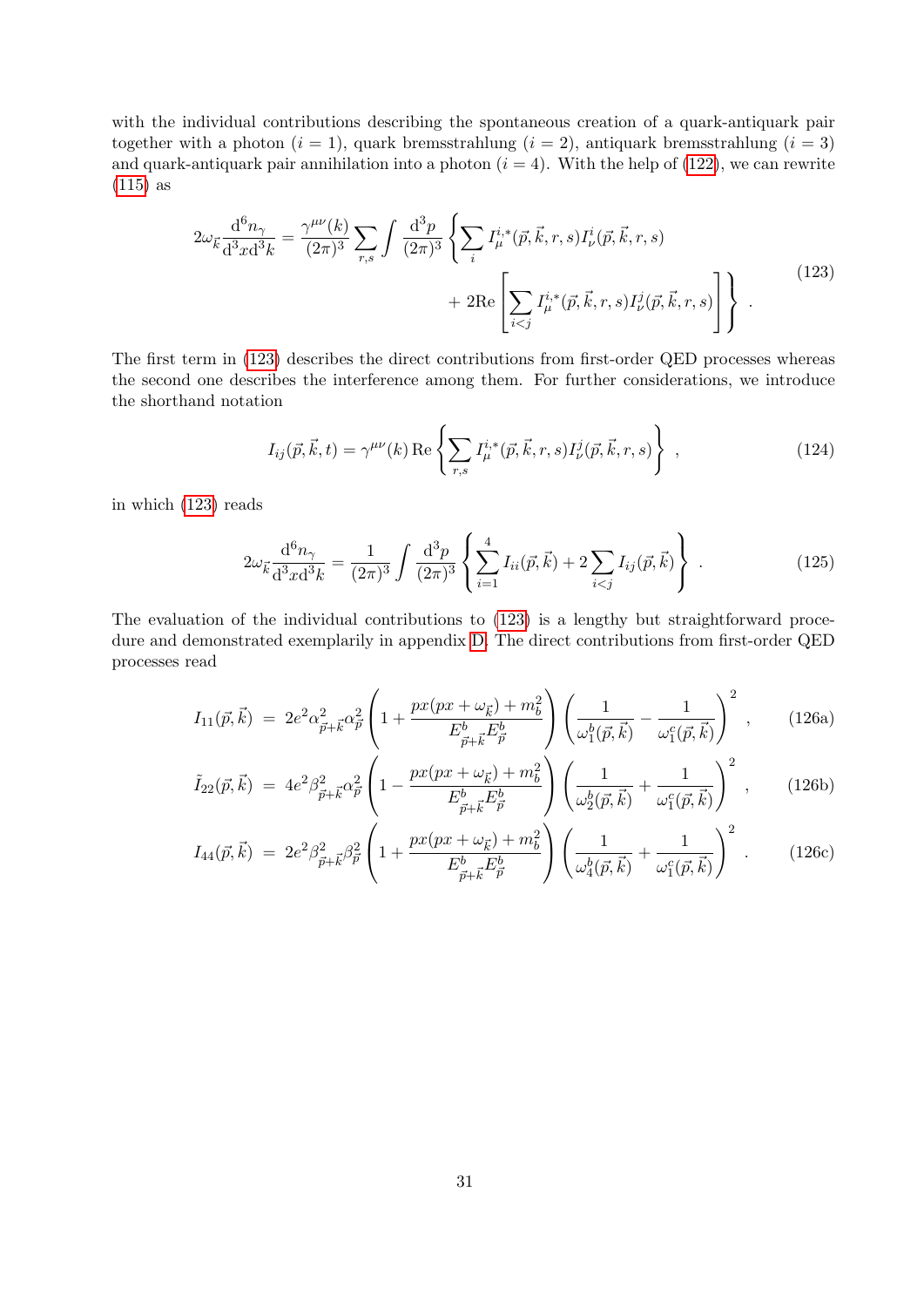with the individual contributions describing the spontaneous creation of a quark-antiquark pair together with a photon ($i = 1$), quark bremsstrahlung ($i = 2$), antiquark bremsstrahlung ($i = 3$) and quark-antiquark pair annihilation into a photon ($i = 4$). With the help of (122), we can rewrite (115) as

$$
\begin{aligned}
2\omega_{\vec{k}} \frac{\mathrm{d}^6 n_\gamma}{\mathrm{d}^3x \mathrm{d}^3k} = \frac{\gamma^{\mu\nu}(k)}{(2\pi)^3} \sum_{r,s} \int \frac{\mathrm{d}^3p}{(2\pi)^3} \Bigg\{ &\sum_i I_\mu^{i,*}(\vec{p},\vec{k},r,s) I_\nu^i(\vec{p},\vec{k},r,s) \\
&+ 2\mathrm{Re}\left[\sum_{i<j} I_\mu^{i,*}(\vec{p},\vec{k},r,s) I_\nu^j(\vec{p},\vec{k},r,s)\right] \Bigg\} \, .
\end{aligned}
\tag{123}
$$

The first term in (123) describes the direct contributions from first-order QED processes whereas the second one describes the interference among them. For further considerations, we introduce the shorthand notation

$$
I_{ij}(\vec{p},\vec{k},t) = \gamma^{\mu\nu}(k) \, \mathrm{Re} \left\{ \sum_{r,s} I_\mu^{i,*}(\vec{p},\vec{k},r,s) I_\nu^j(\vec{p},\vec{k},r,s) \right\} \, , \tag{124}
$$

in which (123) reads

$$
2\omega_{\vec{k}} \frac{\mathrm{d}^6 n_\gamma}{\mathrm{d}^3x \mathrm{d}^3k} = \frac{1}{(2\pi)^3} \int \frac{\mathrm{d}^3p}{(2\pi)^3} \left\{ \sum_{i=1}^4 I_{ii}(\vec{p},\vec{k}) + 2\sum_{i<j} I_{ij}(\vec{p},\vec{k}) \right\} \, . \tag{125}
$$

The evaluation of the individual contributions to (123) is a lengthy but straightforward procedure and demonstrated exemplarily in appendix D. The direct contributions from first-order QED processes read

$$
I_{11}(\vec{p},\vec{k}) \;=\; 2e^2 \alpha_{\vec{p}+\vec{k}}^2 \alpha_{\vec{p}}^2 \left( 1 + \frac{px(px+\omega_{\vec{k}}) + m_b^2}{E_{\vec{p}+\vec{k}}^b E_{\vec{p}}^b} \right) \left( \frac{1}{\omega_1^b(\vec{p},\vec{k})} - \frac{1}{\omega_1^c(\vec{p},\vec{k})} \right)^2 \, , \tag{126a}
$$

$$
\tilde{I}_{22}(\vec{p},\vec{k}) \;=\; 4e^2 \beta_{\vec{p}+\vec{k}}^2 \alpha_{\vec{p}}^2 \left( 1 - \frac{px(px+\omega_{\vec{k}}) + m_b^2}{E_{\vec{p}+\vec{k}}^b E_{\vec{p}}^b} \right) \left( \frac{1}{\omega_2^b(\vec{p},\vec{k})} + \frac{1}{\omega_1^c(\vec{p},\vec{k})} \right)^2 \, , \tag{126b}
$$

$$
I_{44}(\vec{p},\vec{k}) \;=\; 2e^2 \beta_{\vec{p}+\vec{k}}^2 \beta_{\vec{p}}^2 \left( 1 + \frac{px(px+\omega_{\vec{k}}) + m_b^2}{E_{\vec{p}+\vec{k}}^b E_{\vec{p}}^b} \right) \left( \frac{1}{\omega_4^b(\vec{p},\vec{k})} + \frac{1}{\omega_1^c(\vec{p},\vec{k})} \right)^2 \, . \tag{126c}
$$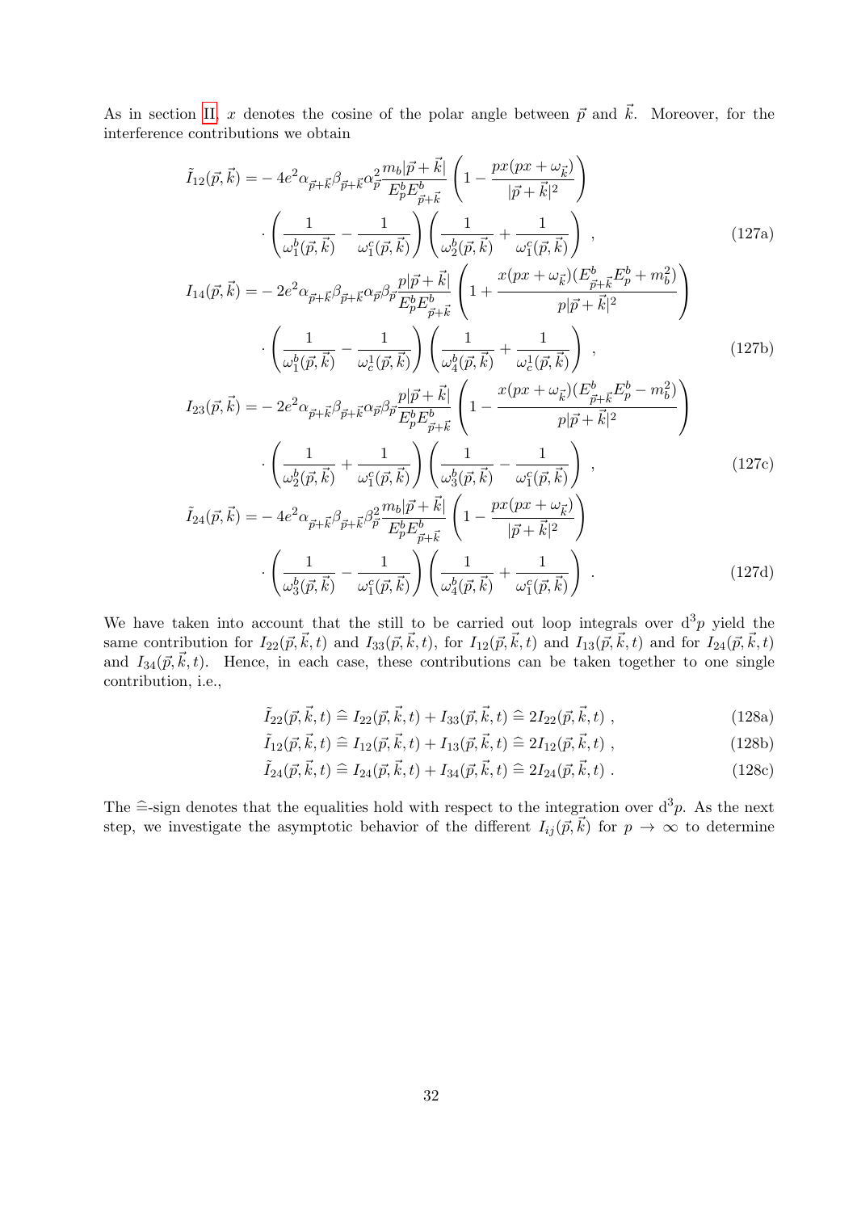As in section II, $x$ denotes the cosine of the polar angle between $\vec{p}$ and $\vec{k}$. Moreover, for the interference contributions we obtain

$$
\begin{aligned}
\tilde{I}_{12}(\vec{p},\vec{k}) =& -4e^2 \alpha_{\vec{p}+\vec{k}} \beta_{\vec{p}+\vec{k}} \alpha_{\vec{p}}^2 \frac{m_b |\vec{p}+\vec{k}|}{E_p^b E_{\vec{p}+\vec{k}}^b} \left( 1 - \frac{px(px+\omega_{\vec{k}})}{|\vec{p}+\vec{k}|^2} \right) \\
&\cdot \left( \frac{1}{\omega_1^b(\vec{p},\vec{k})} - \frac{1}{\omega_1^c(\vec{p},\vec{k})} \right) \left( \frac{1}{\omega_2^b(\vec{p},\vec{k})} + \frac{1}{\omega_1^c(\vec{p},\vec{k})} \right) , \qquad (127a)
\end{aligned}
$$

$$
\begin{aligned}
I_{14}(\vec{p},\vec{k}) =& -2e^2 \alpha_{\vec{p}+\vec{k}} \beta_{\vec{p}+\vec{k}} \alpha_{\vec{p}} \beta_{\vec{p}} \frac{p |\vec{p}+\vec{k}|}{E_p^b E_{\vec{p}+\vec{k}}^b} \left( 1 + \frac{x(px+\omega_{\vec{k}})(E_{\vec{p}+\vec{k}}^b E_p^b + m_b^2)}{p |\vec{p}+\vec{k}|^2} \right) \\
&\cdot \left( \frac{1}{\omega_1^b(\vec{p},\vec{k})} - \frac{1}{\omega_c^1(\vec{p},\vec{k})} \right) \left( \frac{1}{\omega_4^b(\vec{p},\vec{k})} + \frac{1}{\omega_c^1(\vec{p},\vec{k})} \right) , \qquad (127b)
\end{aligned}
$$

$$
\begin{aligned}
I_{23}(\vec{p},\vec{k}) =& -2e^2 \alpha_{\vec{p}+\vec{k}} \beta_{\vec{p}+\vec{k}} \alpha_{\vec{p}} \beta_{\vec{p}} \frac{p |\vec{p}+\vec{k}|}{E_p^b E_{\vec{p}+\vec{k}}^b} \left( 1 - \frac{x(px+\omega_{\vec{k}})(E_{\vec{p}+\vec{k}}^b E_p^b - m_b^2)}{p |\vec{p}+\vec{k}|^2} \right) \\
&\cdot \left( \frac{1}{\omega_2^b(\vec{p},\vec{k})} + \frac{1}{\omega_1^c(\vec{p},\vec{k})} \right) \left( \frac{1}{\omega_3^b(\vec{p},\vec{k})} - \frac{1}{\omega_1^c(\vec{p},\vec{k})} \right) , \qquad (127c)
\end{aligned}
$$

$$
\begin{aligned}
\tilde{I}_{24}(\vec{p},\vec{k}) =& -4e^2 \alpha_{\vec{p}+\vec{k}} \beta_{\vec{p}+\vec{k}} \beta_{\vec{p}}^2 \frac{m_b |\vec{p}+\vec{k}|}{E_p^b E_{\vec{p}+\vec{k}}^b} \left( 1 - \frac{px(px+\omega_{\vec{k}})}{|\vec{p}+\vec{k}|^2} \right) \\
&\cdot \left( \frac{1}{\omega_3^b(\vec{p},\vec{k})} - \frac{1}{\omega_1^c(\vec{p},\vec{k})} \right) \left( \frac{1}{\omega_4^b(\vec{p},\vec{k})} + \frac{1}{\omega_1^c(\vec{p},\vec{k})} \right) . \qquad (127d)
\end{aligned}
$$

We have taken into account that the still to be carried out loop integrals over $d^3p$ yield the same contribution for $I_{22}(\vec{p},\vec{k},t)$ and $I_{33}(\vec{p},\vec{k},t)$, for $I_{12}(\vec{p},\vec{k},t)$ and $I_{13}(\vec{p},\vec{k},t)$ and for $I_{24}(\vec{p},\vec{k},t)$ and $I_{34}(\vec{p},\vec{k},t)$. Hence, in each case, these contributions can be taken together to one single contribution, i.e.,

$$
\tilde{I}_{22}(\vec{p},\vec{k},t) \,\widehat{=}\, I_{22}(\vec{p},\vec{k},t) + I_{33}(\vec{p},\vec{k},t) \,\widehat{=}\, 2I_{22}(\vec{p},\vec{k},t) , \qquad (128a)
$$

$$
\tilde{I}_{12}(\vec{p},\vec{k},t) \,\widehat{=}\, I_{12}(\vec{p},\vec{k},t) + I_{13}(\vec{p},\vec{k},t) \,\widehat{=}\, 2I_{12}(\vec{p},\vec{k},t) , \qquad (128b)
$$

$$
\tilde{I}_{24}(\vec{p},\vec{k},t) \,\widehat{=}\, I_{24}(\vec{p},\vec{k},t) + I_{34}(\vec{p},\vec{k},t) \,\widehat{=}\, 2I_{24}(\vec{p},\vec{k},t) . \qquad (128c)
$$

The $\widehat{=}$-sign denotes that the equalities hold with respect to the integration over $d^3p$. As the next step, we investigate the asymptotic behavior of the different $I_{ij}(\vec{p},\vec{k})$ for $p \to \infty$ to determine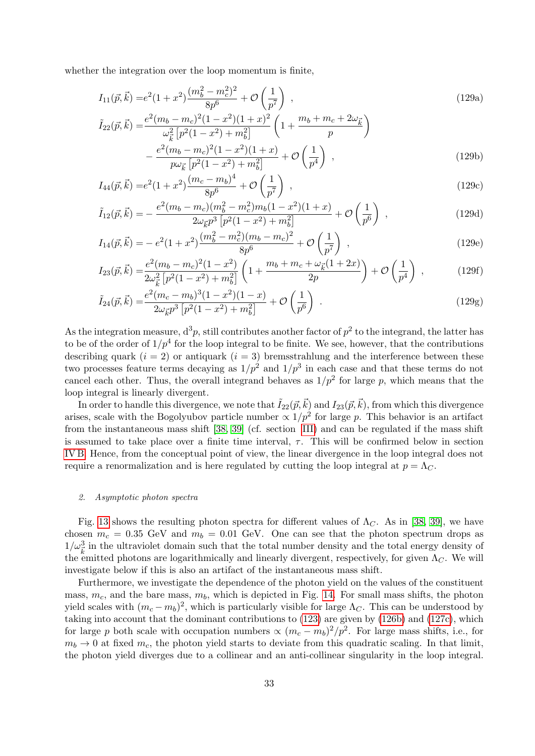whether the integration over the loop momentum is finite,

$$
I_{11}(\vec{p},\vec{k}) = e^2(1+x^2)\frac{(m_b^2-m_c^2)^2}{8p^6} + \mathcal{O}\left(\frac{1}{p^7}\right) \,, \tag{129a}
$$

$$
\begin{aligned}
\tilde{I}_{22}(\vec{p},\vec{k}) =& \frac{e^2(m_b-m_c)^2(1-x^2)(1+x)^2}{\omega_{\vec{k}}^2\left[p^2(1-x^2)+m_b^2\right]}\left(1+\frac{m_b+m_c+2\omega_{\vec{k}}}{p}\right) \\
&- \frac{e^2(m_b-m_c)^2(1-x^2)(1+x)}{p\omega_{\vec{k}}\left[p^2(1-x^2)+m_b^2\right]} + \mathcal{O}\left(\frac{1}{p^4}\right) \,,
\end{aligned} \tag{129b}
$$

$$
I_{44}(\vec{p},\vec{k}) = e^2(1+x^2)\frac{(m_c-m_b)^4}{8p^6} + \mathcal{O}\left(\frac{1}{p^7}\right) \,, \tag{129c}
$$

$$
\tilde{I}_{12}(\vec{p},\vec{k}) = -\frac{e^2(m_b-m_c)(m_b^2-m_c^2)m_b(1-x^2)(1+x)}{2\omega_{\vec{k}}p^3\left[p^2(1-x^2)+m_b^2\right]} + \mathcal{O}\left(\frac{1}{p^6}\right) \,, \tag{129d}
$$

$$
I_{14}(\vec{p},\vec{k}) = -e^2(1+x^2)\frac{(m_b^2-m_c^2)(m_b-m_c)^2}{8p^6} + \mathcal{O}\left(\frac{1}{p^7}\right) \,, \tag{129e}
$$

$$
I_{23}(\vec{p},\vec{k}) = \frac{e^2(m_b-m_c)^2(1-x^2)}{2\omega_{\vec{k}}^2\left[p^2(1-x^2)+m_b^2\right]}\left(1+\frac{m_b+m_c+\omega_{\vec{k}}(1+2x)}{2p}\right) + \mathcal{O}\left(\frac{1}{p^4}\right) \,, \tag{129f}
$$

$$
\tilde{I}_{24}(\vec{p},\vec{k}) = \frac{e^2(m_c-m_b)^3(1-x^2)(1-x)}{2\omega_{\vec{k}}p^3\left[p^2(1-x^2)+m_b^2\right]} + \mathcal{O}\left(\frac{1}{p^6}\right) \,. \tag{129g}
$$

As the integration measure, $\mathrm{d}^3p$, still contributes another factor of $p^2$ to the integrand, the latter has to be of the order of $1/p^4$ for the loop integral to be finite. We see, however, that the contributions describing quark ($i=2$) or antiquark ($i=3$) bremsstrahlung and the interference between these two processes feature terms decaying as $1/p^2$ and $1/p^3$ in each case and that these terms do not cancel each other. Thus, the overall integrand behaves as $1/p^2$ for large $p$, which means that the loop integral is linearly divergent.

In order to handle this divergence, we note that $\tilde{I}_{22}(\vec{p},\vec{k})$ and $I_{23}(\vec{p},\vec{k})$, from which this divergence arises, scale with the Bogolyubov particle number $\propto 1/p^2$ for large $p$. This behavior is an artifact from the instantaneous mass shift [38, 39] (cf. section III) and can be regulated if the mass shift is assumed to take place over a finite time interval, $\tau$. This will be confirmed below in section IV B. Hence, from the conceptual point of view, the linear divergence in the loop integral does not require a renormalization and is here regulated by cutting the loop integral at $p = \Lambda_C$.

### 2. Asymptotic photon spectra

Fig. 13 shows the resulting photon spectra for different values of $\Lambda_C$. As in [38, 39], we have chosen $m_c = 0.35$ GeV and $m_b = 0.01$ GeV. One can see that the photon spectrum drops as $1/\omega_{\vec{k}}^3$ in the ultraviolet domain such that the total number density and the total energy density of the emitted photons are logarithmically and linearly divergent, respectively, for given $\Lambda_C$. We will investigate below if this is also an artifact of the instantaneous mass shift.

Furthermore, we investigate the dependence of the photon yield on the values of the constituent mass, $m_c$, and the bare mass, $m_b$, which is depicted in Fig. 14. For small mass shifts, the photon yield scales with $(m_c - m_b)^2$, which is particularly visible for large $\Lambda_C$. This can be understood by taking into account that the dominant contributions to (123) are given by (126b) and (127c), which for large $p$ both scale with occupation numbers $\propto (m_c - m_b)^2/p^2$. For large mass shifts, i.e., for $m_b \to 0$ at fixed $m_c$, the photon yield starts to deviate from this quadratic scaling. In that limit, the photon yield diverges due to a collinear and an anti-collinear singularity in the loop integral.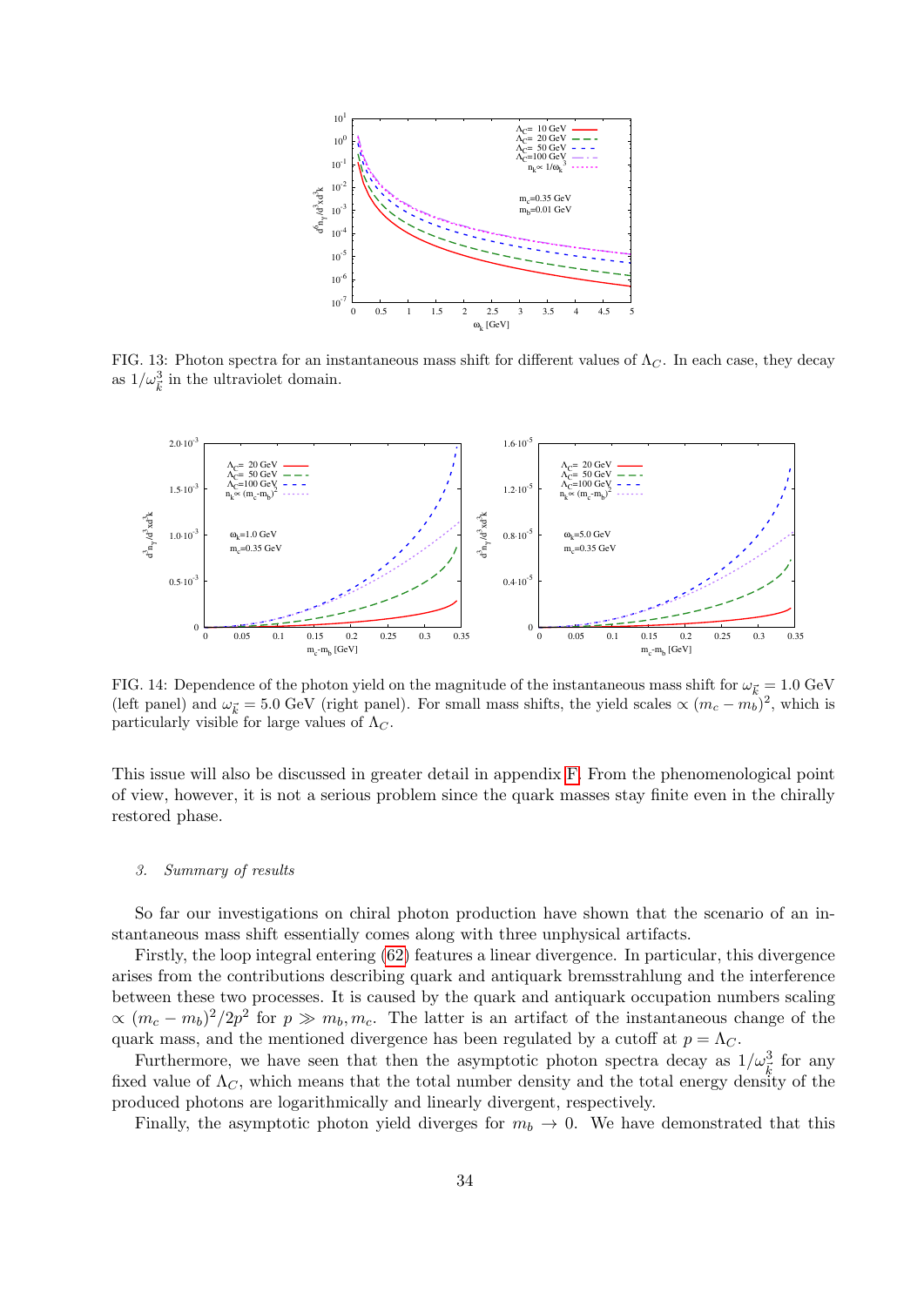FIG. 13: Photon spectra for an instantaneous mass shift for different values of $\Lambda_C$. In each case, they decay as $1/\omega_{\vec{k}}^3$ in the ultraviolet domain.

FIG. 14: Dependence of the photon yield on the magnitude of the instantaneous mass shift for $\omega_{\vec{k}} = 1.0$ GeV (left panel) and $\omega_{\vec{k}} = 5.0$ GeV (right panel). For small mass shifts, the yield scales $\propto (m_c - m_b)^2$, which is particularly visible for large values of $\Lambda_C$.

This issue will also be discussed in greater detail in appendix F. From the phenomenological point of view, however, it is not a serious problem since the quark masses stay finite even in the chirally restored phase.

#### 3. Summary of results

So far our investigations on chiral photon production have shown that the scenario of an instantaneous mass shift essentially comes along with three unphysical artifacts.

Firstly, the loop integral entering (62) features a linear divergence. In particular, this divergence arises from the contributions describing quark and antiquark bremsstrahlung and the interference between these two processes. It is caused by the quark and antiquark occupation numbers scaling $\propto (m_c - m_b)^2/2p^2$ for $p \gg m_b, m_c$. The latter is an artifact of the instantaneous change of the quark mass, and the mentioned divergence has been regulated by a cutoff at $p = \Lambda_C$.

Furthermore, we have seen that then the asymptotic photon spectra decay as $1/\omega_{\vec{k}}^3$ for any fixed value of $\Lambda_C$, which means that the total number density and the total energy density of the produced photons are logarithmically and linearly divergent, respectively.

Finally, the asymptotic photon yield diverges for $m_b \to 0$. We have demonstrated that this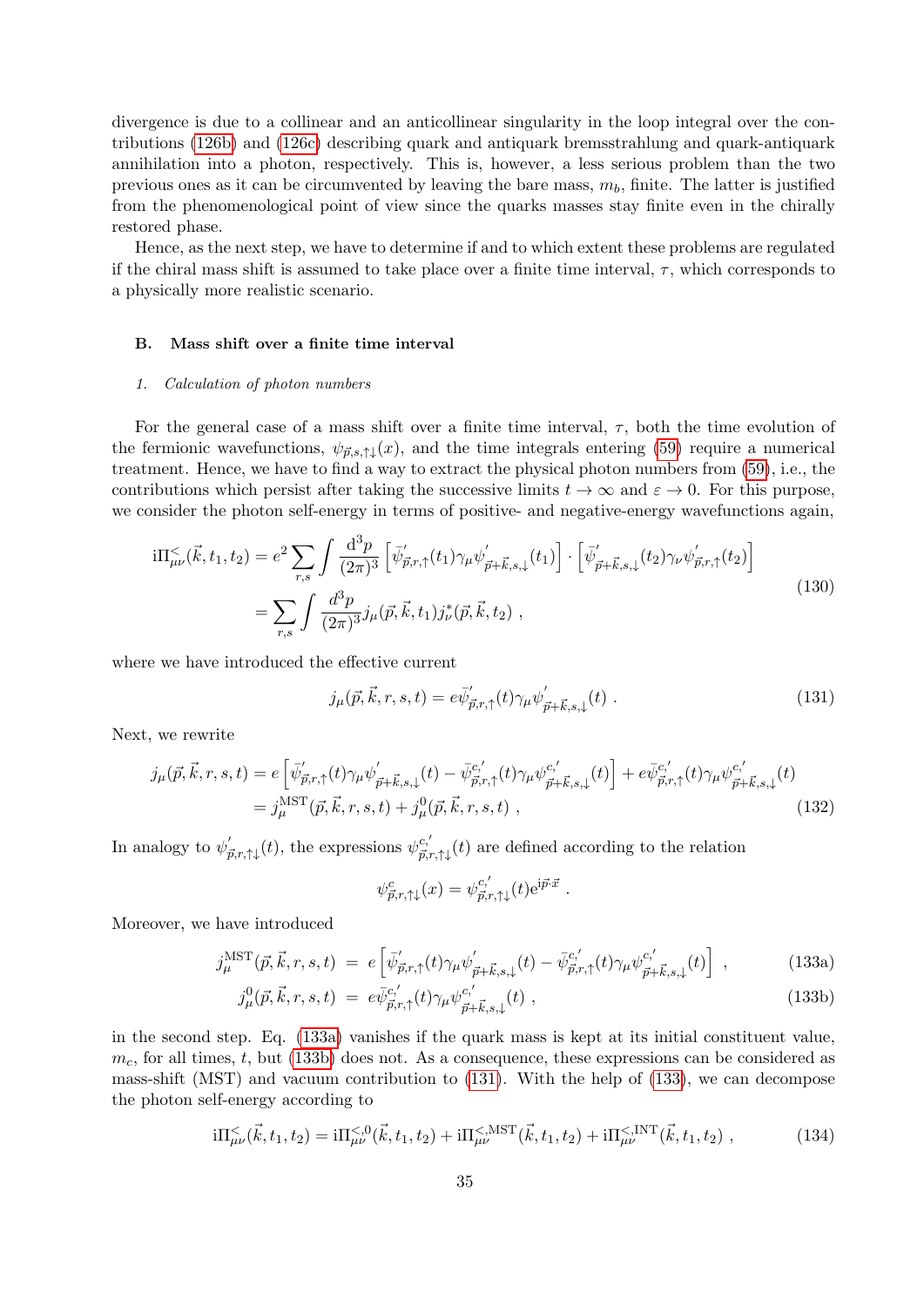divergence is due to a collinear and an anticollinear singularity in the loop integral over the contributions (126b) and (126c) describing quark and antiquark bremsstrahlung and quark-antiquark annihilation into a photon, respectively. This is, however, a less serious problem than the two previous ones as it can be circumvented by leaving the bare mass, $m_b$, finite. The latter is justified from the phenomenological point of view since the quarks masses stay finite even in the chirally restored phase.

Hence, as the next step, we have to determine if and to which extent these problems are regulated if the chiral mass shift is assumed to take place over a finite time interval, $\tau$, which corresponds to a physically more realistic scenario.

### B. Mass shift over a finite time interval

#### 1. Calculation of photon numbers

For the general case of a mass shift over a finite time interval, $\tau$, both the time evolution of the fermionic wavefunctions, $\psi_{\vec{p},s,\uparrow\downarrow}(x)$, and the time integrals entering (59) require a numerical treatment. Hence, we have to find a way to extract the physical photon numbers from (59), i.e., the contributions which persist after taking the successive limits $t \to \infty$ and $\varepsilon \to 0$. For this purpose, we consider the photon self-energy in terms of positive- and negative-energy wavefunctions again,

$$
\begin{aligned}
\mathrm{i}\Pi^{<}_{\mu\nu}(\vec{k},t_1,t_2) &= e^2 \sum_{r,s} \int \frac{\mathrm{d}^3p}{(2\pi)^3} \left[ \bar{\psi}'_{\vec{p},r,\uparrow}(t_1)\gamma_\mu \psi'_{\vec{p}+\vec{k},s,\downarrow}(t_1) \right] \cdot \left[ \bar{\psi}'_{\vec{p}+\vec{k},s,\downarrow}(t_2)\gamma_\nu \psi'_{\vec{p},r,\uparrow}(t_2) \right] \\
&= \sum_{r,s} \int \frac{d^3p}{(2\pi)^3} j_\mu(\vec{p},\vec{k},t_1) j^*_\nu(\vec{p},\vec{k},t_2) \ ,
\end{aligned}
\tag{130}
$$

where we have introduced the effective current

$$
j_\mu(\vec{p},\vec{k},r,s,t) = e\bar{\psi}'_{\vec{p},r,\uparrow}(t)\gamma_\mu \psi'_{\vec{p}+\vec{k},s,\downarrow}(t) \ . \tag{131}
$$

Next, we rewrite

$$
\begin{aligned}
j_\mu(\vec{p},\vec{k},r,s,t) &= e\left[ \bar{\psi}'_{\vec{p},r,\uparrow}(t)\gamma_\mu \psi'_{\vec{p}+\vec{k},s,\downarrow}(t) - \bar{\psi}^{c,'}_{\vec{p},r,\uparrow}(t)\gamma_\mu \psi^{c,'}_{\vec{p}+\vec{k},s,\downarrow}(t) \right] + e\bar{\psi}^{c,'}_{\vec{p},r,\uparrow}(t)\gamma_\mu \psi^{c,'}_{\vec{p}+\vec{k},s,\downarrow}(t) \\
&= j^{\mathrm{MST}}_\mu(\vec{p},\vec{k},r,s,t) + j^0_\mu(\vec{p},\vec{k},r,s,t) \ ,
\end{aligned}
\tag{132}
$$

In analogy to $\psi'_{\vec{p},r,\uparrow\downarrow}(t)$, the expressions $\psi^{c,'}_{\vec{p},r,\uparrow\downarrow}(t)$ are defined according to the relation

$$
\psi^{c}_{\vec{p},r,\uparrow\downarrow}(x) = \psi^{c,'}_{\vec{p},r,\uparrow\downarrow}(t)\mathrm{e}^{\mathrm{i}\vec{p}\cdot\vec{x}} \ .
$$

Moreover, we have introduced

$$
j^{\mathrm{MST}}_\mu(\vec{p},\vec{k},r,s,t) \ = \ e\left[ \bar{\psi}'_{\vec{p},r,\uparrow}(t)\gamma_\mu \psi'_{\vec{p}+\vec{k},s,\downarrow}(t) - \bar{\psi}^{c,'}_{\vec{p},r,\uparrow}(t)\gamma_\mu \psi^{c,'}_{\vec{p}+\vec{k},s,\downarrow}(t) \right] \ , \tag{133a}
$$

$$
j^{0}_\mu(\vec{p},\vec{k},r,s,t) \ = \ e\bar{\psi}^{c,'}_{\vec{p},r,\uparrow}(t)\gamma_\mu \psi^{c,'}_{\vec{p}+\vec{k},s,\downarrow}(t) \ , \tag{133b}
$$

in the second step. Eq. (133a) vanishes if the quark mass is kept at its initial constituent value, $m_c$, for all times, $t$, but (133b) does not. As a consequence, these expressions can be considered as mass-shift (MST) and vacuum contribution to (131). With the help of (133), we can decompose the photon self-energy according to

$$
\mathrm{i}\Pi^{<}_{\mu\nu}(\vec{k},t_1,t_2) = \mathrm{i}\Pi^{<,0}_{\mu\nu}(\vec{k},t_1,t_2) + \mathrm{i}\Pi^{<,\mathrm{MST}}_{\mu\nu}(\vec{k},t_1,t_2) + \mathrm{i}\Pi^{<,\mathrm{INT}}_{\mu\nu}(\vec{k},t_1,t_2) \ , \tag{134}
$$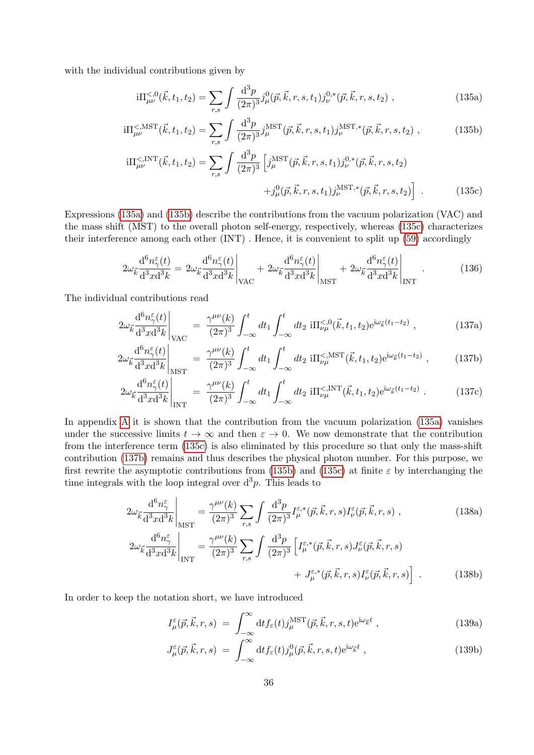with the individual contributions given by

$$\mathrm{i}\Pi^{<,0}_{\mu\nu}(\vec{k},t_1,t_2) = \sum_{r,s}\int \frac{\mathrm{d}^3p}{(2\pi)^3} j^0_\mu(\vec{p},\vec{k},r,s,t_1) j^{0,*}_\nu(\vec{p},\vec{k},r,s,t_2)\ , \tag{135a}$$

$$\mathrm{i}\Pi^{<,\mathrm{MST}}_{\mu\nu}(\vec{k},t_1,t_2) = \sum_{r,s}\int \frac{\mathrm{d}^3p}{(2\pi)^3} j^{\mathrm{MST}}_\mu(\vec{p},\vec{k},r,s,t_1) j^{\mathrm{MST},*}_\nu(\vec{p},\vec{k},r,s,t_2)\ , \tag{135b}$$

$$\begin{aligned}\mathrm{i}\Pi^{<,\mathrm{INT}}_{\mu\nu}(\vec{k},t_1,t_2) = \sum_{r,s}\int \frac{\mathrm{d}^3p}{(2\pi)^3} \Big[ & j^{\mathrm{MST}}_\mu(\vec{p},\vec{k},r,s,t_1) j^{0,*}_\nu(\vec{p},\vec{k},r,s,t_2) \\ & + j^{0}_\mu(\vec{p},\vec{k},r,s,t_1) j^{\mathrm{MST},*}_\nu(\vec{p},\vec{k},r,s,t_2)\Big]\ .\end{aligned} \tag{135c}$$

Expressions (135a) and (135b) describe the contributions from the vacuum polarization (VAC) and the mass shift (MST) to the overall photon self-energy, respectively, whereas (135c) characterizes their interference among each other (INT) . Hence, it is convenient to split up (59) accordingly

$$2\omega_{\vec{k}}\frac{\mathrm{d}^6n^\varepsilon_\gamma(t)}{\mathrm{d}^3x\mathrm{d}^3k} = 2\omega_{\vec{k}}\frac{\mathrm{d}^6n^\varepsilon_\gamma(t)}{\mathrm{d}^3x\mathrm{d}^3k}\bigg|_{\mathrm{VAC}} + 2\omega_{\vec{k}}\frac{\mathrm{d}^6n^\varepsilon_\gamma(t)}{\mathrm{d}^3x\mathrm{d}^3k}\bigg|_{\mathrm{MST}} + 2\omega_{\vec{k}}\frac{\mathrm{d}^6n^\varepsilon_\gamma(t)}{\mathrm{d}^3x\mathrm{d}^3k}\bigg|_{\mathrm{INT}}\ . \tag{136}$$

The individual contributions read

$$2\omega_{\vec{k}}\frac{\mathrm{d}^6n^\varepsilon_\gamma(t)}{\mathrm{d}^3x\mathrm{d}^3k}\bigg|_{\mathrm{VAC}} = \frac{\gamma^{\mu\nu}(k)}{(2\pi)^3}\int_{-\infty}^t dt_1\int_{-\infty}^t dt_2\ \mathrm{i}\Pi^{<,0}_{\nu\mu}(\vec{k},t_1,t_2)\mathrm{e}^{\mathrm{i}\omega_{\vec{k}}(t_1-t_2)}\ , \tag{137a}$$

$$2\omega_{\vec{k}}\frac{\mathrm{d}^6n^\varepsilon_\gamma(t)}{\mathrm{d}^3x\mathrm{d}^3k}\bigg|_{\mathrm{MST}} = \frac{\gamma^{\mu\nu}(k)}{(2\pi)^3}\int_{-\infty}^t dt_1\int_{-\infty}^t dt_2\ \mathrm{i}\Pi^{<,\mathrm{MST}}_{\nu\mu}(\vec{k},t_1,t_2)\mathrm{e}^{\mathrm{i}\omega_{\vec{k}}(t_1-t_2)}\ , \tag{137b}$$

$$2\omega_{\vec{k}}\frac{\mathrm{d}^6n^\varepsilon_\gamma(t)}{\mathrm{d}^3x\mathrm{d}^3k}\bigg|_{\mathrm{INT}} = \frac{\gamma^{\mu\nu}(k)}{(2\pi)^3}\int_{-\infty}^t dt_1\int_{-\infty}^t dt_2\ \mathrm{i}\Pi^{<,\mathrm{INT}}_{\nu\mu}(\vec{k},t_1,t_2)\mathrm{e}^{\mathrm{i}\omega_{\vec{k}}(t_1-t_2)}\ . \tag{137c}$$

In appendix A it is shown that the contribution from the vacuum polarization (135a) vanishes under the successive limits $t\to\infty$ and then $\varepsilon\to 0$. We now demonstrate that the contribution from the interference term (135c) is also eliminated by this procedure so that only the mass-shift contribution (137b) remains and thus describes the physical photon number. For this purpose, we first rewrite the asymptotic contributions from (135b) and (135c) at finite $\varepsilon$ by interchanging the time integrals with the loop integral over $\mathrm{d}^3p$. This leads to

$$2\omega_{\vec{k}}\frac{\mathrm{d}^6n^\varepsilon_\gamma}{\mathrm{d}^3x\mathrm{d}^3k}\bigg|_{\mathrm{MST}} = \frac{\gamma^{\mu\nu}(k)}{(2\pi)^3}\sum_{r,s}\int\frac{\mathrm{d}^3p}{(2\pi)^3} I^{\varepsilon,*}_\mu(\vec{p},\vec{k},r,s) I^\varepsilon_\nu(\vec{p},\vec{k},r,s)\ , \tag{138a}$$

$$\begin{aligned}2\omega_{\vec{k}}\frac{\mathrm{d}^6n^\varepsilon_\gamma}{\mathrm{d}^3x\mathrm{d}^3k}\bigg|_{\mathrm{INT}} = \frac{\gamma^{\mu\nu}(k)}{(2\pi)^3}\sum_{r,s}\int\frac{\mathrm{d}^3p}{(2\pi)^3}\Big[ & I^{\varepsilon,*}_\mu(\vec{p},\vec{k},r,s) J^\varepsilon_\nu(\vec{p},\vec{k},r,s) \\ & + J^{\varepsilon,*}_\mu(\vec{p},\vec{k},r,s) I^\varepsilon_\nu(\vec{p},\vec{k},r,s)\Big]\ .\end{aligned} \tag{138b}$$

In order to keep the notation short, we have introduced

$$I^\varepsilon_\mu(\vec{p},\vec{k},r,s) = \int_{-\infty}^{\infty}\mathrm{d}t f_\varepsilon(t) j^{\mathrm{MST}}_\mu(\vec{p},\vec{k},r,s,t)\mathrm{e}^{\mathrm{i}\omega_{\vec{k}}t}\ , \tag{139a}$$

$$J^\varepsilon_\mu(\vec{p},\vec{k},r,s) = \int_{-\infty}^{\infty}\mathrm{d}t f_\varepsilon(t) j^{0}_\mu(\vec{p},\vec{k},r,s,t)\mathrm{e}^{\mathrm{i}\omega_{\vec{k}}t}\ , \tag{139b}$$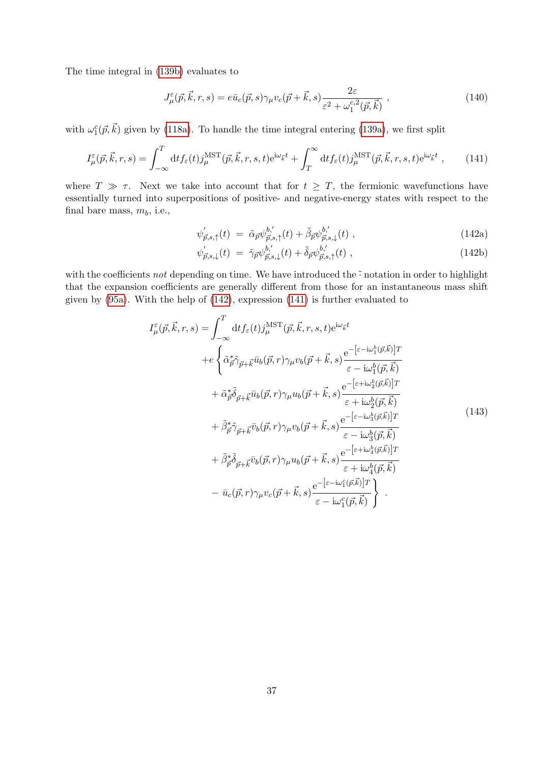The time integral in (139b) evaluates to

$$J^{\varepsilon}_{\mu}(\vec{p},\vec{k},r,s) = e\bar{u}_c(\vec{p},s)\gamma_\mu v_c(\vec{p}+\vec{k},s)\frac{2\varepsilon}{\varepsilon^2+\omega_1^{c,2}(\vec{p},\vec{k})} \ , \tag{140}$$

with $\omega_1^c(\vec{p},\vec{k})$ given by (118a). To handle the time integral entering (139a), we first split

$$I^{\varepsilon}_{\mu}(\vec{p},\vec{k},r,s) = \int_{-\infty}^{T}\mathrm{d}t f_\varepsilon(t) j^{\mathrm{MST}}_{\mu}(\vec{p},\vec{k},r,s,t)\mathrm{e}^{\mathrm{i}\omega_{\vec{k}}t} + \int_{T}^{\infty}\mathrm{d}t f_\varepsilon(t) j^{\mathrm{MST}}_{\mu}(\vec{p},\vec{k},r,s,t)\mathrm{e}^{\mathrm{i}\omega_{\vec{k}}t} \ , \tag{141}$$

where $T \gg \tau$. Next we take into account that for $t \geq T$, the fermionic wavefunctions have essentially turned into superpositions of positive- and negative-energy states with respect to the final bare mass, $m_b$, i.e.,

$$\psi'_{\vec{p},s,\uparrow}(t) \ = \ \tilde{\alpha}_{\vec{p}}\psi^{b,'}_{\vec{p},s,\uparrow}(t) + \tilde{\beta}_{\vec{p}}\psi^{b,'}_{\vec{p},s,\downarrow}(t) \ , \tag{142a}$$

$$\psi'_{\vec{p},s,\downarrow}(t) \ = \ \tilde{\gamma}_{\vec{p}}\psi^{b,'}_{\vec{p},s,\downarrow}(t) + \tilde{\delta}_{\vec{p}}\psi^{b,'}_{\vec{p},s,\uparrow}(t) \ , \tag{142b}$$

with the coefficients *not* depending on time. We have introduced the $\tilde{}$ notation in order to highlight that the expansion coefficients are generally different from those for an instantaneous mass shift given by (95a). With the help of (142), expression (141) is further evaluated to

$$\begin{aligned}
I^{\varepsilon}_{\mu}(\vec{p},\vec{k},r,s) = &\int_{-\infty}^{T}\mathrm{d}t f_\varepsilon(t) j^{\mathrm{MST}}_{\mu}(\vec{p},\vec{k},r,s,t)\mathrm{e}^{\mathrm{i}\omega_{\vec{k}}t} \\
&+e\left\{\tilde{\alpha}^*_{\vec{p}}\tilde{\gamma}_{\vec{p}+\vec{k}}\bar{u}_b(\vec{p},r)\gamma_\mu v_b(\vec{p}+\vec{k},s)\frac{\mathrm{e}^{-\left[\varepsilon-\mathrm{i}\omega_1^b(\vec{p},\vec{k})\right]T}}{\varepsilon-\mathrm{i}\omega_1^b(\vec{p},\vec{k})}\right. \\
&\quad+\tilde{\alpha}^*_{\vec{p}}\tilde{\delta}_{\vec{p}+\vec{k}}\bar{u}_b(\vec{p},r)\gamma_\mu u_b(\vec{p}+\vec{k},s)\frac{\mathrm{e}^{-\left[\varepsilon+\mathrm{i}\omega_2^b(\vec{p},\vec{k})\right]T}}{\varepsilon+\mathrm{i}\omega_2^b(\vec{p},\vec{k})} \\
&\quad+\tilde{\beta}^*_{\vec{p}}\tilde{\gamma}_{\vec{p}+\vec{k}}\bar{v}_b(\vec{p},r)\gamma_\mu v_b(\vec{p}+\vec{k},s)\frac{\mathrm{e}^{-\left[\varepsilon-\mathrm{i}\omega_3^b(\vec{p},\vec{k})\right]T}}{\varepsilon-\mathrm{i}\omega_3^b(\vec{p},\vec{k})} \\
&\quad+\tilde{\beta}^*_{\vec{p}}\tilde{\delta}_{\vec{p}+\vec{k}}\bar{v}_b(\vec{p},r)\gamma_\mu u_b(\vec{p}+\vec{k},s)\frac{\mathrm{e}^{-\left[\varepsilon+\mathrm{i}\omega_4^b(\vec{p},\vec{k})\right]T}}{\varepsilon+\mathrm{i}\omega_4^b(\vec{p},\vec{k})} \\
&\quad\left.-\ \bar{u}_c(\vec{p},r)\gamma_\mu v_c(\vec{p}+\vec{k},s)\frac{\mathrm{e}^{-\left[\varepsilon-\mathrm{i}\omega_1^c(\vec{p},\vec{k})\right]T}}{\varepsilon-\mathrm{i}\omega_1^c(\vec{p},\vec{k})}\right\} \ .
\end{aligned} \tag{143}$$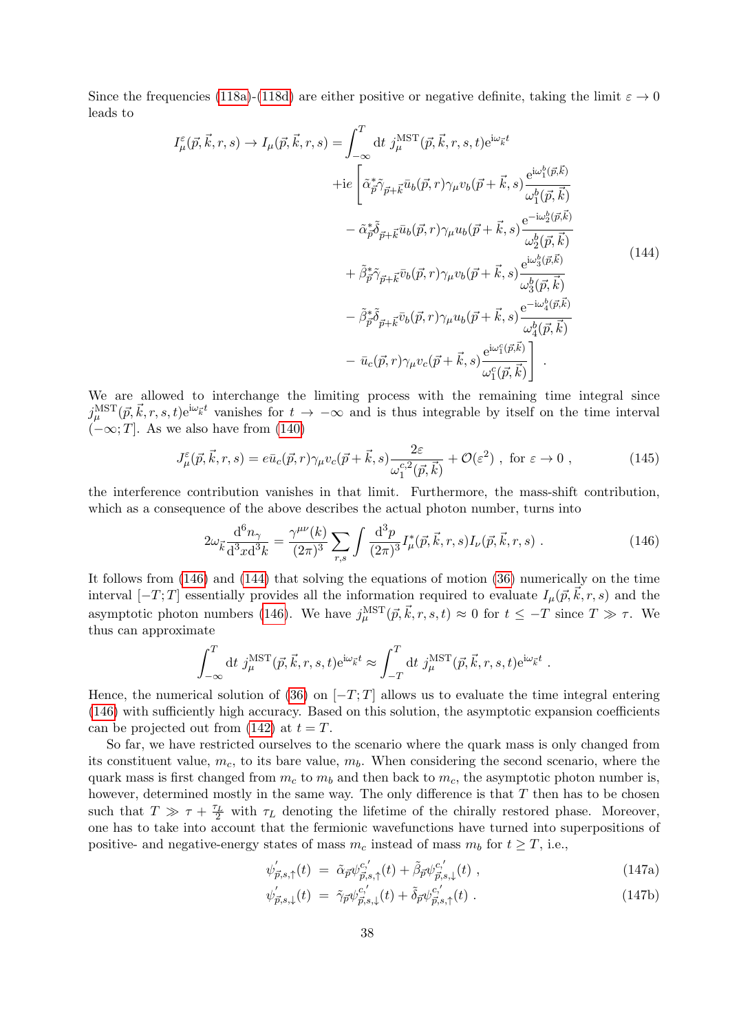Since the frequencies (118a)-(118d) are either positive or negative definite, taking the limit $\varepsilon \to 0$ leads to

$$
\begin{aligned}
I^{\varepsilon}_{\mu}(\vec{p},\vec{k},r,s) \to I_{\mu}(\vec{p},\vec{k},r,s) = &\int_{-\infty}^{T} \mathrm{d}t\; j^{\mathrm{MST}}_{\mu}(\vec{p},\vec{k},r,s,t)\mathrm{e}^{\mathrm{i}\omega_{\vec{k}}t} \\
&+\mathrm{i}e\left[\tilde{\alpha}^{*}_{\vec{p}}\tilde{\gamma}_{\vec{p}+\vec{k}}\bar{u}_{b}(\vec{p},r)\gamma_{\mu}v_{b}(\vec{p}+\vec{k},s)\frac{\mathrm{e}^{\mathrm{i}\omega^{b}_{1}(\vec{p},\vec{k})}}{\omega^{b}_{1}(\vec{p},\vec{k})}\right. \\
&\quad-\tilde{\alpha}^{*}_{\vec{p}}\tilde{\delta}_{\vec{p}+\vec{k}}\bar{u}_{b}(\vec{p},r)\gamma_{\mu}u_{b}(\vec{p}+\vec{k},s)\frac{\mathrm{e}^{-\mathrm{i}\omega^{b}_{2}(\vec{p},\vec{k})}}{\omega^{b}_{2}(\vec{p},\vec{k})} \\
&\quad+\tilde{\beta}^{*}_{\vec{p}}\tilde{\gamma}_{\vec{p}+\vec{k}}\bar{v}_{b}(\vec{p},r)\gamma_{\mu}v_{b}(\vec{p}+\vec{k},s)\frac{\mathrm{e}^{\mathrm{i}\omega^{b}_{3}(\vec{p},\vec{k})}}{\omega^{b}_{3}(\vec{p},\vec{k})} \\
&\quad-\tilde{\beta}^{*}_{\vec{p}}\tilde{\delta}_{\vec{p}+\vec{k}}\bar{v}_{b}(\vec{p},r)\gamma_{\mu}u_{b}(\vec{p}+\vec{k},s)\frac{\mathrm{e}^{-\mathrm{i}\omega^{b}_{4}(\vec{p},\vec{k})}}{\omega^{b}_{4}(\vec{p},\vec{k})} \\
&\quad\left.-\,\bar{u}_{c}(\vec{p},r)\gamma_{\mu}v_{c}(\vec{p}+\vec{k},s)\frac{\mathrm{e}^{\mathrm{i}\omega^{c}_{1}(\vec{p},\vec{k})}}{\omega^{c}_{1}(\vec{p},\vec{k})}\right] \,.
\end{aligned}
\tag{144}
$$

We are allowed to interchange the limiting process with the remaining time integral since $j^{\mathrm{MST}}_{\mu}(\vec{p},\vec{k},r,s,t)\mathrm{e}^{\mathrm{i}\omega_{\vec{k}}t}$ vanishes for $t \to -\infty$ and is thus integrable by itself on the time interval $(-\infty;T]$. As we also have from (140)

$$
J^{\varepsilon}_{\mu}(\vec{p},\vec{k},r,s) = e\bar{u}_{c}(\vec{p},r)\gamma_{\mu}v_{c}(\vec{p}+\vec{k},s)\frac{2\varepsilon}{\omega^{c,2}_{1}(\vec{p},\vec{k})} + \mathcal{O}(\varepsilon^{2}) \;,\; \text{for } \varepsilon \to 0 \;, \tag{145}
$$

the interference contribution vanishes in that limit. Furthermore, the mass-shift contribution, which as a consequence of the above describes the actual photon number, turns into

$$
2\omega_{\vec{k}}\frac{\mathrm{d}^{6}n_{\gamma}}{\mathrm{d}^{3}x\mathrm{d}^{3}k} = \frac{\gamma^{\mu\nu}(k)}{(2\pi)^{3}}\sum_{r,s}\int\frac{\mathrm{d}^{3}p}{(2\pi)^{3}}I^{*}_{\mu}(\vec{p},\vec{k},r,s)I_{\nu}(\vec{p},\vec{k},r,s) \;. \tag{146}
$$

It follows from (146) and (144) that solving the equations of motion (36) numerically on the time interval $[-T;T]$ essentially provides all the information required to evaluate $I_{\mu}(\vec{p},\vec{k},r,s)$ and the asymptotic photon numbers (146). We have $j^{\mathrm{MST}}_{\mu}(\vec{p},\vec{k},r,s,t) \approx 0$ for $t \leq -T$ since $T \gg \tau$. We thus can approximate

$$
\int_{-\infty}^{T}\mathrm{d}t\; j^{\mathrm{MST}}_{\mu}(\vec{p},\vec{k},r,s,t)\mathrm{e}^{\mathrm{i}\omega_{\vec{k}}t} \approx \int_{-T}^{T}\mathrm{d}t\; j^{\mathrm{MST}}_{\mu}(\vec{p},\vec{k},r,s,t)\mathrm{e}^{\mathrm{i}\omega_{\vec{k}}t} \;.
$$

Hence, the numerical solution of (36) on $[-T;T]$ allows us to evaluate the time integral entering (146) with sufficiently high accuracy. Based on this solution, the asymptotic expansion coefficients can be projected out from (142) at $t = T$.

So far, we have restricted ourselves to the scenario where the quark mass is only changed from its constituent value, $m_c$, to its bare value, $m_b$. When considering the second scenario, where the quark mass is first changed from $m_c$ to $m_b$ and then back to $m_c$, the asymptotic photon number is, however, determined mostly in the same way. The only difference is that $T$ then has to be chosen such that $T \gg \tau + \frac{\tau_L}{2}$ with $\tau_L$ denoting the lifetime of the chirally restored phase. Moreover, one has to take into account that the fermionic wavefunctions have turned into superpositions of positive- and negative-energy states of mass $m_c$ instead of mass $m_b$ for $t \geq T$, i.e.,

$$
\psi^{'}_{\vec{p},s,\uparrow}(t) \;=\; \tilde{\alpha}_{\vec{p}}\psi^{c,'}_{\vec{p},s,\uparrow}(t) + \tilde{\beta}_{\vec{p}}\psi^{c,'}_{\vec{p},s,\downarrow}(t) \;, \tag{147a}
$$

$$
\psi^{'}_{\vec{p},s,\downarrow}(t) \;=\; \tilde{\gamma}_{\vec{p}}\psi^{c,'}_{\vec{p},s,\downarrow}(t) + \tilde{\delta}_{\vec{p}}\psi^{c,'}_{\vec{p},s,\uparrow}(t) \;. \tag{147b}
$$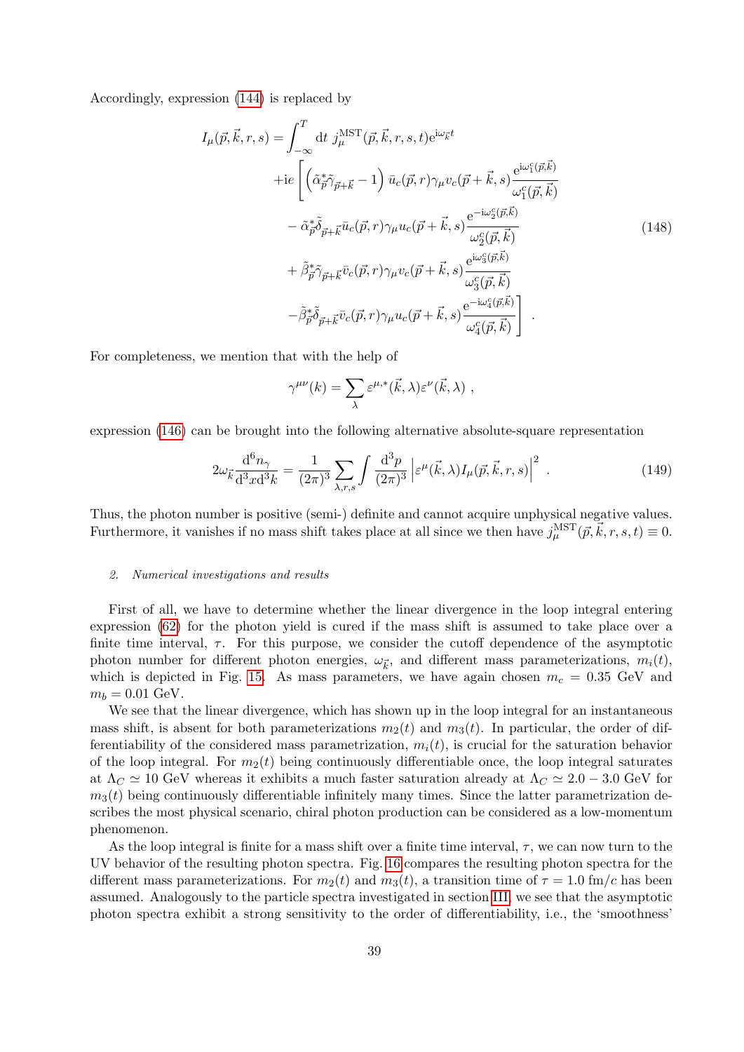Accordingly, expression (144) is replaced by

$$
\begin{aligned}
I_\mu(\vec{p},\vec{k},r,s) = &\int_{-\infty}^{T} \mathrm{d}t \; j_\mu^{\mathrm{MST}}(\vec{p},\vec{k},r,s,t)\mathrm{e}^{\mathrm{i}\omega_{\vec{k}}t} \\
&+\mathrm{i}e\left[\left(\tilde{\alpha}_{\vec{p}}^{*}\tilde{\gamma}_{\vec{p}+\vec{k}} - 1\right)\bar{u}_c(\vec{p},r)\gamma_\mu v_c(\vec{p}+\vec{k},s)\frac{\mathrm{e}^{\mathrm{i}\omega_1^c(\vec{p},\vec{k})}}{\omega_1^c(\vec{p},\vec{k})}\right. \\
&-\tilde{\alpha}_{\vec{p}}^{*}\tilde{\delta}_{\vec{p}+\vec{k}}\bar{u}_c(\vec{p},r)\gamma_\mu u_c(\vec{p}+\vec{k},s)\frac{\mathrm{e}^{-\mathrm{i}\omega_2^c(\vec{p},\vec{k})}}{\omega_2^c(\vec{p},\vec{k})} \\
&+\tilde{\beta}_{\vec{p}}^{*}\tilde{\gamma}_{\vec{p}+\vec{k}}\bar{v}_c(\vec{p},r)\gamma_\mu v_c(\vec{p}+\vec{k},s)\frac{\mathrm{e}^{\mathrm{i}\omega_3^c(\vec{p},\vec{k})}}{\omega_3^c(\vec{p},\vec{k})} \\
&\left.-\tilde{\beta}_{\vec{p}}^{*}\tilde{\delta}_{\vec{p}+\vec{k}}\bar{v}_c(\vec{p},r)\gamma_\mu u_c(\vec{p}+\vec{k},s)\frac{\mathrm{e}^{-\mathrm{i}\omega_4^c(\vec{p},\vec{k})}}{\omega_4^c(\vec{p},\vec{k})}\right] .
\end{aligned}
\tag{148}
$$

For completeness, we mention that with the help of

$$
\gamma^{\mu\nu}(k) = \sum_{\lambda} \varepsilon^{\mu,*}(\vec{k},\lambda)\varepsilon^{\nu}(\vec{k},\lambda) \; ,
$$

expression (146) can be brought into the following alternative absolute-square representation

$$
2\omega_{\vec{k}}\frac{\mathrm{d}^6 n_\gamma}{\mathrm{d}^3x\mathrm{d}^3k} = \frac{1}{(2\pi)^3}\sum_{\lambda,r,s}\int\frac{\mathrm{d}^3p}{(2\pi)^3}\left|\varepsilon^{\mu}(\vec{k},\lambda)I_\mu(\vec{p},\vec{k},r,s)\right|^2 \; . \tag{149}
$$

Thus, the photon number is positive (semi-) definite and cannot acquire unphysical negative values. Furthermore, it vanishes if no mass shift takes place at all since we then have $j_\mu^{\mathrm{MST}}(\vec{p},\vec{k},r,s,t) \equiv 0$.

#### 2. *Numerical investigations and results*

First of all, we have to determine whether the linear divergence in the loop integral entering expression (62) for the photon yield is cured if the mass shift is assumed to take place over a finite time interval, $\tau$. For this purpose, we consider the cutoff dependence of the asymptotic photon number for different photon energies, $\omega_{\vec{k}}$, and different mass parameterizations, $m_i(t)$, which is depicted in Fig. 15. As mass parameters, we have again chosen $m_c = 0.35$ GeV and $m_b = 0.01$ GeV.

We see that the linear divergence, which has shown up in the loop integral for an instantaneous mass shift, is absent for both parameterizations $m_2(t)$ and $m_3(t)$. In particular, the order of differentiability of the considered mass parametrization, $m_i(t)$, is crucial for the saturation behavior of the loop integral. For $m_2(t)$ being continuously differentiable once, the loop integral saturates at $\Lambda_C \simeq 10$ GeV whereas it exhibits a much faster saturation already at $\Lambda_C \simeq 2.0 - 3.0$ GeV for $m_3(t)$ being continuously differentiable infinitely many times. Since the latter parametrization describes the most physical scenario, chiral photon production can be considered as a low-momentum phenomenon.

As the loop integral is finite for a mass shift over a finite time interval, $\tau$, we can now turn to the UV behavior of the resulting photon spectra. Fig. 16 compares the resulting photon spectra for the different mass parameterizations. For $m_2(t)$ and $m_3(t)$, a transition time of $\tau = 1.0$ fm/$c$ has been assumed. Analogously to the particle spectra investigated in section III, we see that the asymptotic photon spectra exhibit a strong sensitivity to the order of differentiability, i.e., the 'smoothness'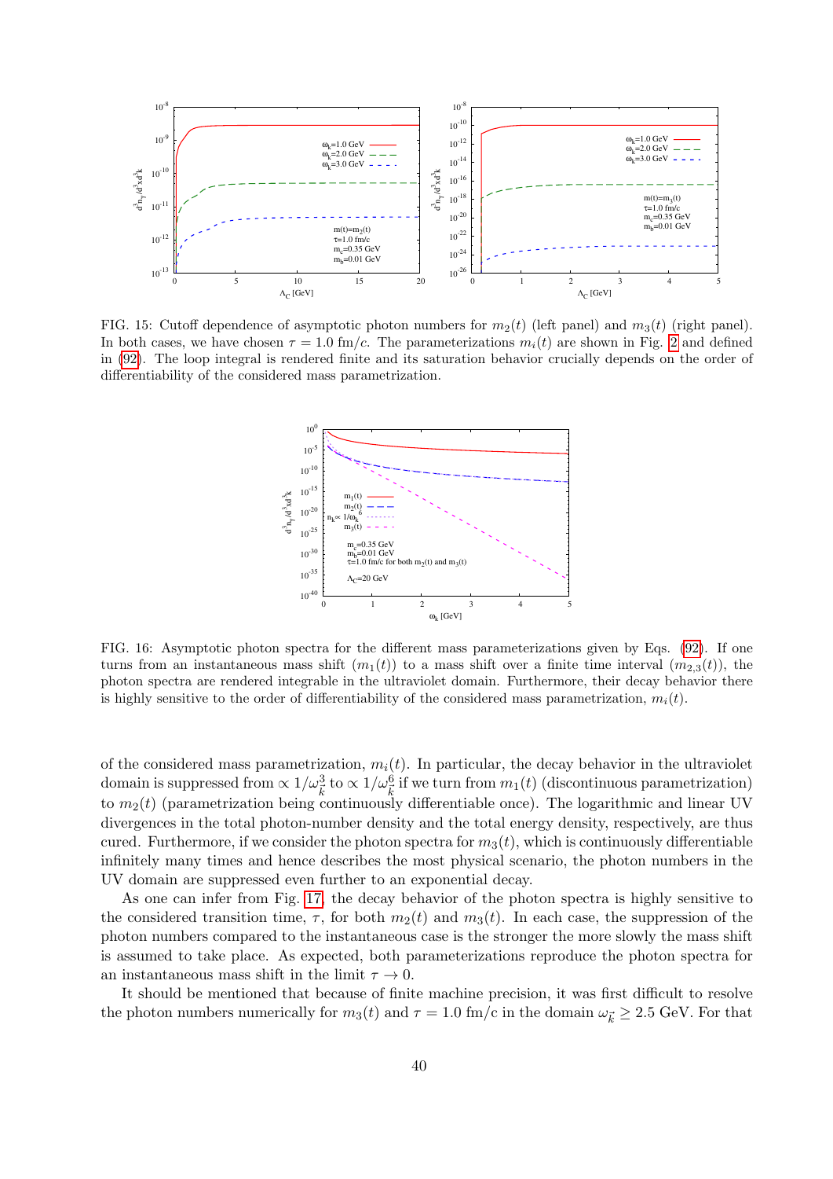FIG. 15: Cutoff dependence of asymptotic photon numbers for $m_2(t)$ (left panel) and $m_3(t)$ (right panel). In both cases, we have chosen $\tau = 1.0$ fm/$c$. The parameterizations $m_i(t)$ are shown in Fig. 2 and defined in (92). The loop integral is rendered finite and its saturation behavior crucially depends on the order of differentiability of the considered mass parametrization.

FIG. 16: Asymptotic photon spectra for the different mass parameterizations given by Eqs. (92). If one turns from an instantaneous mass shift ($m_1(t)$) to a mass shift over a finite time interval ($m_{2,3}(t)$), the photon spectra are rendered integrable in the ultraviolet domain. Furthermore, their decay behavior there is highly sensitive to the order of differentiability of the considered mass parametrization, $m_i(t)$.

of the considered mass parametrization, $m_i(t)$. In particular, the decay behavior in the ultraviolet domain is suppressed from $\propto 1/\omega_{\vec{k}}^3$ to $\propto 1/\omega_{\vec{k}}^6$ if we turn from $m_1(t)$ (discontinuous parametrization) to $m_2(t)$ (parametrization being continuously differentiable once). The logarithmic and linear UV divergences in the total photon-number density and the total energy density, respectively, are thus cured. Furthermore, if we consider the photon spectra for $m_3(t)$, which is continuously differentiable infinitely many times and hence describes the most physical scenario, the photon numbers in the UV domain are suppressed even further to an exponential decay.

As one can infer from Fig. 17, the decay behavior of the photon spectra is highly sensitive to the considered transition time, $\tau$, for both $m_2(t)$ and $m_3(t)$. In each case, the suppression of the photon numbers compared to the instantaneous case is the stronger the more slowly the mass shift is assumed to take place. As expected, both parameterizations reproduce the photon spectra for an instantaneous mass shift in the limit $\tau \to 0$.

It should be mentioned that because of finite machine precision, it was first difficult to resolve the photon numbers numerically for $m_3(t)$ and $\tau = 1.0$ fm/c in the domain $\omega_{\vec{k}} \geq 2.5$ GeV. For that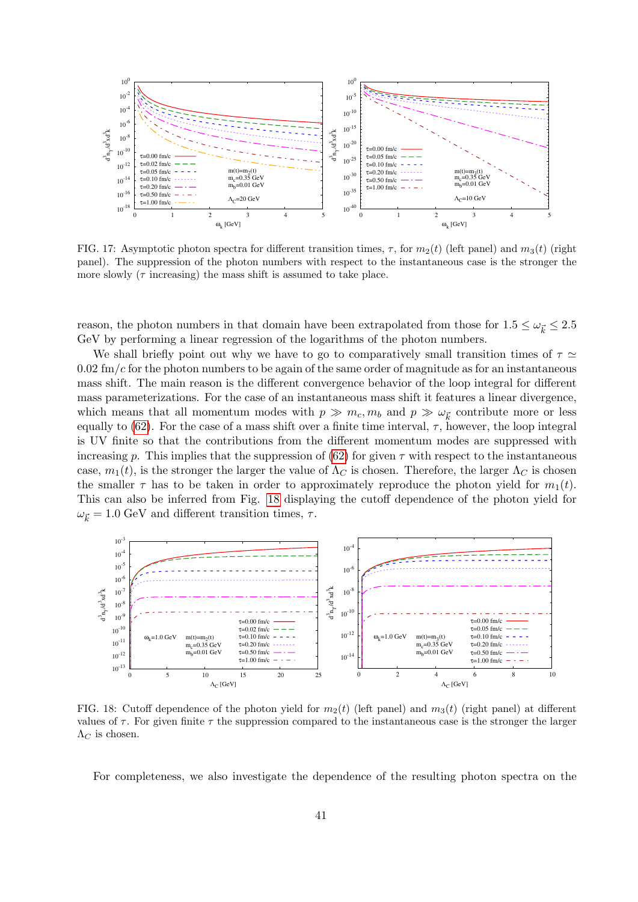FIG. 17: Asymptotic photon spectra for different transition times, $\tau$, for $m_2(t)$ (left panel) and $m_3(t)$ (right panel). The suppression of the photon numbers with respect to the instantaneous case is the stronger the more slowly ($\tau$ increasing) the mass shift is assumed to take place.

reason, the photon numbers in that domain have been extrapolated from those for $1.5 \leq \omega_{\vec{k}} \leq 2.5$ GeV by performing a linear regression of the logarithms of the photon numbers.

We shall briefly point out why we have to go to comparatively small transition times of $\tau \simeq 0.02$ fm/$c$ for the photon numbers to be again of the same order of magnitude as for an instantaneous mass shift. The main reason is the different convergence behavior of the loop integral for different mass parameterizations. For the case of an instantaneous mass shift it features a linear divergence, which means that all momentum modes with $p \gg m_c, m_b$ and $p \gg \omega_{\vec{k}}$ contribute more or less equally to (62). For the case of a mass shift over a finite time interval, $\tau$, however, the loop integral is UV finite so that the contributions from the different momentum modes are suppressed with increasing $p$. This implies that the suppression of (62) for given $\tau$ with respect to the instantaneous case, $m_1(t)$, is the stronger the larger the value of $\Lambda_C$ is chosen. Therefore, the larger $\Lambda_C$ is chosen the smaller $\tau$ has to be taken in order to approximately reproduce the photon yield for $m_1(t)$. This can also be inferred from Fig. 18 displaying the cutoff dependence of the photon yield for $\omega_{\vec{k}} = 1.0$ GeV and different transition times, $\tau$.

FIG. 18: Cutoff dependence of the photon yield for $m_2(t)$ (left panel) and $m_3(t)$ (right panel) at different values of $\tau$. For given finite $\tau$ the suppression compared to the instantaneous case is the stronger the larger $\Lambda_C$ is chosen.

For completeness, we also investigate the dependence of the resulting photon spectra on the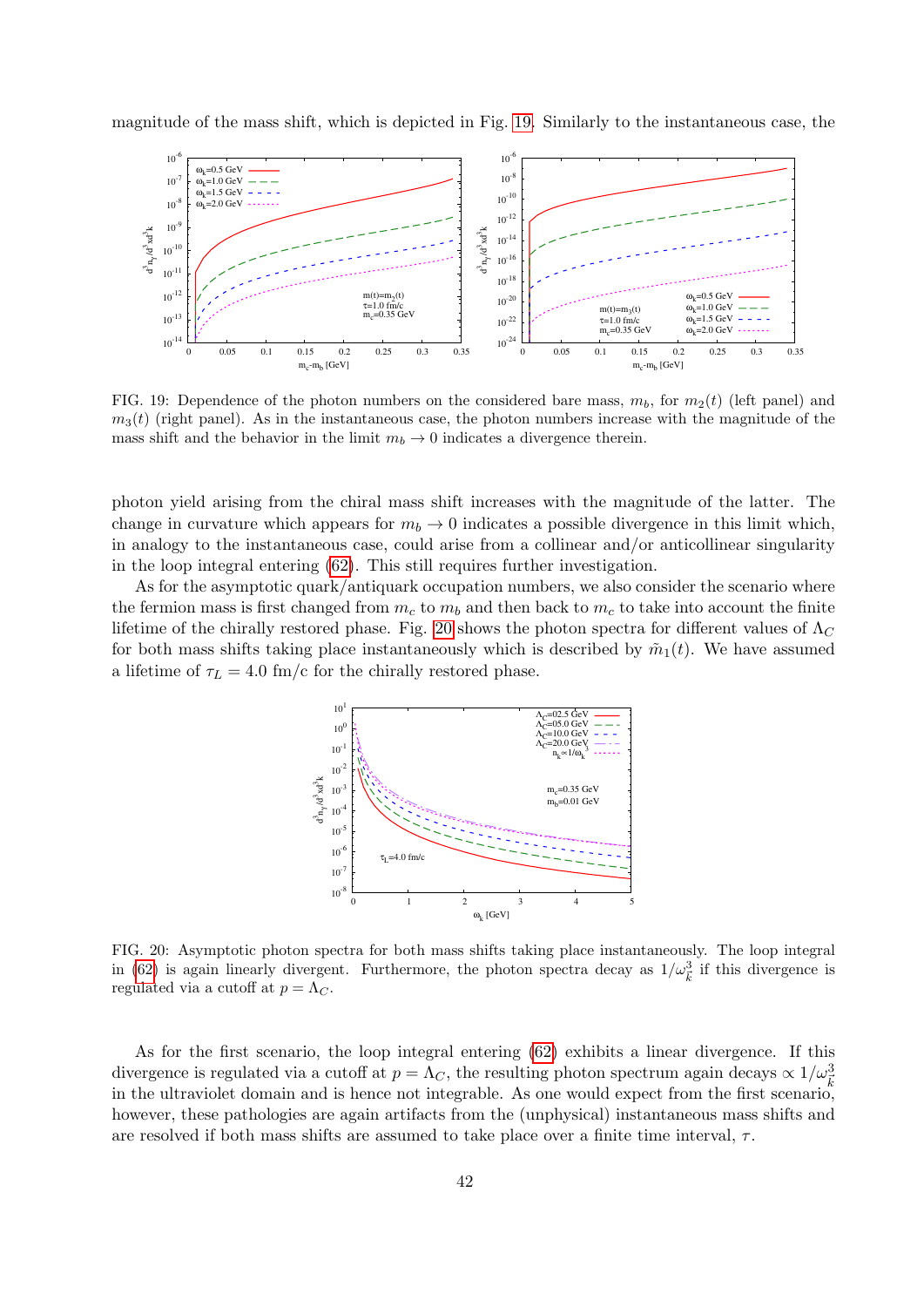magnitude of the mass shift, which is depicted in Fig. 19. Similarly to the instantaneous case, the

FIG. 19: Dependence of the photon numbers on the considered bare mass, $m_b$, for $m_2(t)$ (left panel) and $m_3(t)$ (right panel). As in the instantaneous case, the photon numbers increase with the magnitude of the mass shift and the behavior in the limit $m_b \to 0$ indicates a divergence therein.

photon yield arising from the chiral mass shift increases with the magnitude of the latter. The change in curvature which appears for $m_b \to 0$ indicates a possible divergence in this limit which, in analogy to the instantaneous case, could arise from a collinear and/or anticollinear singularity in the loop integral entering (62). This still requires further investigation.

As for the asymptotic quark/antiquark occupation numbers, we also consider the scenario where the fermion mass is first changed from $m_c$ to $m_b$ and then back to $m_c$ to take into account the finite lifetime of the chirally restored phase. Fig. 20 shows the photon spectra for different values of $\Lambda_C$ for both mass shifts taking place instantaneously which is described by $\tilde{m}_1(t)$. We have assumed a lifetime of $\tau_L = 4.0$ fm/c for the chirally restored phase.

FIG. 20: Asymptotic photon spectra for both mass shifts taking place instantaneously. The loop integral in (62) is again linearly divergent. Furthermore, the photon spectra decay as $1/\omega_{\vec{k}}^3$ if this divergence is regulated via a cutoff at $p = \Lambda_C$.

As for the first scenario, the loop integral entering (62) exhibits a linear divergence. If this divergence is regulated via a cutoff at $p = \Lambda_C$, the resulting photon spectrum again decays $\propto 1/\omega_{\vec{k}}^3$ in the ultraviolet domain and is hence not integrable. As one would expect from the first scenario, however, these pathologies are again artifacts from the (unphysical) instantaneous mass shifts and are resolved if both mass shifts are assumed to take place over a finite time interval, $\tau$.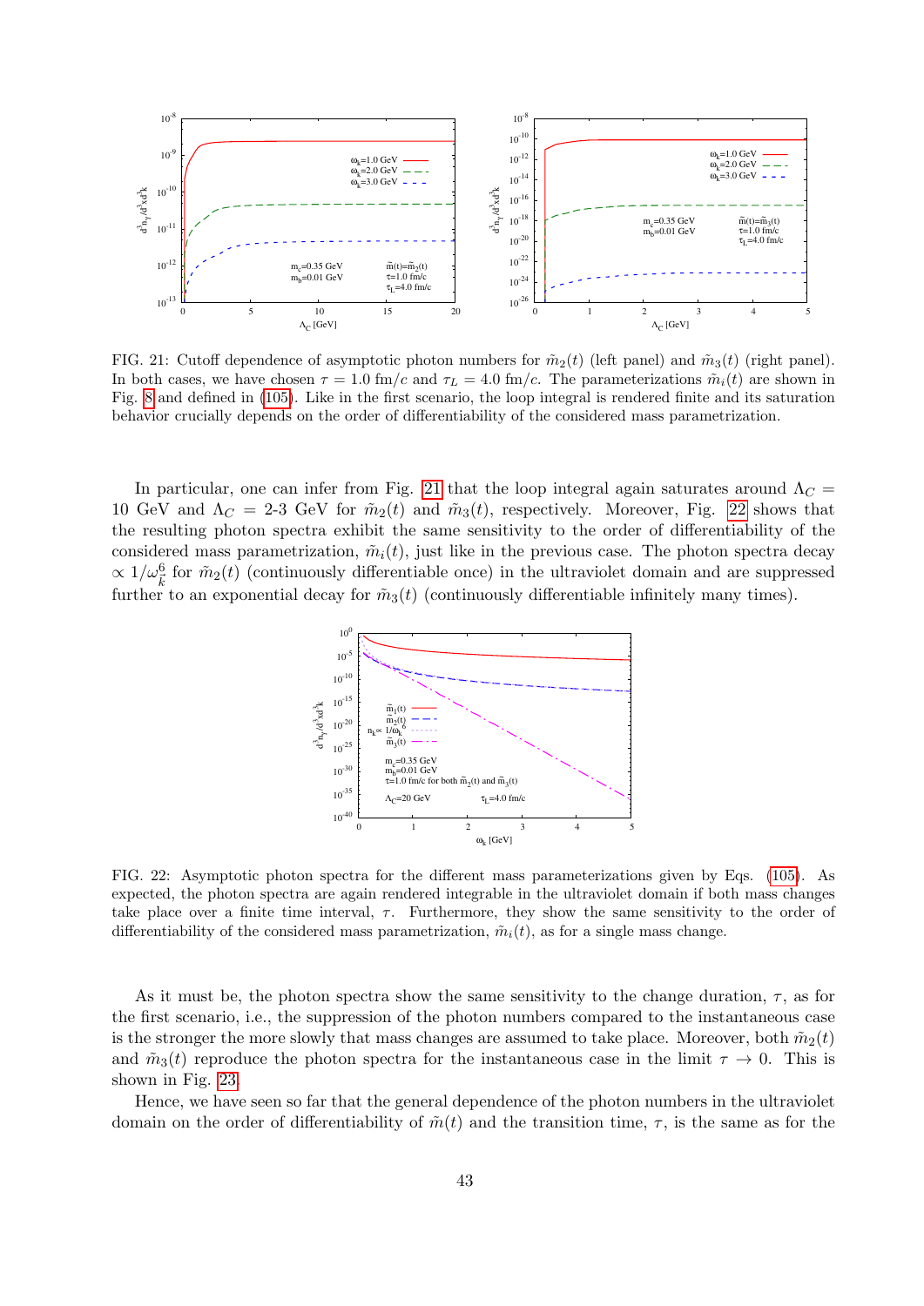FIG. 21: Cutoff dependence of asymptotic photon numbers for $\tilde{m}_2(t)$ (left panel) and $\tilde{m}_3(t)$ (right panel). In both cases, we have chosen $\tau = 1.0$ fm/$c$ and $\tau_L = 4.0$ fm/$c$. The parameterizations $\tilde{m}_i(t)$ are shown in Fig. 8 and defined in (105). Like in the first scenario, the loop integral is rendered finite and its saturation behavior crucially depends on the order of differentiability of the considered mass parametrization.

In particular, one can infer from Fig. 21 that the loop integral again saturates around $\Lambda_C =$ 10 GeV and $\Lambda_C =$ 2-3 GeV for $\tilde{m}_2(t)$ and $\tilde{m}_3(t)$, respectively. Moreover, Fig. 22 shows that the resulting photon spectra exhibit the same sensitivity to the order of differentiability of the considered mass parametrization, $\tilde{m}_i(t)$, just like in the previous case. The photon spectra decay $\propto 1/\omega_k^6$ for $\tilde{m}_2(t)$ (continuously differentiable once) in the ultraviolet domain and are suppressed further to an exponential decay for $\tilde{m}_3(t)$ (continuously differentiable infinitely many times).

FIG. 22: Asymptotic photon spectra for the different mass parameterizations given by Eqs. (105). As expected, the photon spectra are again rendered integrable in the ultraviolet domain if both mass changes take place over a finite time interval, $\tau$. Furthermore, they show the same sensitivity to the order of differentiability of the considered mass parametrization, $\tilde{m}_i(t)$, as for a single mass change.

As it must be, the photon spectra show the same sensitivity to the change duration, $\tau$, as for the first scenario, i.e., the suppression of the photon numbers compared to the instantaneous case is the stronger the more slowly that mass changes are assumed to take place. Moreover, both $\tilde{m}_2(t)$ and $\tilde{m}_3(t)$ reproduce the photon spectra for the instantaneous case in the limit $\tau \to 0$. This is shown in Fig. 23.

Hence, we have seen so far that the general dependence of the photon numbers in the ultraviolet domain on the order of differentiability of $\tilde{m}(t)$ and the transition time, $\tau$, is the same as for the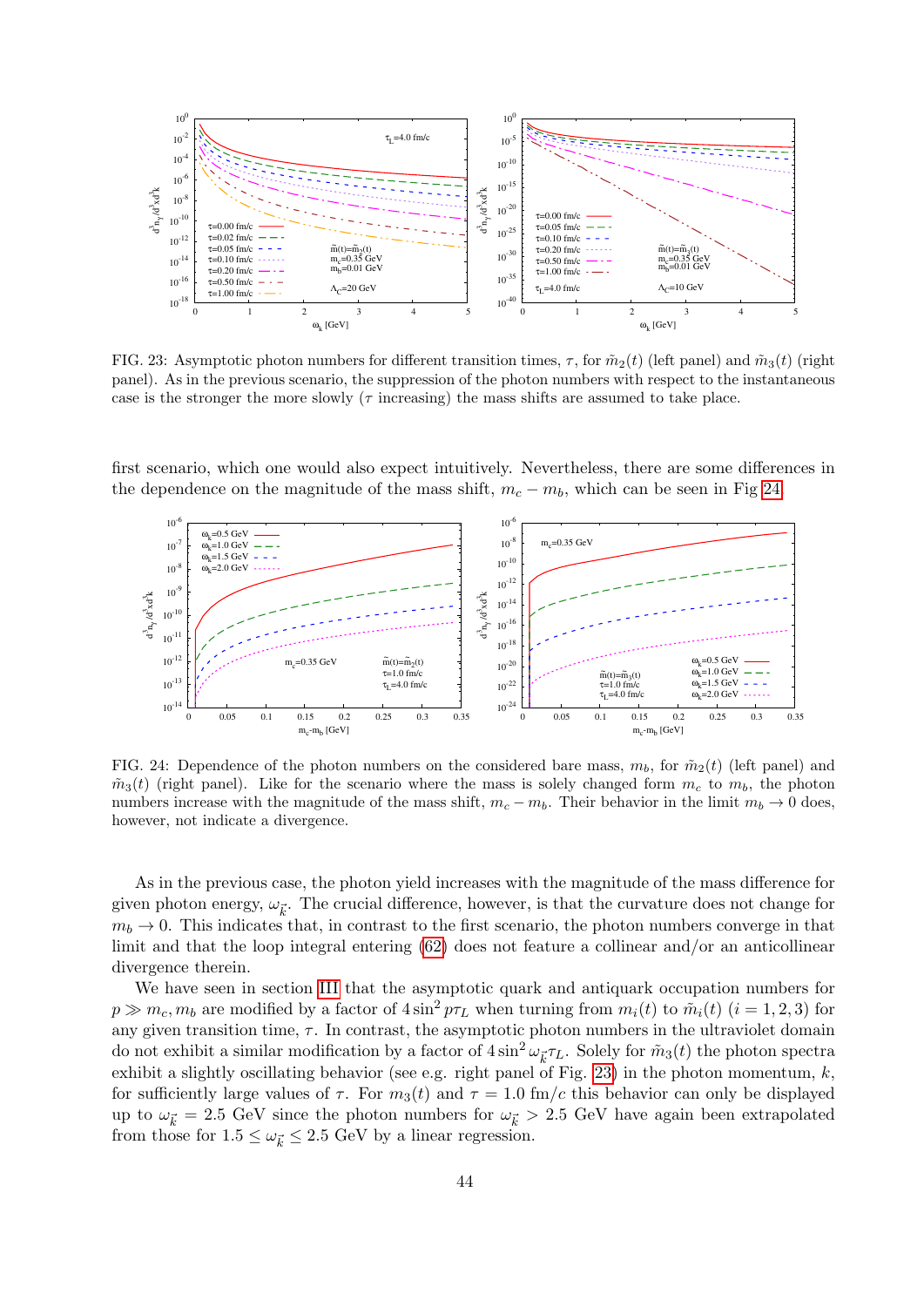FIG. 23: Asymptotic photon numbers for different transition times, $\tau$, for $\tilde{m}_2(t)$ (left panel) and $\tilde{m}_3(t)$ (right panel). As in the previous scenario, the suppression of the photon numbers with respect to the instantaneous case is the stronger the more slowly ($\tau$ increasing) the mass shifts are assumed to take place.

first scenario, which one would also expect intuitively. Nevertheless, there are some differences in the dependence on the magnitude of the mass shift, $m_c - m_b$, which can be seen in Fig 24.

FIG. 24: Dependence of the photon numbers on the considered bare mass, $m_b$, for $\tilde{m}_2(t)$ (left panel) and $\tilde{m}_3(t)$ (right panel). Like for the scenario where the mass is solely changed form $m_c$ to $m_b$, the photon numbers increase with the magnitude of the mass shift, $m_c - m_b$. Their behavior in the limit $m_b \to 0$ does, however, not indicate a divergence.

As in the previous case, the photon yield increases with the magnitude of the mass difference for given photon energy, $\omega_{\vec{k}}$. The crucial difference, however, is that the curvature does not change for $m_b \to 0$. This indicates that, in contrast to the first scenario, the photon numbers converge in that limit and that the loop integral entering (62) does not feature a collinear and/or an anticollinear divergence therein.

We have seen in section III that the asymptotic quark and antiquark occupation numbers for $p \gg m_c, m_b$ are modified by a factor of $4\sin^2 p\tau_L$ when turning from $m_i(t)$ to $\tilde{m}_i(t)$ $(i = 1, 2, 3)$ for any given transition time, $\tau$. In contrast, the asymptotic photon numbers in the ultraviolet domain do not exhibit a similar modification by a factor of $4\sin^2 \omega_{\vec{k}}\tau_L$. Solely for $\tilde{m}_3(t)$ the photon spectra exhibit a slightly oscillating behavior (see e.g. right panel of Fig. 23) in the photon momentum, $k$, for sufficiently large values of $\tau$. For $m_3(t)$ and $\tau = 1.0$ fm/c this behavior can only be displayed up to $\omega_{\vec{k}} = 2.5$ GeV since the photon numbers for $\omega_{\vec{k}} > 2.5$ GeV have again been extrapolated from those for $1.5 \leq \omega_{\vec{k}} \leq 2.5$ GeV by a linear regression.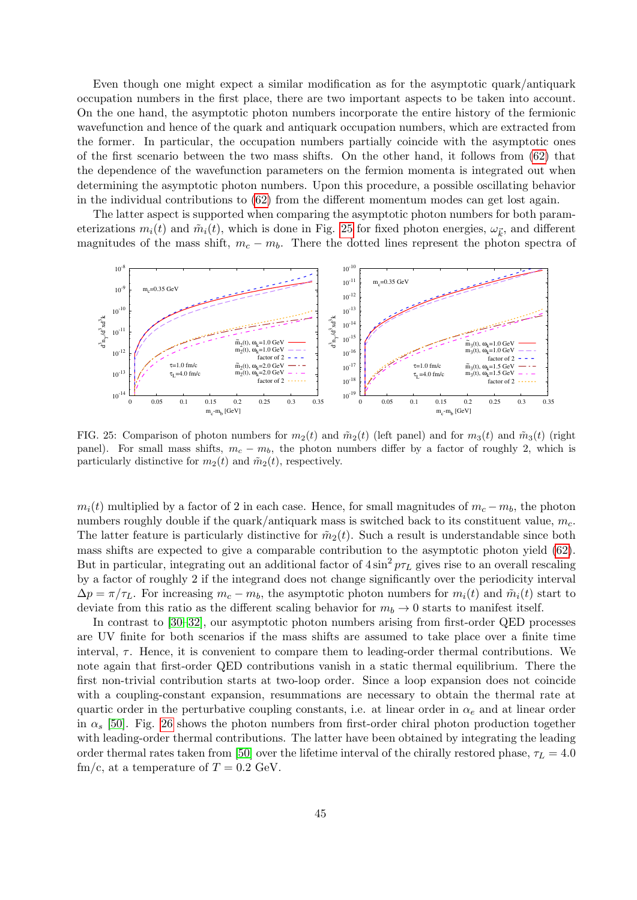Even though one might expect a similar modification as for the asymptotic quark/antiquark occupation numbers in the first place, there are two important aspects to be taken into account. On the one hand, the asymptotic photon numbers incorporate the entire history of the fermionic wavefunction and hence of the quark and antiquark occupation numbers, which are extracted from the former. In particular, the occupation numbers partially coincide with the asymptotic ones of the first scenario between the two mass shifts. On the other hand, it follows from (62) that the dependence of the wavefunction parameters on the fermion momenta is integrated out when determining the asymptotic photon numbers. Upon this procedure, a possible oscillating behavior in the individual contributions to (62) from the different momentum modes can get lost again.

The latter aspect is supported when comparing the asymptotic photon numbers for both parameterizations $m_i(t)$ and $\tilde{m}_i(t)$, which is done in Fig. 25 for fixed photon energies, $\omega_{\vec{k}}$, and different magnitudes of the mass shift, $m_c - m_b$. There the dotted lines represent the photon spectra of

FIG. 25: Comparison of photon numbers for $m_2(t)$ and $\tilde{m}_2(t)$ (left panel) and for $m_3(t)$ and $\tilde{m}_3(t)$ (right panel). For small mass shifts, $m_c - m_b$, the photon numbers differ by a factor of roughly 2, which is particularly distinctive for $m_2(t)$ and $\tilde{m}_2(t)$, respectively.

$m_i(t)$ multiplied by a factor of 2 in each case. Hence, for small magnitudes of $m_c - m_b$, the photon numbers roughly double if the quark/antiquark mass is switched back to its constituent value, $m_c$. The latter feature is particularly distinctive for $\tilde{m}_2(t)$. Such a result is understandable since both mass shifts are expected to give a comparable contribution to the asymptotic photon yield (62). But in particular, integrating out an additional factor of $4\sin^2 p\tau_L$ gives rise to an overall rescaling by a factor of roughly 2 if the integrand does not change significantly over the periodicity interval $\Delta p = \pi/\tau_L$. For increasing $m_c - m_b$, the asymptotic photon numbers for $m_i(t)$ and $\tilde{m}_i(t)$ start to deviate from this ratio as the different scaling behavior for $m_b \to 0$ starts to manifest itself.

In contrast to [30–32], our asymptotic photon numbers arising from first-order QED processes are UV finite for both scenarios if the mass shifts are assumed to take place over a finite time interval, $\tau$. Hence, it is convenient to compare them to leading-order thermal contributions. We note again that first-order QED contributions vanish in a static thermal equilibrium. There the first non-trivial contribution starts at two-loop order. Since a loop expansion does not coincide with a coupling-constant expansion, resummations are necessary to obtain the thermal rate at quartic order in the perturbative coupling constants, i.e. at linear order in $\alpha_e$ and at linear order in $\alpha_s$ [50]. Fig. 26 shows the photon numbers from first-order chiral photon production together with leading-order thermal contributions. The latter have been obtained by integrating the leading order thermal rates taken from [50] over the lifetime interval of the chirally restored phase, $\tau_L = 4.0$ fm/c, at a temperature of $T = 0.2$ GeV.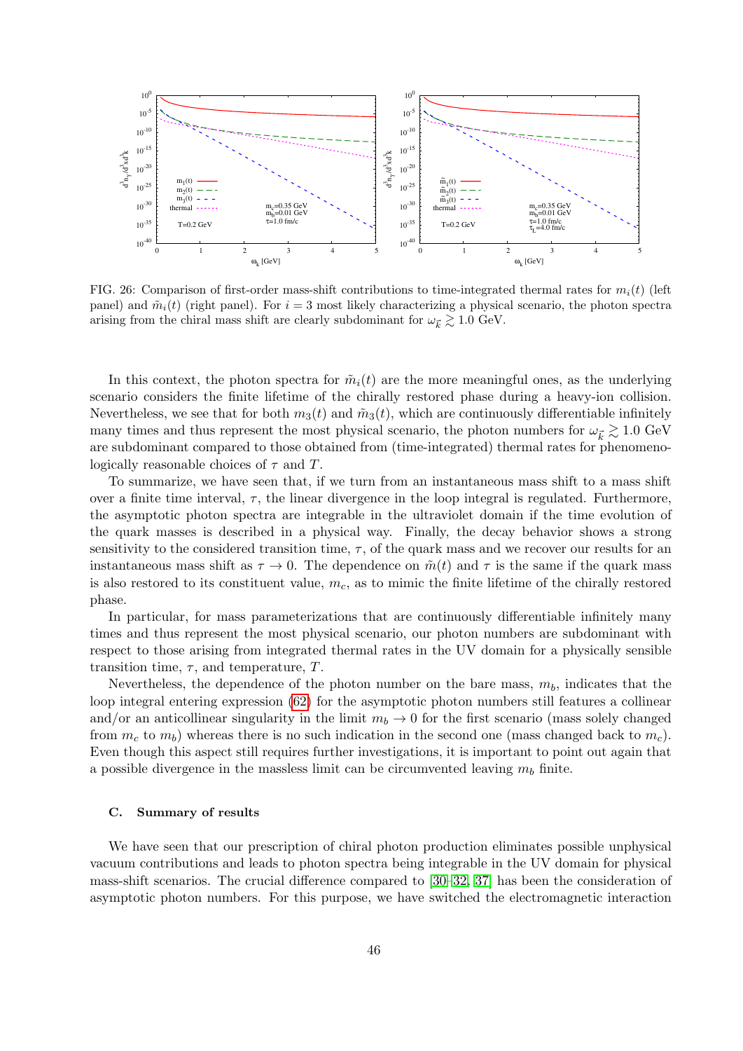FIG. 26: Comparison of first-order mass-shift contributions to time-integrated thermal rates for $m_i(t)$ (left panel) and $\tilde{m}_i(t)$ (right panel). For $i = 3$ most likely characterizing a physical scenario, the photon spectra arising from the chiral mass shift are clearly subdominant for $\omega_{\vec{k}} \gtrsim 1.0$ GeV.

In this context, the photon spectra for $\tilde{m}_i(t)$ are the more meaningful ones, as the underlying scenario considers the finite lifetime of the chirally restored phase during a heavy-ion collision. Nevertheless, we see that for both $m_3(t)$ and $\tilde{m}_3(t)$, which are continuously differentiable infinitely many times and thus represent the most physical scenario, the photon numbers for $\omega_{\vec{k}} \gtrsim 1.0$ GeV are subdominant compared to those obtained from (time-integrated) thermal rates for phenomenologically reasonable choices of $\tau$ and $T$.

To summarize, we have seen that, if we turn from an instantaneous mass shift to a mass shift over a finite time interval, $\tau$, the linear divergence in the loop integral is regulated. Furthermore, the asymptotic photon spectra are integrable in the ultraviolet domain if the time evolution of the quark masses is described in a physical way. Finally, the decay behavior shows a strong sensitivity to the considered transition time, $\tau$, of the quark mass and we recover our results for an instantaneous mass shift as $\tau \to 0$. The dependence on $\tilde{m}(t)$ and $\tau$ is the same if the quark mass is also restored to its constituent value, $m_c$, as to mimic the finite lifetime of the chirally restored phase.

In particular, for mass parameterizations that are continuously differentiable infinitely many times and thus represent the most physical scenario, our photon numbers are subdominant with respect to those arising from integrated thermal rates in the UV domain for a physically sensible transition time, $\tau$, and temperature, $T$.

Nevertheless, the dependence of the photon number on the bare mass, $m_b$, indicates that the loop integral entering expression (62) for the asymptotic photon numbers still features a collinear and/or an anticollinear singularity in the limit $m_b \to 0$ for the first scenario (mass solely changed from $m_c$ to $m_b$) whereas there is no such indication in the second one (mass changed back to $m_c$). Even though this aspect still requires further investigations, it is important to point out again that a possible divergence in the massless limit can be circumvented leaving $m_b$ finite.

### C. Summary of results

We have seen that our prescription of chiral photon production eliminates possible unphysical vacuum contributions and leads to photon spectra being integrable in the UV domain for physical mass-shift scenarios. The crucial difference compared to [30–32, 37] has been the consideration of asymptotic photon numbers. For this purpose, we have switched the electromagnetic interaction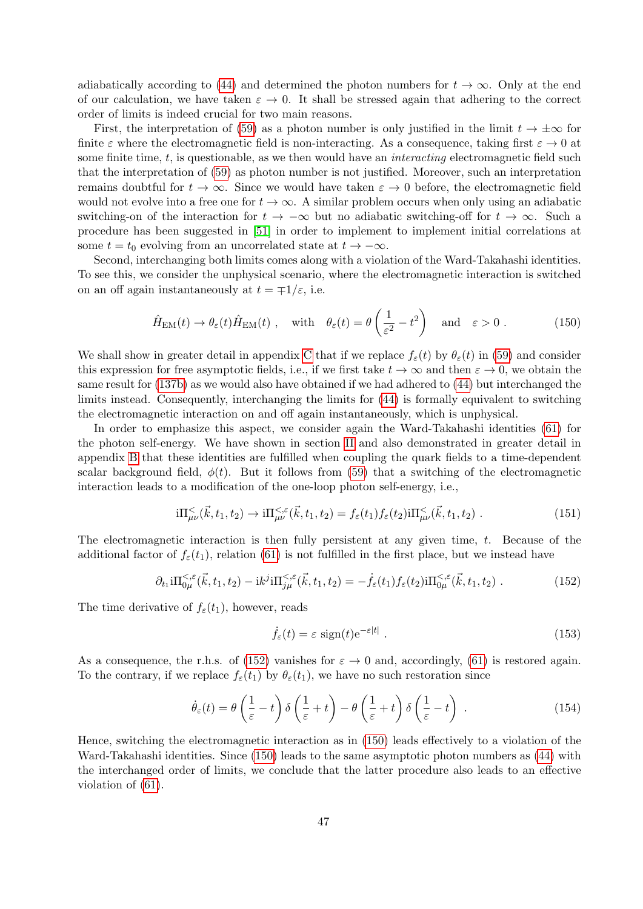adiabatically according to (44) and determined the photon numbers for $t \to \infty$. Only at the end of our calculation, we have taken $\varepsilon \to 0$. It shall be stressed again that adhering to the correct order of limits is indeed crucial for two main reasons.

First, the interpretation of (59) as a photon number is only justified in the limit $t \to \pm\infty$ for finite $\varepsilon$ where the electromagnetic field is non-interacting. As a consequence, taking first $\varepsilon \to 0$ at some finite time, $t$, is questionable, as we then would have an *interacting* electromagnetic field such that the interpretation of (59) as photon number is not justified. Moreover, such an interpretation remains doubtful for $t \to \infty$. Since we would have taken $\varepsilon \to 0$ before, the electromagnetic field would not evolve into a free one for $t \to \infty$. A similar problem occurs when only using an adiabatic switching-on of the interaction for $t \to -\infty$ but no adiabatic switching-off for $t \to \infty$. Such a procedure has been suggested in [51] in order to implement to implement initial correlations at some $t = t_0$ evolving from an uncorrelated state at $t \to -\infty$.

Second, interchanging both limits comes along with a violation of the Ward-Takahashi identities. To see this, we consider the unphysical scenario, where the electromagnetic interaction is switched on an off again instantaneously at $t = \mp 1/\varepsilon$, i.e.

$$\hat{H}_{\mathrm{EM}}(t) \to \theta_\varepsilon(t)\hat{H}_{\mathrm{EM}}(t) \ , \quad \text{with} \quad \theta_\varepsilon(t) = \theta\left(\frac{1}{\varepsilon^2} - t^2\right) \quad \text{and} \quad \varepsilon > 0 \ . \tag{150}$$

We shall show in greater detail in appendix C that if we replace $f_\varepsilon(t)$ by $\theta_\varepsilon(t)$ in (59) and consider this expression for free asymptotic fields, i.e., if we first take $t \to \infty$ and then $\varepsilon \to 0$, we obtain the same result for (137b) as we would also have obtained if we had adhered to (44) but interchanged the limits instead. Consequently, interchanging the limits for (44) is formally equivalent to switching the electromagnetic interaction on and off again instantaneously, which is unphysical.

In order to emphasize this aspect, we consider again the Ward-Takahashi identities (61) for the photon self-energy. We have shown in section II and also demonstrated in greater detail in appendix B that these identities are fulfilled when coupling the quark fields to a time-dependent scalar background field, $\phi(t)$. But it follows from (59) that a switching of the electromagnetic interaction leads to a modification of the one-loop photon self-energy, i.e.,

$$\mathrm{i}\Pi^<_{\mu\nu}(\vec{k}, t_1, t_2) \to \mathrm{i}\Pi^{<,\varepsilon}_{\mu\nu}(\vec{k}, t_1, t_2) = f_\varepsilon(t_1) f_\varepsilon(t_2) \mathrm{i}\Pi^<_{\mu\nu}(\vec{k}, t_1, t_2) \ . \tag{151}$$

The electromagnetic interaction is then fully persistent at any given time, $t$. Because of the additional factor of $f_\varepsilon(t_1)$, relation (61) is not fulfilled in the first place, but we instead have

$$\partial_{t_1} \mathrm{i}\Pi^{<,\varepsilon}_{0\mu}(\vec{k}, t_1, t_2) - \mathrm{i}k^j \mathrm{i}\Pi^{<,\varepsilon}_{j\mu}(\vec{k}, t_1, t_2) = -\dot{f}_\varepsilon(t_1) f_\varepsilon(t_2) \mathrm{i}\Pi^{<,\varepsilon}_{0\mu}(\vec{k}, t_1, t_2) \ . \tag{152}$$

The time derivative of $f_\varepsilon(t_1)$, however, reads

$$\dot{f}_\varepsilon(t) = \varepsilon \ \mathrm{sign}(t) \mathrm{e}^{-\varepsilon|t|} \ . \tag{153}$$

As a consequence, the r.h.s. of (152) vanishes for $\varepsilon \to 0$ and, accordingly, (61) is restored again. To the contrary, if we replace $f_\varepsilon(t_1)$ by $\theta_\varepsilon(t_1)$, we have no such restoration since

$$\dot{\theta}_\varepsilon(t) = \theta\left(\frac{1}{\varepsilon} - t\right) \delta\left(\frac{1}{\varepsilon} + t\right) - \theta\left(\frac{1}{\varepsilon} + t\right) \delta\left(\frac{1}{\varepsilon} - t\right) \ . \tag{154}$$

Hence, switching the electromagnetic interaction as in (150) leads effectively to a violation of the Ward-Takahashi identities. Since (150) leads to the same asymptotic photon numbers as (44) with the interchanged order of limits, we conclude that the latter procedure also leads to an effective violation of (61).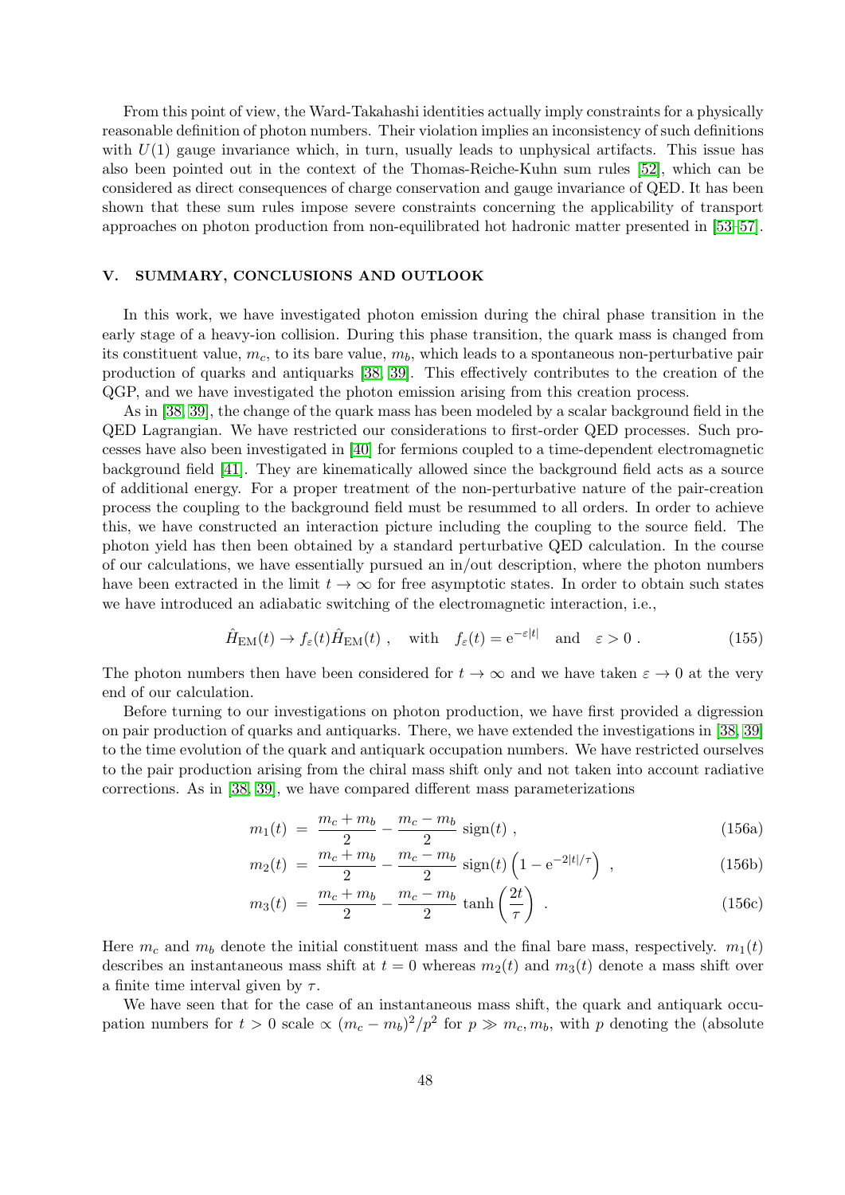From this point of view, the Ward-Takahashi identities actually imply constraints for a physically reasonable definition of photon numbers. Their violation implies an inconsistency of such definitions with $U(1)$ gauge invariance which, in turn, usually leads to unphysical artifacts. This issue has also been pointed out in the context of the Thomas-Reiche-Kuhn sum rules [52], which can be considered as direct consequences of charge conservation and gauge invariance of QED. It has been shown that these sum rules impose severe constraints concerning the applicability of transport approaches on photon production from non-equilibrated hot hadronic matter presented in [53–57].

## V. SUMMARY, CONCLUSIONS AND OUTLOOK

In this work, we have investigated photon emission during the chiral phase transition in the early stage of a heavy-ion collision. During this phase transition, the quark mass is changed from its constituent value, $m_c$, to its bare value, $m_b$, which leads to a spontaneous non-perturbative pair production of quarks and antiquarks [38, 39]. This effectively contributes to the creation of the QGP, and we have investigated the photon emission arising from this creation process.

As in [38, 39], the change of the quark mass has been modeled by a scalar background field in the QED Lagrangian. We have restricted our considerations to first-order QED processes. Such processes have also been investigated in [40] for fermions coupled to a time-dependent electromagnetic background field [41]. They are kinematically allowed since the background field acts as a source of additional energy. For a proper treatment of the non-perturbative nature of the pair-creation process the coupling to the background field must be resummed to all orders. In order to achieve this, we have constructed an interaction picture including the coupling to the source field. The photon yield has then been obtained by a standard perturbative QED calculation. In the course of our calculations, we have essentially pursued an in/out description, where the photon numbers have been extracted in the limit $t \to \infty$ for free asymptotic states. In order to obtain such states we have introduced an adiabatic switching of the electromagnetic interaction, i.e.,

$$\hat{H}_{\mathrm{EM}}(t) \to f_\varepsilon(t)\hat{H}_{\mathrm{EM}}(t) \ , \quad \text{with} \quad f_\varepsilon(t) = \mathrm{e}^{-\varepsilon|t|} \quad \text{and} \quad \varepsilon > 0 \ . \tag{155}$$

The photon numbers then have been considered for $t \to \infty$ and we have taken $\varepsilon \to 0$ at the very end of our calculation.

Before turning to our investigations on photon production, we have first provided a digression on pair production of quarks and antiquarks. There, we have extended the investigations in [38, 39] to the time evolution of the quark and antiquark occupation numbers. We have restricted ourselves to the pair production arising from the chiral mass shift only and not taken into account radiative corrections. As in [38, 39], we have compared different mass parameterizations

$$m_1(t) = \frac{m_c + m_b}{2} - \frac{m_c - m_b}{2}\,\mathrm{sign}(t) \ , \tag{156a}$$

$$m_2(t) = \frac{m_c + m_b}{2} - \frac{m_c - m_b}{2}\,\mathrm{sign}(t)\left(1 - \mathrm{e}^{-2|t|/\tau}\right) \ , \tag{156b}$$

$$m_3(t) = \frac{m_c + m_b}{2} - \frac{m_c - m_b}{2}\,\tanh\left(\frac{2t}{\tau}\right) \ . \tag{156c}$$

Here $m_c$ and $m_b$ denote the initial constituent mass and the final bare mass, respectively. $m_1(t)$ describes an instantaneous mass shift at $t = 0$ whereas $m_2(t)$ and $m_3(t)$ denote a mass shift over a finite time interval given by $\tau$.

We have seen that for the case of an instantaneous mass shift, the quark and antiquark occupation numbers for $t > 0$ scale $\propto (m_c - m_b)^2/p^2$ for $p \gg m_c, m_b$, with $p$ denoting the (absolute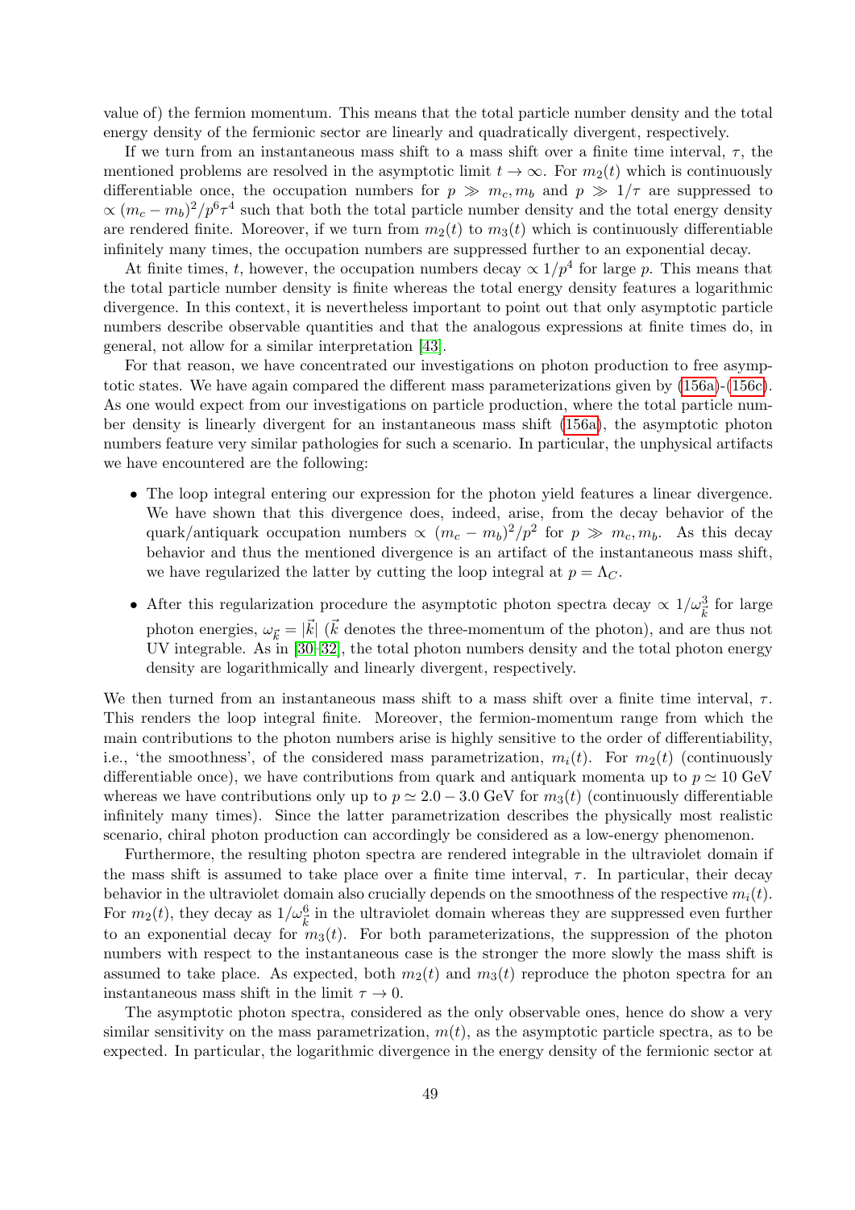value of) the fermion momentum. This means that the total particle number density and the total energy density of the fermionic sector are linearly and quadratically divergent, respectively.

If we turn from an instantaneous mass shift to a mass shift over a finite time interval, $\tau$, the mentioned problems are resolved in the asymptotic limit $t \to \infty$. For $m_2(t)$ which is continuously differentiable once, the occupation numbers for $p \gg m_c, m_b$ and $p \gg 1/\tau$ are suppressed to $\propto (m_c - m_b)^2/p^6\tau^4$ such that both the total particle number density and the total energy density are rendered finite. Moreover, if we turn from $m_2(t)$ to $m_3(t)$ which is continuously differentiable infinitely many times, the occupation numbers are suppressed further to an exponential decay.

At finite times, $t$, however, the occupation numbers decay $\propto 1/p^4$ for large $p$. This means that the total particle number density is finite whereas the total energy density features a logarithmic divergence. In this context, it is nevertheless important to point out that only asymptotic particle numbers describe observable quantities and that the analogous expressions at finite times do, in general, not allow for a similar interpretation [43].

For that reason, we have concentrated our investigations on photon production to free asymptotic states. We have again compared the different mass parameterizations given by (156a)-(156c). As one would expect from our investigations on particle production, where the total particle number density is linearly divergent for an instantaneous mass shift (156a), the asymptotic photon numbers feature very similar pathologies for such a scenario. In particular, the unphysical artifacts we have encountered are the following:

- The loop integral entering our expression for the photon yield features a linear divergence. We have shown that this divergence does, indeed, arise, from the decay behavior of the quark/antiquark occupation numbers $\propto (m_c - m_b)^2/p^2$ for $p \gg m_c, m_b$. As this decay behavior and thus the mentioned divergence is an artifact of the instantaneous mass shift, we have regularized the latter by cutting the loop integral at $p = \Lambda_C$.
- After this regularization procedure the asymptotic photon spectra decay $\propto 1/\omega_{\vec{k}}^3$ for large photon energies, $\omega_{\vec{k}} = |\vec{k}|$ ($\vec{k}$ denotes the three-momentum of the photon), and are thus not UV integrable. As in [30–32], the total photon numbers density and the total photon energy density are logarithmically and linearly divergent, respectively.

We then turned from an instantaneous mass shift to a mass shift over a finite time interval, $\tau$. This renders the loop integral finite. Moreover, the fermion-momentum range from which the main contributions to the photon numbers arise is highly sensitive to the order of differentiability, i.e., 'the smoothness', of the considered mass parametrization, $m_i(t)$. For $m_2(t)$ (continuously differentiable once), we have contributions from quark and antiquark momenta up to $p \simeq 10$ GeV whereas we have contributions only up to $p \simeq 2.0 - 3.0$ GeV for $m_3(t)$ (continuously differentiable infinitely many times). Since the latter parametrization describes the physically most realistic scenario, chiral photon production can accordingly be considered as a low-energy phenomenon.

Furthermore, the resulting photon spectra are rendered integrable in the ultraviolet domain if the mass shift is assumed to take place over a finite time interval, $\tau$. In particular, their decay behavior in the ultraviolet domain also crucially depends on the smoothness of the respective $m_i(t)$. For $m_2(t)$, they decay as $1/\omega_{\vec{k}}^6$ in the ultraviolet domain whereas they are suppressed even further to an exponential decay for $m_3(t)$. For both parameterizations, the suppression of the photon numbers with respect to the instantaneous case is the stronger the more slowly the mass shift is assumed to take place. As expected, both $m_2(t)$ and $m_3(t)$ reproduce the photon spectra for an instantaneous mass shift in the limit $\tau \to 0$.

The asymptotic photon spectra, considered as the only observable ones, hence do show a very similar sensitivity on the mass parametrization, $m(t)$, as the asymptotic particle spectra, as to be expected. In particular, the logarithmic divergence in the energy density of the fermionic sector at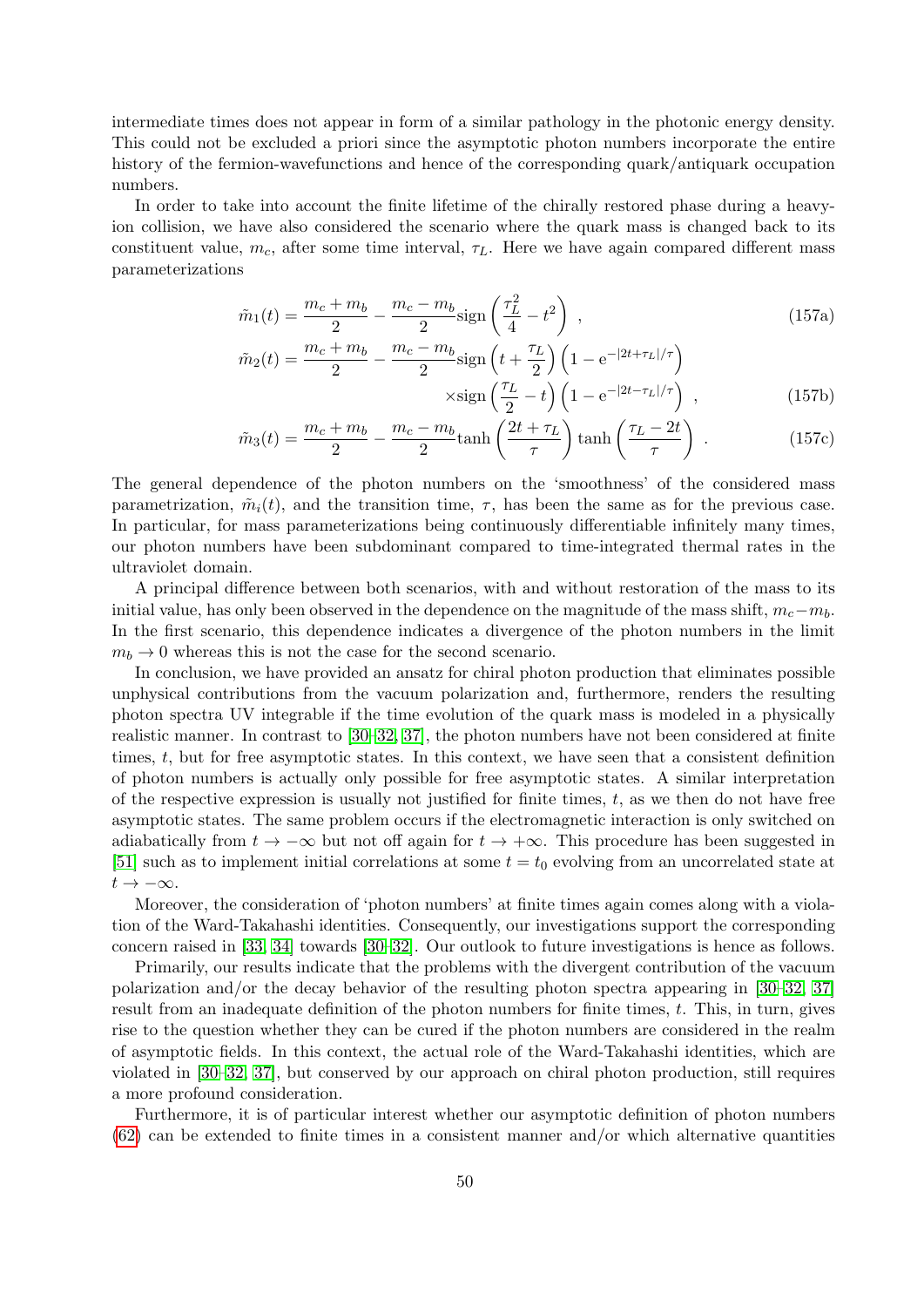intermediate times does not appear in form of a similar pathology in the photonic energy density. This could not be excluded a priori since the asymptotic photon numbers incorporate the entire history of the fermion-wavefunctions and hence of the corresponding quark/antiquark occupation numbers.

In order to take into account the finite lifetime of the chirally restored phase during a heavy-ion collision, we have also considered the scenario where the quark mass is changed back to its constituent value, $m_c$, after some time interval, $\tau_L$. Here we have again compared different mass parameterizations

$$
\tilde{m}_1(t) = \frac{m_c + m_b}{2} - \frac{m_c - m_b}{2}\mathrm{sign}\left(\frac{\tau_L^2}{4} - t^2\right) , \tag{157a}
$$

$$
\begin{aligned}
\tilde{m}_2(t) = \frac{m_c + m_b}{2} - \frac{m_c - m_b}{2}&\mathrm{sign}\left(t + \frac{\tau_L}{2}\right)\left(1 - \mathrm{e}^{-|2t+\tau_L|/\tau}\right) \\
&\times\mathrm{sign}\left(\frac{\tau_L}{2} - t\right)\left(1 - \mathrm{e}^{-|2t-\tau_L|/\tau}\right) ,
\end{aligned} \tag{157b}
$$

$$
\tilde{m}_3(t) = \frac{m_c + m_b}{2} - \frac{m_c - m_b}{2}\tanh\left(\frac{2t + \tau_L}{\tau}\right)\tanh\left(\frac{\tau_L - 2t}{\tau}\right) . \tag{157c}
$$

The general dependence of the photon numbers on the 'smoothness' of the considered mass parametrization, $\tilde{m}_i(t)$, and the transition time, $\tau$, has been the same as for the previous case. In particular, for mass parameterizations being continuously differentiable infinitely many times, our photon numbers have been subdominant compared to time-integrated thermal rates in the ultraviolet domain.

A principal difference between both scenarios, with and without restoration of the mass to its initial value, has only been observed in the dependence on the magnitude of the mass shift, $m_c - m_b$. In the first scenario, this dependence indicates a divergence of the photon numbers in the limit $m_b \to 0$ whereas this is not the case for the second scenario.

In conclusion, we have provided an ansatz for chiral photon production that eliminates possible unphysical contributions from the vacuum polarization and, furthermore, renders the resulting photon spectra UV integrable if the time evolution of the quark mass is modeled in a physically realistic manner. In contrast to [30–32, 37], the photon numbers have not been considered at finite times, $t$, but for free asymptotic states. In this context, we have seen that a consistent definition of photon numbers is actually only possible for free asymptotic states. A similar interpretation of the respective expression is usually not justified for finite times, $t$, as we then do not have free asymptotic states. The same problem occurs if the electromagnetic interaction is only switched on adiabatically from $t \to -\infty$ but not off again for $t \to +\infty$. This procedure has been suggested in [51] such as to implement initial correlations at some $t = t_0$ evolving from an uncorrelated state at $t \to -\infty$.

Moreover, the consideration of 'photon numbers' at finite times again comes along with a violation of the Ward-Takahashi identities. Consequently, our investigations support the corresponding concern raised in [33, 34] towards [30–32]. Our outlook to future investigations is hence as follows.

Primarily, our results indicate that the problems with the divergent contribution of the vacuum polarization and/or the decay behavior of the resulting photon spectra appearing in [30–32, 37] result from an inadequate definition of the photon numbers for finite times, $t$. This, in turn, gives rise to the question whether they can be cured if the photon numbers are considered in the realm of asymptotic fields. In this context, the actual role of the Ward-Takahashi identities, which are violated in [30–32, 37], but conserved by our approach on chiral photon production, still requires a more profound consideration.

Furthermore, it is of particular interest whether our asymptotic definition of photon numbers (62) can be extended to finite times in a consistent manner and/or which alternative quantities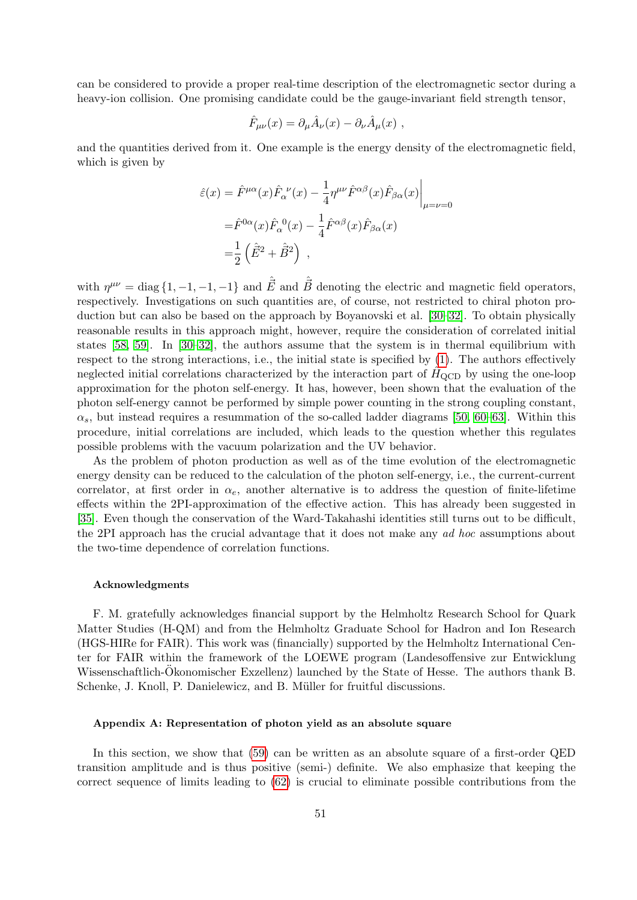can be considered to provide a proper real-time description of the electromagnetic sector during a heavy-ion collision. One promising candidate could be the gauge-invariant field strength tensor,

$$\hat{F}_{\mu\nu}(x) = \partial_\mu \hat{A}_\nu(x) - \partial_\nu \hat{A}_\mu(x) \ ,$$

and the quantities derived from it. One example is the energy density of the electromagnetic field, which is given by

$$\begin{aligned}
\hat{\varepsilon}(x) &= \hat{F}^{\mu\alpha}(x)\hat{F}_\alpha^{\ \nu}(x) - \frac{1}{4}\eta^{\mu\nu}\hat{F}^{\alpha\beta}(x)\hat{F}_{\beta\alpha}(x)\bigg|_{\mu=\nu=0} \\
&= \hat{F}^{0\alpha}(x)\hat{F}_\alpha^{\ 0}(x) - \frac{1}{4}\hat{F}^{\alpha\beta}(x)\hat{F}_{\beta\alpha}(x) \\
&= \frac{1}{2}\left(\hat{\vec{E}}^2 + \hat{\vec{B}}^2\right) \ ,
\end{aligned}$$

with $\eta^{\mu\nu} = \operatorname{diag}\{1, -1, -1, -1\}$ and $\hat{\vec{E}}$ and $\hat{\vec{B}}$ denoting the electric and magnetic field operators, respectively. Investigations on such quantities are, of course, not restricted to chiral photon production but can also be based on the approach by Boyanovski et al. [30–32]. To obtain physically reasonable results in this approach might, however, require the consideration of correlated initial states [58, 59]. In [30–32], the authors assume that the system is in thermal equilibrium with respect to the strong interactions, i.e., the initial state is specified by (1). The authors effectively neglected initial correlations characterized by the interaction part of $\hat{H}_{\text{QCD}}$ by using the one-loop approximation for the photon self-energy. It has, however, been shown that the evaluation of the photon self-energy cannot be performed by simple power counting in the strong coupling constant, $\alpha_s$, but instead requires a resummation of the so-called ladder diagrams [50, 60–63]. Within this procedure, initial correlations are included, which leads to the question whether this regulates possible problems with the vacuum polarization and the UV behavior.

As the problem of photon production as well as of the time evolution of the electromagnetic energy density can be reduced to the calculation of the photon self-energy, i.e., the current-current correlator, at first order in $\alpha_e$, another alternative is to address the question of finite-lifetime effects within the 2PI-approximation of the effective action. This has already been suggested in [35]. Even though the conservation of the Ward-Takahashi identities still turns out to be difficult, the 2PI approach has the crucial advantage that it does not make any *ad hoc* assumptions about the two-time dependence of correlation functions.

#### Acknowledgments

F. M. gratefully acknowledges financial support by the Helmholtz Research School for Quark Matter Studies (H-QM) and from the Helmholtz Graduate School for Hadron and Ion Research (HGS-HIRe for FAIR). This work was (financially) supported by the Helmholtz International Center for FAIR within the framework of the LOEWE program (Landesoffensive zur Entwicklung Wissenschaftlich-Ökonomischer Exzellenz) launched by the State of Hesse. The authors thank B. Schenke, J. Knoll, P. Danielewicz, and B. Müller for fruitful discussions.

#### Appendix A: Representation of photon yield as an absolute square

In this section, we show that (59) can be written as an absolute square of a first-order QED transition amplitude and is thus positive (semi-) definite. We also emphasize that keeping the correct sequence of limits leading to (62) is crucial to eliminate possible contributions from the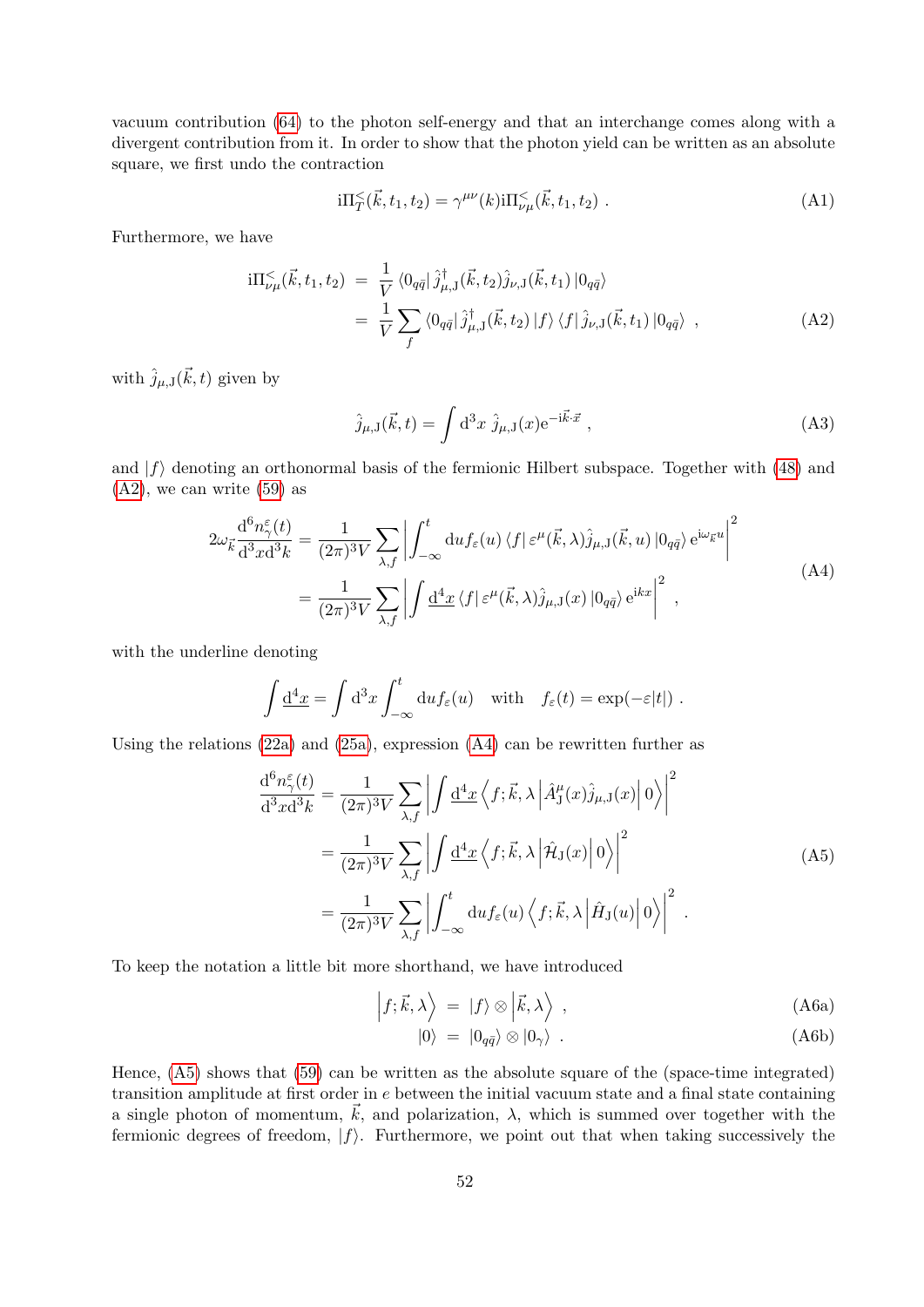vacuum contribution (64) to the photon self-energy and that an interchange comes along with a divergent contribution from it. In order to show that the photon yield can be written as an absolute square, we first undo the contraction

$$\mathrm{i}\Pi_T^<(\vec{k},t_1,t_2) = \gamma^{\mu\nu}(k)\mathrm{i}\Pi_{\nu\mu}^<(\vec{k},t_1,t_2) \ . \tag{A1}$$

Furthermore, we have

$$\begin{aligned}
\mathrm{i}\Pi_{\nu\mu}^<(\vec{k},t_1,t_2) &= \frac{1}{V}\left\langle 0_{q\bar{q}}\right| \hat{j}_{\mu,\mathrm{J}}^\dagger(\vec{k},t_2)\hat{j}_{\nu,\mathrm{J}}(\vec{k},t_1)\left|0_{q\bar{q}}\right\rangle \\
&= \frac{1}{V}\sum_f \left\langle 0_{q\bar{q}}\right| \hat{j}_{\mu,\mathrm{J}}^\dagger(\vec{k},t_2)\left|f\right\rangle\left\langle f\right|\hat{j}_{\nu,\mathrm{J}}(\vec{k},t_1)\left|0_{q\bar{q}}\right\rangle \ ,
\end{aligned} \tag{A2}$$

with $\hat{j}_{\mu,\mathrm{J}}(\vec{k},t)$ given by

$$\hat{j}_{\mu,\mathrm{J}}(\vec{k},t) = \int \mathrm{d}^3x \ \hat{j}_{\mu,\mathrm{J}}(x)\mathrm{e}^{-\mathrm{i}\vec{k}\cdot\vec{x}} \ , \tag{A3}$$

and $|f\rangle$ denoting an orthonormal basis of the fermionic Hilbert subspace. Together with (48) and (A2), we can write (59) as

$$\begin{aligned}
2\omega_{\vec{k}}\frac{\mathrm{d}^6 n_\gamma^\varepsilon(t)}{\mathrm{d}^3x\mathrm{d}^3k} &= \frac{1}{(2\pi)^3V}\sum_{\lambda,f}\left|\int_{-\infty}^t \mathrm{d}u f_\varepsilon(u)\left\langle f\right|\varepsilon^\mu(\vec{k},\lambda)\hat{j}_{\mu,\mathrm{J}}(\vec{k},u)\left|0_{q\bar{q}}\right\rangle \mathrm{e}^{\mathrm{i}\omega_{\vec{k}}u}\right|^2 \\
&= \frac{1}{(2\pi)^3V}\sum_{\lambda,f}\left|\int \underline{\mathrm{d}^4x}\left\langle f\right|\varepsilon^\mu(\vec{k},\lambda)\hat{j}_{\mu,\mathrm{J}}(x)\left|0_{q\bar{q}}\right\rangle \mathrm{e}^{\mathrm{i}kx}\right|^2 \ ,
\end{aligned} \tag{A4}$$

with the underline denoting

$$\int \underline{\mathrm{d}^4x} = \int \mathrm{d}^3x\int_{-\infty}^t \mathrm{d}u f_\varepsilon(u) \quad \text{with} \quad f_\varepsilon(t) = \exp(-\varepsilon|t|) \ .$$

Using the relations (22a) and (25a), expression (A4) can be rewritten further as

$$\begin{aligned}
\frac{\mathrm{d}^6 n_\gamma^\varepsilon(t)}{\mathrm{d}^3x\mathrm{d}^3k} &= \frac{1}{(2\pi)^3V}\sum_{\lambda,f}\left|\int \underline{\mathrm{d}^4x}\left\langle f;\vec{k},\lambda\right|\hat{A}_\mathrm{J}^\mu(x)\hat{j}_{\mu,\mathrm{J}}(x)\left|0\right\rangle\right|^2 \\
&= \frac{1}{(2\pi)^3V}\sum_{\lambda,f}\left|\int \underline{\mathrm{d}^4x}\left\langle f;\vec{k},\lambda\right|\hat{\mathcal{H}}_\mathrm{J}(x)\left|0\right\rangle\right|^2 \\
&= \frac{1}{(2\pi)^3V}\sum_{\lambda,f}\left|\int_{-\infty}^t \mathrm{d}u f_\varepsilon(u)\left\langle f;\vec{k},\lambda\right|\hat{H}_\mathrm{J}(u)\left|0\right\rangle\right|^2 \ .
\end{aligned} \tag{A5}$$

To keep the notation a little bit more shorthand, we have introduced

$$\left|f;\vec{k},\lambda\right\rangle = |f\rangle\otimes\left|\vec{k},\lambda\right\rangle \ , \tag{A6a}$$

$$|0\rangle = |0_{q\bar{q}}\rangle\otimes|0_\gamma\rangle \ . \tag{A6b}$$

Hence, (A5) shows that (59) can be written as the absolute square of the (space-time integrated) transition amplitude at first order in $e$ between the initial vacuum state and a final state containing a single photon of momentum, $\vec{k}$, and polarization, $\lambda$, which is summed over together with the fermionic degrees of freedom, $|f\rangle$. Furthermore, we point out that when taking successively the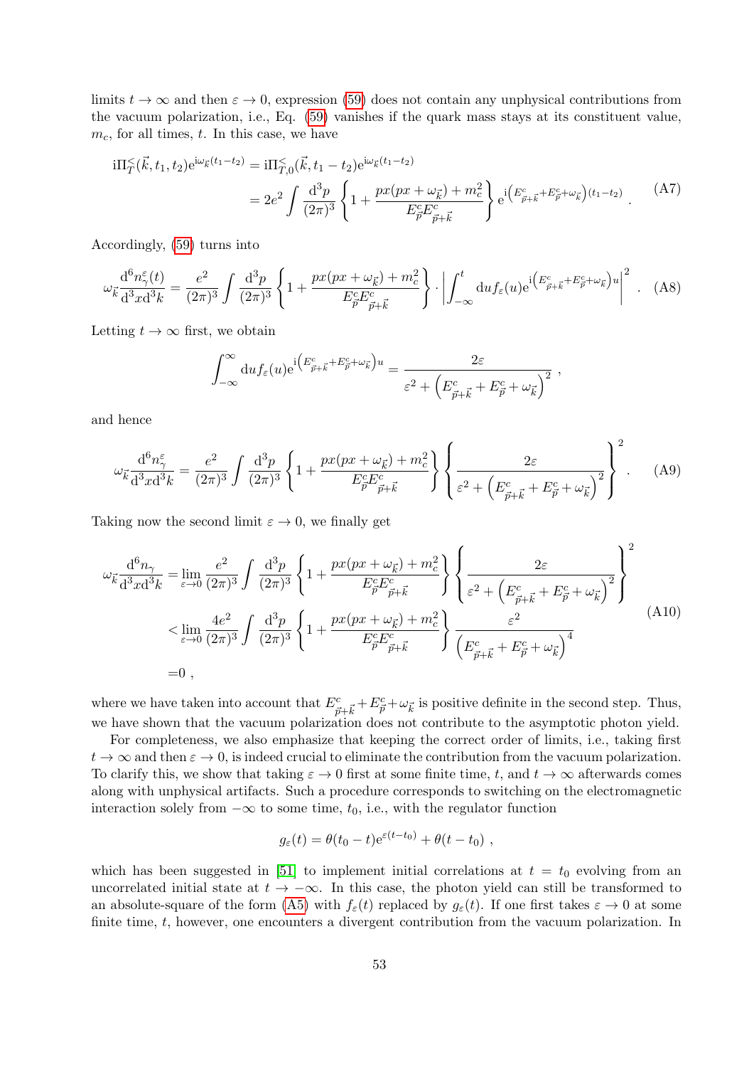limits $t \to \infty$ and then $\varepsilon \to 0$, expression (59) does not contain any unphysical contributions from the vacuum polarization, i.e., Eq. (59) vanishes if the quark mass stays at its constituent value, $m_c$, for all times, $t$. In this case, we have

$$
\begin{aligned}
\mathrm{i}\Pi_T^<(\vec{k}, t_1, t_2)\mathrm{e}^{\mathrm{i}\omega_{\vec{k}}(t_1-t_2)} &= \mathrm{i}\Pi_{T,0}^<(\vec{k}, t_1 - t_2)\mathrm{e}^{\mathrm{i}\omega_{\vec{k}}(t_1-t_2)} \\
&= 2e^2 \int \frac{\mathrm{d}^3p}{(2\pi)^3} \left\{ 1 + \frac{px(px+\omega_{\vec{k}}) + m_c^2}{E^c_{\vec{p}} E^c_{\vec{p}+\vec{k}}} \right\} \mathrm{e}^{\mathrm{i}\left(E^c_{\vec{p}+\vec{k}} + E^c_{\vec{p}} + \omega_{\vec{k}}\right)(t_1-t_2)} \; .
\end{aligned} \tag{A7}
$$

Accordingly, (59) turns into

$$
\omega_{\vec{k}} \frac{\mathrm{d}^6 n_\gamma^\varepsilon(t)}{\mathrm{d}^3x \mathrm{d}^3k} = \frac{e^2}{(2\pi)^3} \int \frac{\mathrm{d}^3p}{(2\pi)^3} \left\{ 1 + \frac{px(px+\omega_{\vec{k}}) + m_c^2}{E^c_{\vec{p}} E^c_{\vec{p}+\vec{k}}} \right\} \cdot \left| \int_{-\infty}^{t} \mathrm{d}u f_\varepsilon(u) \mathrm{e}^{\mathrm{i}\left(E^c_{\vec{p}+\vec{k}} + E^c_{\vec{p}} + \omega_{\vec{k}}\right)u} \right|^2 . \tag{A8}
$$

Letting $t \to \infty$ first, we obtain

$$
\int_{-\infty}^{\infty} \mathrm{d}u f_\varepsilon(u) \mathrm{e}^{\mathrm{i}\left(E^c_{\vec{p}+\vec{k}} + E^c_{\vec{p}} + \omega_{\vec{k}}\right)u} = \frac{2\varepsilon}{\varepsilon^2 + \left(E^c_{\vec{p}+\vec{k}} + E^c_{\vec{p}} + \omega_{\vec{k}}\right)^2} \; ,
$$

and hence

$$
\omega_{\vec{k}} \frac{\mathrm{d}^6 n_\gamma^\varepsilon}{\mathrm{d}^3x \mathrm{d}^3k} = \frac{e^2}{(2\pi)^3} \int \frac{\mathrm{d}^3p}{(2\pi)^3} \left\{ 1 + \frac{px(px+\omega_{\vec{k}}) + m_c^2}{E^c_{\vec{p}} E^c_{\vec{p}+\vec{k}}} \right\} \left\{ \frac{2\varepsilon}{\varepsilon^2 + \left(E^c_{\vec{p}+\vec{k}} + E^c_{\vec{p}} + \omega_{\vec{k}}\right)^2} \right\}^2 . \tag{A9}
$$

Taking now the second limit $\varepsilon \to 0$, we finally get

$$
\begin{aligned}
\omega_{\vec{k}} \frac{\mathrm{d}^6 n_\gamma}{\mathrm{d}^3x \mathrm{d}^3k} &= \lim_{\varepsilon \to 0} \frac{e^2}{(2\pi)^3} \int \frac{\mathrm{d}^3p}{(2\pi)^3} \left\{ 1 + \frac{px(px+\omega_{\vec{k}}) + m_c^2}{E^c_{\vec{p}} E^c_{\vec{p}+\vec{k}}} \right\} \left\{ \frac{2\varepsilon}{\varepsilon^2 + \left(E^c_{\vec{p}+\vec{k}} + E^c_{\vec{p}} + \omega_{\vec{k}}\right)^2} \right\}^2 \\
&< \lim_{\varepsilon \to 0} \frac{4e^2}{(2\pi)^3} \int \frac{\mathrm{d}^3p}{(2\pi)^3} \left\{ 1 + \frac{px(px+\omega_{\vec{k}}) + m_c^2}{E^c_{\vec{p}} E^c_{\vec{p}+\vec{k}}} \right\} \frac{\varepsilon^2}{\left(E^c_{\vec{p}+\vec{k}} + E^c_{\vec{p}} + \omega_{\vec{k}}\right)^4} \\
&= 0 \; ,
\end{aligned} \tag{A10}
$$

where we have taken into account that $E^c_{\vec{p}+\vec{k}} + E^c_{\vec{p}} + \omega_{\vec{k}}$ is positive definite in the second step. Thus, we have shown that the vacuum polarization does not contribute to the asymptotic photon yield.

For completeness, we also emphasize that keeping the correct order of limits, i.e., taking first $t \to \infty$ and then $\varepsilon \to 0$, is indeed crucial to eliminate the contribution from the vacuum polarization. To clarify this, we show that taking $\varepsilon \to 0$ first at some finite time, $t$, and $t \to \infty$ afterwards comes along with unphysical artifacts. Such a procedure corresponds to switching on the electromagnetic interaction solely from $-\infty$ to some time, $t_0$, i.e., with the regulator function

$$
g_\varepsilon(t) = \theta(t_0 - t)\mathrm{e}^{\varepsilon(t-t_0)} + \theta(t - t_0) \; ,
$$

which has been suggested in [51] to implement initial correlations at $t = t_0$ evolving from an uncorrelated initial state at $t \to -\infty$. In this case, the photon yield can still be transformed to an absolute-square of the form (A5) with $f_\varepsilon(t)$ replaced by $g_\varepsilon(t)$. If one first takes $\varepsilon \to 0$ at some finite time, $t$, however, one encounters a divergent contribution from the vacuum polarization. In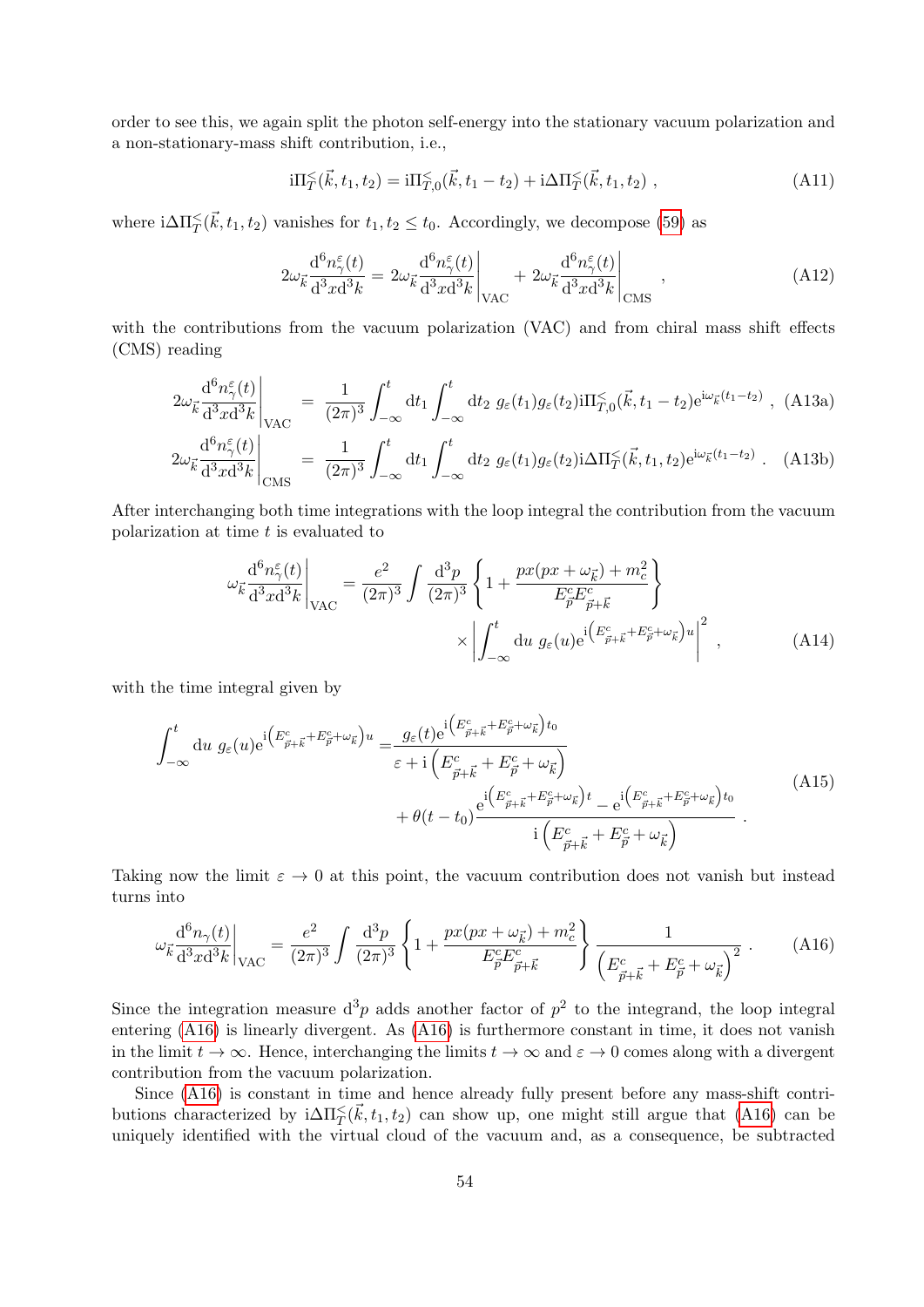order to see this, we again split the photon self-energy into the stationary vacuum polarization and a non-stationary-mass shift contribution, i.e.,

$$\mathrm{i}\Pi^<_T(\vec{k}, t_1, t_2) = \mathrm{i}\Pi^<_{T,0}(\vec{k}, t_1 - t_2) + \mathrm{i}\Delta\Pi^<_T(\vec{k}, t_1, t_2) \;, \tag{A11}$$

where $\mathrm{i}\Delta\Pi^<_T(\vec{k}, t_1, t_2)$ vanishes for $t_1, t_2 \leq t_0$. Accordingly, we decompose (59) as

$$2\omega_{\vec{k}} \frac{\mathrm{d}^6 n^\varepsilon_\gamma(t)}{\mathrm{d}^3x \mathrm{d}^3k} = 2\omega_{\vec{k}} \frac{\mathrm{d}^6 n^\varepsilon_\gamma(t)}{\mathrm{d}^3x \mathrm{d}^3k}\bigg|_{\mathrm{VAC}} + 2\omega_{\vec{k}} \frac{\mathrm{d}^6 n^\varepsilon_\gamma(t)}{\mathrm{d}^3x \mathrm{d}^3k}\bigg|_{\mathrm{CMS}} \;, \tag{A12}$$

with the contributions from the vacuum polarization (VAC) and from chiral mass shift effects (CMS) reading

$$2\omega_{\vec{k}} \frac{\mathrm{d}^6 n^\varepsilon_\gamma(t)}{\mathrm{d}^3x \mathrm{d}^3k}\bigg|_{\mathrm{VAC}} = \frac{1}{(2\pi)^3} \int_{-\infty}^{t} \mathrm{d}t_1 \int_{-\infty}^{t} \mathrm{d}t_2 \; g_\varepsilon(t_1) g_\varepsilon(t_2) \mathrm{i}\Pi^<_{T,0}(\vec{k}, t_1 - t_2) \mathrm{e}^{\mathrm{i}\omega_{\vec{k}}(t_1 - t_2)} \;, \tag{A13a}$$

$$2\omega_{\vec{k}} \frac{\mathrm{d}^6 n^\varepsilon_\gamma(t)}{\mathrm{d}^3x \mathrm{d}^3k}\bigg|_{\mathrm{CMS}} = \frac{1}{(2\pi)^3} \int_{-\infty}^{t} \mathrm{d}t_1 \int_{-\infty}^{t} \mathrm{d}t_2 \; g_\varepsilon(t_1) g_\varepsilon(t_2) \mathrm{i}\Delta\Pi^<_{T}(\vec{k}, t_1, t_2) \mathrm{e}^{\mathrm{i}\omega_{\vec{k}}(t_1 - t_2)} \;. \tag{A13b}$$

After interchanging both time integrations with the loop integral the contribution from the vacuum polarization at time $t$ is evaluated to

$$\omega_{\vec{k}} \frac{\mathrm{d}^6 n^\varepsilon_\gamma(t)}{\mathrm{d}^3x \mathrm{d}^3k}\bigg|_{\mathrm{VAC}} = \frac{e^2}{(2\pi)^3} \int \frac{\mathrm{d}^3p}{(2\pi)^3} \left\{ 1 + \frac{px(px + \omega_{\vec{k}}) + m_c^2}{E^c_{\vec{p}} E^c_{\vec{p}+\vec{k}}} \right\} \times \left| \int_{-\infty}^{t} \mathrm{d}u \; g_\varepsilon(u) \mathrm{e}^{\mathrm{i}\left(E^c_{\vec{p}+\vec{k}} + E^c_{\vec{p}} + \omega_{\vec{k}}\right)u} \right|^2 \;, \tag{A14}$$

with the time integral given by

$$\int_{-\infty}^{t} \mathrm{d}u \; g_\varepsilon(u) \mathrm{e}^{\mathrm{i}\left(E^c_{\vec{p}+\vec{k}} + E^c_{\vec{p}} + \omega_{\vec{k}}\right)u} = \frac{g_\varepsilon(t) \mathrm{e}^{\mathrm{i}\left(E^c_{\vec{p}+\vec{k}} + E^c_{\vec{p}} + \omega_{\vec{k}}\right)t_0}}{\varepsilon + \mathrm{i}\left(E^c_{\vec{p}+\vec{k}} + E^c_{\vec{p}} + \omega_{\vec{k}}\right)} + \theta(t - t_0) \frac{\mathrm{e}^{\mathrm{i}\left(E^c_{\vec{p}+\vec{k}} + E^c_{\vec{p}} + \omega_{\vec{k}}\right)t} - \mathrm{e}^{\mathrm{i}\left(E^c_{\vec{p}+\vec{k}} + E^c_{\vec{p}} + \omega_{\vec{k}}\right)t_0}}{\mathrm{i}\left(E^c_{\vec{p}+\vec{k}} + E^c_{\vec{p}} + \omega_{\vec{k}}\right)} \;. \tag{A15}$$

Taking now the limit $\varepsilon \to 0$ at this point, the vacuum contribution does not vanish but instead turns into

$$\omega_{\vec{k}} \frac{\mathrm{d}^6 n_\gamma(t)}{\mathrm{d}^3x \mathrm{d}^3k}\bigg|_{\mathrm{VAC}} = \frac{e^2}{(2\pi)^3} \int \frac{\mathrm{d}^3p}{(2\pi)^3} \left\{ 1 + \frac{px(px + \omega_{\vec{k}}) + m_c^2}{E^c_{\vec{p}} E^c_{\vec{p}+\vec{k}}} \right\} \frac{1}{\left(E^c_{\vec{p}+\vec{k}} + E^c_{\vec{p}} + \omega_{\vec{k}}\right)^2} \;. \tag{A16}$$

Since the integration measure $\mathrm{d}^3p$ adds another factor of $p^2$ to the integrand, the loop integral entering (A16) is linearly divergent. As (A16) is furthermore constant in time, it does not vanish in the limit $t \to \infty$. Hence, interchanging the limits $t \to \infty$ and $\varepsilon \to 0$ comes along with a divergent contribution from the vacuum polarization.

Since (A16) is constant in time and hence already fully present before any mass-shift contributions characterized by $\mathrm{i}\Delta\Pi^<_T(\vec{k}, t_1, t_2)$ can show up, one might still argue that (A16) can be uniquely identified with the virtual cloud of the vacuum and, as a consequence, be subtracted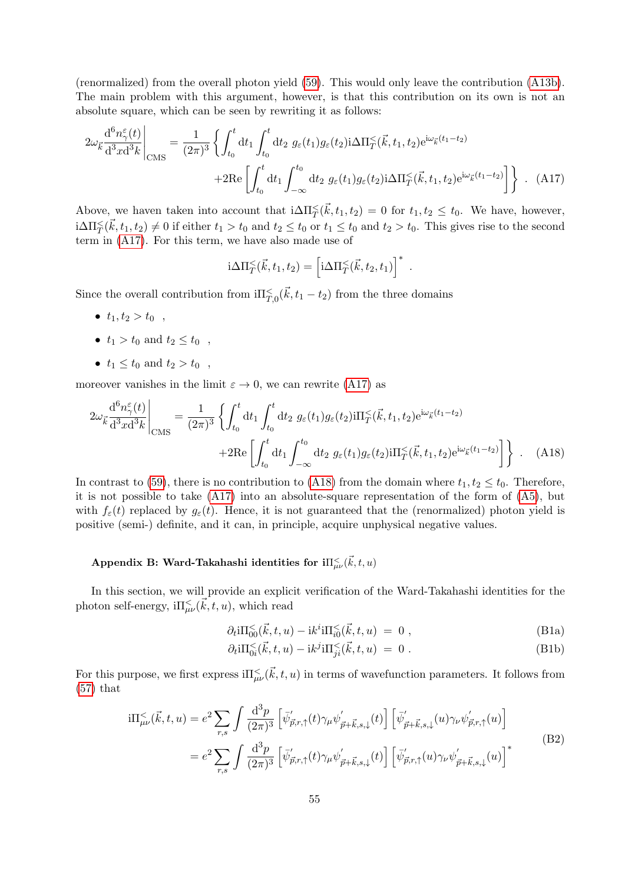(renormalized) from the overall photon yield (59). This would only leave the contribution (A13b). The main problem with this argument, however, is that this contribution on its own is not an absolute square, which can be seen by rewriting it as follows:

$$2\omega_{\vec{k}} \frac{\mathrm{d}^6 n_\gamma^\varepsilon(t)}{\mathrm{d}^3x \mathrm{d}^3k}\bigg|_{\mathrm{CMS}} = \frac{1}{(2\pi)^3} \Bigg\{ \int_{t_0}^{t} \mathrm{d}t_1 \int_{t_0}^{t} \mathrm{d}t_2 \; g_\varepsilon(t_1) g_\varepsilon(t_2) \mathrm{i}\Delta\Pi_T^<(\vec{k}, t_1, t_2) \mathrm{e}^{\mathrm{i}\omega_{\vec{k}}(t_1 - t_2)}$$
$$+ 2\mathrm{Re} \left[ \int_{t_0}^{t} \mathrm{d}t_1 \int_{-\infty}^{t_0} \mathrm{d}t_2 \; g_\varepsilon(t_1) g_\varepsilon(t_2) \mathrm{i}\Delta\Pi_T^<(\vec{k}, t_1, t_2) \mathrm{e}^{\mathrm{i}\omega_{\vec{k}}(t_1 - t_2)} \right] \Bigg\} \;. \quad \text{(A17)}$$

Above, we have taken into account that $\mathrm{i}\Delta\Pi_T^<(\vec{k}, t_1, t_2) = 0$ for $t_1, t_2 \le t_0$. We have, however, $\mathrm{i}\Delta\Pi_T^<(\vec{k}, t_1, t_2) \ne 0$ if either $t_1 > t_0$ and $t_2 \le t_0$ or $t_1 \le t_0$ and $t_2 > t_0$. This gives rise to the second term in (A17). For this term, we have also made use of

$$\mathrm{i}\Delta\Pi_T^<(\vec{k}, t_1, t_2) = \left[ \mathrm{i}\Delta\Pi_T^<(\vec{k}, t_2, t_1) \right]^* \;.$$

Since the overall contribution from $\mathrm{i}\Pi_{T,0}^<(\vec{k}, t_1 - t_2)$ from the three domains

- $t_1, t_2 > t_0$ ,
- $t_1 > t_0$ and $t_2 \le t_0$ ,
- $t_1 \le t_0$ and $t_2 > t_0$ ,

moreover vanishes in the limit $\varepsilon \to 0$, we can rewrite (A17) as

$$2\omega_{\vec{k}} \frac{\mathrm{d}^6 n_\gamma^\varepsilon(t)}{\mathrm{d}^3x \mathrm{d}^3k}\bigg|_{\mathrm{CMS}} = \frac{1}{(2\pi)^3} \Bigg\{ \int_{t_0}^{t} \mathrm{d}t_1 \int_{t_0}^{t} \mathrm{d}t_2 \; g_\varepsilon(t_1) g_\varepsilon(t_2) \mathrm{i}\Pi_T^<(\vec{k}, t_1, t_2) \mathrm{e}^{\mathrm{i}\omega_{\vec{k}}(t_1 - t_2)}$$
$$+ 2\mathrm{Re} \left[ \int_{t_0}^{t} \mathrm{d}t_1 \int_{-\infty}^{t_0} \mathrm{d}t_2 \; g_\varepsilon(t_1) g_\varepsilon(t_2) \mathrm{i}\Pi_T^<(\vec{k}, t_1, t_2) \mathrm{e}^{\mathrm{i}\omega_{\vec{k}}(t_1 - t_2)} \right] \Bigg\} \;. \quad \text{(A18)}$$

In contrast to (59), there is no contribution to (A18) from the domain where $t_1, t_2 \le t_0$. Therefore, it is not possible to take (A17) into an absolute-square representation of the form of (A5), but with $f_\varepsilon(t)$ replaced by $g_\varepsilon(t)$. Hence, it is not guaranteed that the (renormalized) photon yield is positive (semi-) definite, and it can, in principle, acquire unphysical negative values.

#### Appendix B: Ward-Takahashi identities for $\mathrm{i}\Pi_{\mu\nu}^<(\vec{k}, t, u)$

In this section, we will provide an explicit verification of the Ward-Takahashi identities for the photon self-energy, $\mathrm{i}\Pi_{\mu\nu}^<(\vec{k}, t, u)$, which read

$$\partial_t \mathrm{i}\Pi_{00}^<(\vec{k}, t, u) - \mathrm{i}k^i \mathrm{i}\Pi_{i0}^<(\vec{k}, t, u) = 0 \;, \quad \text{(B1a)}$$
$$\partial_t \mathrm{i}\Pi_{0i}^<(\vec{k}, t, u) - \mathrm{i}k^j \mathrm{i}\Pi_{ji}^<(\vec{k}, t, u) = 0 \;. \quad \text{(B1b)}$$

For this purpose, we first express $\mathrm{i}\Pi_{\mu\nu}^<(\vec{k}, t, u)$ in terms of wavefunction parameters. It follows from (57) that

$$\begin{aligned} \mathrm{i}\Pi_{\mu\nu}^<(\vec{k}, t, u) &= e^2 \sum_{r,s} \int \frac{\mathrm{d}^3p}{(2\pi)^3} \left[ \bar{\psi}'_{\vec{p},r,\uparrow}(t) \gamma_\mu \psi'_{\vec{p}+\vec{k},s,\downarrow}(t) \right] \left[ \bar{\psi}'_{\vec{p}+\vec{k},s,\downarrow}(u) \gamma_\nu \psi'_{\vec{p},r,\uparrow}(u) \right] \\ &= e^2 \sum_{r,s} \int \frac{\mathrm{d}^3p}{(2\pi)^3} \left[ \bar{\psi}'_{\vec{p},r,\uparrow}(t) \gamma_\mu \psi'_{\vec{p}+\vec{k},s,\downarrow}(t) \right] \left[ \bar{\psi}'_{\vec{p},r,\uparrow}(u) \gamma_\nu \psi'_{\vec{p}+\vec{k},s,\downarrow}(u) \right]^* \end{aligned} \quad \text{(B2)}$$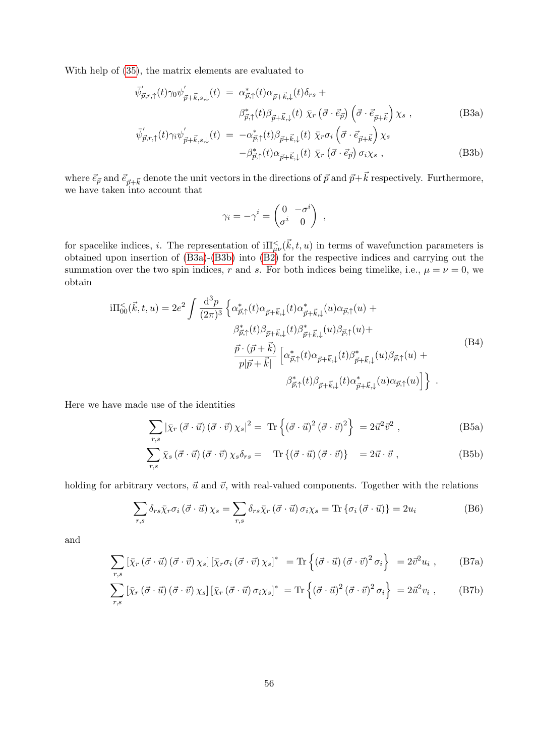With help of (35), the matrix elements are evaluated to

$$
\begin{aligned}
\bar{\psi}^{'}_{\vec{p},r,\uparrow}(t)\gamma_0\psi^{'}_{\vec{p}+\vec{k},s,\downarrow}(t) \;&=\; \alpha^{*}_{\vec{p},\uparrow}(t)\alpha_{\vec{p}+\vec{k},\downarrow}(t)\delta_{rs} + \\
&\qquad \beta^{*}_{\vec{p},\uparrow}(t)\beta_{\vec{p}+\vec{k},\downarrow}(t)\; \bar{\chi}_r \left(\vec{\sigma}\cdot\vec{e}_{\vec{p}}\right)\left(\vec{\sigma}\cdot\vec{e}_{\vec{p}+\vec{k}}\right)\chi_s \;, \qquad \text{(B3a)} \\
\bar{\psi}^{'}_{\vec{p},r,\uparrow}(t)\gamma_i\psi^{'}_{\vec{p}+\vec{k},s,\downarrow}(t) \;&=\; -\alpha^{*}_{\vec{p},\uparrow}(t)\beta_{\vec{p}+\vec{k},\downarrow}(t)\; \bar{\chi}_r\sigma_i\left(\vec{\sigma}\cdot\vec{e}_{\vec{p}+\vec{k}}\right)\chi_s \\
&\qquad -\beta^{*}_{\vec{p},\uparrow}(t)\alpha_{\vec{p}+\vec{k},\downarrow}(t)\; \bar{\chi}_r\left(\vec{\sigma}\cdot\vec{e}_{\vec{p}}\right)\sigma_i\chi_s \;, \qquad \text{(B3b)}
\end{aligned}
$$

where $\vec{e}_{\vec{p}}$ and $\vec{e}_{\vec{p}+\vec{k}}$ denote the unit vectors in the directions of $\vec{p}$ and $\vec{p}+\vec{k}$ respectively. Furthermore, we have taken into account that

$$
\gamma_i = -\gamma^i = \begin{pmatrix} 0 & -\sigma^i \\ \sigma^i & 0 \end{pmatrix} \;,
$$

for spacelike indices, $i$. The representation of $\mathrm{i}\Pi^{<}_{\mu\nu}(\vec{k},t,u)$ in terms of wavefunction parameters is obtained upon insertion of (B3a)-(B3b) into (B2) for the respective indices and carrying out the summation over the two spin indices, $r$ and $s$. For both indices being timelike, i.e., $\mu=\nu=0$, we obtain

$$
\begin{aligned}
\mathrm{i}\Pi^{<}_{00}(\vec{k},t,u) = 2e^2\int\frac{\mathrm{d}^3p}{(2\pi)^3}\Big\{&\alpha^{*}_{\vec{p},\uparrow}(t)\alpha_{\vec{p}+\vec{k},\downarrow}(t)\alpha^{*}_{\vec{p}+\vec{k},\downarrow}(u)\alpha_{\vec{p},\uparrow}(u) + \\
&\beta^{*}_{\vec{p},\uparrow}(t)\beta_{\vec{p}+\vec{k},\downarrow}(t)\beta^{*}_{\vec{p}+\vec{k},\downarrow}(u)\beta_{\vec{p},\uparrow}(u) + \\
&\frac{\vec{p}\cdot(\vec{p}+\vec{k})}{p|\vec{p}+\vec{k}|}\Big[\alpha^{*}_{\vec{p},\uparrow}(t)\alpha_{\vec{p}+\vec{k},\downarrow}(t)\beta^{*}_{\vec{p}+\vec{k},\downarrow}(u)\beta_{\vec{p},\uparrow}(u) + \\
&\qquad \beta^{*}_{\vec{p},\uparrow}(t)\beta_{\vec{p}+\vec{k},\downarrow}(t)\alpha^{*}_{\vec{p}+\vec{k},\downarrow}(u)\alpha_{\vec{p},\uparrow}(u)\Big]\Big\} \;. 
\end{aligned} \qquad \text{(B4)}
$$

Here we have made use of the identities

$$
\sum_{r,s}\left|\bar{\chi}_r\left(\vec{\sigma}\cdot\vec{u}\right)\left(\vec{\sigma}\cdot\vec{v}\right)\chi_s\right|^2 = \mathrm{Tr}\left\{\left(\vec{\sigma}\cdot\vec{u}\right)^2\left(\vec{\sigma}\cdot\vec{v}\right)^2\right\} = 2\vec{u}^2\vec{v}^2 \;, \qquad \text{(B5a)}
$$

$$
\sum_{r,s}\bar{\chi}_s\left(\vec{\sigma}\cdot\vec{u}\right)\left(\vec{\sigma}\cdot\vec{v}\right)\chi_s\delta_{rs} = \mathrm{Tr}\left\{\left(\vec{\sigma}\cdot\vec{u}\right)\left(\vec{\sigma}\cdot\vec{v}\right)\right\} = 2\vec{u}\cdot\vec{v} \;, \qquad \text{(B5b)}
$$

holding for arbitrary vectors, $\vec{u}$ and $\vec{v}$, with real-valued components. Together with the relations

$$
\sum_{r,s}\delta_{rs}\bar{\chi}_r\sigma_i\left(\vec{\sigma}\cdot\vec{u}\right)\chi_s = \sum_{r,s}\delta_{rs}\bar{\chi}_r\left(\vec{\sigma}\cdot\vec{u}\right)\sigma_i\chi_s = \mathrm{Tr}\left\{\sigma_i\left(\vec{\sigma}\cdot\vec{u}\right)\right\} = 2u_i \qquad \text{(B6)}
$$

and

$$
\sum_{r,s}\left[\bar{\chi}_r\left(\vec{\sigma}\cdot\vec{u}\right)\left(\vec{\sigma}\cdot\vec{v}\right)\chi_s\right]\left[\bar{\chi}_r\sigma_i\left(\vec{\sigma}\cdot\vec{v}\right)\chi_s\right]^* = \mathrm{Tr}\left\{\left(\vec{\sigma}\cdot\vec{u}\right)\left(\vec{\sigma}\cdot\vec{v}\right)^2\sigma_i\right\} = 2\vec{v}^2u_i \;, \qquad \text{(B7a)}
$$

$$
\sum_{r,s}\left[\bar{\chi}_r\left(\vec{\sigma}\cdot\vec{u}\right)\left(\vec{\sigma}\cdot\vec{v}\right)\chi_s\right]\left[\bar{\chi}_r\left(\vec{\sigma}\cdot\vec{u}\right)\sigma_i\chi_s\right]^* = \mathrm{Tr}\left\{\left(\vec{\sigma}\cdot\vec{u}\right)^2\left(\vec{\sigma}\cdot\vec{v}\right)^2\sigma_i\right\} = 2\vec{u}^2v_i \;, \qquad \text{(B7b)}
$$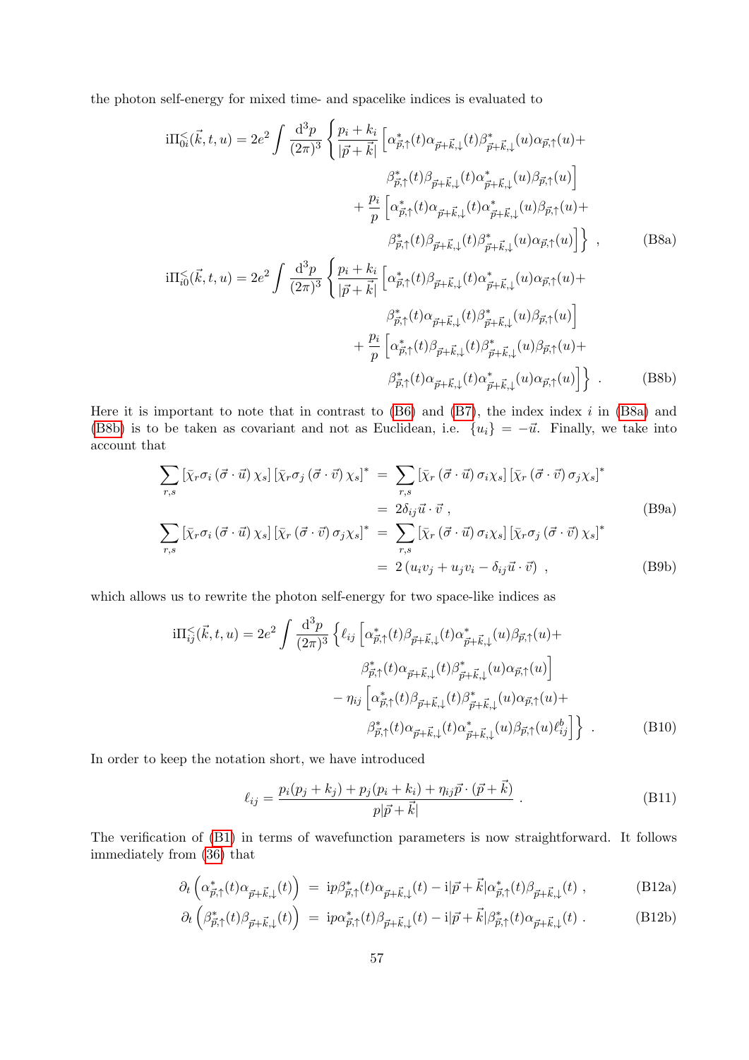the photon self-energy for mixed time- and spacelike indices is evaluated to

$$
\begin{aligned}
\mathrm{i}\Pi^{<}_{0i}(\vec{k},t,u) = 2e^2 \int \frac{\mathrm{d}^3p}{(2\pi)^3} \Bigg\{ & \frac{p_i+k_i}{|\vec{p}+\vec{k}|} \Big[ \alpha^*_{\vec{p},\uparrow}(t)\alpha_{\vec{p}+\vec{k},\downarrow}(t)\beta^*_{\vec{p}+\vec{k},\downarrow}(u)\alpha_{\vec{p},\uparrow}(u) + \\
& \qquad \beta^*_{\vec{p},\uparrow}(t)\beta_{\vec{p}+\vec{k},\downarrow}(t)\alpha^*_{\vec{p}+\vec{k},\downarrow}(u)\beta_{\vec{p},\uparrow}(u) \Big] \\
& + \frac{p_i}{p} \Big[ \alpha^*_{\vec{p},\uparrow}(t)\alpha_{\vec{p}+\vec{k},\downarrow}(t)\alpha^*_{\vec{p}+\vec{k},\downarrow}(u)\beta_{\vec{p},\uparrow}(u) + \\
& \qquad \beta^*_{\vec{p},\uparrow}(t)\beta_{\vec{p}+\vec{k},\downarrow}(t)\beta^*_{\vec{p}+\vec{k},\downarrow}(u)\alpha_{\vec{p},\uparrow}(u) \Big] \Bigg\} \ ,
\end{aligned} \tag{B8a}
$$

$$
\begin{aligned}
\mathrm{i}\Pi^{<}_{i0}(\vec{k},t,u) = 2e^2 \int \frac{\mathrm{d}^3p}{(2\pi)^3} \Bigg\{ & \frac{p_i+k_i}{|\vec{p}+\vec{k}|} \Big[ \alpha^*_{\vec{p},\uparrow}(t)\beta_{\vec{p}+\vec{k},\downarrow}(t)\alpha^*_{\vec{p}+\vec{k},\downarrow}(u)\alpha_{\vec{p},\uparrow}(u) + \\
& \qquad \beta^*_{\vec{p},\uparrow}(t)\alpha_{\vec{p}+\vec{k},\downarrow}(t)\beta^*_{\vec{p}+\vec{k},\downarrow}(u)\beta_{\vec{p},\uparrow}(u) \Big] \\
& + \frac{p_i}{p} \Big[ \alpha^*_{\vec{p},\uparrow}(t)\beta_{\vec{p}+\vec{k},\downarrow}(t)\beta^*_{\vec{p}+\vec{k},\downarrow}(u)\beta_{\vec{p},\uparrow}(u) + \\
& \qquad \beta^*_{\vec{p},\uparrow}(t)\alpha_{\vec{p}+\vec{k},\downarrow}(t)\alpha^*_{\vec{p}+\vec{k},\downarrow}(u)\alpha_{\vec{p},\uparrow}(u) \Big] \Bigg\} \ .
\end{aligned} \tag{B8b}
$$

Here it is important to note that in contrast to (B6) and (B7), the index index $i$ in (B8a) and (B8b) is to be taken as covariant and not as Euclidean, i.e. $\{u_i\} = -\vec{u}$. Finally, we take into account that

$$
\begin{aligned}
\sum_{r,s} \left[\bar{\chi}_r \sigma_i \left(\vec{\sigma}\cdot\vec{u}\right)\chi_s\right]\left[\bar{\chi}_r \sigma_j \left(\vec{\sigma}\cdot\vec{v}\right)\chi_s\right]^* &= \sum_{r,s} \left[\bar{\chi}_r \left(\vec{\sigma}\cdot\vec{u}\right)\sigma_i\chi_s\right]\left[\bar{\chi}_r \left(\vec{\sigma}\cdot\vec{v}\right)\sigma_j\chi_s\right]^* \\
&= 2\delta_{ij}\vec{u}\cdot\vec{v} \ ,
\end{aligned} \tag{B9a}
$$

$$
\begin{aligned}
\sum_{r,s} \left[\bar{\chi}_r \sigma_i \left(\vec{\sigma}\cdot\vec{u}\right)\chi_s\right]\left[\bar{\chi}_r \left(\vec{\sigma}\cdot\vec{v}\right)\sigma_j\chi_s\right]^* &= \sum_{r,s} \left[\bar{\chi}_r \left(\vec{\sigma}\cdot\vec{u}\right)\sigma_i\chi_s\right]\left[\bar{\chi}_r \sigma_j \left(\vec{\sigma}\cdot\vec{v}\right)\chi_s\right]^* \\
&= 2\left(u_i v_j + u_j v_i - \delta_{ij}\vec{u}\cdot\vec{v}\right) \ ,
\end{aligned} \tag{B9b}
$$

which allows us to rewrite the photon self-energy for two space-like indices as

$$
\begin{aligned}
\mathrm{i}\Pi^{<}_{ij}(\vec{k},t,u) = 2e^2 \int \frac{\mathrm{d}^3p}{(2\pi)^3} \Big\{ & \ell_{ij} \Big[ \alpha^*_{\vec{p},\uparrow}(t)\beta_{\vec{p}+\vec{k},\downarrow}(t)\alpha^*_{\vec{p}+\vec{k},\downarrow}(u)\beta_{\vec{p},\uparrow}(u) + \\
& \qquad \beta^*_{\vec{p},\uparrow}(t)\alpha_{\vec{p}+\vec{k},\downarrow}(t)\beta^*_{\vec{p}+\vec{k},\downarrow}(u)\alpha_{\vec{p},\uparrow}(u) \Big] \\
& - \eta_{ij} \Big[ \alpha^*_{\vec{p},\uparrow}(t)\beta_{\vec{p}+\vec{k},\downarrow}(t)\beta^*_{\vec{p}+\vec{k},\downarrow}(u)\alpha_{\vec{p},\uparrow}(u) + \\
& \qquad \beta^*_{\vec{p},\uparrow}(t)\alpha_{\vec{p}+\vec{k},\downarrow}(t)\alpha^*_{\vec{p}+\vec{k},\downarrow}(u)\beta_{\vec{p},\uparrow}(u)\ell^b_{ij} \Big] \Big\} \ .
\end{aligned} \tag{B10}
$$

In order to keep the notation short, we have introduced

$$
\ell_{ij} = \frac{p_i(p_j+k_j) + p_j(p_i+k_i) + \eta_{ij}\vec{p}\cdot(\vec{p}+\vec{k})}{p|\vec{p}+\vec{k}|} \ . \tag{B11}
$$

The verification of (B1) in terms of wavefunction parameters is now straightforward. It follows immediately from (36) that

$$
\partial_t \left( \alpha^*_{\vec{p},\uparrow}(t)\alpha_{\vec{p}+\vec{k},\downarrow}(t) \right) = \mathrm{i}p\beta^*_{\vec{p},\uparrow}(t)\alpha_{\vec{p}+\vec{k},\downarrow}(t) - \mathrm{i}|\vec{p}+\vec{k}|\alpha^*_{\vec{p},\uparrow}(t)\beta_{\vec{p}+\vec{k},\downarrow}(t) \ , \tag{B12a}
$$

$$
\partial_t \left( \beta^*_{\vec{p},\uparrow}(t)\beta_{\vec{p}+\vec{k},\downarrow}(t) \right) = \mathrm{i}p\alpha^*_{\vec{p},\uparrow}(t)\beta_{\vec{p}+\vec{k},\downarrow}(t) - \mathrm{i}|\vec{p}+\vec{k}|\beta^*_{\vec{p},\uparrow}(t)\alpha_{\vec{p}+\vec{k},\downarrow}(t) \ . \tag{B12b}
$$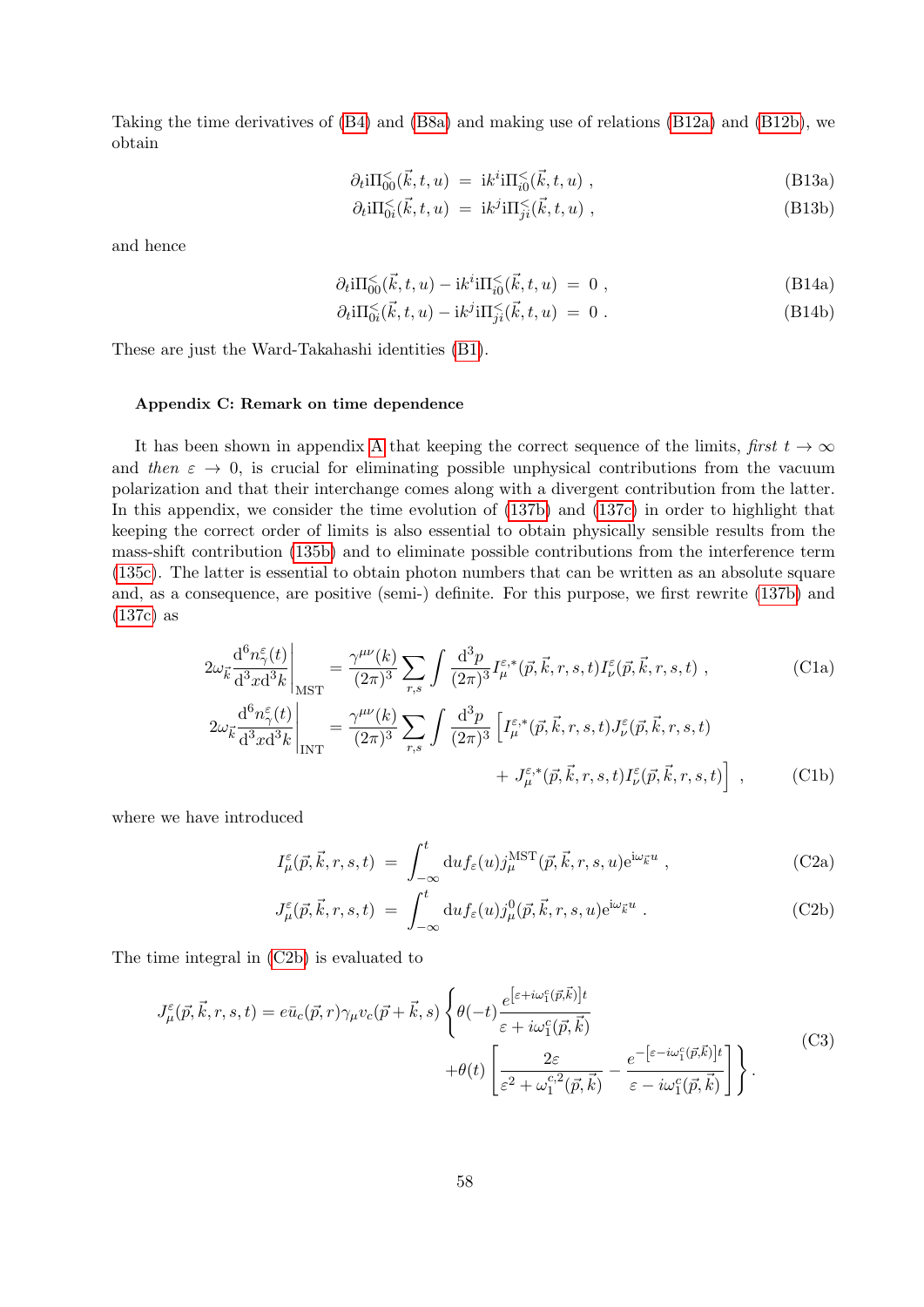Taking the time derivatives of (B4) and (B8a) and making use of relations (B12a) and (B12b), we obtain

$$
\begin{aligned}
\partial_t \mathrm{i}\Pi^<_{00}(\vec{k},t,u) &= \mathrm{i}k^i \mathrm{i}\Pi^<_{i0}(\vec{k},t,u) \, , \qquad \text{(B13a)}\\
\partial_t \mathrm{i}\Pi^<_{0i}(\vec{k},t,u) &= \mathrm{i}k^j \mathrm{i}\Pi^<_{ji}(\vec{k},t,u) \, , \qquad \text{(B13b)}
\end{aligned}
$$

and hence

$$
\begin{aligned}
\partial_t \mathrm{i}\Pi^<_{00}(\vec{k},t,u) - \mathrm{i}k^i \mathrm{i}\Pi^<_{i0}(\vec{k},t,u) &= 0 \, , \qquad \text{(B14a)}\\
\partial_t \mathrm{i}\Pi^<_{0i}(\vec{k},t,u) - \mathrm{i}k^j \mathrm{i}\Pi^<_{ji}(\vec{k},t,u) &= 0 \, . \qquad \text{(B14b)}
\end{aligned}
$$

These are just the Ward-Takahashi identities (B1).

#### Appendix C: Remark on time dependence

It has been shown in appendix A that keeping the correct sequence of the limits, *first* $t \to \infty$ and *then* $\varepsilon \to 0$, is crucial for eliminating possible unphysical contributions from the vacuum polarization and that their interchange comes along with a divergent contribution from the latter. In this appendix, we consider the time evolution of (137b) and (137c) in order to highlight that keeping the correct order of limits is also essential to obtain physically sensible results from the mass-shift contribution (135b) and to eliminate possible contributions from the interference term (135c). The latter is essential to obtain photon numbers that can be written as an absolute square and, as a consequence, are positive (semi-) definite. For this purpose, we first rewrite (137b) and (137c) as

$$
2\omega_{\vec{k}} \left.\frac{\mathrm{d}^6 n^\varepsilon_\gamma(t)}{\mathrm{d}^3x\mathrm{d}^3k}\right|_{\mathrm{MST}} = \frac{\gamma^{\mu\nu}(k)}{(2\pi)^3}\sum_{r,s}\int\frac{\mathrm{d}^3p}{(2\pi)^3} I^{\varepsilon,*}_\mu(\vec{p},\vec{k},r,s,t) I^\varepsilon_\nu(\vec{p},\vec{k},r,s,t) \, , \qquad \text{(C1a)}
$$

$$
\begin{aligned}
2\omega_{\vec{k}} \left.\frac{\mathrm{d}^6 n^\varepsilon_\gamma(t)}{\mathrm{d}^3x\mathrm{d}^3k}\right|_{\mathrm{INT}} = \frac{\gamma^{\mu\nu}(k)}{(2\pi)^3}\sum_{r,s}\int\frac{\mathrm{d}^3p}{(2\pi)^3} \Big[ & I^{\varepsilon,*}_\mu(\vec{p},\vec{k},r,s,t) J^\varepsilon_\nu(\vec{p},\vec{k},r,s,t) \\
&+ J^{\varepsilon,*}_\mu(\vec{p},\vec{k},r,s,t) I^\varepsilon_\nu(\vec{p},\vec{k},r,s,t)\Big] \, , \qquad \text{(C1b)}
\end{aligned}
$$

where we have introduced

$$
\begin{aligned}
I^\varepsilon_\mu(\vec{p},\vec{k},r,s,t) &= \int_{-\infty}^t \mathrm{d}u f_\varepsilon(u) j^{\mathrm{MST}}_\mu(\vec{p},\vec{k},r,s,u) \mathrm{e}^{\mathrm{i}\omega_{\vec{k}} u} \, , \qquad \text{(C2a)}\\
J^\varepsilon_\mu(\vec{p},\vec{k},r,s,t) &= \int_{-\infty}^t \mathrm{d}u f_\varepsilon(u) j^{0}_\mu(\vec{p},\vec{k},r,s,u) \mathrm{e}^{\mathrm{i}\omega_{\vec{k}} u} \, . \qquad \text{(C2b)}
\end{aligned}
$$

The time integral in (C2b) is evaluated to

$$
\begin{aligned}
J^\varepsilon_\mu(\vec{p},\vec{k},r,s,t) = e\bar{u}_c(\vec{p},r)\gamma_\mu v_c(\vec{p}+\vec{k},s) \Bigg\{ & \theta(-t)\frac{e^{\left[\varepsilon + i\omega^c_1(\vec{p},\vec{k})\right]t}}{\varepsilon + i\omega^c_1(\vec{p},\vec{k})} \\
&+ \theta(t)\left[\frac{2\varepsilon}{\varepsilon^2 + \omega^{c,2}_1(\vec{p},\vec{k})} - \frac{e^{-\left[\varepsilon - i\omega^c_1(\vec{p},\vec{k})\right]t}}{\varepsilon - i\omega^c_1(\vec{p},\vec{k})}\right]\Bigg\} . \qquad \text{(C3)}
\end{aligned}
$$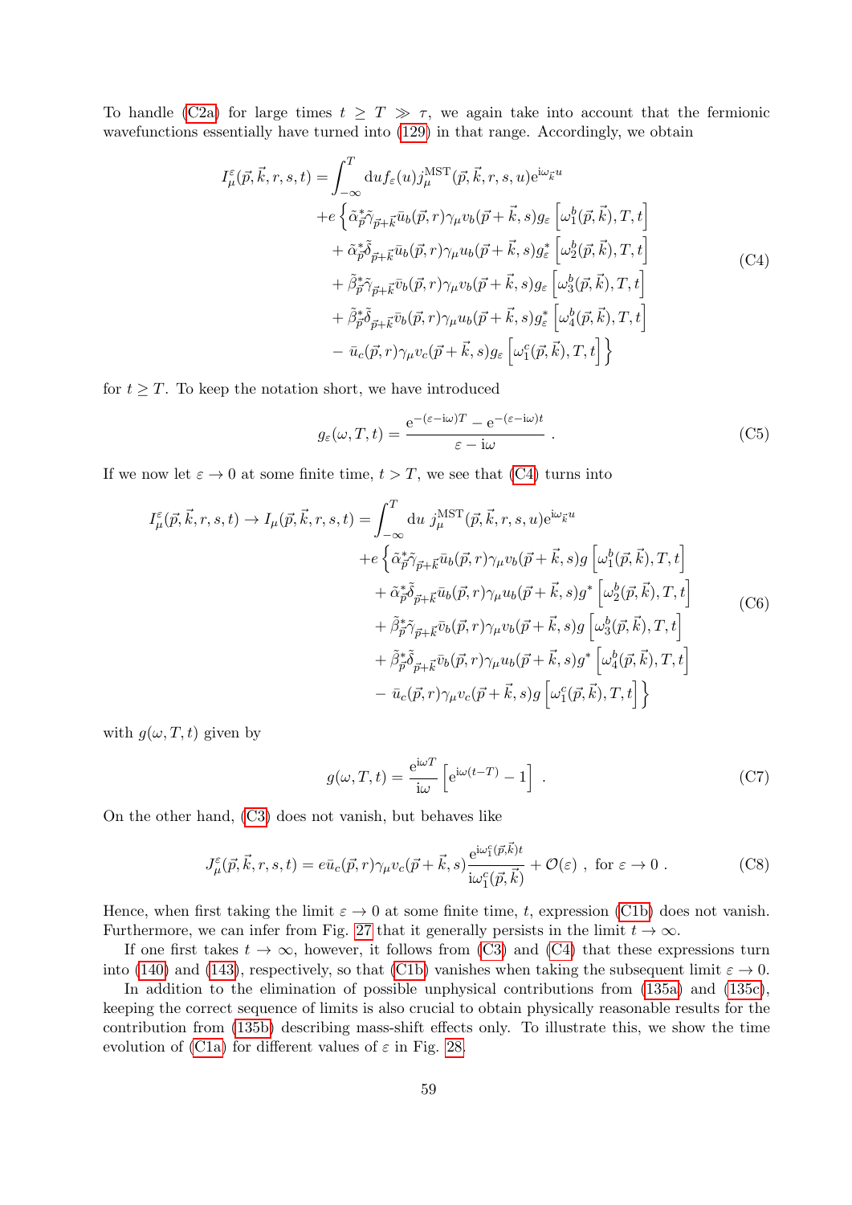To handle (C2a) for large times $t \geq T \gg \tau$, we again take into account that the fermionic wavefunctions essentially have turned into (129) in that range. Accordingly, we obtain

$$
\begin{aligned}
I_\mu^\varepsilon(\vec{p},\vec{k},r,s,t) = &\int_{-\infty}^{T} \mathrm{d}u f_\varepsilon(u) j_\mu^{\mathrm{MST}}(\vec{p},\vec{k},r,s,u) \mathrm{e}^{\mathrm{i}\omega_{\vec{k}} u} \\
&+ e\Big\{ \tilde{\alpha}_{\vec{p}}^* \tilde{\gamma}_{\vec{p}+\vec{k}} \bar{u}_b(\vec{p},r)\gamma_\mu v_b(\vec{p}+\vec{k},s) g_\varepsilon\left[\omega_1^b(\vec{p},\vec{k}),T,t\right] \\
&+ \tilde{\alpha}_{\vec{p}}^* \tilde{\delta}_{\vec{p}+\vec{k}} \bar{u}_b(\vec{p},r)\gamma_\mu u_b(\vec{p}+\vec{k},s) g_\varepsilon^*\left[\omega_2^b(\vec{p},\vec{k}),T,t\right] \\
&+ \tilde{\beta}_{\vec{p}}^* \tilde{\gamma}_{\vec{p}+\vec{k}} \bar{v}_b(\vec{p},r)\gamma_\mu v_b(\vec{p}+\vec{k},s) g_\varepsilon\left[\omega_3^b(\vec{p},\vec{k}),T,t\right] \\
&+ \tilde{\beta}_{\vec{p}}^* \tilde{\delta}_{\vec{p}+\vec{k}} \bar{v}_b(\vec{p},r)\gamma_\mu u_b(\vec{p}+\vec{k},s) g_\varepsilon^*\left[\omega_4^b(\vec{p},\vec{k}),T,t\right] \\
&- \bar{u}_c(\vec{p},r)\gamma_\mu v_c(\vec{p}+\vec{k},s) g_\varepsilon\left[\omega_1^c(\vec{p},\vec{k}),T,t\right]\Big\}
\end{aligned}
\tag{C4}
$$

for $t \geq T$. To keep the notation short, we have introduced

$$
g_\varepsilon(\omega,T,t) = \frac{\mathrm{e}^{-(\varepsilon-\mathrm{i}\omega)T} - \mathrm{e}^{-(\varepsilon-\mathrm{i}\omega)t}}{\varepsilon - \mathrm{i}\omega} \ . \tag{C5}
$$

If we now let $\varepsilon \to 0$ at some finite time, $t > T$, we see that (C4) turns into

$$
\begin{aligned}
I_\mu^\varepsilon(\vec{p},\vec{k},r,s,t) \to I_\mu(\vec{p},\vec{k},r,s,t) = &\int_{-\infty}^{T} \mathrm{d}u \ j_\mu^{\mathrm{MST}}(\vec{p},\vec{k},r,s,u) \mathrm{e}^{\mathrm{i}\omega_{\vec{k}} u} \\
&+ e\Big\{ \tilde{\alpha}_{\vec{p}}^* \tilde{\gamma}_{\vec{p}+\vec{k}} \bar{u}_b(\vec{p},r)\gamma_\mu v_b(\vec{p}+\vec{k},s) g\left[\omega_1^b(\vec{p},\vec{k}),T,t\right] \\
&+ \tilde{\alpha}_{\vec{p}}^* \tilde{\delta}_{\vec{p}+\vec{k}} \bar{u}_b(\vec{p},r)\gamma_\mu u_b(\vec{p}+\vec{k},s) g^*\left[\omega_2^b(\vec{p},\vec{k}),T,t\right] \\
&+ \tilde{\beta}_{\vec{p}}^* \tilde{\gamma}_{\vec{p}+\vec{k}} \bar{v}_b(\vec{p},r)\gamma_\mu v_b(\vec{p}+\vec{k},s) g\left[\omega_3^b(\vec{p},\vec{k}),T,t\right] \\
&+ \tilde{\beta}_{\vec{p}}^* \tilde{\delta}_{\vec{p}+\vec{k}} \bar{v}_b(\vec{p},r)\gamma_\mu u_b(\vec{p}+\vec{k},s) g^*\left[\omega_4^b(\vec{p},\vec{k}),T,t\right] \\
&- \bar{u}_c(\vec{p},r)\gamma_\mu v_c(\vec{p}+\vec{k},s) g\left[\omega_1^c(\vec{p},\vec{k}),T,t\right]\Big\}
\end{aligned}
\tag{C6}
$$

with $g(\omega,T,t)$ given by

$$
g(\omega,T,t) = \frac{\mathrm{e}^{\mathrm{i}\omega T}}{\mathrm{i}\omega}\left[\mathrm{e}^{\mathrm{i}\omega(t-T)} - 1\right] \ . \tag{C7}
$$

On the other hand, (C3) does not vanish, but behaves like

$$
J_\mu^\varepsilon(\vec{p},\vec{k},r,s,t) = e\bar{u}_c(\vec{p},r)\gamma_\mu v_c(\vec{p}+\vec{k},s)\frac{\mathrm{e}^{\mathrm{i}\omega_1^c(\vec{p},\vec{k})t}}{\mathrm{i}\omega_1^c(\vec{p},\vec{k})} + \mathcal{O}(\varepsilon) \ , \ \text{for } \varepsilon \to 0 \ . \tag{C8}
$$

Hence, when first taking the limit $\varepsilon \to 0$ at some finite time, $t$, expression (C1b) does not vanish. Furthermore, we can infer from Fig. 27 that it generally persists in the limit $t \to \infty$.

If one first takes $t \to \infty$, however, it follows from (C3) and (C4) that these expressions turn into (140) and (143), respectively, so that (C1b) vanishes when taking the subsequent limit $\varepsilon \to 0$.

In addition to the elimination of possible unphysical contributions from (135a) and (135c), keeping the correct sequence of limits is also crucial to obtain physically reasonable results for the contribution from (135b) describing mass-shift effects only. To illustrate this, we show the time evolution of (C1a) for different values of $\varepsilon$ in Fig. 28.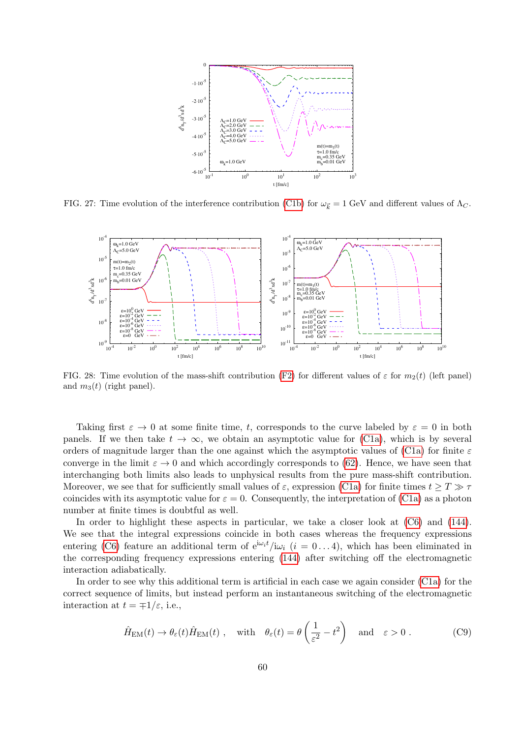FIG. 27: Time evolution of the interference contribution (C1b) for $\omega_{\vec{k}} = 1$ GeV and different values of $\Lambda_C$.

FIG. 28: Time evolution of the mass-shift contribution (F2) for different values of $\varepsilon$ for $m_2(t)$ (left panel) and $m_3(t)$ (right panel).

Taking first $\varepsilon \to 0$ at some finite time, $t$, corresponds to the curve labeled by $\varepsilon = 0$ in both panels. If we then take $t \to \infty$, we obtain an asymptotic value for (C1a), which is by several orders of magnitude larger than the one against which the asymptotic values of (C1a) for finite $\varepsilon$ converge in the limit $\varepsilon \to 0$ and which accordingly corresponds to (62). Hence, we have seen that interchanging both limits also leads to unphysical results from the pure mass-shift contribution. Moreover, we see that for sufficiently small values of $\varepsilon$, expression (C1a) for finite times $t \geq T \gg \tau$ coincides with its asymptotic value for $\varepsilon = 0$. Consequently, the interpretation of (C1a) as a photon number at finite times is doubtful as well.

In order to highlight these aspects in particular, we take a closer look at (C6) and (144). We see that the integral expressions coincide in both cases whereas the frequency expressions entering (C6) feature an additional term of $\mathrm{e}^{\mathrm{i}\omega_i t}/\mathrm{i}\omega_i$ $(i = 0 \ldots 4)$, which has been eliminated in the corresponding frequency expressions entering (144) after switching off the electromagnetic interaction adiabatically.

In order to see why this additional term is artificial in each case we again consider (C1a) for the correct sequence of limits, but instead perform an instantaneous switching of the electromagnetic interaction at $t = \mp 1/\varepsilon$, i.e.,

$$\hat{H}_{\mathrm{EM}}(t) \to \theta_\varepsilon(t)\hat{H}_{\mathrm{EM}}(t) \;, \quad \text{with} \quad \theta_\varepsilon(t) = \theta\left(\frac{1}{\varepsilon^2} - t^2\right) \quad \text{and} \quad \varepsilon > 0 \;. \tag{C9}$$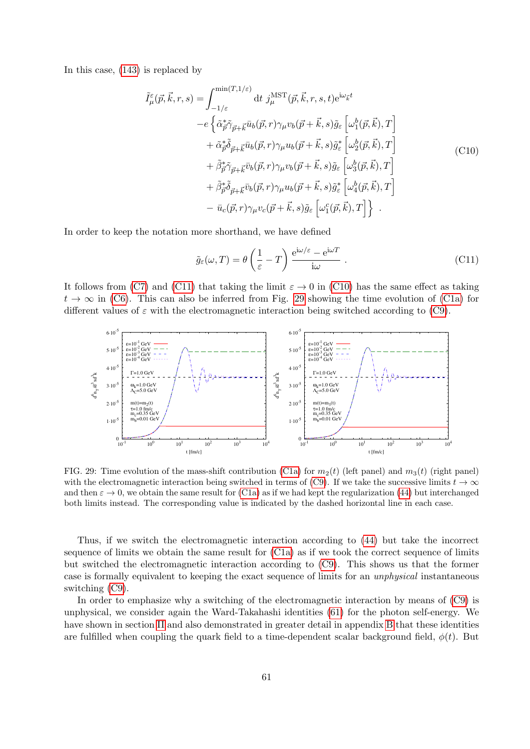In this case, (143) is replaced by

$$
\begin{aligned}
\tilde{I}^{\varepsilon}_{\mu}(\vec{p},\vec{k},r,s) = &\int_{-1/\varepsilon}^{\min(T,1/\varepsilon)} \mathrm{d}t\; j^{\mathrm{MST}}_{\mu}(\vec{p},\vec{k},r,s,t)\mathrm{e}^{\mathrm{i}\omega_{\vec{k}}t} \\
&-e\Big\{ \tilde{\alpha}^{*}_{\vec{p}}\tilde{\gamma}_{\vec{p}+\vec{k}}\bar{u}_b(\vec{p},r)\gamma_\mu v_b(\vec{p}+\vec{k},s)\tilde{g}_{\varepsilon}\left[\omega^b_1(\vec{p},\vec{k}),T\right] \\
&+\tilde{\alpha}^{*}_{\vec{p}}\tilde{\delta}_{\vec{p}+\vec{k}}\bar{u}_b(\vec{p},r)\gamma_\mu u_b(\vec{p}+\vec{k},s)\tilde{g}^{*}_{\varepsilon}\left[\omega^b_2(\vec{p},\vec{k}),T\right] \\
&+\tilde{\beta}^{*}_{\vec{p}}\tilde{\gamma}_{\vec{p}+\vec{k}}\bar{v}_b(\vec{p},r)\gamma_\mu v_b(\vec{p}+\vec{k},s)\tilde{g}_{\varepsilon}\left[\omega^b_3(\vec{p},\vec{k}),T\right] \\
&+\tilde{\beta}^{*}_{\vec{p}}\tilde{\delta}_{\vec{p}+\vec{k}}\bar{v}_b(\vec{p},r)\gamma_\mu u_b(\vec{p}+\vec{k},s)\tilde{g}^{*}_{\varepsilon}\left[\omega^b_4(\vec{p},\vec{k}),T\right] \\
&-\bar{u}_c(\vec{p},r)\gamma_\mu v_c(\vec{p}+\vec{k},s)\tilde{g}_{\varepsilon}\left[\omega^c_1(\vec{p},\vec{k}),T\right]\Big\}\ .
\end{aligned}
\tag{C10}
$$

In order to keep the notation more shorthand, we have defined

$$
\tilde{g}_{\varepsilon}(\omega,T) = \theta\left(\frac{1}{\varepsilon}-T\right)\frac{\mathrm{e}^{\mathrm{i}\omega/\varepsilon}-\mathrm{e}^{\mathrm{i}\omega T}}{\mathrm{i}\omega}\ . \tag{C11}
$$

It follows from (C7) and (C11) that taking the limit $\varepsilon \to 0$ in (C10) has the same effect as taking $t \to \infty$ in (C6). This can also be inferred from Fig. 29 showing the time evolution of (C1a) for different values of $\varepsilon$ with the electromagnetic interaction being switched according to (C9).

FIG. 29: Time evolution of the mass-shift contribution (C1a) for $m_2(t)$ (left panel) and $m_3(t)$ (right panel) with the electromagnetic interaction being switched in terms of (C9). If we take the successive limits $t \to \infty$ and then $\varepsilon \to 0$, we obtain the same result for (C1a) as if we had kept the regularization (44) but interchanged both limits instead. The corresponding value is indicated by the dashed horizontal line in each case.

Thus, if we switch the electromagnetic interaction according to (44) but take the incorrect sequence of limits we obtain the same result for (C1a) as if we took the correct sequence of limits but switched the electromagnetic interaction according to (C9). This shows us that the former case is formally equivalent to keeping the exact sequence of limits for an *unphysical* instantaneous switching (C9).

In order to emphasize why a switching of the electromagnetic interaction by means of (C9) is unphysical, we consider again the Ward-Takahashi identities (61) for the photon self-energy. We have shown in section II and also demonstrated in greater detail in appendix B that these identities are fulfilled when coupling the quark field to a time-dependent scalar background field, $\phi(t)$. But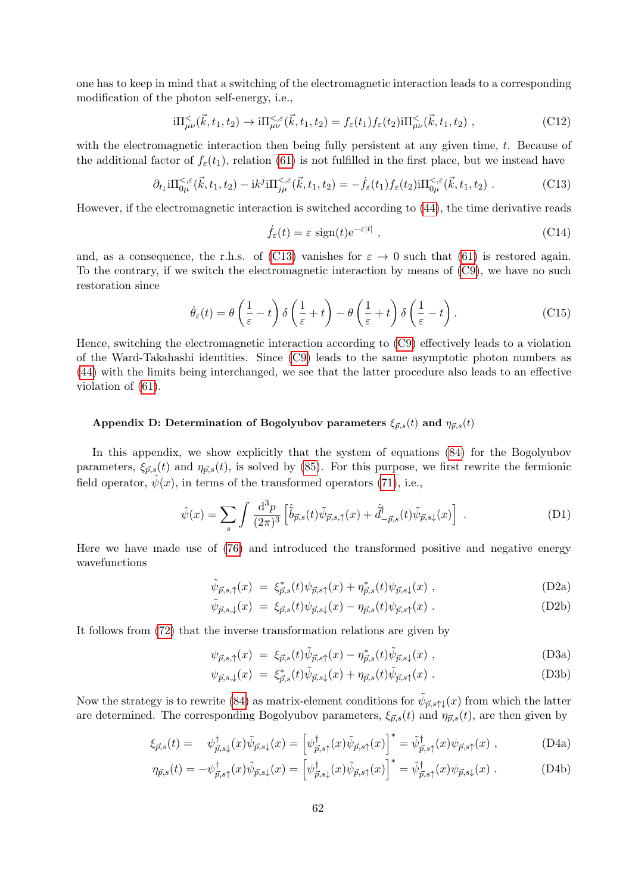one has to keep in mind that a switching of the electromagnetic interaction leads to a corresponding modification of the photon self-energy, i.e.,

$$\mathrm{i}\Pi^{<}_{\mu\nu}(\vec{k},t_1,t_2) \to \mathrm{i}\Pi^{<,\varepsilon}_{\mu\nu}(\vec{k},t_1,t_2) = f_\varepsilon(t_1) f_\varepsilon(t_2) \mathrm{i}\Pi^{<}_{\mu\nu}(\vec{k},t_1,t_2) \ , \tag{C12}$$

with the electromagnetic interaction then being fully persistent at any given time, $t$. Because of the additional factor of $f_\varepsilon(t_1)$, relation (61) is not fulfilled in the first place, but we instead have

$$\partial_{t_1} \mathrm{i}\Pi^{<,\varepsilon}_{0\mu}(\vec{k},t_1,t_2) - \mathrm{i}k^j \mathrm{i}\Pi^{<,\varepsilon}_{j\mu}(\vec{k},t_1,t_2) = -\dot{f}_\varepsilon(t_1) f_\varepsilon(t_2) \mathrm{i}\Pi^{<,\varepsilon}_{0\mu}(\vec{k},t_1,t_2) \ . \tag{C13}$$

However, if the electromagnetic interaction is switched according to (44), the time derivative reads

$$\dot{f}_\varepsilon(t) = \varepsilon \ \mathrm{sign}(t) \mathrm{e}^{-\varepsilon|t|} \ , \tag{C14}$$

and, as a consequence, the r.h.s. of (C13) vanishes for $\varepsilon \to 0$ such that (61) is restored again. To the contrary, if we switch the electromagnetic interaction by means of (C9), we have no such restoration since

$$\dot{\theta}_\varepsilon(t) = \theta\left(\frac{1}{\varepsilon} - t\right) \delta\left(\frac{1}{\varepsilon} + t\right) - \theta\left(\frac{1}{\varepsilon} + t\right) \delta\left(\frac{1}{\varepsilon} - t\right) . \tag{C15}$$

Hence, switching the electromagnetic interaction according to (C9) effectively leads to a violation of the Ward-Takahashi identities. Since (C9) leads to the same asymptotic photon numbers as (44) with the limits being interchanged, we see that the latter procedure also leads to an effective violation of (61).

### Appendix D: Determination of Bogolyubov parameters $\xi_{\vec{p},s}(t)$ and $\eta_{\vec{p},s}(t)$

In this appendix, we show explicitly that the system of equations (84) for the Bogolyubov parameters, $\xi_{\vec{p},s}(t)$ and $\eta_{\vec{p},s}(t)$, is solved by (85). For this purpose, we first rewrite the fermionic field operator, $\hat{\psi}(x)$, in terms of the transformed operators (71), i.e.,

$$\hat{\psi}(x) = \sum_s \int \frac{\mathrm{d}^3 p}{(2\pi)^3} \left[ \hat{\tilde{b}}_{\vec{p},s}(t) \tilde{\psi}_{\vec{p},s,\uparrow}(x) + \hat{\tilde{d}}^\dagger_{-\vec{p},s}(t) \tilde{\psi}_{\vec{p},s\downarrow}(x) \right] \ . \tag{D1}$$

Here we have made use of (76) and introduced the transformed positive and negative energy wavefunctions

$$\tilde{\psi}_{\vec{p},s,\uparrow}(x) \ = \ \xi^*_{\vec{p},s}(t) \psi_{\vec{p},s\uparrow}(x) + \eta^*_{\vec{p},s}(t) \psi_{\vec{p},s\downarrow}(x) \ , \tag{D2a}$$

$$\tilde{\psi}_{\vec{p},s,\downarrow}(x) \ = \ \xi_{\vec{p},s}(t) \psi_{\vec{p},s\downarrow}(x) - \eta_{\vec{p},s}(t) \psi_{\vec{p},s\uparrow}(x) \ . \tag{D2b}$$

It follows from (72) that the inverse transformation relations are given by

$$\psi_{\vec{p},s,\uparrow}(x) \ = \ \xi_{\vec{p},s}(t) \tilde{\psi}_{\vec{p},s\uparrow}(x) - \eta^*_{\vec{p},s}(t) \tilde{\psi}_{\vec{p},s\downarrow}(x) \ , \tag{D3a}$$

$$\psi_{\vec{p},s,\downarrow}(x) \ = \ \xi^*_{\vec{p},s}(t) \tilde{\psi}_{\vec{p},s\downarrow}(x) + \eta_{\vec{p},s}(t) \tilde{\psi}_{\vec{p},s\uparrow}(x) \ . \tag{D3b}$$

Now the strategy is to rewrite (84) as matrix-element conditions for $\tilde{\psi}_{\vec{p},s\uparrow\downarrow}(x)$ from which the latter are determined. The corresponding Bogolyubov parameters, $\xi_{\vec{p},s}(t)$ and $\eta_{\vec{p},s}(t)$, are then given by

$$\xi_{\vec{p},s}(t) = \ \ \psi^\dagger_{\vec{p},s\downarrow}(x) \tilde{\psi}_{\vec{p},s\downarrow}(x) = \left[ \psi^\dagger_{\vec{p},s\uparrow}(x) \tilde{\psi}_{\vec{p},s\uparrow}(x) \right]^* = \tilde{\psi}^\dagger_{\vec{p},s\uparrow}(x) \psi_{\vec{p},s\uparrow}(x) \ , \tag{D4a}$$

$$\eta_{\vec{p},s}(t) = -\psi^\dagger_{\vec{p},s\uparrow}(x) \tilde{\psi}_{\vec{p},s\downarrow}(x) = \left[ \psi^\dagger_{\vec{p},s\downarrow}(x) \tilde{\psi}_{\vec{p},s\uparrow}(x) \right]^* = \tilde{\psi}^\dagger_{\vec{p},s\uparrow}(x) \psi_{\vec{p},s\downarrow}(x) \ . \tag{D4b}$$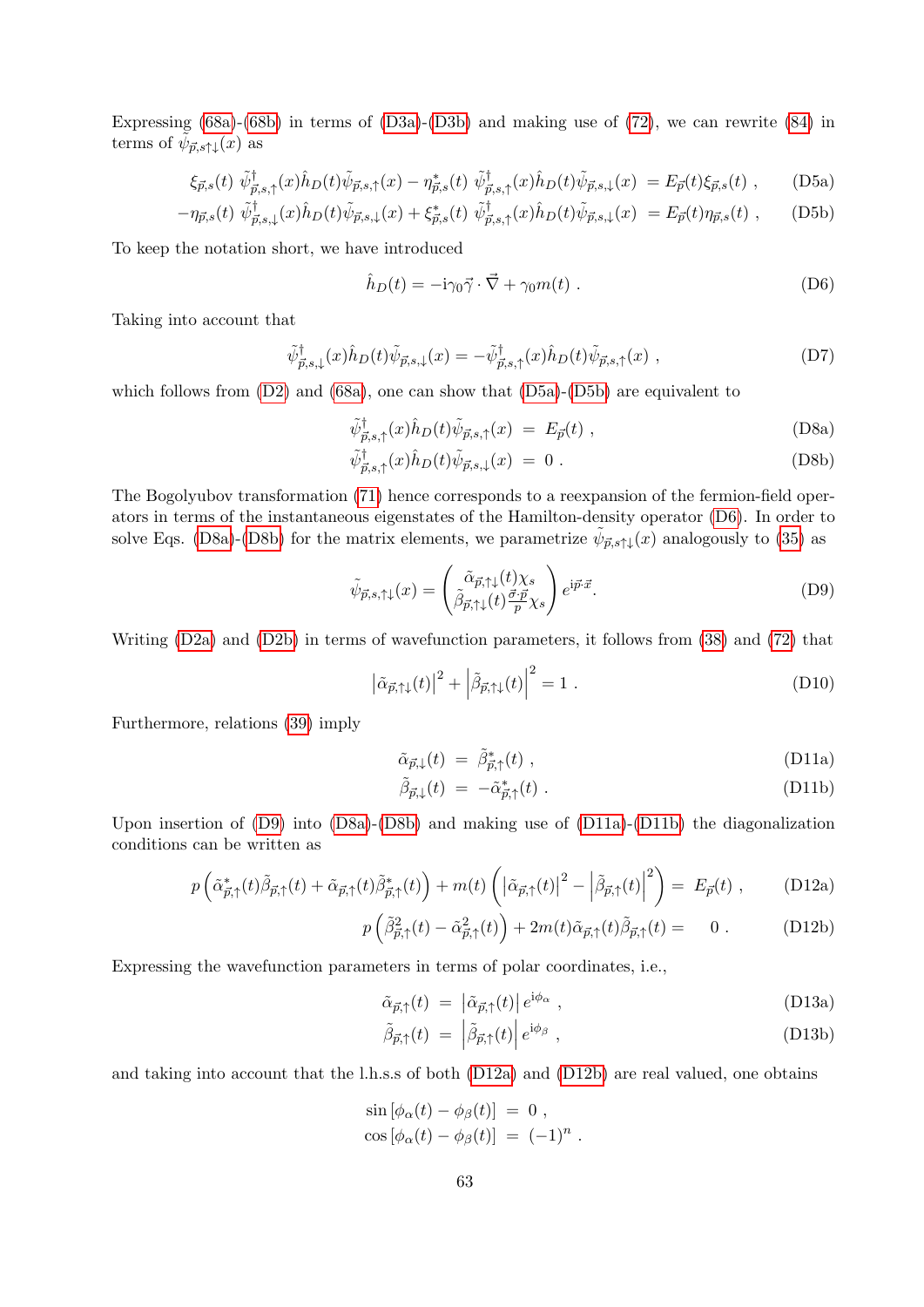Expressing (68a)-(68b) in terms of (D3a)-(D3b) and making use of (72), we can rewrite (84) in terms of $\tilde{\psi}_{\vec{p},s\uparrow\downarrow}(x)$ as

$$
\xi_{\vec{p},s}(t)\ \tilde{\psi}^{\dagger}_{\vec{p},s,\uparrow}(x)\hat{h}_D(t)\tilde{\psi}_{\vec{p},s,\uparrow}(x) - \eta^{*}_{\vec{p},s}(t)\ \tilde{\psi}^{\dagger}_{\vec{p},s,\uparrow}(x)\hat{h}_D(t)\tilde{\psi}_{\vec{p},s,\downarrow}(x)\ = E_{\vec{p}}(t)\xi_{\vec{p},s}(t)\ , \tag{D5a}
$$

$$
-\eta_{\vec{p},s}(t)\ \tilde{\psi}^{\dagger}_{\vec{p},s,\downarrow}(x)\hat{h}_D(t)\tilde{\psi}_{\vec{p},s,\downarrow}(x) + \xi^{*}_{\vec{p},s}(t)\ \tilde{\psi}^{\dagger}_{\vec{p},s,\uparrow}(x)\hat{h}_D(t)\tilde{\psi}_{\vec{p},s,\downarrow}(x)\ = E_{\vec{p}}(t)\eta_{\vec{p},s}(t)\ , \tag{D5b}
$$

To keep the notation short, we have introduced

$$
\hat{h}_D(t) = -\mathrm{i}\gamma_0\vec{\gamma}\cdot\vec{\nabla} + \gamma_0 m(t)\ . \tag{D6}
$$

Taking into account that

$$
\tilde{\psi}^{\dagger}_{\vec{p},s,\downarrow}(x)\hat{h}_D(t)\tilde{\psi}_{\vec{p},s,\downarrow}(x) = -\tilde{\psi}^{\dagger}_{\vec{p},s,\uparrow}(x)\hat{h}_D(t)\tilde{\psi}_{\vec{p},s,\uparrow}(x)\ , \tag{D7}
$$

which follows from (D2) and (68a), one can show that (D5a)-(D5b) are equivalent to

$$
\tilde{\psi}^{\dagger}_{\vec{p},s,\uparrow}(x)\hat{h}_D(t)\tilde{\psi}_{\vec{p},s,\uparrow}(x)\ =\ E_{\vec{p}}(t)\ , \tag{D8a}
$$

$$
\tilde{\psi}^{\dagger}_{\vec{p},s,\uparrow}(x)\hat{h}_D(t)\tilde{\psi}_{\vec{p},s,\downarrow}(x)\ =\ 0\ . \tag{D8b}
$$

The Bogolyubov transformation (71) hence corresponds to a reexpansion of the fermion-field operators in terms of the instantaneous eigenstates of the Hamilton-density operator (D6). In order to solve Eqs. (D8a)-(D8b) for the matrix elements, we parametrize $\tilde{\psi}_{\vec{p},s\uparrow\downarrow}(x)$ analogously to (35) as

$$
\tilde{\psi}_{\vec{p},s,\uparrow\downarrow}(x) = \begin{pmatrix} \tilde{\alpha}_{\vec{p},\uparrow\downarrow}(t)\chi_s \\ \tilde{\beta}_{\vec{p},\uparrow\downarrow}(t)\frac{\vec{\sigma}\cdot\vec{p}}{p}\chi_s \end{pmatrix} e^{\mathrm{i}\vec{p}\cdot\vec{x}}. \tag{D9}
$$

Writing (D2a) and (D2b) in terms of wavefunction parameters, it follows from (38) and (72) that

$$
\left|\tilde{\alpha}_{\vec{p},\uparrow\downarrow}(t)\right|^2 + \left|\tilde{\beta}_{\vec{p},\uparrow\downarrow}(t)\right|^2 = 1\ . \tag{D10}
$$

Furthermore, relations (39) imply

$$
\tilde{\alpha}_{\vec{p},\downarrow}(t)\ =\ \tilde{\beta}^{*}_{\vec{p},\uparrow}(t)\ , \tag{D11a}
$$

$$
\tilde{\beta}_{\vec{p},\downarrow}(t)\ =\ -\tilde{\alpha}^{*}_{\vec{p},\uparrow}(t)\ . \tag{D11b}
$$

Upon insertion of (D9) into (D8a)-(D8b) and making use of (D11a)-(D11b) the diagonalization conditions can be written as

$$
p\left(\tilde{\alpha}^{*}_{\vec{p},\uparrow}(t)\tilde{\beta}_{\vec{p},\uparrow}(t) + \tilde{\alpha}_{\vec{p},\uparrow}(t)\tilde{\beta}^{*}_{\vec{p},\uparrow}(t)\right) + m(t)\left(\left|\tilde{\alpha}_{\vec{p},\uparrow}(t)\right|^2 - \left|\tilde{\beta}_{\vec{p},\uparrow}(t)\right|^2\right)\ =\ E_{\vec{p}}(t)\ , \tag{D12a}
$$

$$
p\left(\tilde{\beta}^{2}_{\vec{p},\uparrow}(t) - \tilde{\alpha}^{2}_{\vec{p},\uparrow}(t)\right) + 2m(t)\tilde{\alpha}_{\vec{p},\uparrow}(t)\tilde{\beta}_{\vec{p},\uparrow}(t) =\ \ 0\ . \tag{D12b}
$$

Expressing the wavefunction parameters in terms of polar coordinates, i.e.,

$$
\tilde{\alpha}_{\vec{p},\uparrow}(t)\ =\ \left|\tilde{\alpha}_{\vec{p},\uparrow}(t)\right| e^{\mathrm{i}\phi_\alpha}\ , \tag{D13a}
$$

$$
\tilde{\beta}_{\vec{p},\uparrow}(t)\ =\ \left|\tilde{\beta}_{\vec{p},\uparrow}(t)\right| e^{\mathrm{i}\phi_\beta}\ , \tag{D13b}
$$

and taking into account that the l.h.s.s of both (D12a) and (D12b) are real valued, one obtains

$$
\sin\left[\phi_\alpha(t) - \phi_\beta(t)\right]\ =\ 0\ ,
$$

$$
\cos\left[\phi_\alpha(t) - \phi_\beta(t)\right]\ =\ (-1)^n\ .
$$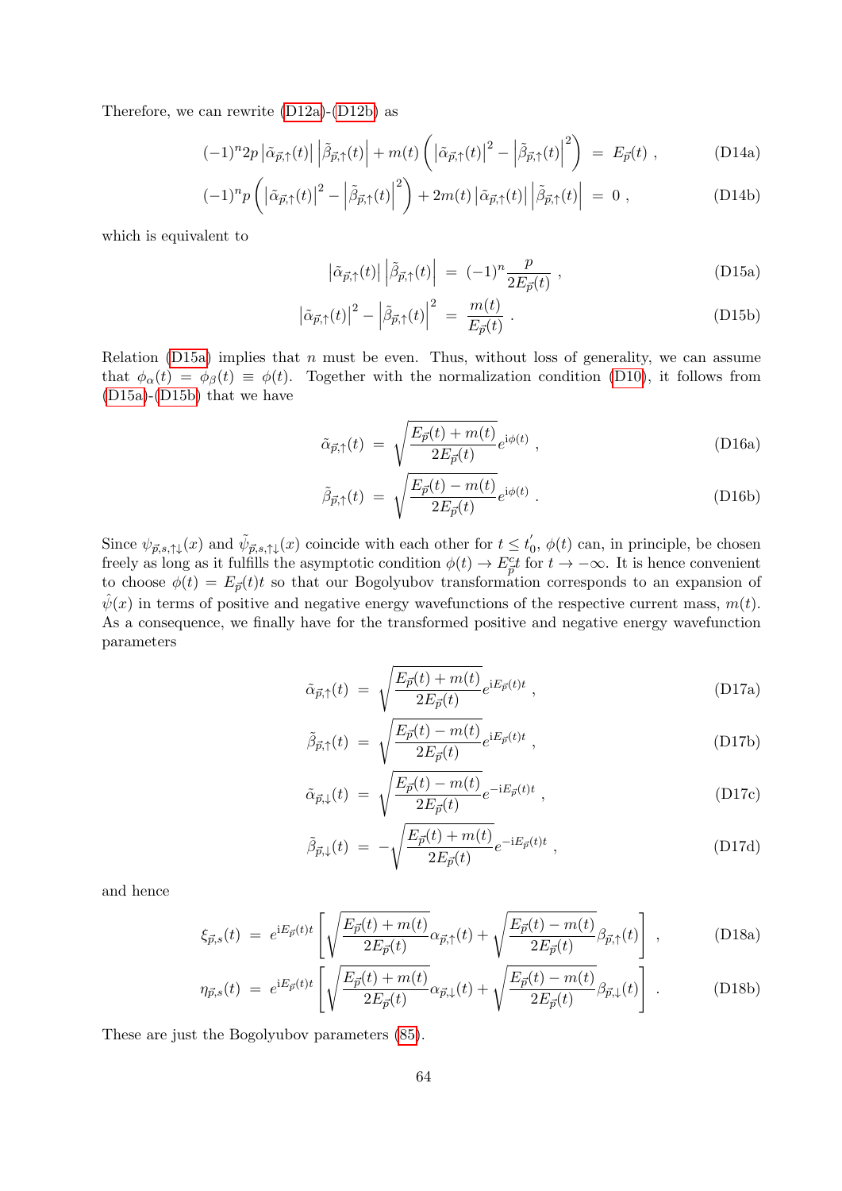Therefore, we can rewrite (D12a)-(D12b) as

$$(-1)^n 2p \left|\tilde{\alpha}_{\vec{p},\uparrow}(t)\right| \left|\tilde{\beta}_{\vec{p},\uparrow}(t)\right| + m(t)\left(\left|\tilde{\alpha}_{\vec{p},\uparrow}(t)\right|^2 - \left|\tilde{\beta}_{\vec{p},\uparrow}(t)\right|^2\right) = E_{\vec{p}}(t) \ , \tag{D14a}$$

$$(-1)^n p \left(\left|\tilde{\alpha}_{\vec{p},\uparrow}(t)\right|^2 - \left|\tilde{\beta}_{\vec{p},\uparrow}(t)\right|^2\right) + 2m(t)\left|\tilde{\alpha}_{\vec{p},\uparrow}(t)\right| \left|\tilde{\beta}_{\vec{p},\uparrow}(t)\right| = 0 \ , \tag{D14b}$$

which is equivalent to

$$\left|\tilde{\alpha}_{\vec{p},\uparrow}(t)\right| \left|\tilde{\beta}_{\vec{p},\uparrow}(t)\right| = (-1)^n \frac{p}{2E_{\vec{p}}(t)} \ , \tag{D15a}$$

$$\left|\tilde{\alpha}_{\vec{p},\uparrow}(t)\right|^2 - \left|\tilde{\beta}_{\vec{p},\uparrow}(t)\right|^2 = \frac{m(t)}{E_{\vec{p}}(t)} \ . \tag{D15b}$$

Relation (D15a) implies that $n$ must be even. Thus, without loss of generality, we can assume that $\phi_\alpha(t) = \phi_\beta(t) \equiv \phi(t)$. Together with the normalization condition (D10), it follows from (D15a)-(D15b) that we have

$$\tilde{\alpha}_{\vec{p},\uparrow}(t) = \sqrt{\frac{E_{\vec{p}}(t) + m(t)}{2E_{\vec{p}}(t)}} e^{\mathrm{i}\phi(t)} \ , \tag{D16a}$$

$$\tilde{\beta}_{\vec{p},\uparrow}(t) = \sqrt{\frac{E_{\vec{p}}(t) - m(t)}{2E_{\vec{p}}(t)}} e^{\mathrm{i}\phi(t)} \ . \tag{D16b}$$

Since $\psi_{\vec{p},s,\uparrow\downarrow}(x)$ and $\tilde{\psi}_{\vec{p},s,\uparrow\downarrow}(x)$ coincide with each other for $t \le t_0'$, $\phi(t)$ can, in principle, be chosen freely as long as it fulfills the asymptotic condition $\phi(t) \to E_{\vec{p}}^{\mathrm{c}}t$ for $t \to -\infty$. It is hence convenient to choose $\phi(t) = E_{\vec{p}}(t)t$ so that our Bogolyubov transformation corresponds to an expansion of $\hat{\psi}(x)$ in terms of positive and negative energy wavefunctions of the respective current mass, $m(t)$. As a consequence, we finally have for the transformed positive and negative energy wavefunction parameters

$$\tilde{\alpha}_{\vec{p},\uparrow}(t) = \sqrt{\frac{E_{\vec{p}}(t) + m(t)}{2E_{\vec{p}}(t)}} e^{\mathrm{i}E_{\vec{p}}(t)t} \ , \tag{D17a}$$

$$\tilde{\beta}_{\vec{p},\uparrow}(t) = \sqrt{\frac{E_{\vec{p}}(t) - m(t)}{2E_{\vec{p}}(t)}} e^{\mathrm{i}E_{\vec{p}}(t)t} \ , \tag{D17b}$$

$$\tilde{\alpha}_{\vec{p},\downarrow}(t) = \sqrt{\frac{E_{\vec{p}}(t) - m(t)}{2E_{\vec{p}}(t)}} e^{-\mathrm{i}E_{\vec{p}}(t)t} \ , \tag{D17c}$$

$$\tilde{\beta}_{\vec{p},\downarrow}(t) = -\sqrt{\frac{E_{\vec{p}}(t) + m(t)}{2E_{\vec{p}}(t)}} e^{-\mathrm{i}E_{\vec{p}}(t)t} \ , \tag{D17d}$$

and hence

$$\xi_{\vec{p},s}(t) = e^{\mathrm{i}E_{\vec{p}}(t)t}\left[\sqrt{\frac{E_{\vec{p}}(t) + m(t)}{2E_{\vec{p}}(t)}}\alpha_{\vec{p},\uparrow}(t) + \sqrt{\frac{E_{\vec{p}}(t) - m(t)}{2E_{\vec{p}}(t)}}\beta_{\vec{p},\uparrow}(t)\right] \ , \tag{D18a}$$

$$\eta_{\vec{p},s}(t) = e^{\mathrm{i}E_{\vec{p}}(t)t}\left[\sqrt{\frac{E_{\vec{p}}(t) + m(t)}{2E_{\vec{p}}(t)}}\alpha_{\vec{p},\downarrow}(t) + \sqrt{\frac{E_{\vec{p}}(t) - m(t)}{2E_{\vec{p}}(t)}}\beta_{\vec{p},\downarrow}(t)\right] \ . \tag{D18b}$$

These are just the Bogolyubov parameters (85).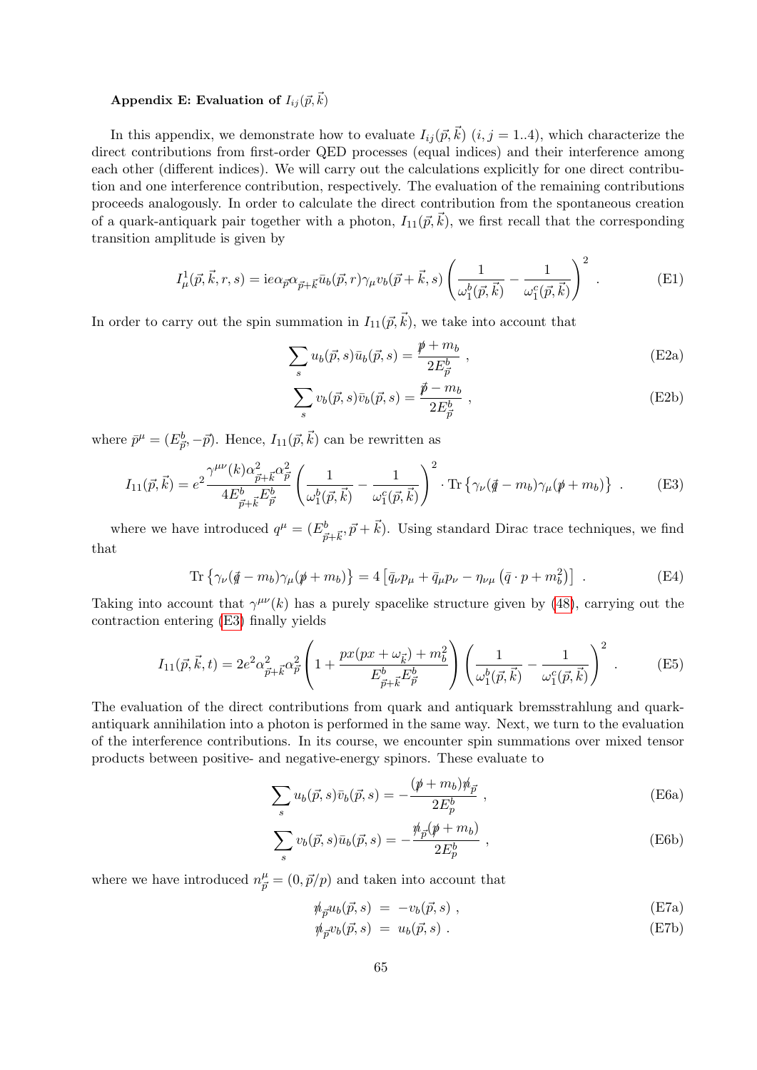### Appendix E: Evaluation of $I_{ij}(\vec{p},\vec{k})$

In this appendix, we demonstrate how to evaluate $I_{ij}(\vec{p},\vec{k})$ $(i,j=1..4)$, which characterize the direct contributions from first-order QED processes (equal indices) and their interference among each other (different indices). We will carry out the calculations explicitly for one direct contribution and one interference contribution, respectively. The evaluation of the remaining contributions proceeds analogously. In order to calculate the direct contribution from the spontaneous creation of a quark-antiquark pair together with a photon, $I_{11}(\vec{p},\vec{k})$, we first recall that the corresponding transition amplitude is given by

$$I^1_\mu(\vec{p},\vec{k},r,s) = \mathrm{i}e\alpha_{\vec{p}}\alpha_{\vec{p}+\vec{k}}\bar{u}_b(\vec{p},r)\gamma_\mu v_b(\vec{p}+\vec{k},s)\left(\frac{1}{\omega^b_1(\vec{p},\vec{k})}-\frac{1}{\omega^c_1(\vec{p},\vec{k})}\right)^2 \ . \tag{E1}$$

In order to carry out the spin summation in $I_{11}(\vec{p},\vec{k})$, we take into account that

$$\sum_s u_b(\vec{p},s)\bar{u}_b(\vec{p},s) = \frac{\not{p}+m_b}{2E^b_{\vec{p}}} \ , \tag{E2a}$$

$$\sum_s v_b(\vec{p},s)\bar{v}_b(\vec{p},s) = \frac{\not{\bar{p}}-m_b}{2E^b_{\vec{p}}} \ , \tag{E2b}$$

where $\bar{p}^\mu = (E^b_{\vec{p}},-\vec{p})$. Hence, $I_{11}(\vec{p},\vec{k})$ can be rewritten as

$$I_{11}(\vec{p},\vec{k}) = e^2\frac{\gamma^{\mu\nu}(k)\alpha^2_{\vec{p}+\vec{k}}\alpha^2_{\vec{p}}}{4E^b_{\vec{p}+\vec{k}}E^b_{\vec{p}}}\left(\frac{1}{\omega^b_1(\vec{p},\vec{k})}-\frac{1}{\omega^c_1(\vec{p},\vec{k})}\right)^2\cdot \mathrm{Tr}\left\{\gamma_\nu(\not{\bar{q}}-m_b)\gamma_\mu(\not{p}+m_b)\right\} \ . \tag{E3}$$

where we have introduced $q^\mu = (E^b_{\vec{p}+\vec{k}},\vec{p}+\vec{k})$. Using standard Dirac trace techniques, we find that

$$\mathrm{Tr}\left\{\gamma_\nu(\not{\bar{q}}-m_b)\gamma_\mu(\not{p}+m_b)\right\} = 4\left[\bar{q}_\nu p_\mu + \bar{q}_\mu p_\nu - \eta_{\nu\mu}\left(\bar{q}\cdot p + m_b^2\right)\right] \ . \tag{E4}$$

Taking into account that $\gamma^{\mu\nu}(k)$ has a purely spacelike structure given by (48), carrying out the contraction entering (E3) finally yields

$$I_{11}(\vec{p},\vec{k},t) = 2e^2\alpha^2_{\vec{p}+\vec{k}}\alpha^2_{\vec{p}}\left(1+\frac{px(px+\omega_{\vec{k}})+m_b^2}{E^b_{\vec{p}+\vec{k}}E^b_{\vec{p}}}\right)\left(\frac{1}{\omega^b_1(\vec{p},\vec{k})}-\frac{1}{\omega^c_1(\vec{p},\vec{k})}\right)^2 \ . \tag{E5}$$

The evaluation of the direct contributions from quark and antiquark bremsstrahlung and quark-antiquark annihilation into a photon is performed in the same way. Next, we turn to the evaluation of the interference contributions. In its course, we encounter spin summations over mixed tensor products between positive- and negative-energy spinors. These evaluate to

$$\sum_s u_b(\vec{p},s)\bar{v}_b(\vec{p},s) = -\frac{(\not{p}+m_b)\not{n}_{\vec{p}}}{2E^b_p} \ , \tag{E6a}$$

$$\sum_s v_b(\vec{p},s)\bar{u}_b(\vec{p},s) = -\frac{\not{n}_{\vec{p}}(\not{p}+m_b)}{2E^b_p} \ , \tag{E6b}$$

where we have introduced $n^\mu_{\vec{p}} = (0,\vec{p}/p)$ and taken into account that

$$\not{n}_{\vec{p}}u_b(\vec{p},s) \ = \ -v_b(\vec{p},s) \ , \tag{E7a}$$

$$\not{n}_{\vec{p}}v_b(\vec{p},s) \ = \ u_b(\vec{p},s) \ . \tag{E7b}$$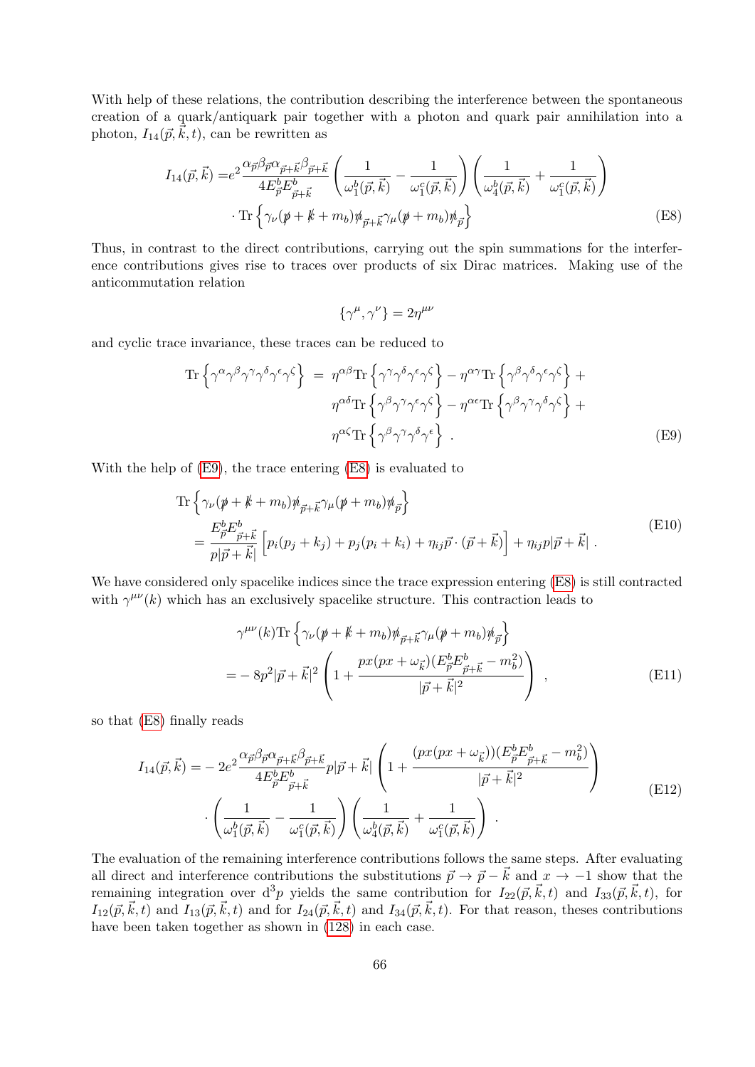With help of these relations, the contribution describing the interference between the spontaneous creation of a quark/antiquark pair together with a photon and quark pair annihilation into a photon, $I_{14}(\vec{p},\vec{k},t)$, can be rewritten as

$$
\begin{aligned}
I_{14}(\vec{p},\vec{k}) =& e^2 \frac{\alpha_{\vec{p}}\beta_{\vec{p}}\alpha_{\vec{p}+\vec{k}}\beta_{\vec{p}+\vec{k}}}{4E^b_{\vec{p}}E^b_{\vec{p}+\vec{k}}} \left(\frac{1}{\omega_1^b(\vec{p},\vec{k})} - \frac{1}{\omega_1^c(\vec{p},\vec{k})}\right)\left(\frac{1}{\omega_4^b(\vec{p},\vec{k})} + \frac{1}{\omega_1^c(\vec{p},\vec{k})}\right) \\
& \cdot \operatorname{Tr}\left\{\gamma_\nu(\not{p}+\not{k}+m_b)\not{n}_{\vec{p}+\vec{k}}\gamma_\mu(\not{p}+m_b)\not{n}_{\vec{p}}\right\}
\end{aligned} \tag{E8}
$$

Thus, in contrast to the direct contributions, carrying out the spin summations for the interference contributions gives rise to traces over products of six Dirac matrices. Making use of the anticommutation relation

$$
\{\gamma^\mu,\gamma^\nu\} = 2\eta^{\mu\nu}
$$

and cyclic trace invariance, these traces can be reduced to

$$
\begin{aligned}
\operatorname{Tr}\left\{\gamma^\alpha\gamma^\beta\gamma^\gamma\gamma^\delta\gamma^\epsilon\gamma^\zeta\right\} \ = \ & \eta^{\alpha\beta}\operatorname{Tr}\left\{\gamma^\gamma\gamma^\delta\gamma^\epsilon\gamma^\zeta\right\} - \eta^{\alpha\gamma}\operatorname{Tr}\left\{\gamma^\beta\gamma^\delta\gamma^\epsilon\gamma^\zeta\right\} + \\
& \eta^{\alpha\delta}\operatorname{Tr}\left\{\gamma^\beta\gamma^\gamma\gamma^\epsilon\gamma^\zeta\right\} - \eta^{\alpha\epsilon}\operatorname{Tr}\left\{\gamma^\beta\gamma^\gamma\gamma^\delta\gamma^\zeta\right\} + \\
& \eta^{\alpha\zeta}\operatorname{Tr}\left\{\gamma^\beta\gamma^\gamma\gamma^\delta\gamma^\epsilon\right\} \ .
\end{aligned} \tag{E9}
$$

With the help of (E9), the trace entering (E8) is evaluated to

$$
\begin{aligned}
&\operatorname{Tr}\left\{\gamma_\nu(\not{p}+\not{k}+m_b)\not{n}_{\vec{p}+\vec{k}}\gamma_\mu(\not{p}+m_b)\not{n}_{\vec{p}}\right\} \\
&= \frac{E^b_{\vec{p}}E^b_{\vec{p}+\vec{k}}}{p|\vec{p}+\vec{k}|}\left[p_i(p_j+k_j) + p_j(p_i+k_i) + \eta_{ij}\vec{p}\cdot(\vec{p}+\vec{k})\right] + \eta_{ij}p|\vec{p}+\vec{k}| \ .
\end{aligned} \tag{E10}
$$

We have considered only spacelike indices since the trace expression entering (E8) is still contracted with $\gamma^{\mu\nu}(k)$ which has an exclusively spacelike structure. This contraction leads to

$$
\begin{aligned}
&\gamma^{\mu\nu}(k)\operatorname{Tr}\left\{\gamma_\nu(\not{p}+\not{k}+m_b)\not{n}_{\vec{p}+\vec{k}}\gamma_\mu(\not{p}+m_b)\not{n}_{\vec{p}}\right\} \\
&= -8p^2|\vec{p}+\vec{k}|^2\left(1 + \frac{px(px+\omega_{\vec{k}})(E^b_{\vec{p}}E^b_{\vec{p}+\vec{k}} - m_b^2)}{|\vec{p}+\vec{k}|^2}\right) \ ,
\end{aligned} \tag{E11}
$$

so that (E8) finally reads

$$
\begin{aligned}
I_{14}(\vec{p},\vec{k}) =& -2e^2\frac{\alpha_{\vec{p}}\beta_{\vec{p}}\alpha_{\vec{p}+\vec{k}}\beta_{\vec{p}+\vec{k}}}{4E^b_{\vec{p}}E^b_{\vec{p}+\vec{k}}}p|\vec{p}+\vec{k}|\left(1 + \frac{(px(px+\omega_{\vec{k}}))(E^b_{\vec{p}}E^b_{\vec{p}+\vec{k}} - m_b^2)}{|\vec{p}+\vec{k}|^2}\right) \\
& \cdot \left(\frac{1}{\omega_1^b(\vec{p},\vec{k})} - \frac{1}{\omega_1^c(\vec{p},\vec{k})}\right)\left(\frac{1}{\omega_4^b(\vec{p},\vec{k})} + \frac{1}{\omega_1^c(\vec{p},\vec{k})}\right) \ .
\end{aligned} \tag{E12}
$$

The evaluation of the remaining interference contributions follows the same steps. After evaluating all direct and interference contributions the substitutions $\vec{p} \to \vec{p} - \vec{k}$ and $x \to -1$ show that the remaining integration over $d^3p$ yields the same contribution for $I_{22}(\vec{p},\vec{k},t)$ and $I_{33}(\vec{p},\vec{k},t)$, for $I_{12}(\vec{p},\vec{k},t)$ and $I_{13}(\vec{p},\vec{k},t)$ and for $I_{24}(\vec{p},\vec{k},t)$ and $I_{34}(\vec{p},\vec{k},t)$. For that reason, theses contributions have been taken together as shown in (128) in each case.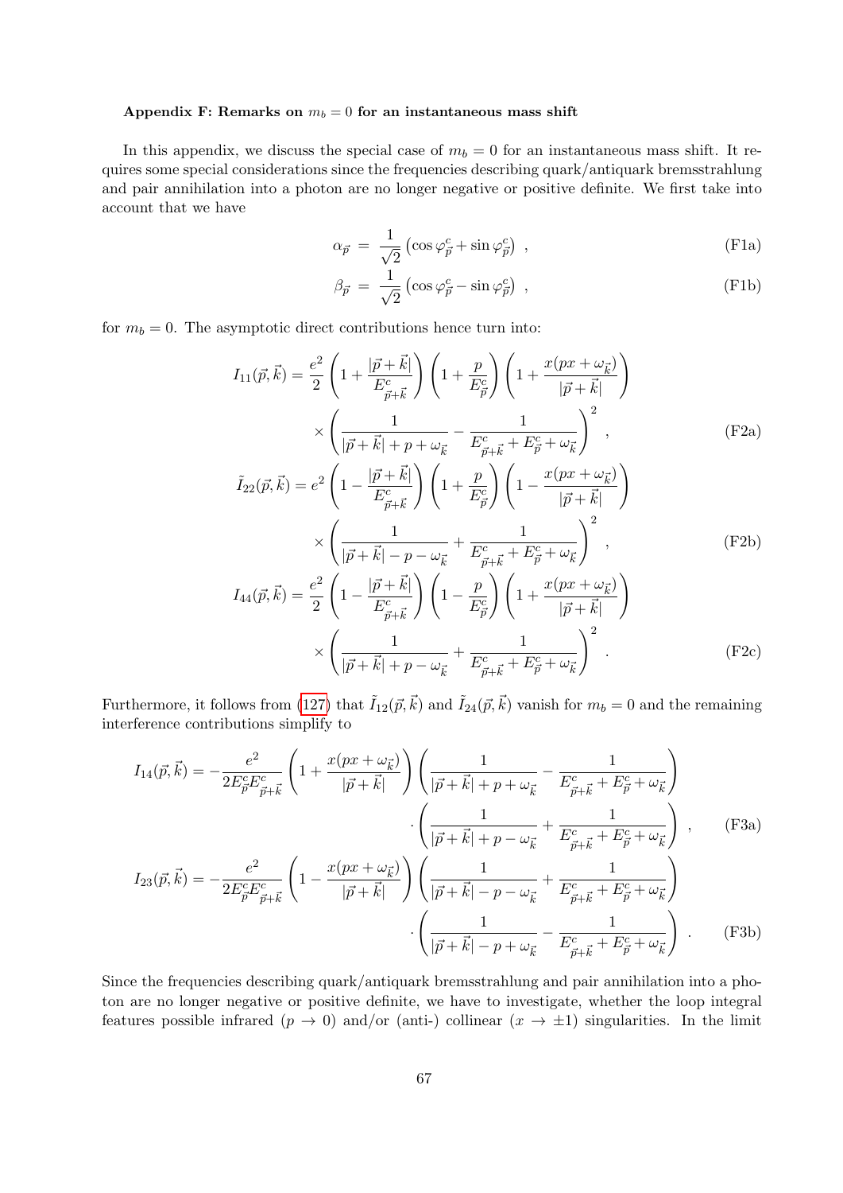### Appendix F: Remarks on $m_b = 0$ for an instantaneous mass shift

In this appendix, we discuss the special case of $m_b = 0$ for an instantaneous mass shift. It requires some special considerations since the frequencies describing quark/antiquark bremsstrahlung and pair annihilation into a photon are no longer negative or positive definite. We first take into account that we have

$$\alpha_{\vec{p}} \;=\; \frac{1}{\sqrt{2}}\left(\cos\varphi^c_{\vec{p}} + \sin\varphi^c_{\vec{p}}\right) \;, \tag{F1a}$$

$$\beta_{\vec{p}} \;=\; \frac{1}{\sqrt{2}}\left(\cos\varphi^c_{\vec{p}} - \sin\varphi^c_{\vec{p}}\right) \;, \tag{F1b}$$

for $m_b = 0$. The asymptotic direct contributions hence turn into:

$$I_{11}(\vec{p},\vec{k}) = \frac{e^2}{2}\left(1 + \frac{|\vec{p}+\vec{k}|}{E^c_{\vec{p}+\vec{k}}}\right)\left(1 + \frac{p}{E^c_{\vec{p}}}\right)\left(1 + \frac{x(px+\omega_{\vec{k}})}{|\vec{p}+\vec{k}|}\right) \times \left(\frac{1}{|\vec{p}+\vec{k}| + p + \omega_{\vec{k}}} - \frac{1}{E^c_{\vec{p}+\vec{k}} + E^c_{\vec{p}} + \omega_{\vec{k}}}\right)^2 \;, \tag{F2a}$$

$$\tilde{I}_{22}(\vec{p},\vec{k}) = e^2\left(1 - \frac{|\vec{p}+\vec{k}|}{E^c_{\vec{p}+\vec{k}}}\right)\left(1 + \frac{p}{E^c_{\vec{p}}}\right)\left(1 - \frac{x(px+\omega_{\vec{k}})}{|\vec{p}+\vec{k}|}\right) \times \left(\frac{1}{|\vec{p}+\vec{k}| - p - \omega_{\vec{k}}} + \frac{1}{E^c_{\vec{p}+\vec{k}} + E^c_{\vec{p}} + \omega_{\vec{k}}}\right)^2 \;, \tag{F2b}$$

$$I_{44}(\vec{p},\vec{k}) = \frac{e^2}{2}\left(1 - \frac{|\vec{p}+\vec{k}|}{E^c_{\vec{p}+\vec{k}}}\right)\left(1 - \frac{p}{E^c_{\vec{p}}}\right)\left(1 + \frac{x(px+\omega_{\vec{k}})}{|\vec{p}+\vec{k}|}\right) \times \left(\frac{1}{|\vec{p}+\vec{k}| + p - \omega_{\vec{k}}} + \frac{1}{E^c_{\vec{p}+\vec{k}} + E^c_{\vec{p}} + \omega_{\vec{k}}}\right)^2 \;. \tag{F2c}$$

Furthermore, it follows from (127) that $\tilde{I}_{12}(\vec{p},\vec{k})$ and $\tilde{I}_{24}(\vec{p},\vec{k})$ vanish for $m_b = 0$ and the remaining interference contributions simplify to

$$I_{14}(\vec{p},\vec{k}) = -\frac{e^2}{2E^c_{\vec{p}}E^c_{\vec{p}+\vec{k}}}\left(1 + \frac{x(px+\omega_{\vec{k}})}{|\vec{p}+\vec{k}|}\right)\left(\frac{1}{|\vec{p}+\vec{k}| + p + \omega_{\vec{k}}} - \frac{1}{E^c_{\vec{p}+\vec{k}} + E^c_{\vec{p}} + \omega_{\vec{k}}}\right) \cdot \left(\frac{1}{|\vec{p}+\vec{k}| + p - \omega_{\vec{k}}} + \frac{1}{E^c_{\vec{p}+\vec{k}} + E^c_{\vec{p}} + \omega_{\vec{k}}}\right) \;, \tag{F3a}$$

$$I_{23}(\vec{p},\vec{k}) = -\frac{e^2}{2E^c_{\vec{p}}E^c_{\vec{p}+\vec{k}}}\left(1 - \frac{x(px+\omega_{\vec{k}})}{|\vec{p}+\vec{k}|}\right)\left(\frac{1}{|\vec{p}+\vec{k}| - p - \omega_{\vec{k}}} + \frac{1}{E^c_{\vec{p}+\vec{k}} + E^c_{\vec{p}} + \omega_{\vec{k}}}\right) \cdot \left(\frac{1}{|\vec{p}+\vec{k}| - p + \omega_{\vec{k}}} - \frac{1}{E^c_{\vec{p}+\vec{k}} + E^c_{\vec{p}} + \omega_{\vec{k}}}\right) \;. \tag{F3b}$$

Since the frequencies describing quark/antiquark bremsstrahlung and pair annihilation into a photon are no longer negative or positive definite, we have to investigate, whether the loop integral features possible infrared ($p \to 0$) and/or (anti-) collinear ($x \to \pm 1$) singularities. In the limit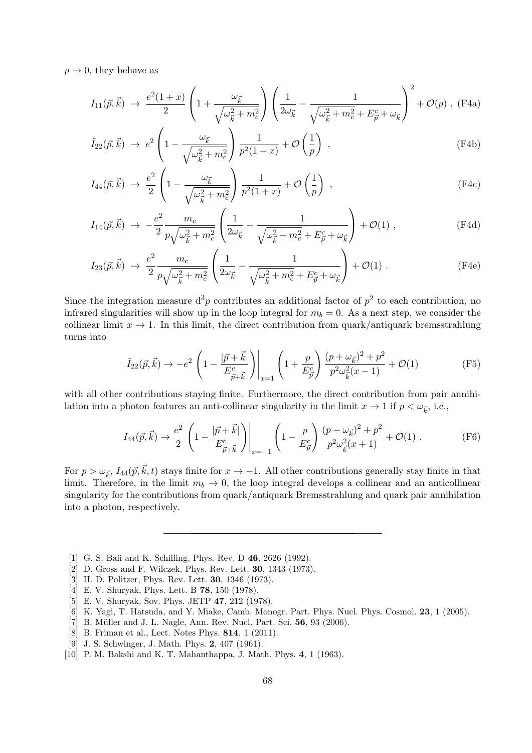$p \to 0$, they behave as

$$I_{11}(\vec{p},\vec{k}) \;\to\; \frac{e^2(1+x)}{2}\left(1+\frac{\omega_{\vec{k}}}{\sqrt{\omega_{\vec{k}}^2+m_c^2}}\right)\left(\frac{1}{2\omega_{\vec{k}}}-\frac{1}{\sqrt{\omega_{\vec{k}}^2+m_c^2}+E^c_{\vec{p}}+\omega_{\vec{k}}}\right)^2+\mathcal{O}(p)\;, \tag{F4a}$$

$$\tilde{I}_{22}(\vec{p},\vec{k}) \;\to\; e^2\left(1-\frac{\omega_{\vec{k}}}{\sqrt{\omega_{\vec{k}}^2+m_c^2}}\right)\frac{1}{p^2(1-x)}+\mathcal{O}\left(\frac{1}{p}\right)\;, \tag{F4b}$$

$$I_{44}(\vec{p},\vec{k}) \;\to\; \frac{e^2}{2}\left(1-\frac{\omega_{\vec{k}}}{\sqrt{\omega_{\vec{k}}^2+m_c^2}}\right)\frac{1}{p^2(1+x)}+\mathcal{O}\left(\frac{1}{p}\right)\;, \tag{F4c}$$

$$I_{14}(\vec{p},\vec{k}) \;\to\; -\frac{e^2}{2}\frac{m_c}{p\sqrt{\omega_{\vec{k}}^2+m_c^2}}\left(\frac{1}{2\omega_{\vec{k}}}-\frac{1}{\sqrt{\omega_{\vec{k}}^2+m_c^2}+E^c_{\vec{p}}+\omega_{\vec{k}}}\right)+\mathcal{O}(1)\;, \tag{F4d}$$

$$I_{23}(\vec{p},\vec{k}) \;\to\; \frac{e^2}{2}\frac{m_c}{p\sqrt{\omega_{\vec{k}}^2+m_c^2}}\left(\frac{1}{2\omega_{\vec{k}}}-\frac{1}{\sqrt{\omega_{\vec{k}}^2+m_c^2}+E^c_{\vec{p}}+\omega_{\vec{k}}}\right)+\mathcal{O}(1)\;. \tag{F4e}$$

Since the integration measure $\mathrm{d}^3p$ contributes an additional factor of $p^2$ to each contribution, no infrared singularities will show up in the loop integral for $m_b = 0$. As a next step, we consider the collinear limit $x \to 1$. In this limit, the direct contribution from quark/antiquark bremsstrahlung turns into

$$\tilde{I}_{22}(\vec{p},\vec{k}) \to -e^2\left.\left(1-\frac{|\vec{p}+\vec{k}|}{E^c_{\vec{p}+\vec{k}}}\right)\right|_{x=1}\left(1+\frac{p}{E^c_{\vec{p}}}\right)\frac{(p+\omega_{\vec{k}})^2+p^2}{p^2\omega_{\vec{k}}^2(x-1)}+\mathcal{O}(1) \tag{F5}$$

with all other contributions staying finite. Furthermore, the direct contribution from pair annihilation into a photon features an anti-collinear singularity in the limit $x \to 1$ if $p < \omega_{\vec{k}}$, i.e.,

$$I_{44}(\vec{p},\vec{k}) \to \frac{e^2}{2}\left.\left(1-\frac{|\vec{p}+\vec{k}|}{E^c_{\vec{p}+\vec{k}}}\right)\right|_{x=-1}\left(1-\frac{p}{E^c_{\vec{p}}}\right)\frac{(p-\omega_{\vec{k}})^2+p^2}{p^2\omega_{\vec{k}}^2(x+1)}+\mathcal{O}(1)\;. \tag{F6}$$

For $p > \omega_{\vec{k}}$, $I_{44}(\vec{p},\vec{k},t)$ stays finite for $x \to -1$. All other contributions generally stay finite in that limit. Therefore, in the limit $m_b \to 0$, the loop integral develops a collinear and an anticollinear singularity for the contributions from quark/antiquark Bremsstrahlung and quark pair annihilation into a photon, respectively.

---

[1] G. S. Bali and K. Schilling, Phys. Rev. D **46**, 2626 (1992).
[2] D. Gross and F. Wilczek, Phys. Rev. Lett. **30**, 1343 (1973).
[3] H. D. Politzer, Phys. Rev. Lett. **30**, 1346 (1973).
[4] E. V. Shuryak, Phys. Lett. B **78**, 150 (1978).
[5] E. V. Shuryak, Sov. Phys. JETP **47**, 212 (1978).
[6] K. Yagi, T. Hatsuda, and Y. Miake, Camb. Monogr. Part. Phys. Nucl. Phys. Cosmol. **23**, 1 (2005).
[7] B. Müller and J. L. Nagle, Ann. Rev. Nucl. Part. Sci. **56**, 93 (2006).
[8] B. Friman et al., Lect. Notes Phys. **814**, 1 (2011).
[9] J. S. Schwinger, J. Math. Phys. **2**, 407 (1961).
[10] P. M. Bakshi and K. T. Mahanthappa, J. Math. Phys. **4**, 1 (1963).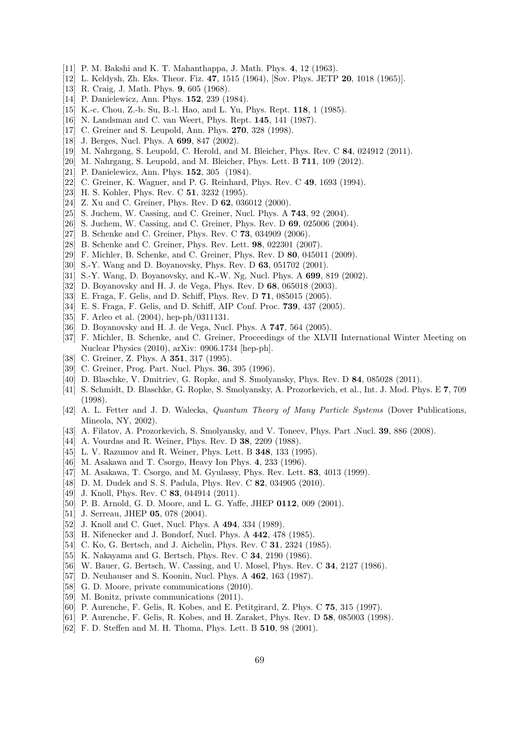[11] P. M. Bakshi and K. T. Mahanthappa, J. Math. Phys. **4**, 12 (1963).
[12] L. Keldysh, Zh. Eks. Theor. Fiz. **47**, 1515 (1964), [Sov. Phys. JETP **20**, 1018 (1965)].
[13] R. Craig, J. Math. Phys. **9**, 605 (1968).
[14] P. Danielewicz, Ann. Phys. **152**, 239 (1984).
[15] K.-c. Chou, Z.-b. Su, B.-l. Hao, and L. Yu, Phys. Rept. **118**, 1 (1985).
[16] N. Landsman and C. van Weert, Phys. Rept. **145**, 141 (1987).
[17] C. Greiner and S. Leupold, Ann. Phys. **270**, 328 (1998).
[18] J. Berges, Nucl. Phys. A **699**, 847 (2002).
[19] M. Nahrgang, S. Leupold, C. Herold, and M. Bleicher, Phys. Rev. C **84**, 024912 (2011).
[20] M. Nahrgang, S. Leupold, and M. Bleicher, Phys. Lett. B **711**, 109 (2012).
[21] P. Danielewicz, Ann. Phys. **152**, 305 (1984).
[22] C. Greiner, K. Wagner, and P. G. Reinhard, Phys. Rev. C **49**, 1693 (1994).
[23] H. S. Kohler, Phys. Rev. C **51**, 3232 (1995).
[24] Z. Xu and C. Greiner, Phys. Rev. D **62**, 036012 (2000).
[25] S. Juchem, W. Cassing, and C. Greiner, Nucl. Phys. A **743**, 92 (2004).
[26] S. Juchem, W. Cassing, and C. Greiner, Phys. Rev. D **69**, 025006 (2004).
[27] B. Schenke and C. Greiner, Phys. Rev. C **73**, 034909 (2006).
[28] B. Schenke and C. Greiner, Phys. Rev. Lett. **98**, 022301 (2007).
[29] F. Michler, B. Schenke, and C. Greiner, Phys. Rev. D **80**, 045011 (2009).
[30] S.-Y. Wang and D. Boyanovsky, Phys. Rev. D **63**, 051702 (2001).
[31] S.-Y. Wang, D. Boyanovsky, and K.-W. Ng, Nucl. Phys. A **699**, 819 (2002).
[32] D. Boyanovsky and H. J. de Vega, Phys. Rev. D **68**, 065018 (2003).
[33] E. Fraga, F. Gelis, and D. Schiff, Phys. Rev. D **71**, 085015 (2005).
[34] E. S. Fraga, F. Gelis, and D. Schiff, AIP Conf. Proc. **739**, 437 (2005).
[35] F. Arleo et al. (2004), hep-ph/0311131.
[36] D. Boyanovsky and H. J. de Vega, Nucl. Phys. A **747**, 564 (2005).
[37] F. Michler, B. Schenke, and C. Greiner, Proceedings of the XLVII International Winter Meeting on Nuclear Physics (2010), arXiv: 0906.1734 [hep-ph].
[38] C. Greiner, Z. Phys. A **351**, 317 (1995).
[39] C. Greiner, Prog. Part. Nucl. Phys. **36**, 395 (1996).
[40] D. Blaschke, V. Dmitriev, G. Ropke, and S. Smolyansky, Phys. Rev. D **84**, 085028 (2011).
[41] S. Schmidt, D. Blaschke, G. Ropke, S. Smolyansky, A. Prozorkevich, et al., Int. J. Mod. Phys. E **7**, 709 (1998).
[42] A. L. Fetter and J. D. Walecka, *Quantum Theory of Many Particle Systems* (Dover Publications, Mineola, NY, 2002).
[43] A. Filatov, A. Prozorkevich, S. Smolyansky, and V. Toneev, Phys. Part .Nucl. **39**, 886 (2008).
[44] A. Vourdas and R. Weiner, Phys. Rev. D **38**, 2209 (1988).
[45] L. V. Razumov and R. Weiner, Phys. Lett. B **348**, 133 (1995).
[46] M. Asakawa and T. Csorgo, Heavy Ion Phys. **4**, 233 (1996).
[47] M. Asakawa, T. Csorgo, and M. Gyulassy, Phys. Rev. Lett. **83**, 4013 (1999).
[48] D. M. Dudek and S. S. Padula, Phys. Rev. C **82**, 034905 (2010).
[49] J. Knoll, Phys. Rev. C **83**, 044914 (2011).
[50] P. B. Arnold, G. D. Moore, and L. G. Yaffe, JHEP **0112**, 009 (2001).
[51] J. Serreau, JHEP **05**, 078 (2004).
[52] J. Knoll and C. Guet, Nucl. Phys. A **494**, 334 (1989).
[53] H. Nifenecker and J. Bondorf, Nucl. Phys. A **442**, 478 (1985).
[54] C. Ko, G. Bertsch, and J. Aichelin, Phys. Rev. C **31**, 2324 (1985).
[55] K. Nakayama and G. Bertsch, Phys. Rev. C **34**, 2190 (1986).
[56] W. Bauer, G. Bertsch, W. Cassing, and U. Mosel, Phys. Rev. C **34**, 2127 (1986).
[57] D. Neuhauser and S. Koonin, Nucl. Phys. A **462**, 163 (1987).
[58] G. D. Moore, private communications (2010).
[59] M. Bonitz, private communications (2011).
[60] P. Aurenche, F. Gelis, R. Kobes, and E. Petitgirard, Z. Phys. C **75**, 315 (1997).
[61] P. Aurenche, F. Gelis, R. Kobes, and H. Zaraket, Phys. Rev. D **58**, 085003 (1998).
[62] F. D. Steffen and M. H. Thoma, Phys. Lett. B **510**, 98 (2001).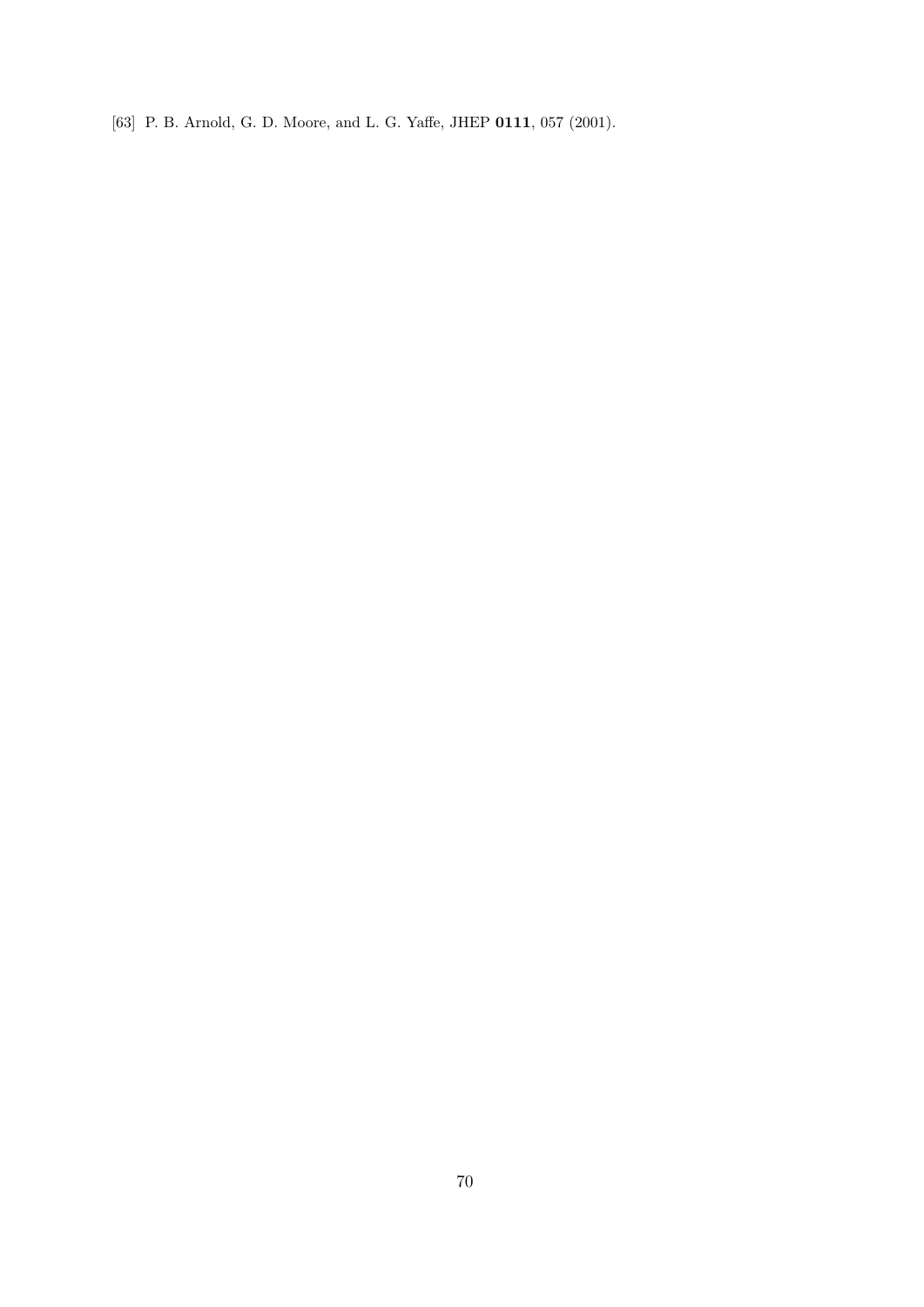[63] P. B. Arnold, G. D. Moore, and L. G. Yaffe, JHEP **0111**, 057 (2001).